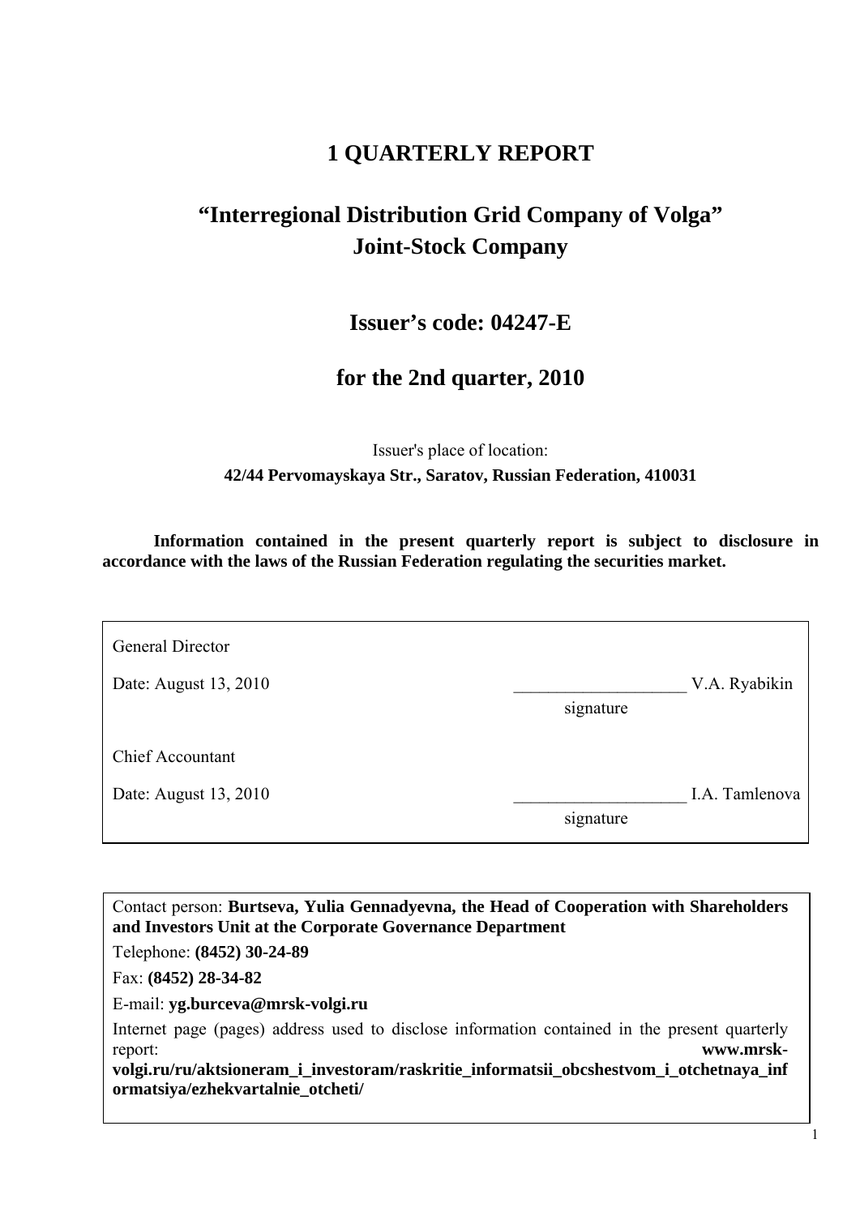# 1 QUARTERLY REPORT

# "Interregional Distribution Grid Company of Volga" Joint-Stock Company

## Issuer's code: 04247-E

## for the 2nd quarter, 2010

Issuer's place of location:

**42/44 Pervomayskaya Str., Saratov, Russian Federation, 410031**

**Information contained in the present quarterly report is subject to disclosure in accordance with the laws of the Russian Federation regulating the securities market.**

| | |
|---|---|
| General Director | |
| Date: August 13, 2010 | ____________________ V.A. Ryabikin |
| | signature |
| Chief Accountant | |
| Date: August 13, 2010 | ____________________ I.A. Tamlenova |
| | signature |

Contact person: **Burtseva, Yulia Gennadyevna, the Head of Cooperation with Shareholders and Investors Unit at the Corporate Governance Department**

Telephone: **(8452) 30-24-89**

Fax: **(8452) 28-34-82**

E-mail: **yg.burceva@mrsk-volgi.ru**

Internet page (pages) address used to disclose information contained in the present quarterly report: **www.mrsk-volgi.ru/ru/aktsioneram_i_investoram/raskritie_informatsii_obcshestvom_i_otchetnaya_informatsiya/ezhekvartalnie_otcheti/**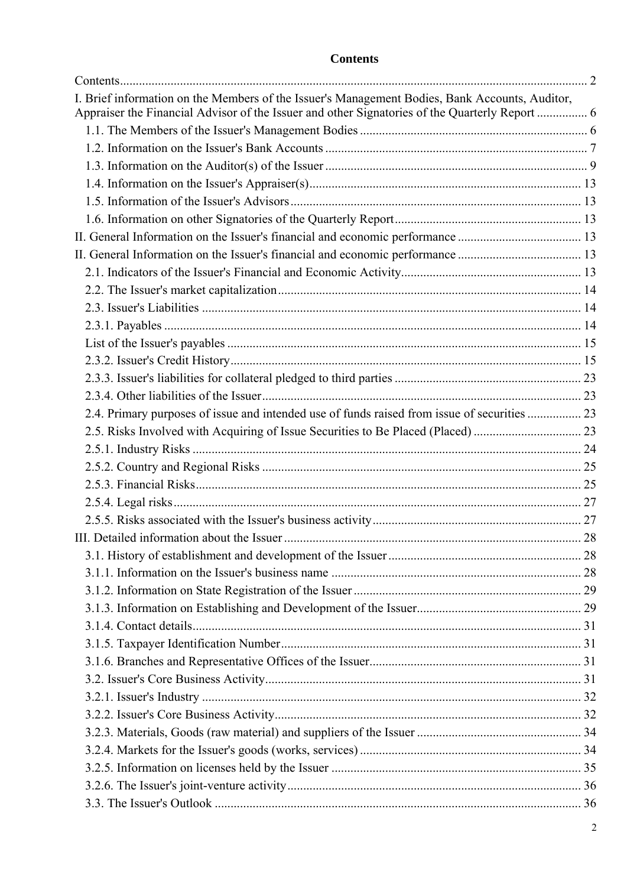**Contents**

Contents ..... 2

I. Brief information on the Members of the Issuer's Management Bodies, Bank Accounts, Auditor, Appraiser the Financial Advisor of the Issuer and other Signatories of the Quarterly Report ..... 6

- 1.1. The Members of the Issuer's Management Bodies ..... 6
- 1.2. Information on the Issuer's Bank Accounts ..... 7
- 1.3. Information on the Auditor(s) of the Issuer ..... 9
- 1.4. Information on the Issuer's Appraiser(s) ..... 13
- 1.5. Information of the Issuer's Advisors ..... 13
- 1.6. Information on other Signatories of the Quarterly Report ..... 13

II. General Information on the Issuer's financial and economic performance ..... 13

II. General Information on the Issuer's financial and economic performance ..... 13

- 2.1. Indicators of the Issuer's Financial and Economic Activity ..... 13
- 2.2. The Issuer's market capitalization ..... 14
- 2.3. Issuer's Liabilities ..... 14
- 2.3.1. Payables ..... 14
- List of the Issuer's payables ..... 15
- 2.3.2. Issuer's Credit History ..... 15
- 2.3.3. Issuer's liabilities for collateral pledged to third parties ..... 23
- 2.3.4. Other liabilities of the Issuer ..... 23
- 2.4. Primary purposes of issue and intended use of funds raised from issue of securities ..... 23
- 2.5. Risks Involved with Acquiring of Issue Securities to Be Placed (Placed) ..... 23
- 2.5.1. Industry Risks ..... 24
- 2.5.2. Country and Regional Risks ..... 25
- 2.5.3. Financial Risks ..... 25
- 2.5.4. Legal risks ..... 27
- 2.5.5. Risks associated with the Issuer's business activity ..... 27

III. Detailed information about the Issuer ..... 28

- 3.1. History of establishment and development of the Issuer ..... 28
- 3.1.1. Information on the Issuer's business name ..... 28
- 3.1.2. Information on State Registration of the Issuer ..... 29
- 3.1.3. Information on Establishing and Development of the Issuer ..... 29
- 3.1.4. Contact details ..... 31
- 3.1.5. Taxpayer Identification Number ..... 31
- 3.1.6. Branches and Representative Offices of the Issuer ..... 31
- 3.2. Issuer's Core Business Activity ..... 31
- 3.2.1. Issuer's Industry ..... 32
- 3.2.2. Issuer's Core Business Activity ..... 32
- 3.2.3. Materials, Goods (raw material) and suppliers of the Issuer ..... 34
- 3.2.4. Markets for the Issuer's goods (works, services) ..... 34
- 3.2.5. Information on licenses held by the Issuer ..... 35
- 3.2.6. The Issuer's joint-venture activity ..... 36
- 3.3. The Issuer's Outlook ..... 36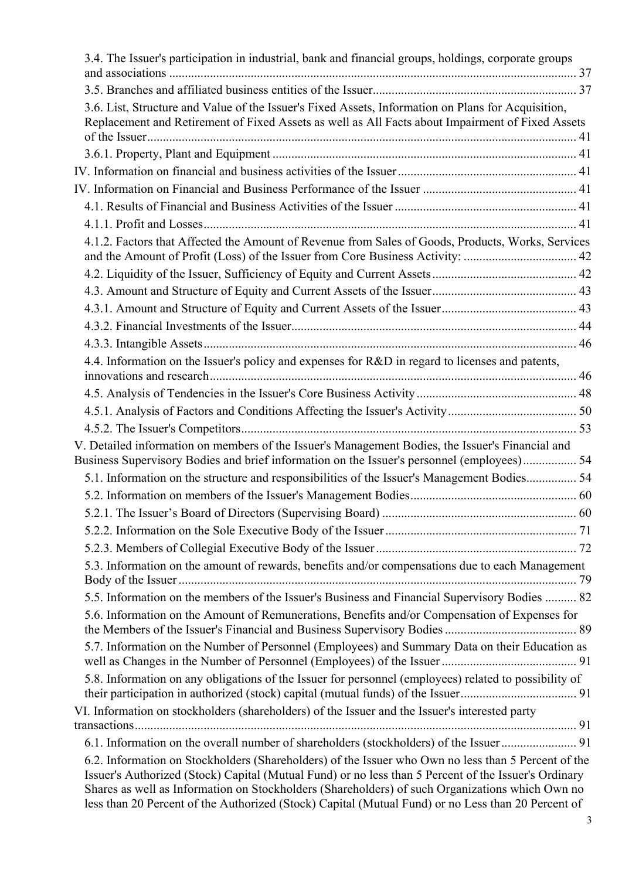3.4. The Issuer's participation in industrial, bank and financial groups, holdings, corporate groups and associations ................................................................................................................ 37

3.5. Branches and affiliated business entities of the Issuer................................................................ 37

3.6. List, Structure and Value of the Issuer's Fixed Assets, Information on Plans for Acquisition, Replacement and Retirement of Fixed Assets as well as All Facts about Impairment of Fixed Assets of the Issuer....................................................................................................................................... 41

3.6.1. Property, Plant and Equipment ................................................................................................ 41

IV. Information on financial and business activities of the Issuer ........................................................ 41

IV. Information on Financial and Business Performance of the Issuer ................................................ 41

4.1. Results of Financial and Business Activities of the Issuer ......................................................... 41

4.1.1. Profit and Losses..................................................................................................................... 41

4.1.2. Factors that Affected the Amount of Revenue from Sales of Goods, Products, Works, Services and the Amount of Profit (Loss) of the Issuer from Core Business Activity: .................................... 42

4.2. Liquidity of the Issuer, Sufficiency of Equity and Current Assets ............................................. 42

4.3. Amount and Structure of Equity and Current Assets of the Issuer ............................................. 43

4.3.1. Amount and Structure of Equity and Current Assets of the Issuer .......................................... 43

4.3.2. Financial Investments of the Issuer.......................................................................................... 44

4.3.3. Intangible Assets ..................................................................................................................... 46

4.4. Information on the Issuer's policy and expenses for R&D in regard to licenses and patents, innovations and research .................................................................................................................... 46

4.5. Analysis of Tendencies in the Issuer's Core Business Activity .................................................. 48

4.5.1. Analysis of Factors and Conditions Affecting the Issuer's Activity ......................................... 50

4.5.2. The Issuer's Competitors.......................................................................................................... 53

V. Detailed information on members of the Issuer's Management Bodies, the Issuer's Financial and Business Supervisory Bodies and brief information on the Issuer's personnel (employees)................. 54

5.1. Information on the structure and responsibilities of the Issuer's Management Bodies................ 54

5.2. Information on members of the Issuer's Management Bodies.................................................... 60

5.2.1. The Issuer's Board of Directors (Supervising Board) ............................................................. 60

5.2.2. Information on the Sole Executive Body of the Issuer ............................................................ 71

5.2.3. Members of Collegial Executive Body of the Issuer ............................................................... 72

5.3. Information on the amount of rewards, benefits and/or compensations due to each Management Body of the Issuer ............................................................................................................................... 79

5.5. Information on the members of the Issuer's Business and Financial Supervisory Bodies .......... 82

5.6. Information on the Amount of Remunerations, Benefits and/or Compensation of Expenses for the Members of the Issuer's Financial and Business Supervisory Bodies .......................................... 89

5.7. Information on the Number of Personnel (Employees) and Summary Data on their Education as well as Changes in the Number of Personnel (Employees) of the Issuer ........................................... 91

5.8. Information on any obligations of the Issuer for personnel (employees) related to possibility of their participation in authorized (stock) capital (mutual funds) of the Issuer..................................... 91

VI. Information on stockholders (shareholders) of the Issuer and the Issuer's interested party transactions............................................................................................................................................ 91

6.1. Information on the overall number of shareholders (stockholders) of the Issuer ........................ 91

6.2. Information on Stockholders (Shareholders) of the Issuer who Own no less than 5 Percent of the Issuer's Authorized (Stock) Capital (Mutual Fund) or no less than 5 Percent of the Issuer's Ordinary Shares as well as Information on Stockholders (Shareholders) of such Organizations which Own no less than 20 Percent of the Authorized (Stock) Capital (Mutual Fund) or no Less than 20 Percent of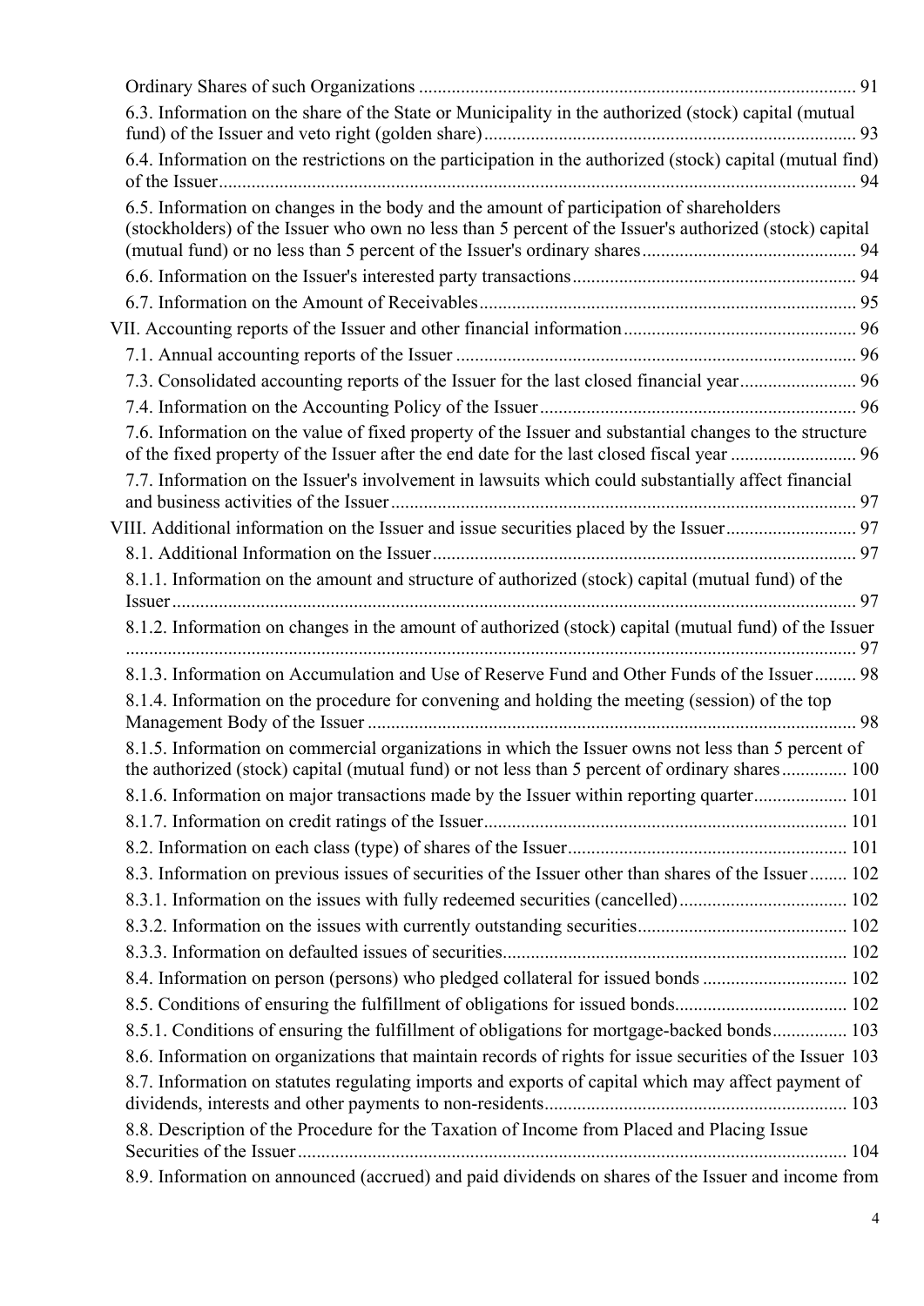Ordinary Shares of such Organizations ............................................................................................ 91

6.3. Information on the share of the State or Municipality in the authorized (stock) capital (mutual fund) of the Issuer and veto right (golden share) ............................................................................... 93

6.4. Information on the restrictions on the participation in the authorized (stock) capital (mutual find) of the Issuer ........................................................................................................................................ 94

6.5. Information on changes in the body and the amount of participation of shareholders (stockholders) of the Issuer who own no less than 5 percent of the Issuer's authorized (stock) capital (mutual fund) or no less than 5 percent of the Issuer's ordinary shares ............................................. 94

6.6. Information on the Issuer's interested party transactions ............................................................ 94

6.7. Information on the Amount of Receivables ................................................................................ 95

VII. Accounting reports of the Issuer and other financial information .................................................. 96

7.1. Annual accounting reports of the Issuer ..................................................................................... 96

7.3. Consolidated accounting reports of the Issuer for the last closed financial year ......................... 96

7.4. Information on the Accounting Policy of the Issuer ................................................................... 96

7.6. Information on the value of fixed property of the Issuer and substantial changes to the structure of the fixed property of the Issuer after the end date for the last closed fiscal year ........................... 96

7.7. Information on the Issuer's involvement in lawsuits which could substantially affect financial and business activities of the Issuer ................................................................................................... 97

VIII. Additional information on the Issuer and issue securities placed by the Issuer ............................ 97

8.1. Additional Information on the Issuer .......................................................................................... 97

8.1.1. Information on the amount and structure of authorized (stock) capital (mutual fund) of the Issuer ................................................................................................................................................. 97

8.1.2. Information on changes in the amount of authorized (stock) capital (mutual fund) of the Issuer ........................................................................................................................................................... 97

8.1.3. Information on Accumulation and Use of Reserve Fund and Other Funds of the Issuer ......... 98

8.1.4. Information on the procedure for convening and holding the meeting (session) of the top Management Body of the Issuer ........................................................................................................ 98

8.1.5. Information on commercial organizations in which the Issuer owns not less than 5 percent of the authorized (stock) capital (mutual fund) or not less than 5 percent of ordinary shares ............. 100

8.1.6. Information on major transactions made by the Issuer within reporting quarter .................... 101

8.1.7. Information on credit ratings of the Issuer ............................................................................. 101

8.2. Information on each class (type) of shares of the Issuer ........................................................... 101

8.3. Information on previous issues of securities of the Issuer other than shares of the Issuer ........ 102

8.3.1. Information on the issues with fully redeemed securities (cancelled) .................................... 102

8.3.2. Information on the issues with currently outstanding securities ............................................ 102

8.3.3. Information on defaulted issues of securities ......................................................................... 102

8.4. Information on person (persons) who pledged collateral for issued bonds ............................... 102

8.5. Conditions of ensuring the fulfillment of obligations for issued bonds .................................... 102

8.5.1. Conditions of ensuring the fulfillment of obligations for mortgage-backed bonds ................ 103

8.6. Information on organizations that maintain records of rights for issue securities of the Issuer 103

8.7. Information on statutes regulating imports and exports of capital which may affect payment of dividends, interests and other payments to non-residents ................................................................ 103

8.8. Description of the Procedure for the Taxation of Income from Placed and Placing Issue Securities of the Issuer ..................................................................................................................... 104

8.9. Information on announced (accrued) and paid dividends on shares of the Issuer and income from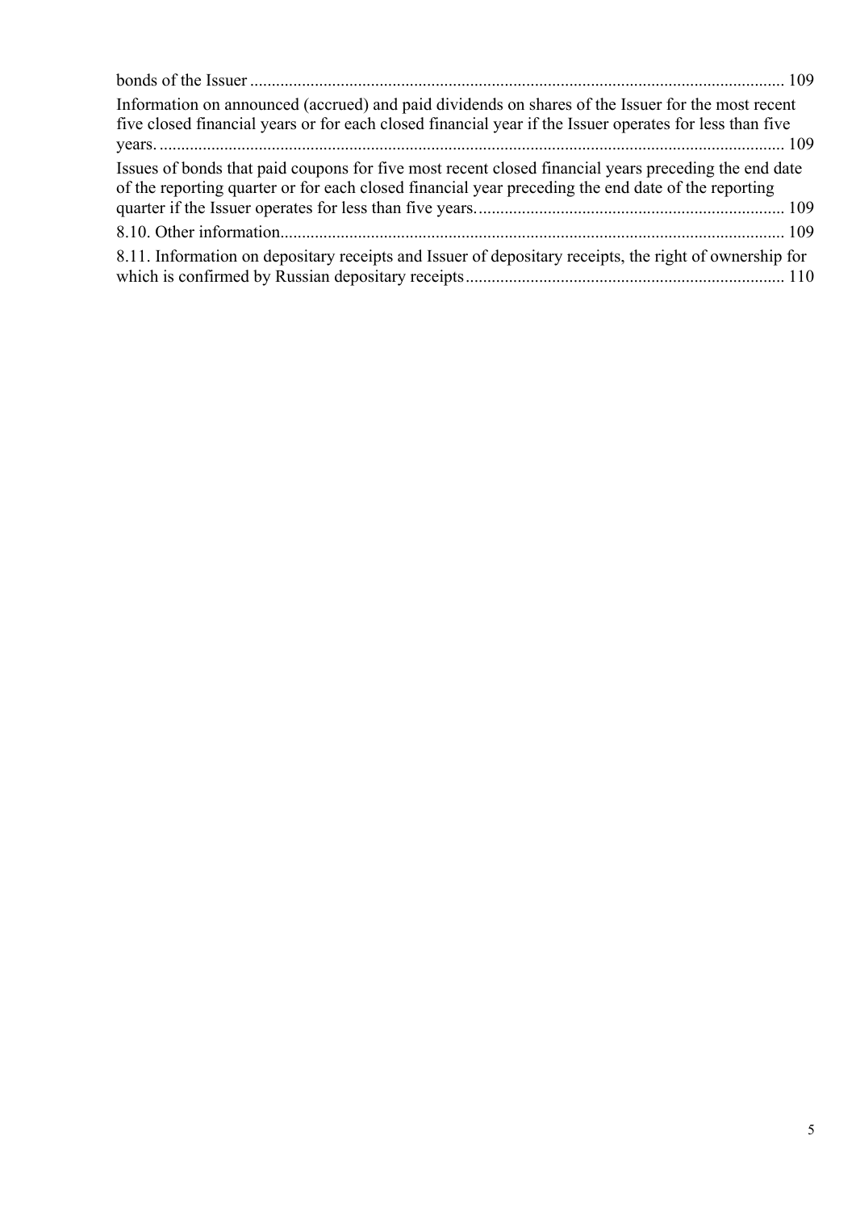bonds of the Issuer ..... 109

Information on announced (accrued) and paid dividends on shares of the Issuer for the most recent five closed financial years or for each closed financial year if the Issuer operates for less than five years. ..... 109

Issues of bonds that paid coupons for five most recent closed financial years preceding the end date of the reporting quarter or for each closed financial year preceding the end date of the reporting quarter if the Issuer operates for less than five years. ..... 109

8.10. Other information ..... 109

8.11. Information on depositary receipts and Issuer of depositary receipts, the right of ownership for which is confirmed by Russian depositary receipts ..... 110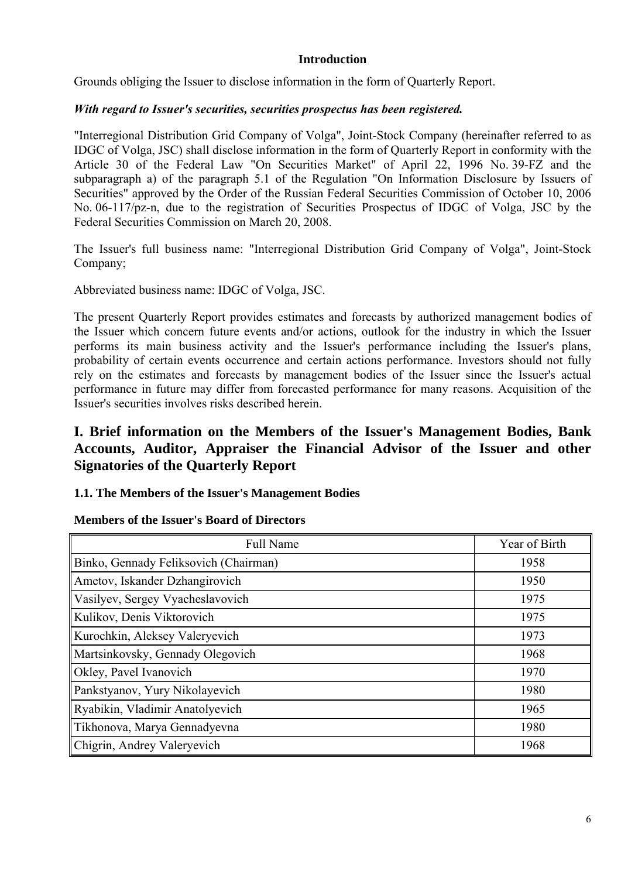**Introduction**

Grounds obliging the Issuer to disclose information in the form of Quarterly Report.

***With regard to Issuer's securities, securities prospectus has been registered.***

"Interregional Distribution Grid Company of Volga", Joint-Stock Company (hereinafter referred to as IDGC of Volga, JSC) shall disclose information in the form of Quarterly Report in conformity with the Article 30 of the Federal Law "On Securities Market" of April 22, 1996 No. 39-FZ and the subparagraph a) of the paragraph 5.1 of the Regulation "On Information Disclosure by Issuers of Securities" approved by the Order of the Russian Federal Securities Commission of October 10, 2006 No. 06-117/pz-n, due to the registration of Securities Prospectus of IDGC of Volga, JSC by the Federal Securities Commission on March 20, 2008.

The Issuer's full business name: "Interregional Distribution Grid Company of Volga", Joint-Stock Company;

Abbreviated business name: IDGC of Volga, JSC.

The present Quarterly Report provides estimates and forecasts by authorized management bodies of the Issuer which concern future events and/or actions, outlook for the industry in which the Issuer performs its main business activity and the Issuer's performance including the Issuer's plans, probability of certain events occurrence and certain actions performance. Investors should not fully rely on the estimates and forecasts by management bodies of the Issuer since the Issuer's actual performance in future may differ from forecasted performance for many reasons. Acquisition of the Issuer's securities involves risks described herein.

# I. Brief information on the Members of the Issuer's Management Bodies, Bank Accounts, Auditor, Appraiser the Financial Advisor of the Issuer and other Signatories of the Quarterly Report

### 1.1. The Members of the Issuer's Management Bodies

**Members of the Issuer's Board of Directors**

| Full Name | Year of Birth |
|---|---|
| Binko, Gennady Feliksovich (Chairman) | 1958 |
| Ametov, Iskander Dzhangirovich | 1950 |
| Vasilyev, Sergey Vyacheslavovich | 1975 |
| Kulikov, Denis Viktorovich | 1975 |
| Kurochkin, Aleksey Valeryevich | 1973 |
| Martsinkovsky, Gennady Olegovich | 1968 |
| Okley, Pavel Ivanovich | 1970 |
| Pankstyanov, Yury Nikolayevich | 1980 |
| Ryabikin, Vladimir Anatolyevich | 1965 |
| Tikhonova, Marya Gennadyevna | 1980 |
| Chigrin, Andrey Valeryevich | 1968 |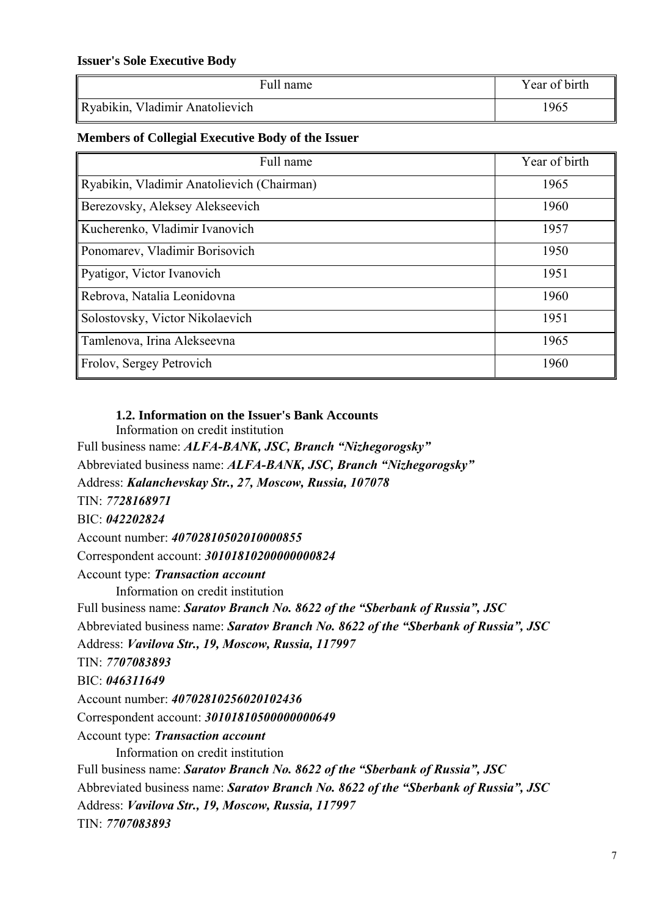**Issuer's Sole Executive Body**

| Full name | Year of birth |
|---|---|
| Ryabikin, Vladimir Anatolievich | 1965 |

**Members of Collegial Executive Body of the Issuer**

| Full name | Year of birth |
|---|---|
| Ryabikin, Vladimir Anatolievich (Chairman) | 1965 |
| Berezovsky, Aleksey Alekseevich | 1960 |
| Kucherenko, Vladimir Ivanovich | 1957 |
| Ponomarev, Vladimir Borisovich | 1950 |
| Pyatigor, Victor Ivanovich | 1951 |
| Rebrova, Natalia Leonidovna | 1960 |
| Solostovsky, Victor Nikolaevich | 1951 |
| Tamlenova, Irina Alekseevna | 1965 |
| Frolov, Sergey Petrovich | 1960 |

### 1.2. Information on the Issuer's Bank Accounts

Information on credit institution

Full business name: ***ALFA-BANK, JSC, Branch "Nizhegorogsky"***

Abbreviated business name: ***ALFA-BANK, JSC, Branch "Nizhegorogsky"***

Address: ***Kalanchevskay Str., 27, Moscow, Russia, 107078***

TIN: ***7728168971***

BIC: ***042202824***

Account number: ***40702810502010000855***

Correspondent account: ***30101810200000000824***

Account type: ***Transaction account***

Information on credit institution

Full business name: ***Saratov Branch No. 8622 of the "Sberbank of Russia", JSC***

Abbreviated business name: ***Saratov Branch No. 8622 of the "Sberbank of Russia", JSC***

Address: ***Vavilova Str., 19, Moscow, Russia, 117997***

TIN: ***7707083893***

BIC: ***046311649***

Account number: ***40702810256020102436***

Correspondent account: ***30101810500000000649***

Account type: ***Transaction account***

Information on credit institution

Full business name: ***Saratov Branch No. 8622 of the "Sberbank of Russia", JSC***

Abbreviated business name: ***Saratov Branch No. 8622 of the "Sberbank of Russia", JSC***

Address: ***Vavilova Str., 19, Moscow, Russia, 117997***

TIN: ***7707083893***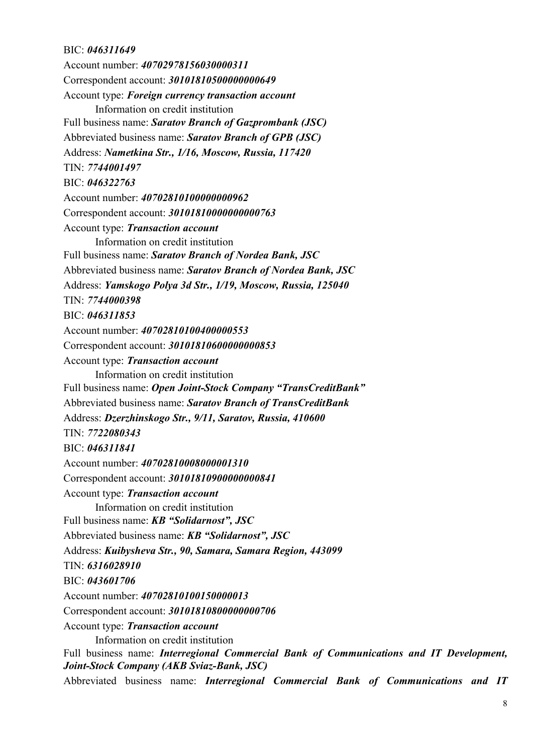BIC: ***046311649***

Account number: ***40702978156030000311***

Correspondent account: ***30101810500000000649***

Account type: ***Foreign currency transaction account***

Information on credit institution

Full business name: ***Saratov Branch of Gazprombank (JSC)***

Abbreviated business name: ***Saratov Branch of GPB (JSC)***

Address: ***Nametkina Str., 1/16, Moscow, Russia, 117420***

TIN: ***7744001497***

BIC: ***046322763***

Account number: ***40702810100000000962***

Correspondent account: ***30101810000000000763***

Account type: ***Transaction account***

Information on credit institution

Full business name: ***Saratov Branch of Nordea Bank, JSC***

Abbreviated business name: ***Saratov Branch of Nordea Bank, JSC***

Address: ***Yamskogo Polya 3d Str., 1/19, Moscow, Russia, 125040***

TIN: ***7744000398***

BIC: ***046311853***

Account number: ***40702810100400000553***

Correspondent account: ***30101810600000000853***

Account type: ***Transaction account***

Information on credit institution

Full business name: ***Open Joint-Stock Company "TransCreditBank"***

Abbreviated business name: ***Saratov Branch of TransCreditBank***

Address: ***Dzerzhinskogo Str., 9/11, Saratov, Russia, 410600***

TIN: ***7722080343***

BIC: ***046311841***

Account number: ***40702810008000001310***

Correspondent account: ***30101810900000000841***

Account type: ***Transaction account***

Information on credit institution

Full business name: ***KB "Solidarnost", JSC***

Abbreviated business name: ***KB "Solidarnost", JSC***

Address: ***Kuibysheva Str., 90, Samara, Samara Region, 443099***

TIN: ***6316028910***

BIC: ***043601706***

Account number: ***40702810100150000013***

Correspondent account: ***30101810800000000706***

Account type: ***Transaction account***

Information on credit institution

Full business name: ***Interregional Commercial Bank of Communications and IT Development, Joint-Stock Company (AKB Sviaz-Bank, JSC)***

Abbreviated business name: ***Interregional Commercial Bank of Communications and IT***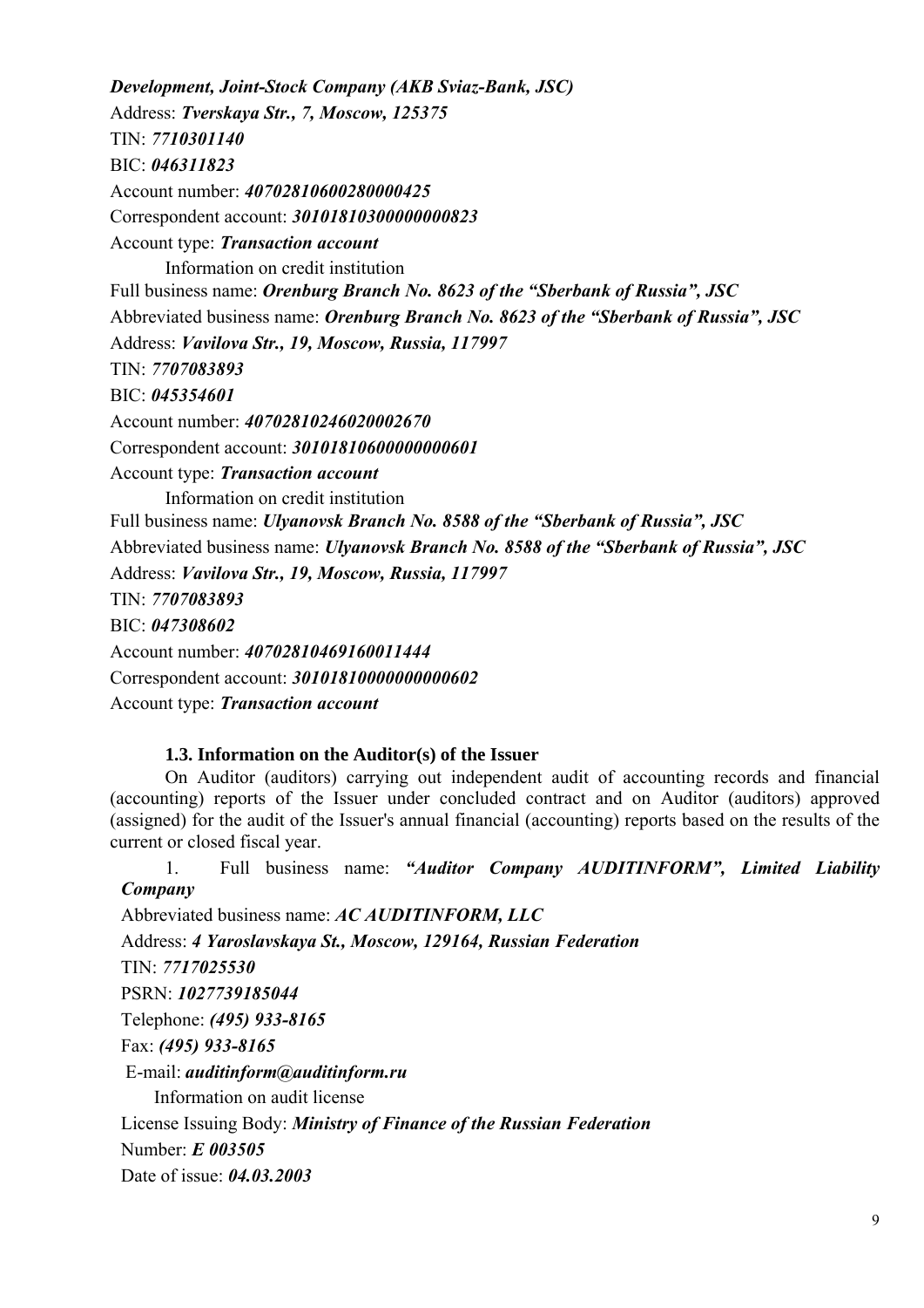***Development, Joint-Stock Company (AKB Sviaz-Bank, JSC)***

Address: ***Tverskaya Str., 7, Moscow, 125375***

TIN: ***7710301140***

BIC: ***046311823***

Account number: ***40702810600280000425***

Correspondent account: ***30101810300000000823***

Account type: ***Transaction account***

Information on credit institution

Full business name: ***Orenburg Branch No. 8623 of the "Sberbank of Russia", JSC***

Abbreviated business name: ***Orenburg Branch No. 8623 of the "Sberbank of Russia", JSC***

Address: ***Vavilova Str., 19, Moscow, Russia, 117997***

TIN: ***7707083893***

BIC: ***045354601***

Account number: ***40702810246020002670***

Correspondent account: ***30101810600000000601***

Account type: ***Transaction account***

Information on credit institution

Full business name: ***Ulyanovsk Branch No. 8588 of the "Sberbank of Russia", JSC***

Abbreviated business name: ***Ulyanovsk Branch No. 8588 of the "Sberbank of Russia", JSC***

Address: ***Vavilova Str., 19, Moscow, Russia, 117997***

TIN: ***7707083893***

BIC: ***047308602***

Account number: ***40702810469160011444***

Correspondent account: ***30101810000000000602***

Account type: ***Transaction account***

### 1.3. Information on the Auditor(s) of the Issuer

On Auditor (auditors) carrying out independent audit of accounting records and financial (accounting) reports of the Issuer under concluded contract and on Auditor (auditors) approved (assigned) for the audit of the Issuer's annual financial (accounting) reports based on the results of the current or closed fiscal year.

1. Full business name: ***"Auditor Company AUDITINFORM", Limited Liability Company***

Abbreviated business name: ***AC AUDITINFORM, LLC***

Address: ***4 Yaroslavskaya St., Moscow, 129164, Russian Federation***

TIN: ***7717025530***

PSRN: ***1027739185044***

Telephone: ***(495) 933-8165***

Fax: ***(495) 933-8165***

E-mail: ***auditinform@auditinform.ru***

Information on audit license

License Issuing Body: ***Ministry of Finance of the Russian Federation***

Number: ***E 003505***

Date of issue: ***04.03.2003***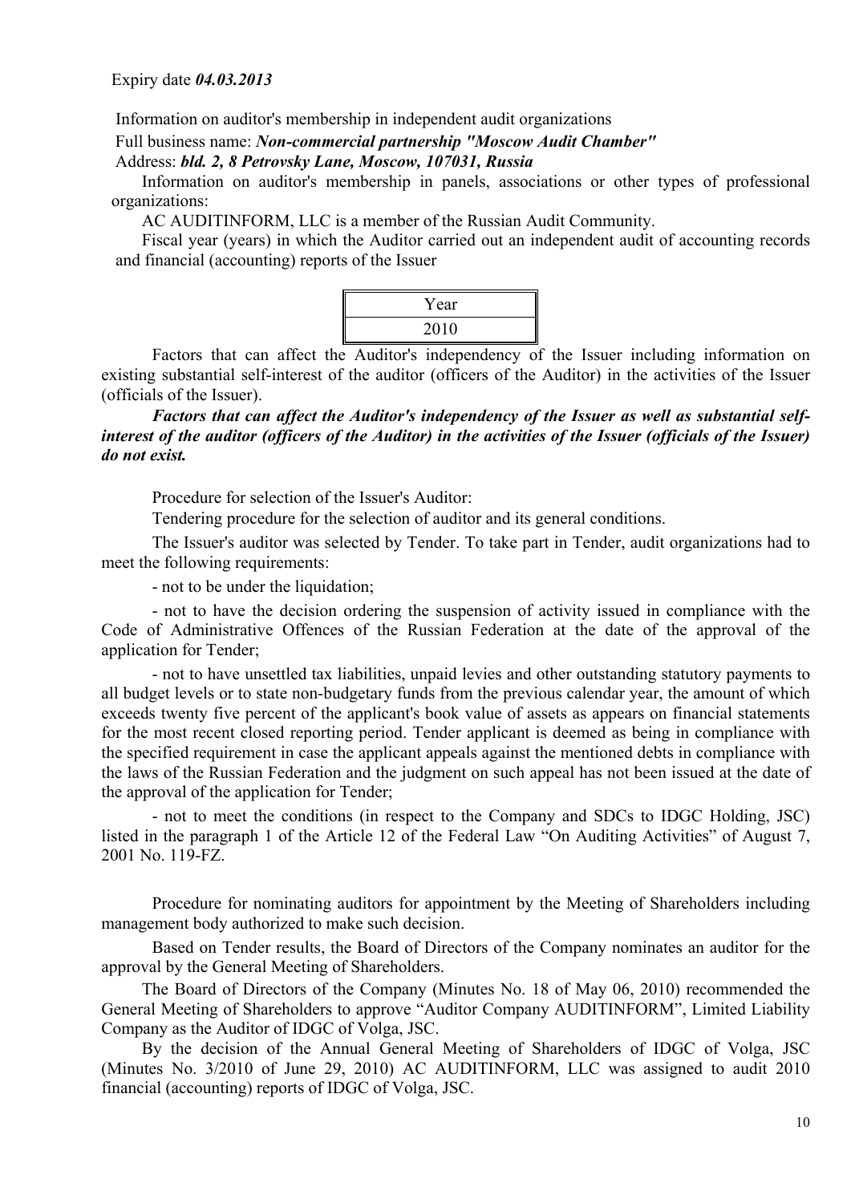Expiry date ***04.03.2013***

Information on auditor's membership in independent audit organizations

Full business name: ***Non-commercial partnership "Moscow Audit Chamber"***

Address: ***bld. 2, 8 Petrovsky Lane, Moscow, 107031, Russia***

Information on auditor's membership in panels, associations or other types of professional organizations:

AC AUDITINFORM, LLC is a member of the Russian Audit Community.

Fiscal year (years) in which the Auditor carried out an independent audit of accounting records and financial (accounting) reports of the Issuer

| Year |
| --- |
| 2010 |

Factors that can affect the Auditor's independency of the Issuer including information on existing substantial self-interest of the auditor (officers of the Auditor) in the activities of the Issuer (officials of the Issuer).

***Factors that can affect the Auditor's independency of the Issuer as well as substantial self-interest of the auditor (officers of the Auditor) in the activities of the Issuer (officials of the Issuer) do not exist.***

Procedure for selection of the Issuer's Auditor:

Tendering procedure for the selection of auditor and its general conditions.

The Issuer's auditor was selected by Tender. To take part in Tender, audit organizations had to meet the following requirements:

- not to be under the liquidation;

- not to have the decision ordering the suspension of activity issued in compliance with the Code of Administrative Offences of the Russian Federation at the date of the approval of the application for Tender;

- not to have unsettled tax liabilities, unpaid levies and other outstanding statutory payments to all budget levels or to state non-budgetary funds from the previous calendar year, the amount of which exceeds twenty five percent of the applicant's book value of assets as appears on financial statements for the most recent closed reporting period. Tender applicant is deemed as being in compliance with the specified requirement in case the applicant appeals against the mentioned debts in compliance with the laws of the Russian Federation and the judgment on such appeal has not been issued at the date of the approval of the application for Tender;

- not to meet the conditions (in respect to the Company and SDCs to IDGC Holding, JSC) listed in the paragraph 1 of the Article 12 of the Federal Law "On Auditing Activities" of August 7, 2001 No. 119-FZ.

Procedure for nominating auditors for appointment by the Meeting of Shareholders including management body authorized to make such decision.

Based on Tender results, the Board of Directors of the Company nominates an auditor for the approval by the General Meeting of Shareholders.

The Board of Directors of the Company (Minutes No. 18 of May 06, 2010) recommended the General Meeting of Shareholders to approve "Auditor Company AUDITINFORM", Limited Liability Company as the Auditor of IDGC of Volga, JSC.

By the decision of the Annual General Meeting of Shareholders of IDGC of Volga, JSC (Minutes No. 3/2010 of June 29, 2010) AC AUDITINFORM, LLC was assigned to audit 2010 financial (accounting) reports of IDGC of Volga, JSC.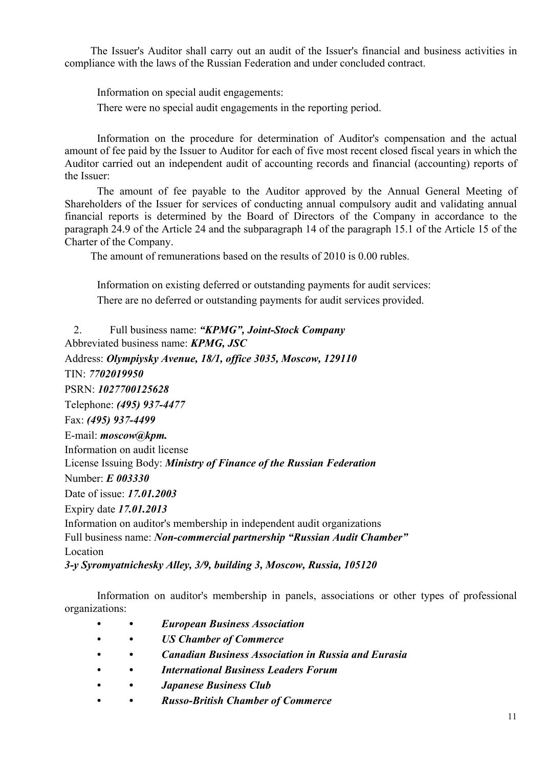The Issuer's Auditor shall carry out an audit of the Issuer's financial and business activities in compliance with the laws of the Russian Federation and under concluded contract.

Information on special audit engagements:

There were no special audit engagements in the reporting period.

Information on the procedure for determination of Auditor's compensation and the actual amount of fee paid by the Issuer to Auditor for each of five most recent closed fiscal years in which the Auditor carried out an independent audit of accounting records and financial (accounting) reports of the Issuer:

The amount of fee payable to the Auditor approved by the Annual General Meeting of Shareholders of the Issuer for services of conducting annual compulsory audit and validating annual financial reports is determined by the Board of Directors of the Company in accordance to the paragraph 24.9 of the Article 24 and the subparagraph 14 of the paragraph 15.1 of the Article 15 of the Charter of the Company.

The amount of remunerations based on the results of 2010 is 0.00 rubles.

Information on existing deferred or outstanding payments for audit services:

There are no deferred or outstanding payments for audit services provided.

2. Full business name: ***"KPMG", Joint-Stock Company***

Abbreviated business name: ***KPMG, JSC***

Address: ***Olympiysky Avenue, 18/1, office 3035, Moscow, 129110***

TIN: ***7702019950***

PSRN: ***1027700125628***

Telephone: ***(495) 937-4477***

Fax: ***(495) 937-4499***

E-mail: ***moscow@kpm.***

Information on audit license

License Issuing Body: ***Ministry of Finance of the Russian Federation***

Number: ***E 003330***

Date of issue: ***17.01.2003***

Expiry date ***17.01.2013***

Information on auditor's membership in independent audit organizations

Full business name: ***Non-commercial partnership "Russian Audit Chamber"***

Location

***3-y Syromyatnichesky Alley, 3/9, building 3, Moscow, Russia, 105120***

Information on auditor's membership in panels, associations or other types of professional organizations:

- ***European Business Association***
- ***US Chamber of Commerce***
- ***Canadian Business Association in Russia and Eurasia***
- ***International Business Leaders Forum***
- ***Japanese Business Club***
- ***Russo-British Chamber of Commerce***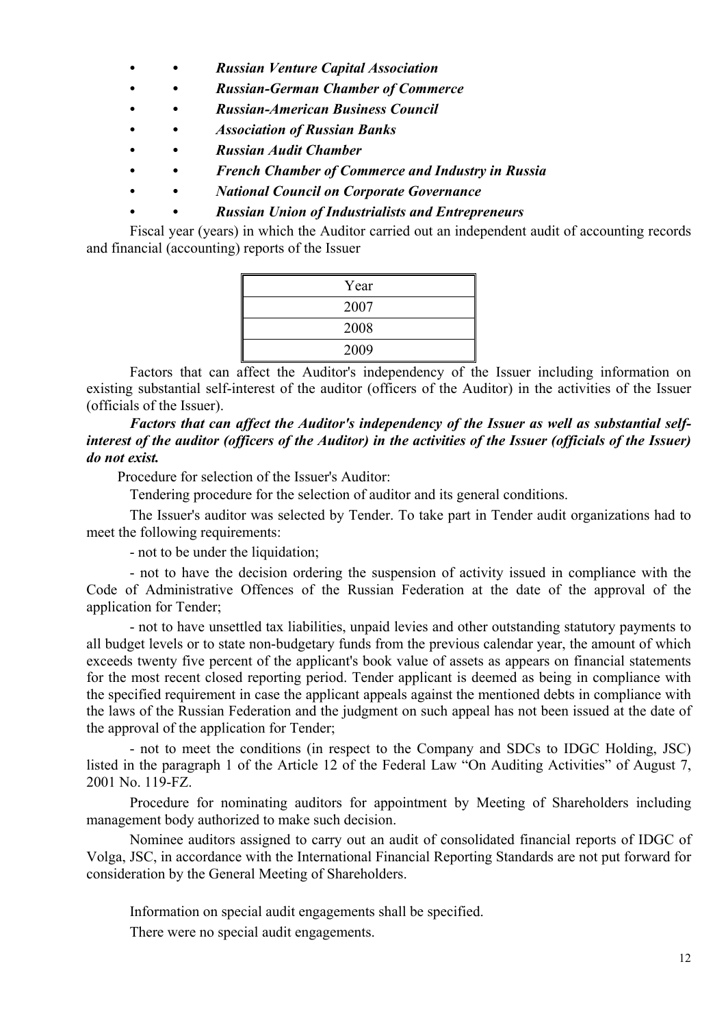- ***Russian Venture Capital Association***
- ***Russian-German Chamber of Commerce***
- ***Russian-American Business Council***
- ***Association of Russian Banks***
- ***Russian Audit Chamber***
- ***French Chamber of Commerce and Industry in Russia***
- ***National Council on Corporate Governance***
- ***Russian Union of Industrialists and Entrepreneurs***

Fiscal year (years) in which the Auditor carried out an independent audit of accounting records and financial (accounting) reports of the Issuer

| Year |
|---|
| 2007 |
| 2008 |
| 2009 |

Factors that can affect the Auditor's independency of the Issuer including information on existing substantial self-interest of the auditor (officers of the Auditor) in the activities of the Issuer (officials of the Issuer).

***Factors that can affect the Auditor's independency of the Issuer as well as substantial self-interest of the auditor (officers of the Auditor) in the activities of the Issuer (officials of the Issuer) do not exist.***

Procedure for selection of the Issuer's Auditor:

Tendering procedure for the selection of auditor and its general conditions.

The Issuer's auditor was selected by Tender. To take part in Tender audit organizations had to meet the following requirements:

- not to be under the liquidation;

- not to have the decision ordering the suspension of activity issued in compliance with the Code of Administrative Offences of the Russian Federation at the date of the approval of the application for Tender;

- not to have unsettled tax liabilities, unpaid levies and other outstanding statutory payments to all budget levels or to state non-budgetary funds from the previous calendar year, the amount of which exceeds twenty five percent of the applicant's book value of assets as appears on financial statements for the most recent closed reporting period. Tender applicant is deemed as being in compliance with the specified requirement in case the applicant appeals against the mentioned debts in compliance with the laws of the Russian Federation and the judgment on such appeal has not been issued at the date of the approval of the application for Tender;

- not to meet the conditions (in respect to the Company and SDCs to IDGC Holding, JSC) listed in the paragraph 1 of the Article 12 of the Federal Law "On Auditing Activities" of August 7, 2001 No. 119-FZ.

Procedure for nominating auditors for appointment by Meeting of Shareholders including management body authorized to make such decision.

Nominee auditors assigned to carry out an audit of consolidated financial reports of IDGC of Volga, JSC, in accordance with the International Financial Reporting Standards are not put forward for consideration by the General Meeting of Shareholders.

Information on special audit engagements shall be specified.

There were no special audit engagements.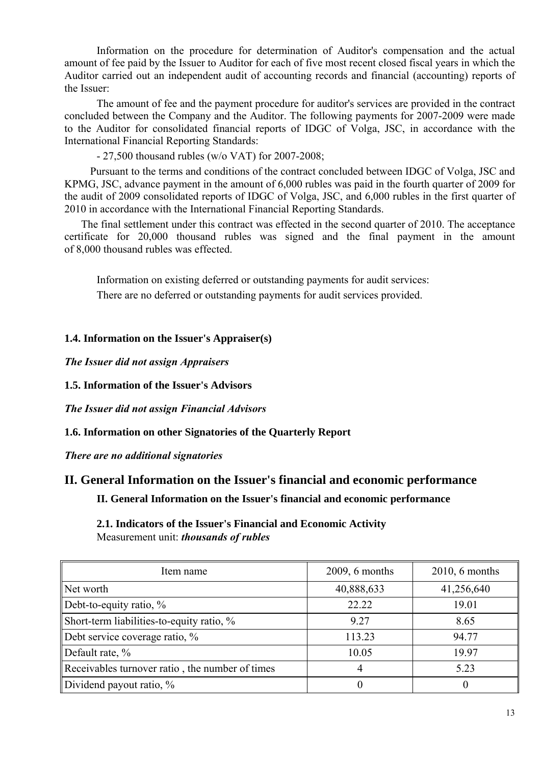Information on the procedure for determination of Auditor's compensation and the actual amount of fee paid by the Issuer to Auditor for each of five most recent closed fiscal years in which the Auditor carried out an independent audit of accounting records and financial (accounting) reports of the Issuer:

The amount of fee and the payment procedure for auditor's services are provided in the contract concluded between the Company and the Auditor. The following payments for 2007-2009 were made to the Auditor for consolidated financial reports of IDGC of Volga, JSC, in accordance with the International Financial Reporting Standards:

- 27,500 thousand rubles (w/o VAT) for 2007-2008;

Pursuant to the terms and conditions of the contract concluded between IDGC of Volga, JSC and KPMG, JSC, advance payment in the amount of 6,000 rubles was paid in the fourth quarter of 2009 for the audit of 2009 consolidated reports of IDGC of Volga, JSC, and 6,000 rubles in the first quarter of 2010 in accordance with the International Financial Reporting Standards.

The final settlement under this contract was effected in the second quarter of 2010. The acceptance certificate for 20,000 thousand rubles was signed and the final payment in the amount of 8,000 thousand rubles was effected.

Information on existing deferred or outstanding payments for audit services:

There are no deferred or outstanding payments for audit services provided.

### 1.4. Information on the Issuer's Appraiser(s)

***The Issuer did not assign Appraisers***

### 1.5. Information of the Issuer's Advisors

***The Issuer did not assign Financial Advisors***

### 1.6. Information on other Signatories of the Quarterly Report

***There are no additional signatories***

# II. General Information on the Issuer's financial and economic performance

## II. General Information on the Issuer's financial and economic performance

### 2.1. Indicators of the Issuer's Financial and Economic Activity

Measurement unit: ***thousands of rubles***

| Item name | 2009, 6 months | 2010, 6 months |
|---|---|---|
| Net worth | 40,888,633 | 41,256,640 |
| Debt-to-equity ratio, % | 22.22 | 19.01 |
| Short-term liabilities-to-equity ratio, % | 9.27 | 8.65 |
| Debt service coverage ratio, % | 113.23 | 94.77 |
| Default rate, % | 10.05 | 19.97 |
| Receivables turnover ratio , the number of times | 4 | 5.23 |
| Dividend payout ratio, % | 0 | 0 |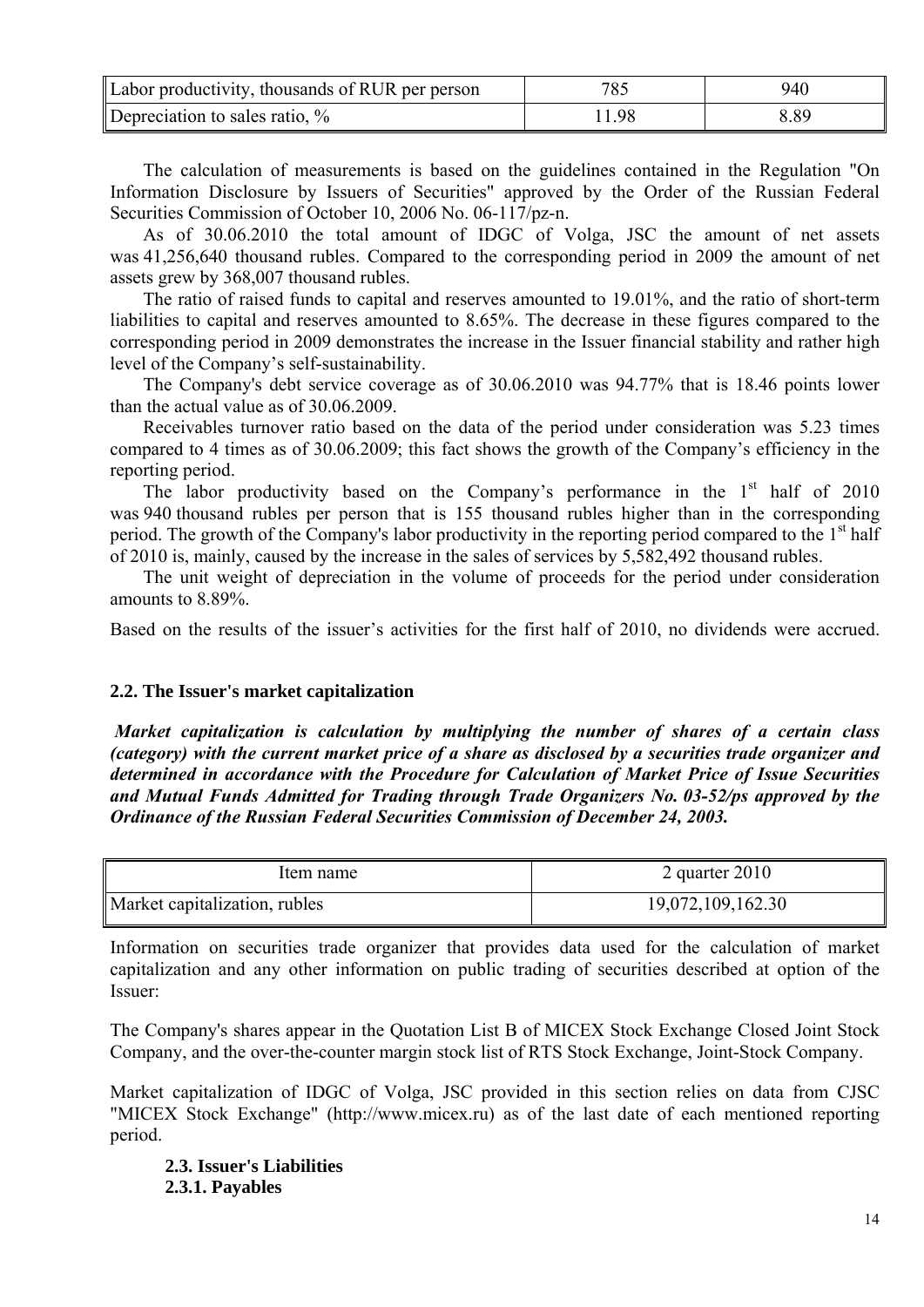| Labor productivity, thousands of RUR per person | 785 | 940 |
|---|---|---|
| Depreciation to sales ratio, % | 11.98 | 8.89 |

The calculation of measurements is based on the guidelines contained in the Regulation "On Information Disclosure by Issuers of Securities" approved by the Order of the Russian Federal Securities Commission of October 10, 2006 No. 06-117/pz-n.

As of 30.06.2010 the total amount of IDGC of Volga, JSC the amount of net assets was 41,256,640 thousand rubles. Compared to the corresponding period in 2009 the amount of net assets grew by 368,007 thousand rubles.

The ratio of raised funds to capital and reserves amounted to 19.01%, and the ratio of short-term liabilities to capital and reserves amounted to 8.65%. The decrease in these figures compared to the corresponding period in 2009 demonstrates the increase in the Issuer financial stability and rather high level of the Company's self-sustainability.

The Company's debt service coverage as of 30.06.2010 was 94.77% that is 18.46 points lower than the actual value as of 30.06.2009.

Receivables turnover ratio based on the data of the period under consideration was 5.23 times compared to 4 times as of 30.06.2009; this fact shows the growth of the Company's efficiency in the reporting period.

The labor productivity based on the Company's performance in the 1st half of 2010 was 940 thousand rubles per person that is 155 thousand rubles higher than in the corresponding period. The growth of the Company's labor productivity in the reporting period compared to the 1st half of 2010 is, mainly, caused by the increase in the sales of services by 5,582,492 thousand rubles.

The unit weight of depreciation in the volume of proceeds for the period under consideration amounts to 8.89%.

Based on the results of the issuer's activities for the first half of 2010, no dividends were accrued.

### 2.2. The Issuer's market capitalization

***Market capitalization is calculation by multiplying the number of shares of a certain class (category) with the current market price of a share as disclosed by a securities trade organizer and determined in accordance with the Procedure for Calculation of Market Price of Issue Securities and Mutual Funds Admitted for Trading through Trade Organizers No. 03-52/ps approved by the Ordinance of the Russian Federal Securities Commission of December 24, 2003.***

| Item name | 2 quarter 2010 |
|---|---|
| Market capitalization, rubles | 19,072,109,162.30 |

Information on securities trade organizer that provides data used for the calculation of market capitalization and any other information on public trading of securities described at option of the Issuer:

The Company's shares appear in the Quotation List B of MICEX Stock Exchange Closed Joint Stock Company, and the over-the-counter margin stock list of RTS Stock Exchange, Joint-Stock Company.

Market capitalization of IDGC of Volga, JSC provided in this section relies on data from CJSC "MICEX Stock Exchange" (http://www.micex.ru) as of the last date of each mentioned reporting period.

### 2.3. Issuer's Liabilities

#### 2.3.1. Payables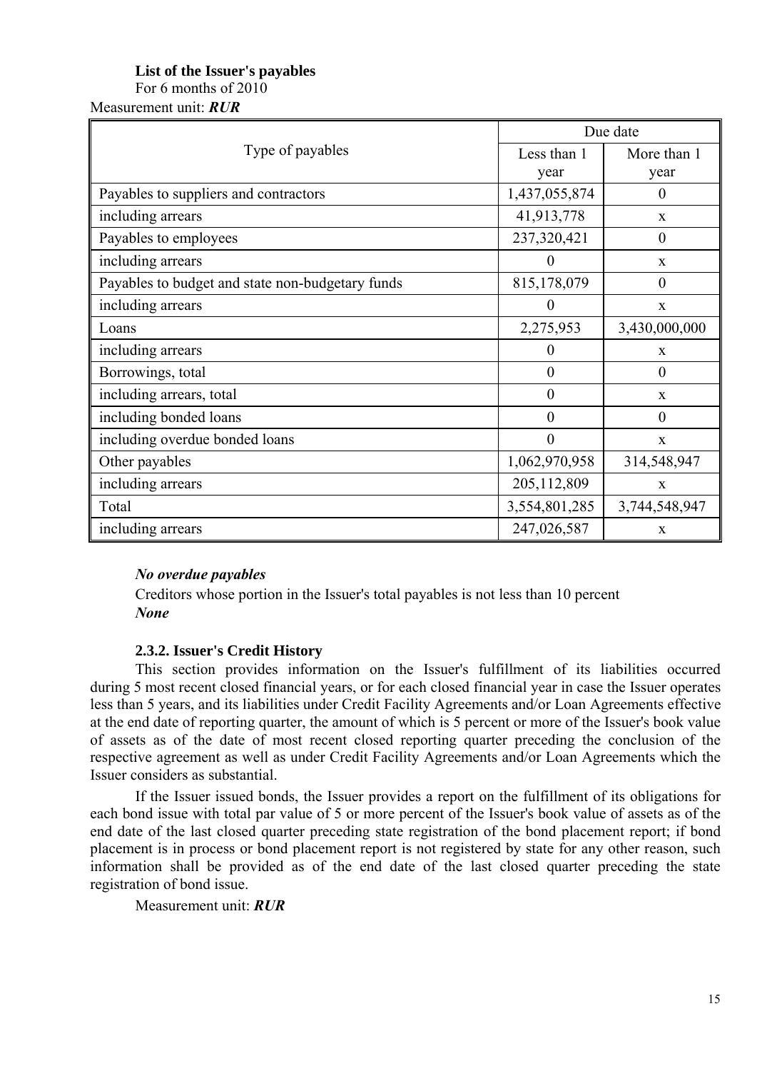**List of the Issuer's payables**

For 6 months of 2010

Measurement unit: ***RUR***

| Type of payables | Due date | |
|---|---|---|
| | Less than 1 year | More than 1 year |
| Payables to suppliers and contractors | 1,437,055,874 | 0 |
| including arrears | 41,913,778 | x |
| Payables to employees | 237,320,421 | 0 |
| including arrears | 0 | x |
| Payables to budget and state non-budgetary funds | 815,178,079 | 0 |
| including arrears | 0 | x |
| Loans | 2,275,953 | 3,430,000,000 |
| including arrears | 0 | x |
| Borrowings, total | 0 | 0 |
| including arrears, total | 0 | x |
| including bonded loans | 0 | 0 |
| including overdue bonded loans | 0 | x |
| Other payables | 1,062,970,958 | 314,548,947 |
| including arrears | 205,112,809 | x |
| Total | 3,554,801,285 | 3,744,548,947 |
| including arrears | 247,026,587 | x |

***No overdue payables***

Creditors whose portion in the Issuer's total payables is not less than 10 percent

***None***

### 2.3.2. Issuer's Credit History

This section provides information on the Issuer's fulfillment of its liabilities occurred during 5 most recent closed financial years, or for each closed financial year in case the Issuer operates less than 5 years, and its liabilities under Credit Facility Agreements and/or Loan Agreements effective at the end date of reporting quarter, the amount of which is 5 percent or more of the Issuer's book value of assets as of the date of most recent closed reporting quarter preceding the conclusion of the respective agreement as well as under Credit Facility Agreements and/or Loan Agreements which the Issuer considers as substantial.

If the Issuer issued bonds, the Issuer provides a report on the fulfillment of its obligations for each bond issue with total par value of 5 or more percent of the Issuer's book value of assets as of the end date of the last closed quarter preceding state registration of the bond placement report; if bond placement is in process or bond placement report is not registered by state for any other reason, such information shall be provided as of the end date of the last closed quarter preceding the state registration of bond issue.

Measurement unit: ***RUR***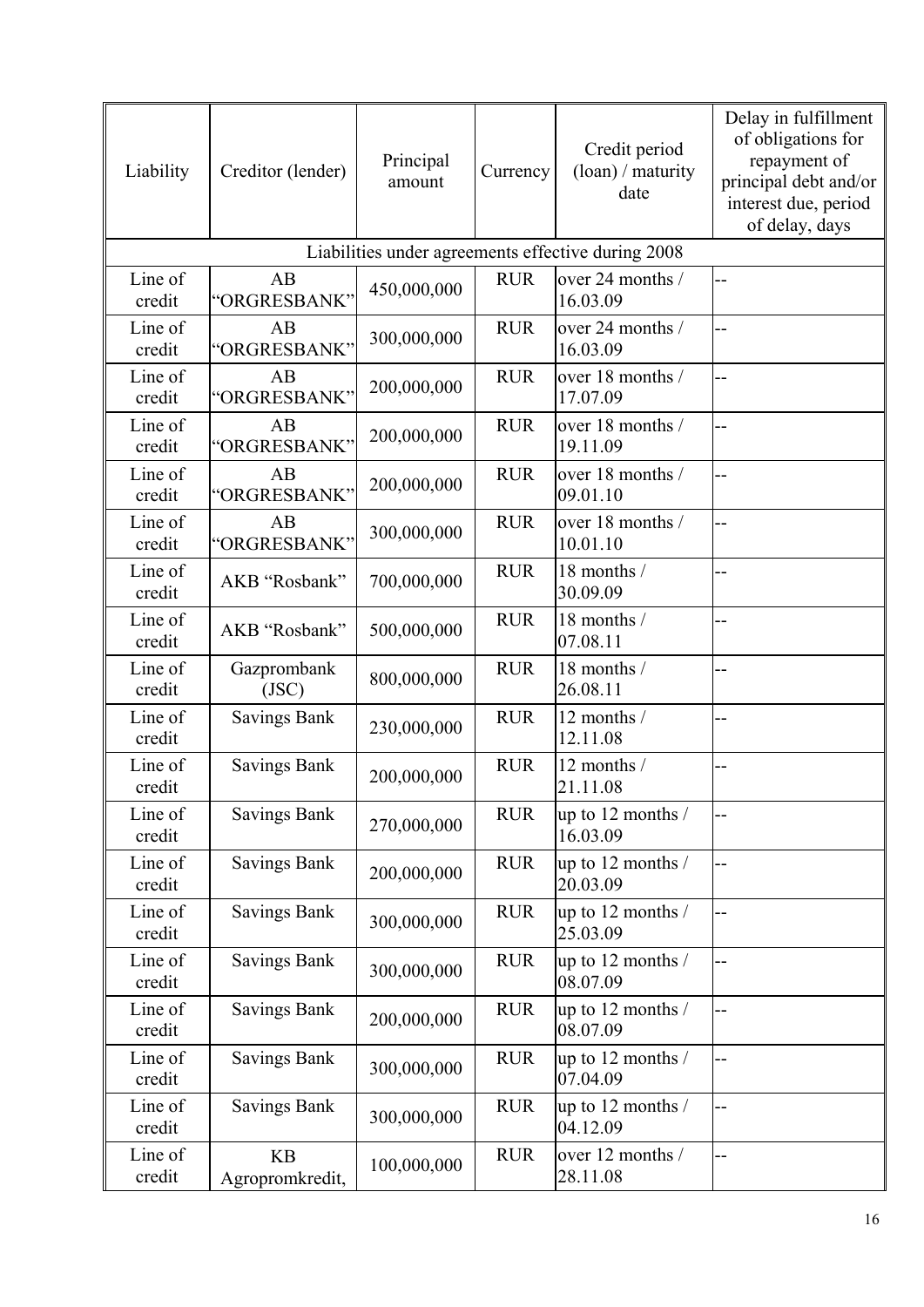| Liability | Creditor (lender) | Principal amount | Currency | Credit period (loan) / maturity date | Delay in fulfillment of obligations for repayment of principal debt and/or interest due, period of delay, days |
|---|---|---|---|---|---|
| Liabilities under agreements effective during 2008 | | | | | |
| Line of credit | AB "ORGRESBANK" | 450,000,000 | RUR | over 24 months / 16.03.09 | -- |
| Line of credit | AB "ORGRESBANK" | 300,000,000 | RUR | over 24 months / 16.03.09 | -- |
| Line of credit | AB "ORGRESBANK" | 200,000,000 | RUR | over 18 months / 17.07.09 | -- |
| Line of credit | AB "ORGRESBANK" | 200,000,000 | RUR | over 18 months / 19.11.09 | -- |
| Line of credit | AB "ORGRESBANK" | 200,000,000 | RUR | over 18 months / 09.01.10 | -- |
| Line of credit | AB "ORGRESBANK" | 300,000,000 | RUR | over 18 months / 10.01.10 | -- |
| Line of credit | AKB "Rosbank" | 700,000,000 | RUR | 18 months / 30.09.09 | -- |
| Line of credit | AKB "Rosbank" | 500,000,000 | RUR | 18 months / 07.08.11 | -- |
| Line of credit | Gazprombank (JSC) | 800,000,000 | RUR | 18 months / 26.08.11 | -- |
| Line of credit | Savings Bank | 230,000,000 | RUR | 12 months / 12.11.08 | -- |
| Line of credit | Savings Bank | 200,000,000 | RUR | 12 months / 21.11.08 | -- |
| Line of credit | Savings Bank | 270,000,000 | RUR | up to 12 months / 16.03.09 | -- |
| Line of credit | Savings Bank | 200,000,000 | RUR | up to 12 months / 20.03.09 | -- |
| Line of credit | Savings Bank | 300,000,000 | RUR | up to 12 months / 25.03.09 | -- |
| Line of credit | Savings Bank | 300,000,000 | RUR | up to 12 months / 08.07.09 | -- |
| Line of credit | Savings Bank | 200,000,000 | RUR | up to 12 months / 08.07.09 | -- |
| Line of credit | Savings Bank | 300,000,000 | RUR | up to 12 months / 07.04.09 | -- |
| Line of credit | Savings Bank | 300,000,000 | RUR | up to 12 months / 04.12.09 | -- |
| Line of credit | KB Agropromkredit, | 100,000,000 | RUR | over 12 months / 28.11.08 | -- |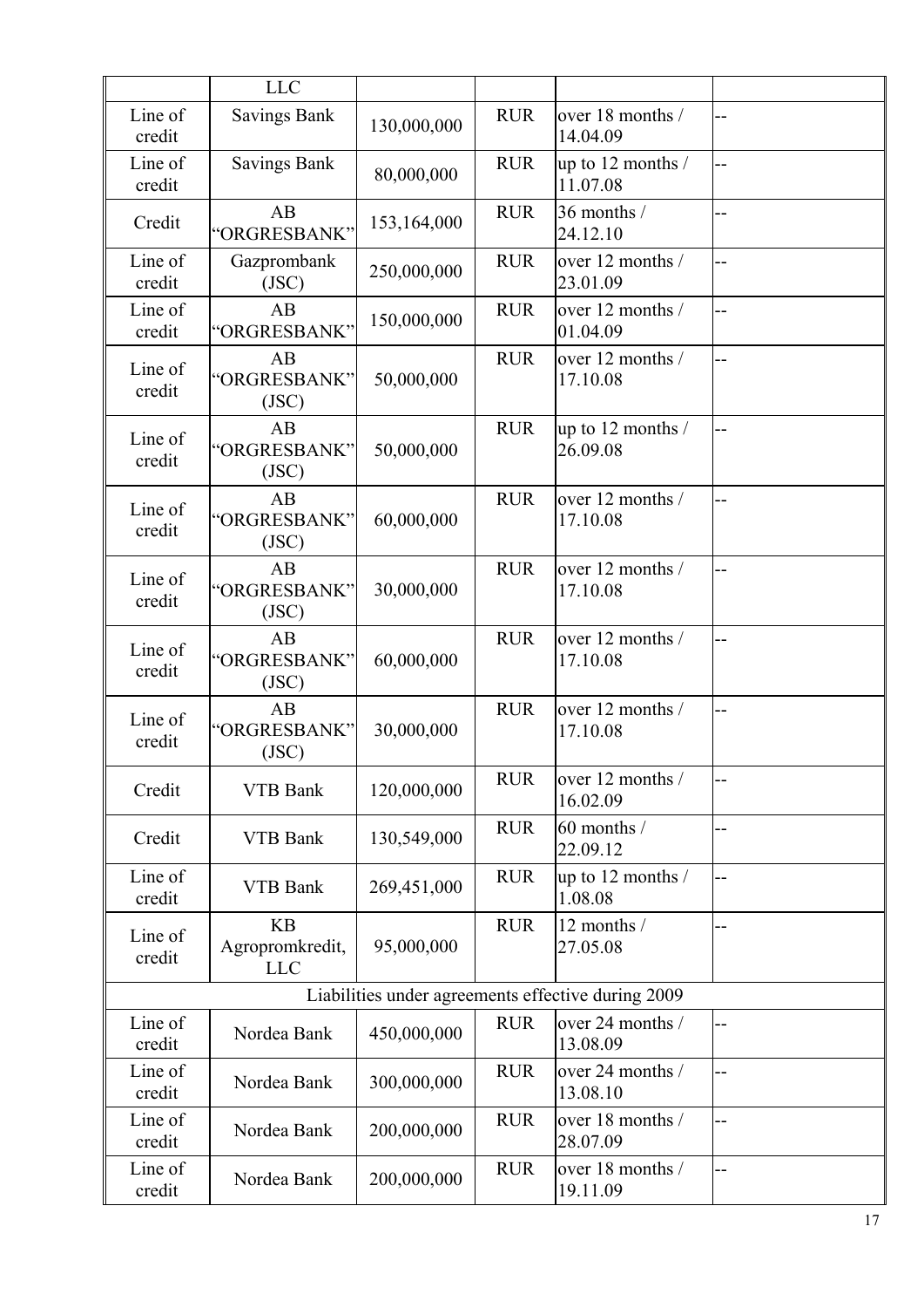| | | | | | |
|---|---|---|---|---|---|
| | LLC | | | | |
| Line of credit | Savings Bank | 130,000,000 | RUR | over 18 months / 14.04.09 | -- |
| Line of credit | Savings Bank | 80,000,000 | RUR | up to 12 months / 11.07.08 | -- |
| Credit | AB “ORGRESBANK” | 153,164,000 | RUR | 36 months / 24.12.10 | -- |
| Line of credit | Gazprombank (JSC) | 250,000,000 | RUR | over 12 months / 23.01.09 | -- |
| Line of credit | AB “ORGRESBANK” | 150,000,000 | RUR | over 12 months / 01.04.09 | -- |
| Line of credit | AB “ORGRESBANK” (JSC) | 50,000,000 | RUR | over 12 months / 17.10.08 | -- |
| Line of credit | AB “ORGRESBANK” (JSC) | 50,000,000 | RUR | up to 12 months / 26.09.08 | -- |
| Line of credit | AB “ORGRESBANK” (JSC) | 60,000,000 | RUR | over 12 months / 17.10.08 | -- |
| Line of credit | AB “ORGRESBANK” (JSC) | 30,000,000 | RUR | over 12 months / 17.10.08 | -- |
| Line of credit | AB “ORGRESBANK” (JSC) | 60,000,000 | RUR | over 12 months / 17.10.08 | -- |
| Line of credit | AB “ORGRESBANK” (JSC) | 30,000,000 | RUR | over 12 months / 17.10.08 | -- |
| Credit | VTB Bank | 120,000,000 | RUR | over 12 months / 16.02.09 | -- |
| Credit | VTB Bank | 130,549,000 | RUR | 60 months / 22.09.12 | -- |
| Line of credit | VTB Bank | 269,451,000 | RUR | up to 12 months / 1.08.08 | -- |
| Line of credit | KB Agropromkredit, LLC | 95,000,000 | RUR | 12 months / 27.05.08 | -- |
| Liabilities under agreements effective during 2009 | | | | | |
| Line of credit | Nordea Bank | 450,000,000 | RUR | over 24 months / 13.08.09 | -- |
| Line of credit | Nordea Bank | 300,000,000 | RUR | over 24 months / 13.08.10 | -- |
| Line of credit | Nordea Bank | 200,000,000 | RUR | over 18 months / 28.07.09 | -- |
| Line of credit | Nordea Bank | 200,000,000 | RUR | over 18 months / 19.11.09 | -- |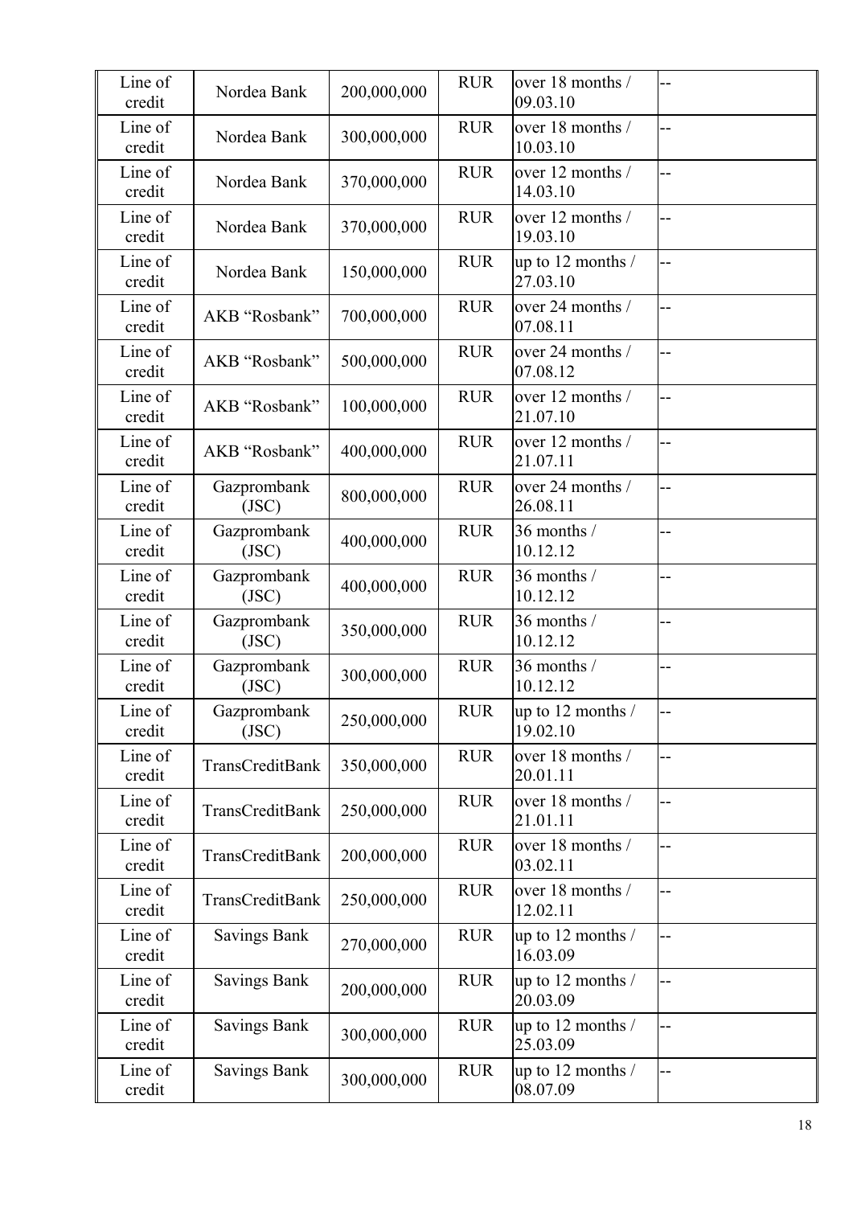| Line of credit | Nordea Bank | 200,000,000 | RUR | over 18 months / 09.03.10 | -- |
|---|---|---|---|---|---|
| Line of credit | Nordea Bank | 300,000,000 | RUR | over 18 months / 10.03.10 | -- |
| Line of credit | Nordea Bank | 370,000,000 | RUR | over 12 months / 14.03.10 | -- |
| Line of credit | Nordea Bank | 370,000,000 | RUR | over 12 months / 19.03.10 | -- |
| Line of credit | Nordea Bank | 150,000,000 | RUR | up to 12 months / 27.03.10 | -- |
| Line of credit | AKB "Rosbank" | 700,000,000 | RUR | over 24 months / 07.08.11 | -- |
| Line of credit | AKB "Rosbank" | 500,000,000 | RUR | over 24 months / 07.08.12 | -- |
| Line of credit | AKB "Rosbank" | 100,000,000 | RUR | over 12 months / 21.07.10 | -- |
| Line of credit | AKB "Rosbank" | 400,000,000 | RUR | over 12 months / 21.07.11 | -- |
| Line of credit | Gazprombank (JSC) | 800,000,000 | RUR | over 24 months / 26.08.11 | -- |
| Line of credit | Gazprombank (JSC) | 400,000,000 | RUR | 36 months / 10.12.12 | -- |
| Line of credit | Gazprombank (JSC) | 400,000,000 | RUR | 36 months / 10.12.12 | -- |
| Line of credit | Gazprombank (JSC) | 350,000,000 | RUR | 36 months / 10.12.12 | -- |
| Line of credit | Gazprombank (JSC) | 300,000,000 | RUR | 36 months / 10.12.12 | -- |
| Line of credit | Gazprombank (JSC) | 250,000,000 | RUR | up to 12 months / 19.02.10 | -- |
| Line of credit | TransCreditBank | 350,000,000 | RUR | over 18 months / 20.01.11 | -- |
| Line of credit | TransCreditBank | 250,000,000 | RUR | over 18 months / 21.01.11 | -- |
| Line of credit | TransCreditBank | 200,000,000 | RUR | over 18 months / 03.02.11 | -- |
| Line of credit | TransCreditBank | 250,000,000 | RUR | over 18 months / 12.02.11 | -- |
| Line of credit | Savings Bank | 270,000,000 | RUR | up to 12 months / 16.03.09 | -- |
| Line of credit | Savings Bank | 200,000,000 | RUR | up to 12 months / 20.03.09 | -- |
| Line of credit | Savings Bank | 300,000,000 | RUR | up to 12 months / 25.03.09 | -- |
| Line of credit | Savings Bank | 300,000,000 | RUR | up to 12 months / 08.07.09 | -- |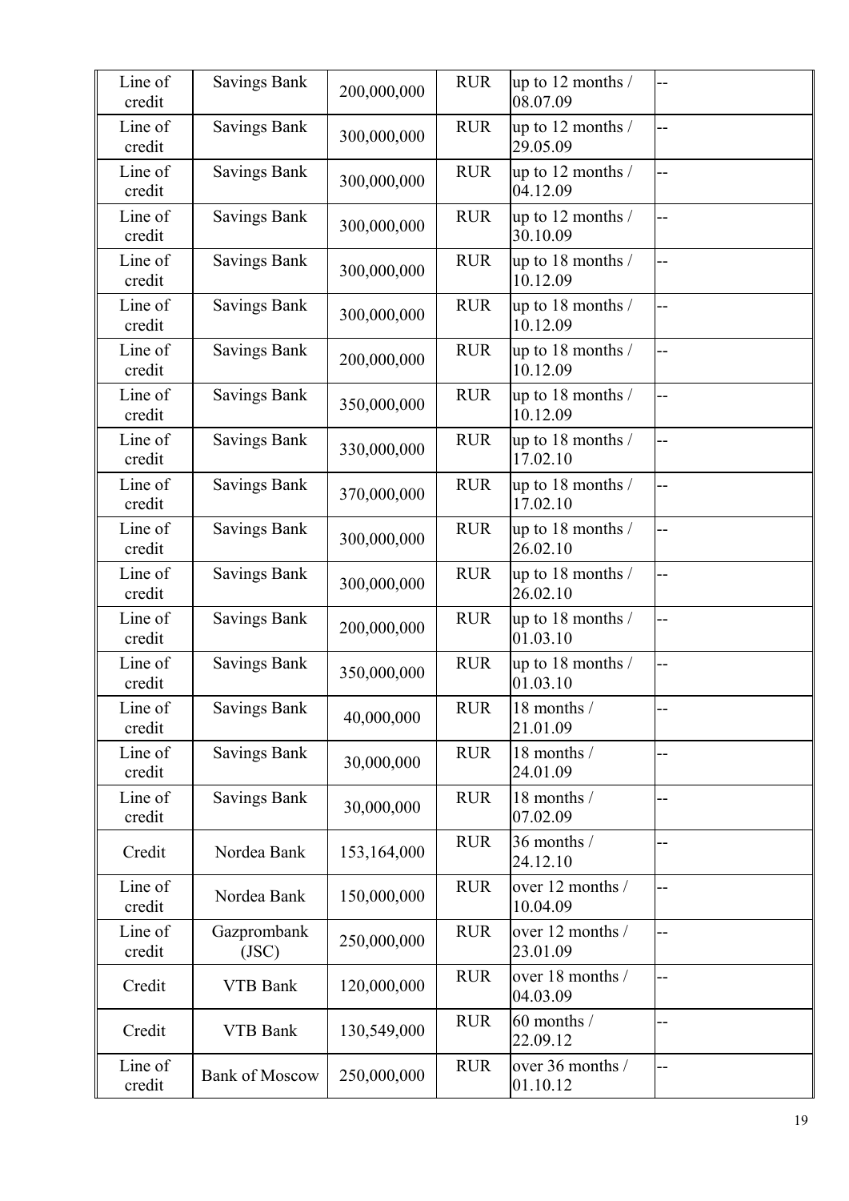| Line of credit | Savings Bank | 200,000,000 | RUR | up to 12 months / 08.07.09 | -- |
|---|---|---|---|---|---|
| Line of credit | Savings Bank | 300,000,000 | RUR | up to 12 months / 29.05.09 | -- |
| Line of credit | Savings Bank | 300,000,000 | RUR | up to 12 months / 04.12.09 | -- |
| Line of credit | Savings Bank | 300,000,000 | RUR | up to 12 months / 30.10.09 | -- |
| Line of credit | Savings Bank | 300,000,000 | RUR | up to 18 months / 10.12.09 | -- |
| Line of credit | Savings Bank | 300,000,000 | RUR | up to 18 months / 10.12.09 | -- |
| Line of credit | Savings Bank | 200,000,000 | RUR | up to 18 months / 10.12.09 | -- |
| Line of credit | Savings Bank | 350,000,000 | RUR | up to 18 months / 10.12.09 | -- |
| Line of credit | Savings Bank | 330,000,000 | RUR | up to 18 months / 17.02.10 | -- |
| Line of credit | Savings Bank | 370,000,000 | RUR | up to 18 months / 17.02.10 | -- |
| Line of credit | Savings Bank | 300,000,000 | RUR | up to 18 months / 26.02.10 | -- |
| Line of credit | Savings Bank | 300,000,000 | RUR | up to 18 months / 26.02.10 | -- |
| Line of credit | Savings Bank | 200,000,000 | RUR | up to 18 months / 01.03.10 | -- |
| Line of credit | Savings Bank | 350,000,000 | RUR | up to 18 months / 01.03.10 | -- |
| Line of credit | Savings Bank | 40,000,000 | RUR | 18 months / 21.01.09 | -- |
| Line of credit | Savings Bank | 30,000,000 | RUR | 18 months / 24.01.09 | -- |
| Line of credit | Savings Bank | 30,000,000 | RUR | 18 months / 07.02.09 | -- |
| Credit | Nordea Bank | 153,164,000 | RUR | 36 months / 24.12.10 | -- |
| Line of credit | Nordea Bank | 150,000,000 | RUR | over 12 months / 10.04.09 | -- |
| Line of credit | Gazprombank (JSC) | 250,000,000 | RUR | over 12 months / 23.01.09 | -- |
| Credit | VTB Bank | 120,000,000 | RUR | over 18 months / 04.03.09 | -- |
| Credit | VTB Bank | 130,549,000 | RUR | 60 months / 22.09.12 | -- |
| Line of credit | Bank of Moscow | 250,000,000 | RUR | over 36 months / 01.10.12 | -- |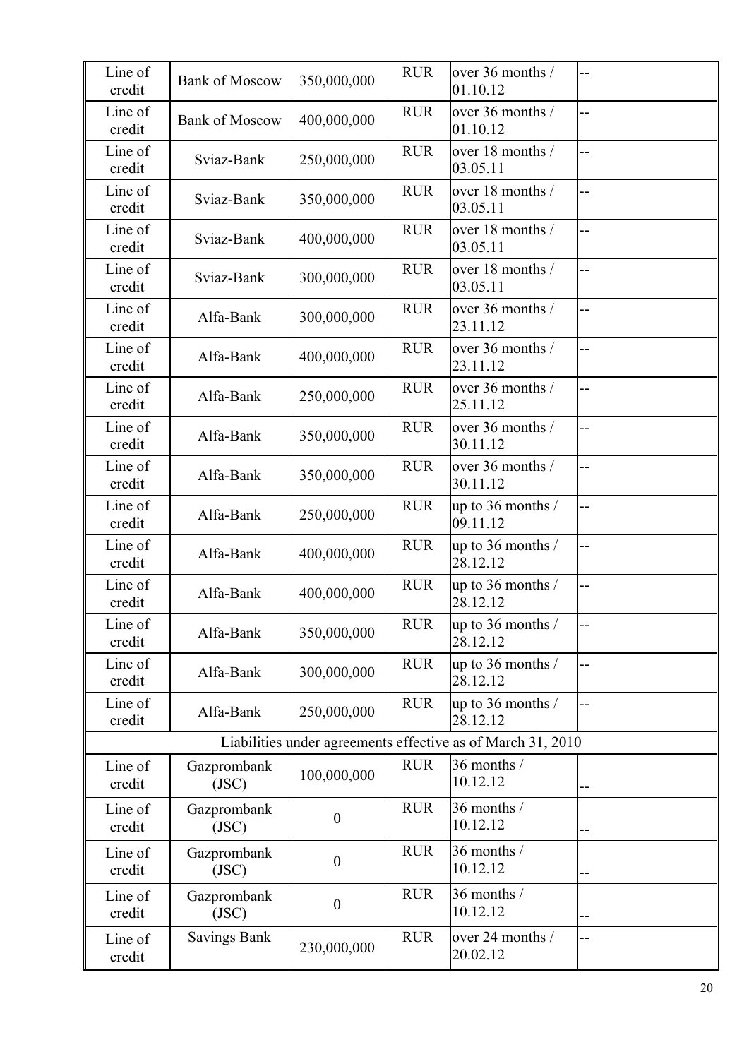| | | | | | |
|---|---|---|---|---|---|
| Line of credit | Bank of Moscow | 350,000,000 | RUR | over 36 months / 01.10.12 | -- |
| Line of credit | Bank of Moscow | 400,000,000 | RUR | over 36 months / 01.10.12 | -- |
| Line of credit | Sviaz-Bank | 250,000,000 | RUR | over 18 months / 03.05.11 | -- |
| Line of credit | Sviaz-Bank | 350,000,000 | RUR | over 18 months / 03.05.11 | -- |
| Line of credit | Sviaz-Bank | 400,000,000 | RUR | over 18 months / 03.05.11 | -- |
| Line of credit | Sviaz-Bank | 300,000,000 | RUR | over 18 months / 03.05.11 | -- |
| Line of credit | Alfa-Bank | 300,000,000 | RUR | over 36 months / 23.11.12 | -- |
| Line of credit | Alfa-Bank | 400,000,000 | RUR | over 36 months / 23.11.12 | -- |
| Line of credit | Alfa-Bank | 250,000,000 | RUR | over 36 months / 25.11.12 | -- |
| Line of credit | Alfa-Bank | 350,000,000 | RUR | over 36 months / 30.11.12 | -- |
| Line of credit | Alfa-Bank | 350,000,000 | RUR | over 36 months / 30.11.12 | -- |
| Line of credit | Alfa-Bank | 250,000,000 | RUR | up to 36 months / 09.11.12 | -- |
| Line of credit | Alfa-Bank | 400,000,000 | RUR | up to 36 months / 28.12.12 | -- |
| Line of credit | Alfa-Bank | 400,000,000 | RUR | up to 36 months / 28.12.12 | -- |
| Line of credit | Alfa-Bank | 350,000,000 | RUR | up to 36 months / 28.12.12 | -- |
| Line of credit | Alfa-Bank | 300,000,000 | RUR | up to 36 months / 28.12.12 | -- |
| Line of credit | Alfa-Bank | 250,000,000 | RUR | up to 36 months / 28.12.12 | -- |
| Liabilities under agreements effective as of March 31, 2010 | | | | | |
| Line of credit | Gazprombank (JSC) | 100,000,000 | RUR | 36 months / 10.12.12 | -- |
| Line of credit | Gazprombank (JSC) | 0 | RUR | 36 months / 10.12.12 | -- |
| Line of credit | Gazprombank (JSC) | 0 | RUR | 36 months / 10.12.12 | -- |
| Line of credit | Gazprombank (JSC) | 0 | RUR | 36 months / 10.12.12 | -- |
| Line of credit | Savings Bank | 230,000,000 | RUR | over 24 months / 20.02.12 | -- |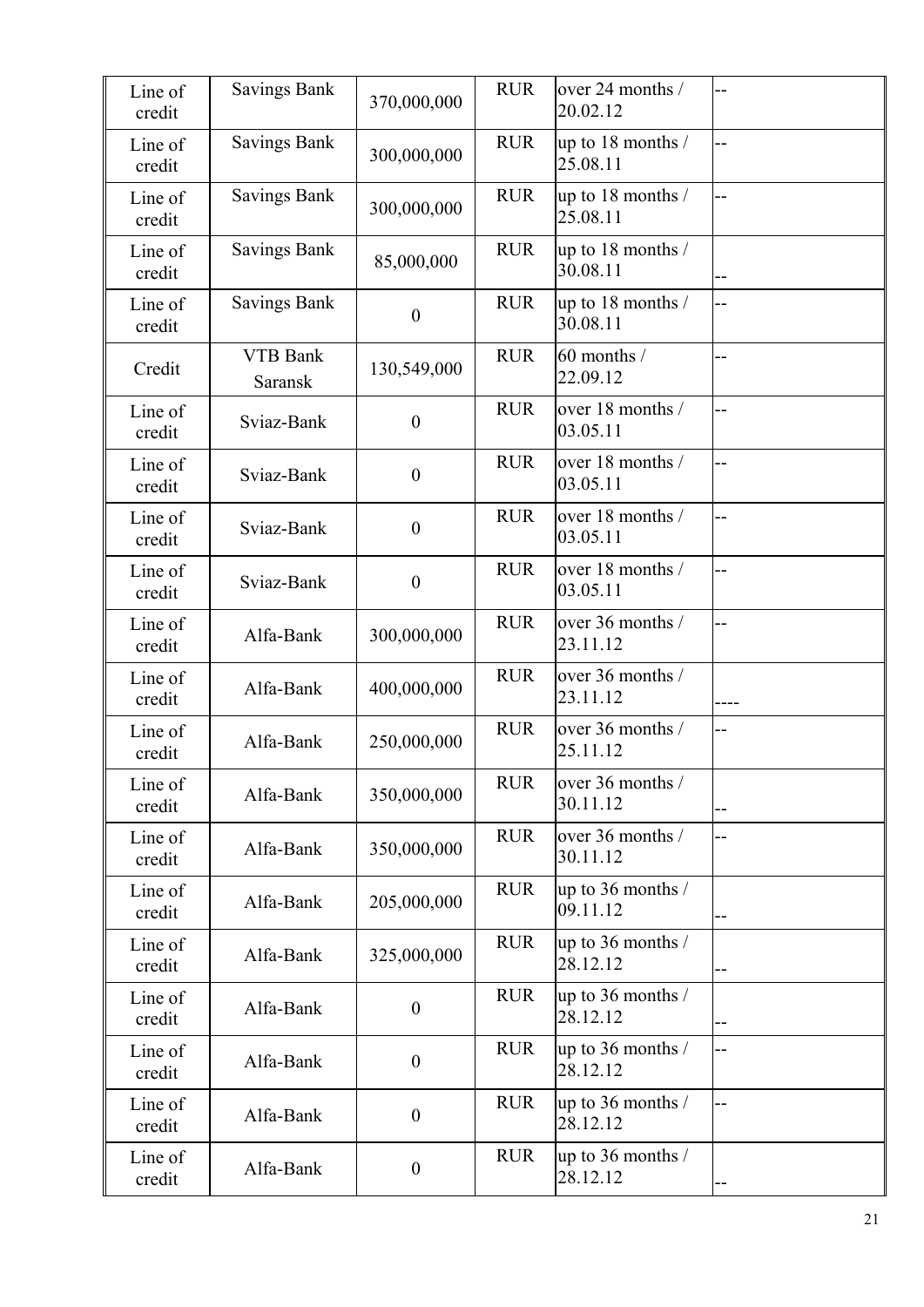| | | | | | |
|---|---|---|---|---|---|
| Line of credit | Savings Bank | 370,000,000 | RUR | over 24 months / 20.02.12 | -- |
| Line of credit | Savings Bank | 300,000,000 | RUR | up to 18 months / 25.08.11 | -- |
| Line of credit | Savings Bank | 300,000,000 | RUR | up to 18 months / 25.08.11 | -- |
| Line of credit | Savings Bank | 85,000,000 | RUR | up to 18 months / 30.08.11 | -- |
| Line of credit | Savings Bank | 0 | RUR | up to 18 months / 30.08.11 | -- |
| Credit | VTB Bank Saransk | 130,549,000 | RUR | 60 months / 22.09.12 | -- |
| Line of credit | Sviaz-Bank | 0 | RUR | over 18 months / 03.05.11 | -- |
| Line of credit | Sviaz-Bank | 0 | RUR | over 18 months / 03.05.11 | -- |
| Line of credit | Sviaz-Bank | 0 | RUR | over 18 months / 03.05.11 | -- |
| Line of credit | Sviaz-Bank | 0 | RUR | over 18 months / 03.05.11 | -- |
| Line of credit | Alfa-Bank | 300,000,000 | RUR | over 36 months / 23.11.12 | -- |
| Line of credit | Alfa-Bank | 400,000,000 | RUR | over 36 months / 23.11.12 | ---- |
| Line of credit | Alfa-Bank | 250,000,000 | RUR | over 36 months / 25.11.12 | -- |
| Line of credit | Alfa-Bank | 350,000,000 | RUR | over 36 months / 30.11.12 | -- |
| Line of credit | Alfa-Bank | 350,000,000 | RUR | over 36 months / 30.11.12 | -- |
| Line of credit | Alfa-Bank | 205,000,000 | RUR | up to 36 months / 09.11.12 | -- |
| Line of credit | Alfa-Bank | 325,000,000 | RUR | up to 36 months / 28.12.12 | -- |
| Line of credit | Alfa-Bank | 0 | RUR | up to 36 months / 28.12.12 | -- |
| Line of credit | Alfa-Bank | 0 | RUR | up to 36 months / 28.12.12 | -- |
| Line of credit | Alfa-Bank | 0 | RUR | up to 36 months / 28.12.12 | -- |
| Line of credit | Alfa-Bank | 0 | RUR | up to 36 months / 28.12.12 | -- |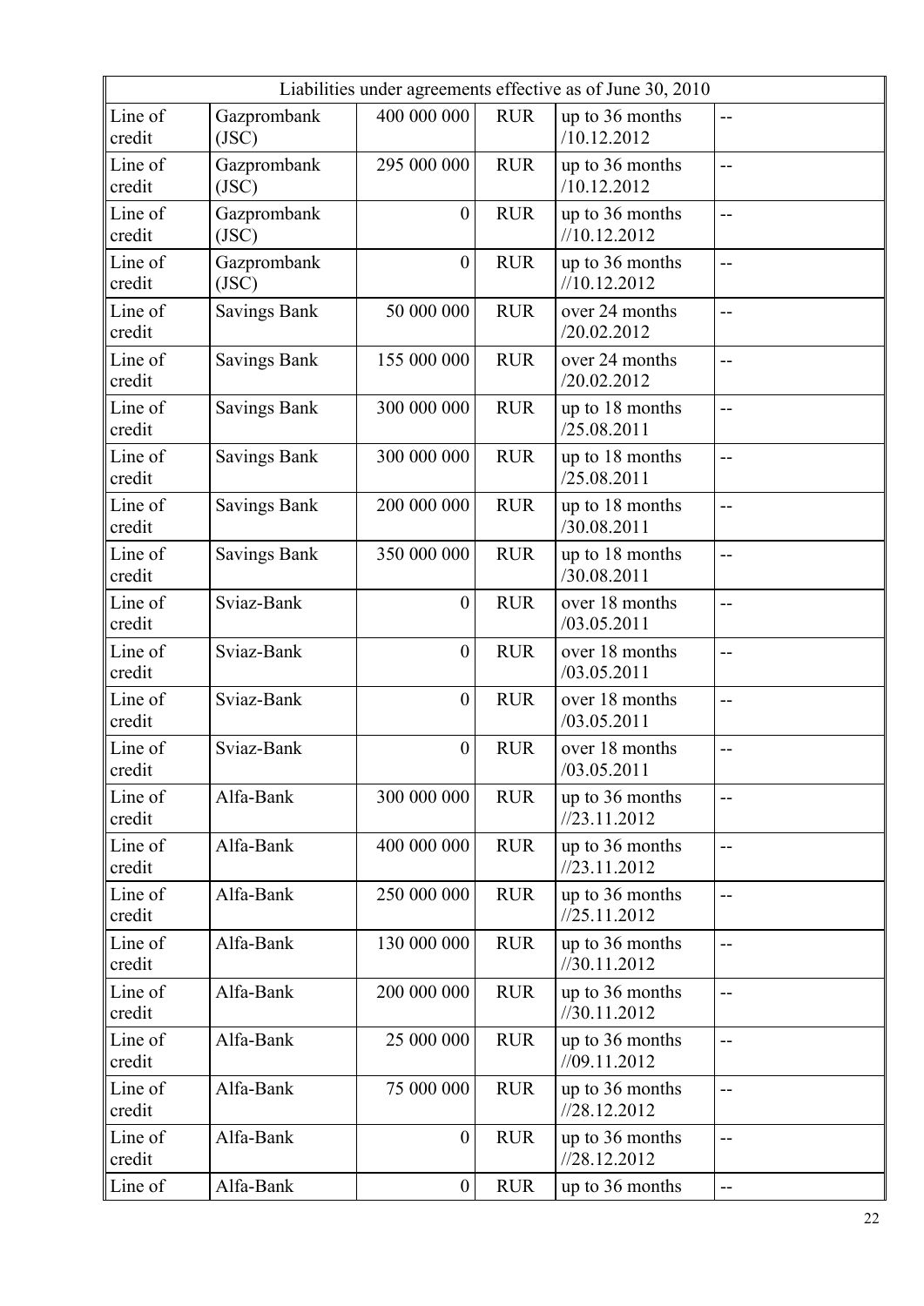| Liabilities under agreements effective as of June 30, 2010 | | | | | |
|---|---|---|---|---|---|
| Line of credit | Gazprombank (JSC) | 400 000 000 | RUR | up to 36 months /10.12.2012 | -- |
| Line of credit | Gazprombank (JSC) | 295 000 000 | RUR | up to 36 months /10.12.2012 | -- |
| Line of credit | Gazprombank (JSC) | 0 | RUR | up to 36 months //10.12.2012 | -- |
| Line of credit | Gazprombank (JSC) | 0 | RUR | up to 36 months //10.12.2012 | -- |
| Line of credit | Savings Bank | 50 000 000 | RUR | over 24 months /20.02.2012 | -- |
| Line of credit | Savings Bank | 155 000 000 | RUR | over 24 months /20.02.2012 | -- |
| Line of credit | Savings Bank | 300 000 000 | RUR | up to 18 months /25.08.2011 | -- |
| Line of credit | Savings Bank | 300 000 000 | RUR | up to 18 months /25.08.2011 | -- |
| Line of credit | Savings Bank | 200 000 000 | RUR | up to 18 months /30.08.2011 | -- |
| Line of credit | Savings Bank | 350 000 000 | RUR | up to 18 months /30.08.2011 | -- |
| Line of credit | Sviaz-Bank | 0 | RUR | over 18 months /03.05.2011 | -- |
| Line of credit | Sviaz-Bank | 0 | RUR | over 18 months /03.05.2011 | -- |
| Line of credit | Sviaz-Bank | 0 | RUR | over 18 months /03.05.2011 | -- |
| Line of credit | Sviaz-Bank | 0 | RUR | over 18 months /03.05.2011 | -- |
| Line of credit | Alfa-Bank | 300 000 000 | RUR | up to 36 months //23.11.2012 | -- |
| Line of credit | Alfa-Bank | 400 000 000 | RUR | up to 36 months //23.11.2012 | -- |
| Line of credit | Alfa-Bank | 250 000 000 | RUR | up to 36 months //25.11.2012 | -- |
| Line of credit | Alfa-Bank | 130 000 000 | RUR | up to 36 months //30.11.2012 | -- |
| Line of credit | Alfa-Bank | 200 000 000 | RUR | up to 36 months //30.11.2012 | -- |
| Line of credit | Alfa-Bank | 25 000 000 | RUR | up to 36 months //09.11.2012 | -- |
| Line of credit | Alfa-Bank | 75 000 000 | RUR | up to 36 months //28.12.2012 | -- |
| Line of credit | Alfa-Bank | 0 | RUR | up to 36 months //28.12.2012 | -- |
| Line of | Alfa-Bank | 0 | RUR | up to 36 months | -- |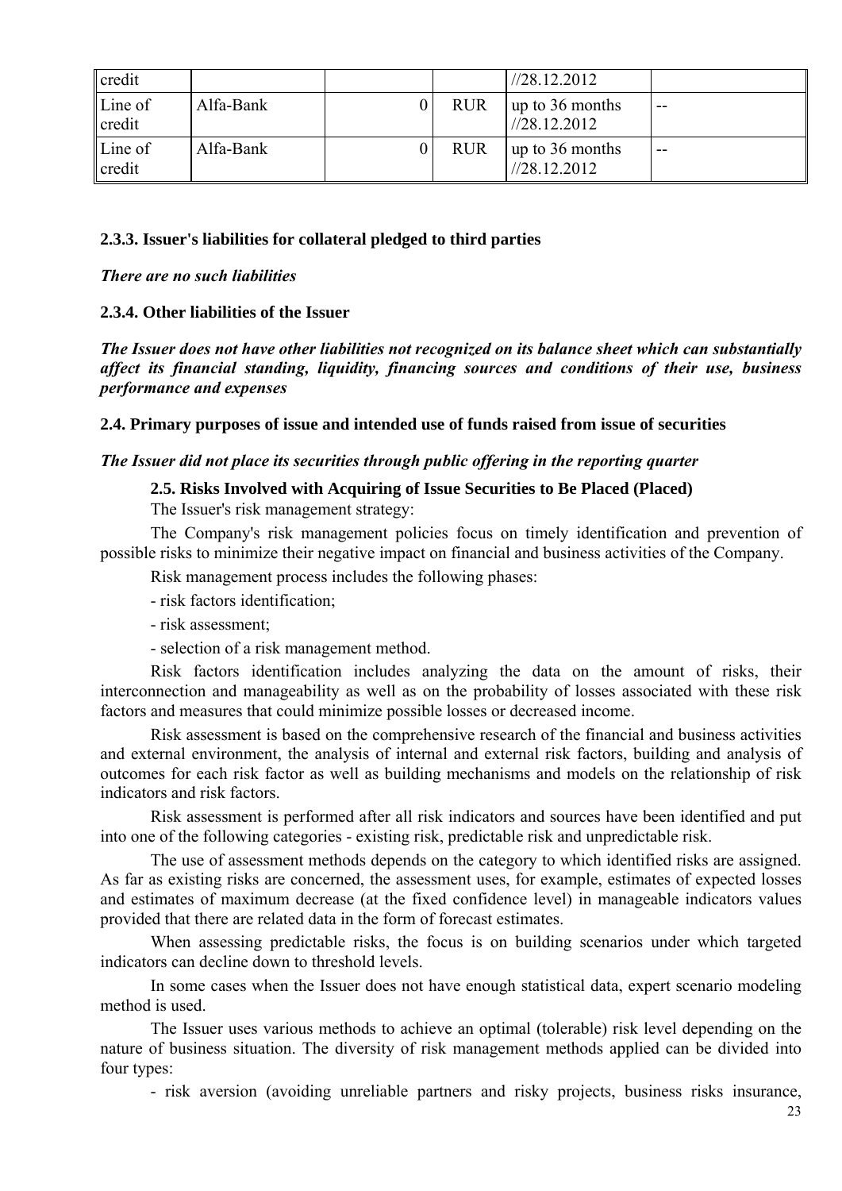| credit | | | | //28.12.2012 | |
|---|---|---|---|---|---|
| Line of credit | Alfa-Bank | 0 | RUR | up to 36 months //28.12.2012 | -- |
| Line of credit | Alfa-Bank | 0 | RUR | up to 36 months //28.12.2012 | -- |

### 2.3.3. Issuer's liabilities for collateral pledged to third parties

***There are no such liabilities***

### 2.3.4. Other liabilities of the Issuer

***The Issuer does not have other liabilities not recognized on its balance sheet which can substantially affect its financial standing, liquidity, financing sources and conditions of their use, business performance and expenses***

## 2.4. Primary purposes of issue and intended use of funds raised from issue of securities

***The Issuer did not place its securities through public offering in the reporting quarter***

## 2.5. Risks Involved with Acquiring of Issue Securities to Be Placed (Placed)

The Issuer's risk management strategy:

The Company's risk management policies focus on timely identification and prevention of possible risks to minimize their negative impact on financial and business activities of the Company.

Risk management process includes the following phases:

- risk factors identification;
- risk assessment;
- selection of a risk management method.

Risk factors identification includes analyzing the data on the amount of risks, their interconnection and manageability as well as on the probability of losses associated with these risk factors and measures that could minimize possible losses or decreased income.

Risk assessment is based on the comprehensive research of the financial and business activities and external environment, the analysis of internal and external risk factors, building and analysis of outcomes for each risk factor as well as building mechanisms and models on the relationship of risk indicators and risk factors.

Risk assessment is performed after all risk indicators and sources have been identified and put into one of the following categories - existing risk, predictable risk and unpredictable risk.

The use of assessment methods depends on the category to which identified risks are assigned. As far as existing risks are concerned, the assessment uses, for example, estimates of expected losses and estimates of maximum decrease (at the fixed confidence level) in manageable indicators values provided that there are related data in the form of forecast estimates.

When assessing predictable risks, the focus is on building scenarios under which targeted indicators can decline down to threshold levels.

In some cases when the Issuer does not have enough statistical data, expert scenario modeling method is used.

The Issuer uses various methods to achieve an optimal (tolerable) risk level depending on the nature of business situation. The diversity of risk management methods applied can be divided into four types:

- risk aversion (avoiding unreliable partners and risky projects, business risks insurance,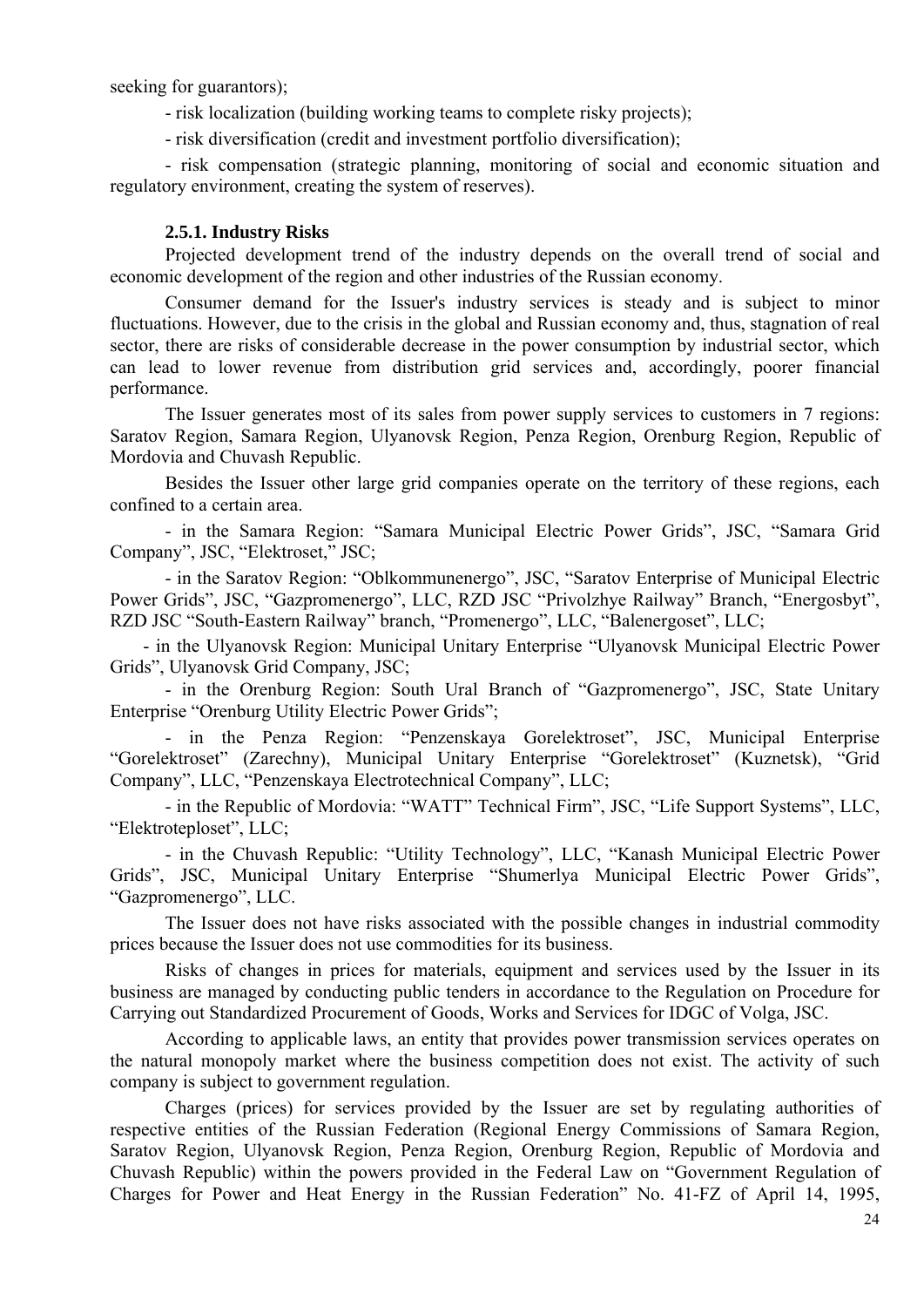seeking for guarantors);

- risk localization (building working teams to complete risky projects);

- risk diversification (credit and investment portfolio diversification);

- risk compensation (strategic planning, monitoring of social and economic situation and regulatory environment, creating the system of reserves).

### 2.5.1. Industry Risks

Projected development trend of the industry depends on the overall trend of social and economic development of the region and other industries of the Russian economy.

Consumer demand for the Issuer's industry services is steady and is subject to minor fluctuations. However, due to the crisis in the global and Russian economy and, thus, stagnation of real sector, there are risks of considerable decrease in the power consumption by industrial sector, which can lead to lower revenue from distribution grid services and, accordingly, poorer financial performance.

The Issuer generates most of its sales from power supply services to customers in 7 regions: Saratov Region, Samara Region, Ulyanovsk Region, Penza Region, Orenburg Region, Republic of Mordovia and Chuvash Republic.

Besides the Issuer other large grid companies operate on the territory of these regions, each confined to a certain area.

- in the Samara Region: “Samara Municipal Electric Power Grids”, JSC, “Samara Grid Company”, JSC, “Elektroset,” JSC;

- in the Saratov Region: “Oblkommunenergo”, JSC, “Saratov Enterprise of Municipal Electric Power Grids”, JSC, “Gazpromenergo”, LLC, RZD JSC “Privolzhye Railway” Branch, “Energosbyt”, RZD JSC “South-Eastern Railway” branch, “Promenergo”, LLC, “Balenergoset”, LLC;

- in the Ulyanovsk Region: Municipal Unitary Enterprise “Ulyanovsk Municipal Electric Power Grids”, Ulyanovsk Grid Company, JSC;

- in the Orenburg Region: South Ural Branch of “Gazpromenergo”, JSC, State Unitary Enterprise “Orenburg Utility Electric Power Grids”;

- in the Penza Region: “Penzenskaya Gorelektroset”, JSC, Municipal Enterprise “Gorelektroset” (Zarechny), Municipal Unitary Enterprise “Gorelektroset” (Kuznetsk), “Grid Company”, LLC, “Penzenskaya Electrotechnical Company”, LLC;

- in the Republic of Mordovia: “WATT” Technical Firm”, JSC, “Life Support Systems”, LLC, “Elektroteploset”, LLC;

- in the Chuvash Republic: “Utility Technology”, LLC, “Kanash Municipal Electric Power Grids”, JSC, Municipal Unitary Enterprise “Shumerlya Municipal Electric Power Grids”, “Gazpromenergo”, LLC.

The Issuer does not have risks associated with the possible changes in industrial commodity prices because the Issuer does not use commodities for its business.

Risks of changes in prices for materials, equipment and services used by the Issuer in its business are managed by conducting public tenders in accordance to the Regulation on Procedure for Carrying out Standardized Procurement of Goods, Works and Services for IDGC of Volga, JSC.

According to applicable laws, an entity that provides power transmission services operates on the natural monopoly market where the business competition does not exist. The activity of such company is subject to government regulation.

Charges (prices) for services provided by the Issuer are set by regulating authorities of respective entities of the Russian Federation (Regional Energy Commissions of Samara Region, Saratov Region, Ulyanovsk Region, Penza Region, Orenburg Region, Republic of Mordovia and Chuvash Republic) within the powers provided in the Federal Law on “Government Regulation of Charges for Power and Heat Energy in the Russian Federation” No. 41-FZ of April 14, 1995,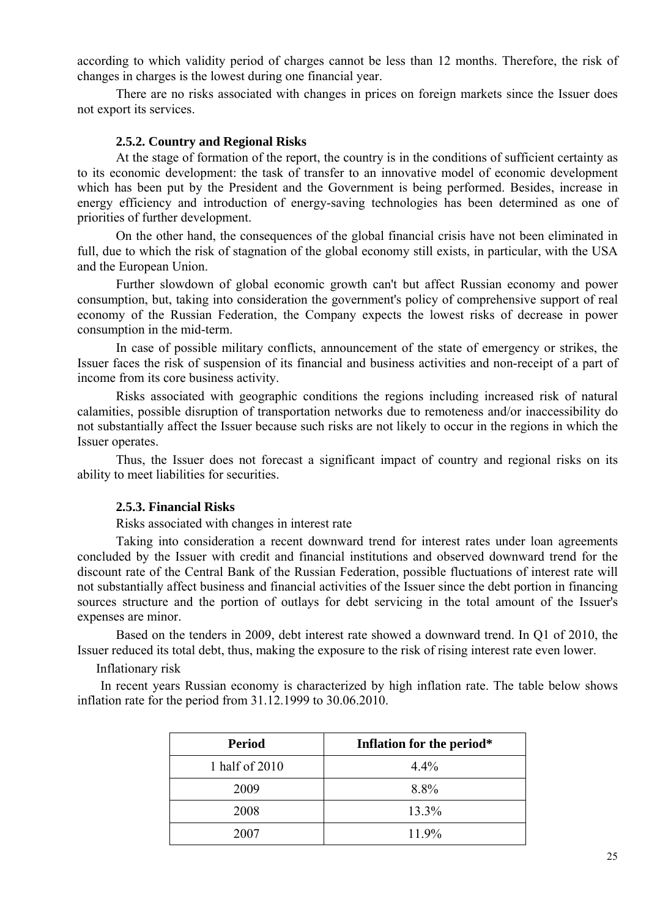according to which validity period of charges cannot be less than 12 months. Therefore, the risk of changes in charges is the lowest during one financial year.

There are no risks associated with changes in prices on foreign markets since the Issuer does not export its services.

#### 2.5.2. Country and Regional Risks

At the stage of formation of the report, the country is in the conditions of sufficient certainty as to its economic development: the task of transfer to an innovative model of economic development which has been put by the President and the Government is being performed. Besides, increase in energy efficiency and introduction of energy-saving technologies has been determined as one of priorities of further development.

On the other hand, the consequences of the global financial crisis have not been eliminated in full, due to which the risk of stagnation of the global economy still exists, in particular, with the USA and the European Union.

Further slowdown of global economic growth can't but affect Russian economy and power consumption, but, taking into consideration the government's policy of comprehensive support of real economy of the Russian Federation, the Company expects the lowest risks of decrease in power consumption in the mid-term.

In case of possible military conflicts, announcement of the state of emergency or strikes, the Issuer faces the risk of suspension of its financial and business activities and non-receipt of a part of income from its core business activity.

Risks associated with geographic conditions the regions including increased risk of natural calamities, possible disruption of transportation networks due to remoteness and/or inaccessibility do not substantially affect the Issuer because such risks are not likely to occur in the regions in which the Issuer operates.

Thus, the Issuer does not forecast a significant impact of country and regional risks on its ability to meet liabilities for securities.

#### 2.5.3. Financial Risks

Risks associated with changes in interest rate

Taking into consideration a recent downward trend for interest rates under loan agreements concluded by the Issuer with credit and financial institutions and observed downward trend for the discount rate of the Central Bank of the Russian Federation, possible fluctuations of interest rate will not substantially affect business and financial activities of the Issuer since the debt portion in financing sources structure and the portion of outlays for debt servicing in the total amount of the Issuer's expenses are minor.

Based on the tenders in 2009, debt interest rate showed a downward trend. In Q1 of 2010, the Issuer reduced its total debt, thus, making the exposure to the risk of rising interest rate even lower.

Inflationary risk

In recent years Russian economy is characterized by high inflation rate. The table below shows inflation rate for the period from 31.12.1999 to 30.06.2010.

| Period | Inflation for the period* |
|---|---|
| 1 half of 2010 | 4.4% |
| 2009 | 8.8% |
| 2008 | 13.3% |
| 2007 | 11.9% |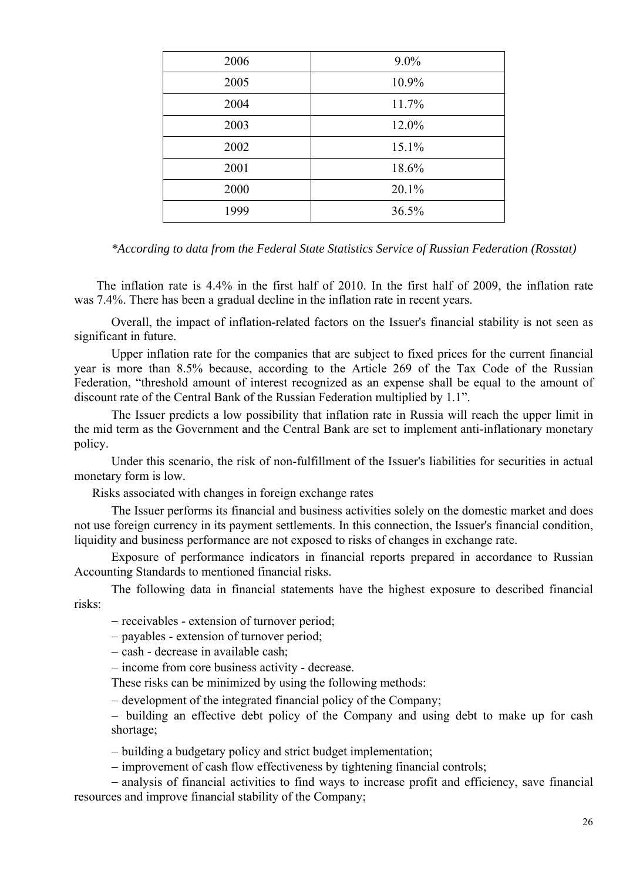| 2006 | 9.0% |
|---|---|
| 2005 | 10.9% |
| 2004 | 11.7% |
| 2003 | 12.0% |
| 2002 | 15.1% |
| 2001 | 18.6% |
| 2000 | 20.1% |
| 1999 | 36.5% |

*\*According to data from the Federal State Statistics Service of Russian Federation (Rosstat)*

The inflation rate is 4.4% in the first half of 2010. In the first half of 2009, the inflation rate was 7.4%. There has been a gradual decline in the inflation rate in recent years.

Overall, the impact of inflation-related factors on the Issuer's financial stability is not seen as significant in future.

Upper inflation rate for the companies that are subject to fixed prices for the current financial year is more than 8.5% because, according to the Article 269 of the Tax Code of the Russian Federation, "threshold amount of interest recognized as an expense shall be equal to the amount of discount rate of the Central Bank of the Russian Federation multiplied by 1.1".

The Issuer predicts a low possibility that inflation rate in Russia will reach the upper limit in the mid term as the Government and the Central Bank are set to implement anti-inflationary monetary policy.

Under this scenario, the risk of non-fulfillment of the Issuer's liabilities for securities in actual monetary form is low.

Risks associated with changes in foreign exchange rates

The Issuer performs its financial and business activities solely on the domestic market and does not use foreign currency in its payment settlements. In this connection, the Issuer's financial condition, liquidity and business performance are not exposed to risks of changes in exchange rate.

Exposure of performance indicators in financial reports prepared in accordance to Russian Accounting Standards to mentioned financial risks.

The following data in financial statements have the highest exposure to described financial risks:

- receivables - extension of turnover period;
- payables - extension of turnover period;
- cash - decrease in available cash;
- income from core business activity - decrease.

These risks can be minimized by using the following methods:

- development of the integrated financial policy of the Company;
- building an effective debt policy of the Company and using debt to make up for cash shortage;
- building a budgetary policy and strict budget implementation;
- improvement of cash flow effectiveness by tightening financial controls;
- analysis of financial activities to find ways to increase profit and efficiency, save financial resources and improve financial stability of the Company;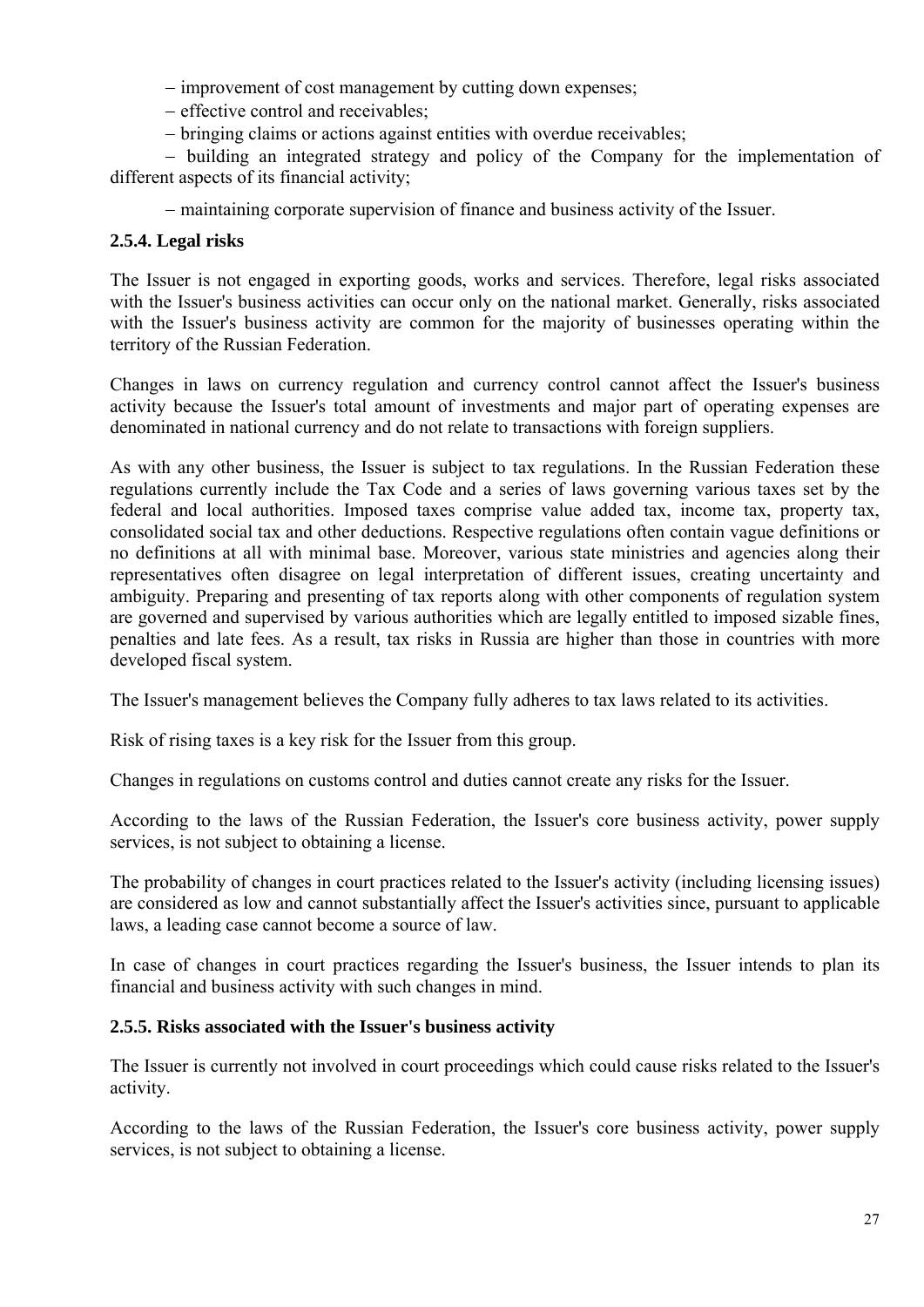– improvement of cost management by cutting down expenses;

– effective control and receivables;

– bringing claims or actions against entities with overdue receivables;

– building an integrated strategy and policy of the Company for the implementation of different aspects of its financial activity;

– maintaining corporate supervision of finance and business activity of the Issuer.

### 2.5.4. Legal risks

The Issuer is not engaged in exporting goods, works and services. Therefore, legal risks associated with the Issuer's business activities can occur only on the national market. Generally, risks associated with the Issuer's business activity are common for the majority of businesses operating within the territory of the Russian Federation.

Changes in laws on currency regulation and currency control cannot affect the Issuer's business activity because the Issuer's total amount of investments and major part of operating expenses are denominated in national currency and do not relate to transactions with foreign suppliers.

As with any other business, the Issuer is subject to tax regulations. In the Russian Federation these regulations currently include the Tax Code and a series of laws governing various taxes set by the federal and local authorities. Imposed taxes comprise value added tax, income tax, property tax, consolidated social tax and other deductions. Respective regulations often contain vague definitions or no definitions at all with minimal base. Moreover, various state ministries and agencies along their representatives often disagree on legal interpretation of different issues, creating uncertainty and ambiguity. Preparing and presenting of tax reports along with other components of regulation system are governed and supervised by various authorities which are legally entitled to imposed sizable fines, penalties and late fees. As a result, tax risks in Russia are higher than those in countries with more developed fiscal system.

The Issuer's management believes the Company fully adheres to tax laws related to its activities.

Risk of rising taxes is a key risk for the Issuer from this group.

Changes in regulations on customs control and duties cannot create any risks for the Issuer.

According to the laws of the Russian Federation, the Issuer's core business activity, power supply services, is not subject to obtaining a license.

The probability of changes in court practices related to the Issuer's activity (including licensing issues) are considered as low and cannot substantially affect the Issuer's activities since, pursuant to applicable laws, a leading case cannot become a source of law.

In case of changes in court practices regarding the Issuer's business, the Issuer intends to plan its financial and business activity with such changes in mind.

### 2.5.5. Risks associated with the Issuer's business activity

The Issuer is currently not involved in court proceedings which could cause risks related to the Issuer's activity.

According to the laws of the Russian Federation, the Issuer's core business activity, power supply services, is not subject to obtaining a license.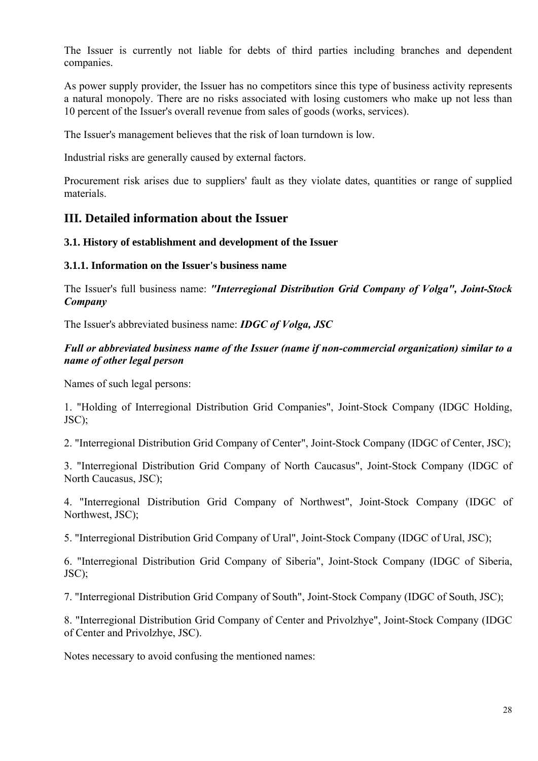The Issuer is currently not liable for debts of third parties including branches and dependent companies.

As power supply provider, the Issuer has no competitors since this type of business activity represents a natural monopoly. There are no risks associated with losing customers who make up not less than 10 percent of the Issuer's overall revenue from sales of goods (works, services).

The Issuer's management believes that the risk of loan turndown is low.

Industrial risks are generally caused by external factors.

Procurement risk arises due to suppliers' fault as they violate dates, quantities or range of supplied materials.

## III. Detailed information about the Issuer

### 3.1. History of establishment and development of the Issuer

#### 3.1.1. Information on the Issuer's business name

The Issuer's full business name: ***"Interregional Distribution Grid Company of Volga", Joint-Stock Company***

The Issuer's abbreviated business name: ***IDGC of Volga, JSC***

***Full or abbreviated business name of the Issuer (name if non-commercial organization) similar to a name of other legal person***

Names of such legal persons:

1. "Holding of Interregional Distribution Grid Companies", Joint-Stock Company (IDGC Holding, JSC);

2. "Interregional Distribution Grid Company of Center", Joint-Stock Company (IDGC of Center, JSC);

3. "Interregional Distribution Grid Company of North Caucasus", Joint-Stock Company (IDGC of North Caucasus, JSC);

4. "Interregional Distribution Grid Company of Northwest", Joint-Stock Company (IDGC of Northwest, JSC);

5. "Interregional Distribution Grid Company of Ural", Joint-Stock Company (IDGC of Ural, JSC);

6. "Interregional Distribution Grid Company of Siberia", Joint-Stock Company (IDGC of Siberia, JSC);

7. "Interregional Distribution Grid Company of South", Joint-Stock Company (IDGC of South, JSC);

8. "Interregional Distribution Grid Company of Center and Privolzhye", Joint-Stock Company (IDGC of Center and Privolzhye, JSC).

Notes necessary to avoid confusing the mentioned names: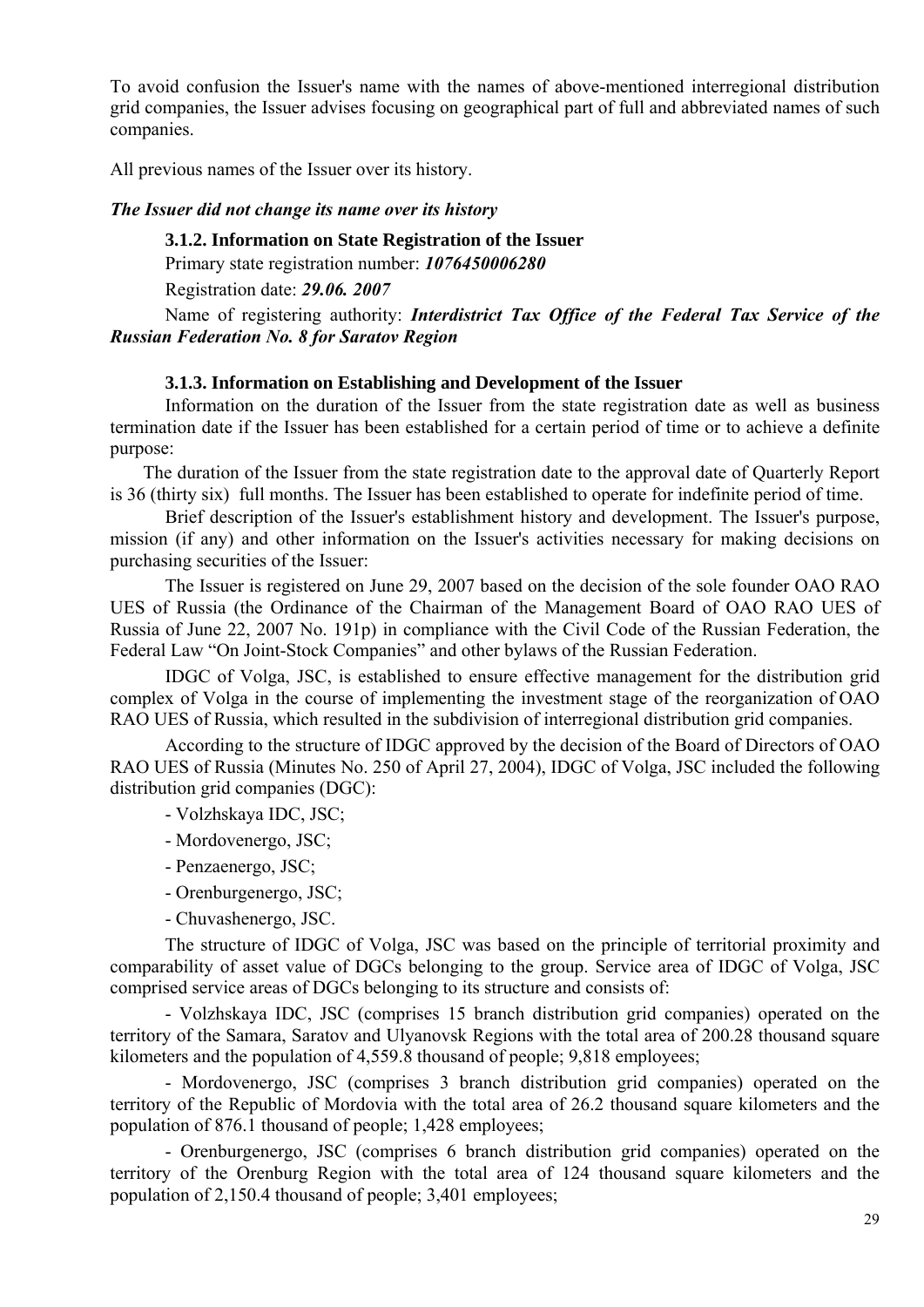To avoid confusion the Issuer's name with the names of above-mentioned interregional distribution grid companies, the Issuer advises focusing on geographical part of full and abbreviated names of such companies.

All previous names of the Issuer over its history.

***The Issuer did not change its name over its history***

### 3.1.2. Information on State Registration of the Issuer

Primary state registration number: ***1076450006280***

Registration date: ***29.06. 2007***

Name of registering authority: ***Interdistrict Tax Office of the Federal Tax Service of the Russian Federation No. 8 for Saratov Region***

### 3.1.3. Information on Establishing and Development of the Issuer

Information on the duration of the Issuer from the state registration date as well as business termination date if the Issuer has been established for a certain period of time or to achieve a definite purpose:

The duration of the Issuer from the state registration date to the approval date of Quarterly Report is 36 (thirty six) full months. The Issuer has been established to operate for indefinite period of time.

Brief description of the Issuer's establishment history and development. The Issuer's purpose, mission (if any) and other information on the Issuer's activities necessary for making decisions on purchasing securities of the Issuer:

The Issuer is registered on June 29, 2007 based on the decision of the sole founder OAO RAO UES of Russia (the Ordinance of the Chairman of the Management Board of OAO RAO UES of Russia of June 22, 2007 No. 191p) in compliance with the Civil Code of the Russian Federation, the Federal Law "On Joint-Stock Companies" and other bylaws of the Russian Federation.

IDGC of Volga, JSC, is established to ensure effective management for the distribution grid complex of Volga in the course of implementing the investment stage of the reorganization of OAO RAO UES of Russia, which resulted in the subdivision of interregional distribution grid companies.

According to the structure of IDGC approved by the decision of the Board of Directors of OAO RAO UES of Russia (Minutes No. 250 of April 27, 2004), IDGC of Volga, JSC included the following distribution grid companies (DGC):

- Volzhskaya IDC, JSC;
- Mordovenergo, JSC;
- Penzaenergo, JSC;
- Orenburgenergo, JSC;
- Chuvashenergo, JSC.

The structure of IDGC of Volga, JSC was based on the principle of territorial proximity and comparability of asset value of DGCs belonging to the group. Service area of IDGC of Volga, JSC comprised service areas of DGCs belonging to its structure and consists of:

- Volzhskaya IDC, JSC (comprises 15 branch distribution grid companies) operated on the territory of the Samara, Saratov and Ulyanovsk Regions with the total area of 200.28 thousand square kilometers and the population of 4,559.8 thousand of people; 9,818 employees;

- Mordovenergo, JSC (comprises 3 branch distribution grid companies) operated on the territory of the Republic of Mordovia with the total area of 26.2 thousand square kilometers and the population of 876.1 thousand of people; 1,428 employees;

- Orenburgenergo, JSC (comprises 6 branch distribution grid companies) operated on the territory of the Orenburg Region with the total area of 124 thousand square kilometers and the population of 2,150.4 thousand of people; 3,401 employees;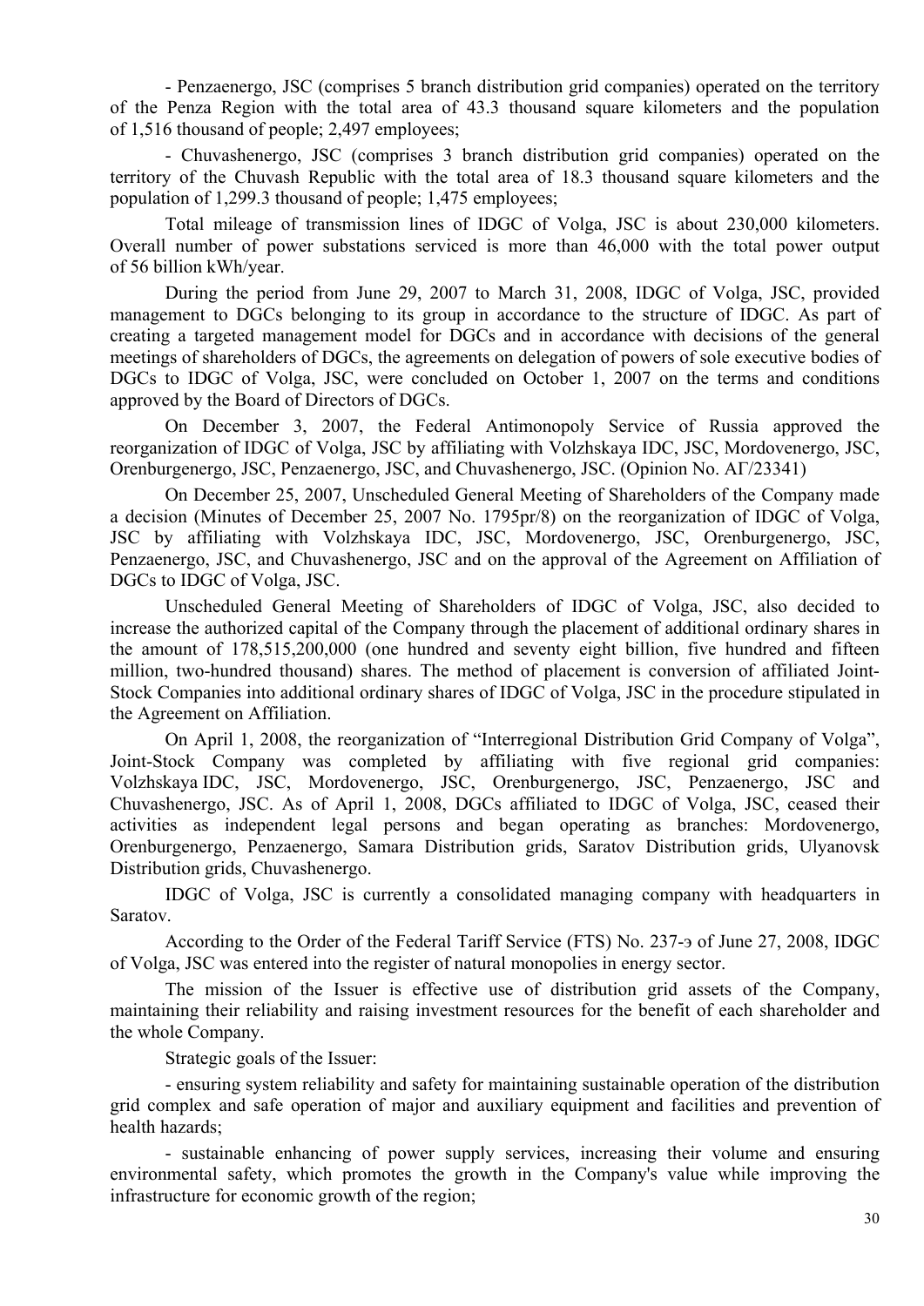- Penzaenergo, JSC (comprises 5 branch distribution grid companies) operated on the territory of the Penza Region with the total area of 43.3 thousand square kilometers and the population of 1,516 thousand of people; 2,497 employees;

- Chuvashenergo, JSC (comprises 3 branch distribution grid companies) operated on the territory of the Chuvash Republic with the total area of 18.3 thousand square kilometers and the population of 1,299.3 thousand of people; 1,475 employees;

Total mileage of transmission lines of IDGC of Volga, JSC is about 230,000 kilometers. Overall number of power substations serviced is more than 46,000 with the total power output of 56 billion kWh/year.

During the period from June 29, 2007 to March 31, 2008, IDGC of Volga, JSC, provided management to DGCs belonging to its group in accordance to the structure of IDGC. As part of creating a targeted management model for DGCs and in accordance with decisions of the general meetings of shareholders of DGCs, the agreements on delegation of powers of sole executive bodies of DGCs to IDGC of Volga, JSC, were concluded on October 1, 2007 on the terms and conditions approved by the Board of Directors of DGCs.

On December 3, 2007, the Federal Antimonopoly Service of Russia approved the reorganization of IDGC of Volga, JSC by affiliating with Volzhskaya IDC, JSC, Mordovenergo, JSC, Orenburgenergo, JSC, Penzaenergo, JSC, and Chuvashenergo, JSC. (Opinion No. АГ/23341)

On December 25, 2007, Unscheduled General Meeting of Shareholders of the Company made a decision (Minutes of December 25, 2007 No. 1795pr/8) on the reorganization of IDGC of Volga, JSC by affiliating with Volzhskaya IDC, JSC, Mordovenergo, JSC, Orenburgenergo, JSC, Penzaenergo, JSC, and Chuvashenergo, JSC and on the approval of the Agreement on Affiliation of DGCs to IDGC of Volga, JSC.

Unscheduled General Meeting of Shareholders of IDGC of Volga, JSC, also decided to increase the authorized capital of the Company through the placement of additional ordinary shares in the amount of 178,515,200,000 (one hundred and seventy eight billion, five hundred and fifteen million, two-hundred thousand) shares. The method of placement is conversion of affiliated Joint-Stock Companies into additional ordinary shares of IDGC of Volga, JSC in the procedure stipulated in the Agreement on Affiliation.

On April 1, 2008, the reorganization of "Interregional Distribution Grid Company of Volga", Joint-Stock Company was completed by affiliating with five regional grid companies: Volzhskaya IDC, JSC, Mordovenergo, JSC, Orenburgenergo, JSC, Penzaenergo, JSC and Chuvashenergo, JSC. As of April 1, 2008, DGCs affiliated to IDGC of Volga, JSC, ceased their activities as independent legal persons and began operating as branches: Mordovenergo, Orenburgenergo, Penzaenergo, Samara Distribution grids, Saratov Distribution grids, Ulyanovsk Distribution grids, Chuvashenergo.

IDGC of Volga, JSC is currently a consolidated managing company with headquarters in Saratov.

According to the Order of the Federal Tariff Service (FTS) No. 237-э of June 27, 2008, IDGC of Volga, JSC was entered into the register of natural monopolies in energy sector.

The mission of the Issuer is effective use of distribution grid assets of the Company, maintaining their reliability and raising investment resources for the benefit of each shareholder and the whole Company.

Strategic goals of the Issuer:

- ensuring system reliability and safety for maintaining sustainable operation of the distribution grid complex and safe operation of major and auxiliary equipment and facilities and prevention of health hazards;

- sustainable enhancing of power supply services, increasing their volume and ensuring environmental safety, which promotes the growth in the Company's value while improving the infrastructure for economic growth of the region;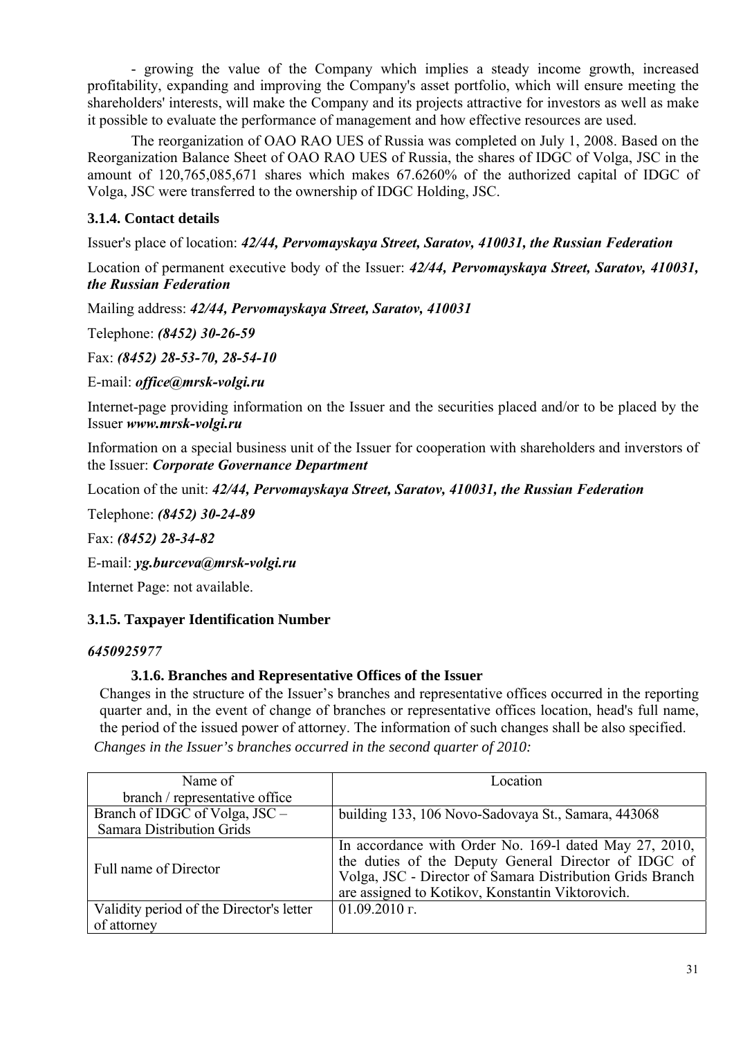- growing the value of the Company which implies a steady income growth, increased profitability, expanding and improving the Company's asset portfolio, which will ensure meeting the shareholders' interests, will make the Company and its projects attractive for investors as well as make it possible to evaluate the performance of management and how effective resources are used.

The reorganization of OAO RAO UES of Russia was completed on July 1, 2008. Based on the Reorganization Balance Sheet of OAO RAO UES of Russia, the shares of IDGC of Volga, JSC in the amount of 120,765,085,671 shares which makes 67.6260% of the authorized capital of IDGC of Volga, JSC were transferred to the ownership of IDGC Holding, JSC.

### 3.1.4. Contact details

Issuer's place of location: ***42/44, Pervomayskaya Street, Saratov, 410031, the Russian Federation***

Location of permanent executive body of the Issuer: ***42/44, Pervomayskaya Street, Saratov, 410031, the Russian Federation***

Mailing address: ***42/44, Pervomayskaya Street, Saratov, 410031***

Telephone: ***(8452) 30-26-59***

Fax: ***(8452) 28-53-70, 28-54-10***

E-mail: ***office@mrsk-volgi.ru***

Internet-page providing information on the Issuer and the securities placed and/or to be placed by the Issuer ***www.mrsk-volgi.ru***

Information on a special business unit of the Issuer for cooperation with shareholders and inverstors of the Issuer: ***Corporate Governance Department***

Location of the unit: ***42/44, Pervomayskaya Street, Saratov, 410031, the Russian Federation***

Telephone: ***(8452) 30-24-89***

Fax: ***(8452) 28-34-82***

E-mail: ***yg.burceva@mrsk-volgi.ru***

Internet Page: not available.

### 3.1.5. Taxpayer Identification Number

*6450925977*

### 3.1.6. Branches and Representative Offices of the Issuer

Changes in the structure of the Issuer's branches and representative offices occurred in the reporting quarter and, in the event of change of branches or representative offices location, head's full name, the period of the issued power of attorney. The information of such changes shall be also specified.

*Changes in the Issuer's branches occurred in the second quarter of 2010:*

| Name of branch / representative office | Location |
|---|---|
| Branch of IDGC of Volga, JSC – Samara Distribution Grids | building 133, 106 Novo-Sadovaya St., Samara, 443068 |
| Full name of Director | In accordance with Order No. 169-l dated May 27, 2010, the duties of the Deputy General Director of IDGC of Volga, JSC - Director of Samara Distribution Grids Branch are assigned to Kotikov, Konstantin Viktorovich. |
| Validity period of the Director's letter of attorney | 01.09.2010 г. |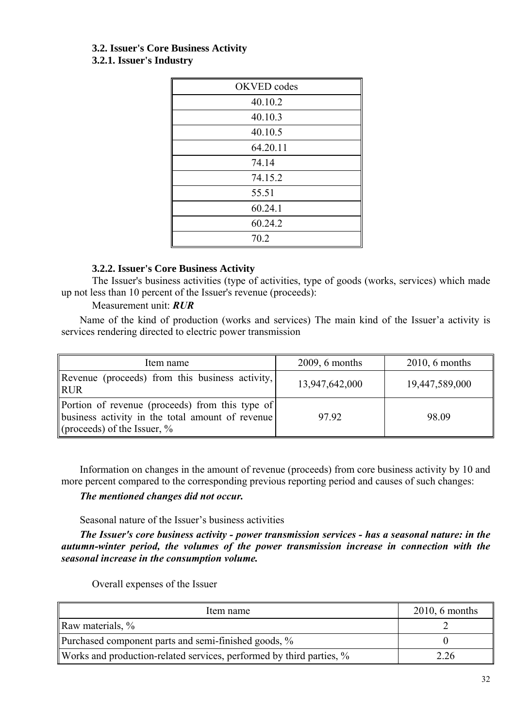### 3.2. Issuer's Core Business Activity

### 3.2.1. Issuer's Industry

| OKVED codes |
| --- |
| 40.10.2 |
| 40.10.3 |
| 40.10.5 |
| 64.20.11 |
| 74.14 |
| 74.15.2 |
| 55.51 |
| 60.24.1 |
| 60.24.2 |
| 70.2 |

### 3.2.2. Issuer's Core Business Activity

The Issuer's business activities (type of activities, type of goods (works, services) which made up not less than 10 percent of the Issuer's revenue (proceeds):

Measurement unit: ***RUR***

Name of the kind of production (works and services) The main kind of the Issuer's activity is services rendering directed to electric power transmission

| Item name | 2009, 6 months | 2010, 6 months |
| --- | --- | --- |
| Revenue (proceeds) from this business activity, RUR | 13,947,642,000 | 19,447,589,000 |
| Portion of revenue (proceeds) from this type of business activity in the total amount of revenue (proceeds) of the Issuer, % | 97.92 | 98.09 |

Information on changes in the amount of revenue (proceeds) from core business activity by 10 and more percent compared to the corresponding previous reporting period and causes of such changes:

***The mentioned changes did not occur.***

Seasonal nature of the Issuer's business activities

***The Issuer's core business activity - power transmission services - has a seasonal nature: in the autumn-winter period, the volumes of the power transmission increase in connection with the seasonal increase in the consumption volume.***

Overall expenses of the Issuer

| Item name | 2010, 6 months |
| --- | --- |
| Raw materials, % | 2 |
| Purchased component parts and semi-finished goods, % | 0 |
| Works and production-related services, performed by third parties, % | 2.26 |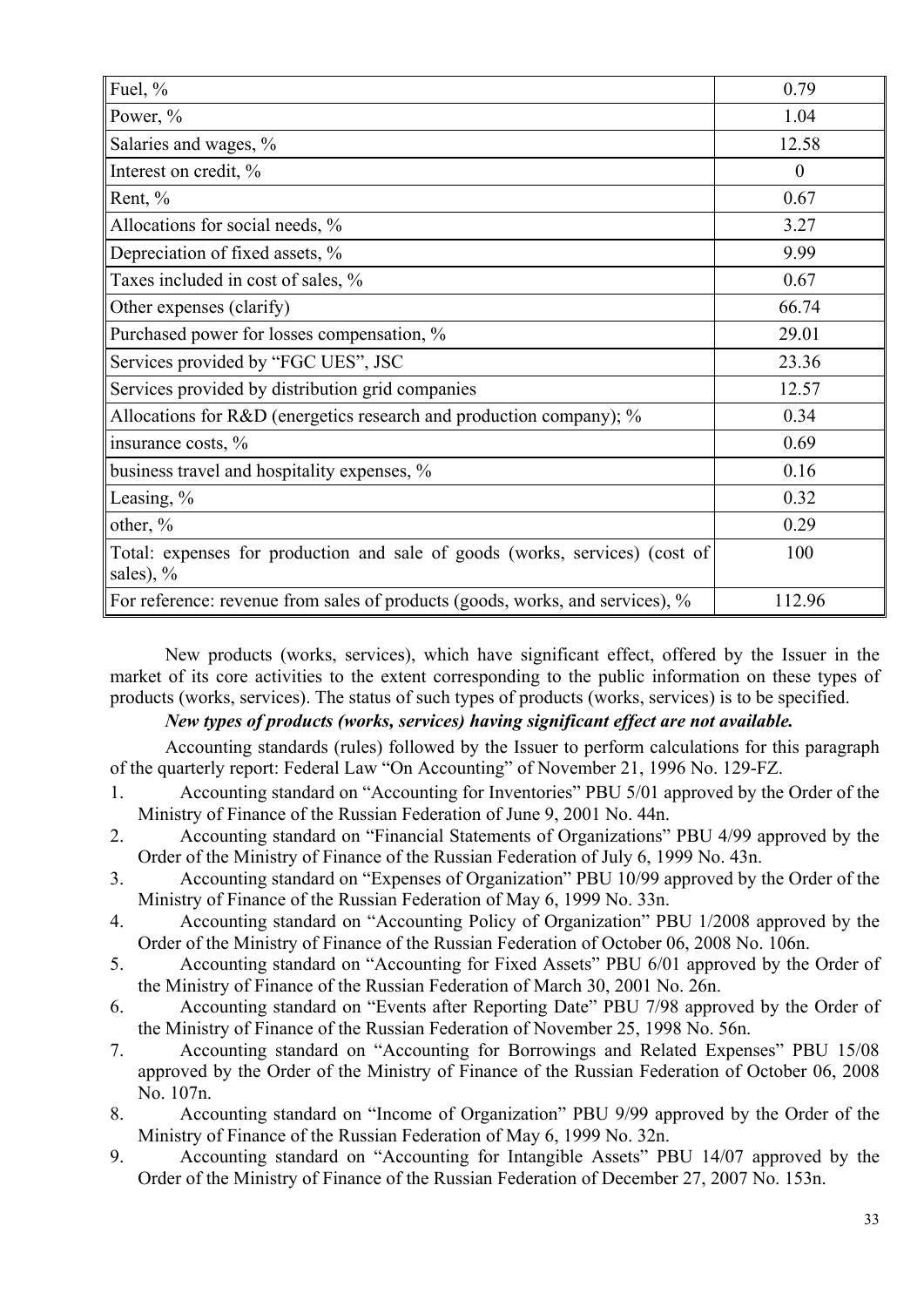| | |
|---|---|
| Fuel, % | 0.79 |
| Power, % | 1.04 |
| Salaries and wages, % | 12.58 |
| Interest on credit, % | 0 |
| Rent, % | 0.67 |
| Allocations for social needs, % | 3.27 |
| Depreciation of fixed assets, % | 9.99 |
| Taxes included in cost of sales, % | 0.67 |
| Other expenses (clarify) | 66.74 |
| Purchased power for losses compensation, % | 29.01 |
| Services provided by "FGC UES", JSC | 23.36 |
| Services provided by distribution grid companies | 12.57 |
| Allocations for R&D (energetics research and production company); % | 0.34 |
| insurance costs, % | 0.69 |
| business travel and hospitality expenses, % | 0.16 |
| Leasing, % | 0.32 |
| other, % | 0.29 |
| Total: expenses for production and sale of goods (works, services) (cost of sales), % | 100 |
| For reference: revenue from sales of products (goods, works, and services), % | 112.96 |

New products (works, services), which have significant effect, offered by the Issuer in the market of its core activities to the extent corresponding to the public information on these types of products (works, services). The status of such types of products (works, services) is to be specified.

***New types of products (works, services) having significant effect are not available.***

Accounting standards (rules) followed by the Issuer to perform calculations for this paragraph of the quarterly report: Federal Law "On Accounting" of November 21, 1996 No. 129-FZ.

1. Accounting standard on "Accounting for Inventories" PBU 5/01 approved by the Order of the Ministry of Finance of the Russian Federation of June 9, 2001 No. 44n.
2. Accounting standard on "Financial Statements of Organizations" PBU 4/99 approved by the Order of the Ministry of Finance of the Russian Federation of July 6, 1999 No. 43n.
3. Accounting standard on "Expenses of Organization" PBU 10/99 approved by the Order of the Ministry of Finance of the Russian Federation of May 6, 1999 No. 33n.
4. Accounting standard on "Accounting Policy of Organization" PBU 1/2008 approved by the Order of the Ministry of Finance of the Russian Federation of October 06, 2008 No. 106n.
5. Accounting standard on "Accounting for Fixed Assets" PBU 6/01 approved by the Order of the Ministry of Finance of the Russian Federation of March 30, 2001 No. 26n.
6. Accounting standard on "Events after Reporting Date" PBU 7/98 approved by the Order of the Ministry of Finance of the Russian Federation of November 25, 1998 No. 56n.
7. Accounting standard on "Accounting for Borrowings and Related Expenses" PBU 15/08 approved by the Order of the Ministry of Finance of the Russian Federation of October 06, 2008 No. 107n.
8. Accounting standard on "Income of Organization" PBU 9/99 approved by the Order of the Ministry of Finance of the Russian Federation of May 6, 1999 No. 32n.
9. Accounting standard on "Accounting for Intangible Assets" PBU 14/07 approved by the Order of the Ministry of Finance of the Russian Federation of December 27, 2007 No. 153n.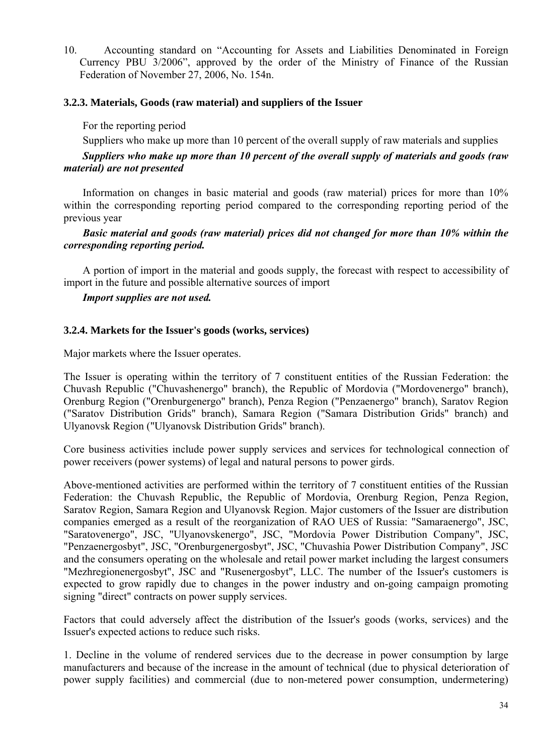10. Accounting standard on "Accounting for Assets and Liabilities Denominated in Foreign Currency PBU 3/2006", approved by the order of the Ministry of Finance of the Russian Federation of November 27, 2006, No. 154n.

### 3.2.3. Materials, Goods (raw material) and suppliers of the Issuer

For the reporting period

Suppliers who make up more than 10 percent of the overall supply of raw materials and supplies

***Suppliers who make up more than 10 percent of the overall supply of materials and goods (raw material) are not presented***

Information on changes in basic material and goods (raw material) prices for more than 10% within the corresponding reporting period compared to the corresponding reporting period of the previous year

***Basic material and goods (raw material) prices did not changed for more than 10% within the corresponding reporting period.***

A portion of import in the material and goods supply, the forecast with respect to accessibility of import in the future and possible alternative sources of import

***Import supplies are not used.***

### 3.2.4. Markets for the Issuer's goods (works, services)

Major markets where the Issuer operates.

The Issuer is operating within the territory of 7 constituent entities of the Russian Federation: the Chuvash Republic ("Chuvashenergo" branch), the Republic of Mordovia ("Mordovenergo" branch), Orenburg Region ("Orenburgenergo" branch), Penza Region ("Penzaenergo" branch), Saratov Region ("Saratov Distribution Grids" branch), Samara Region ("Samara Distribution Grids" branch) and Ulyanovsk Region ("Ulyanovsk Distribution Grids" branch).

Core business activities include power supply services and services for technological connection of power receivers (power systems) of legal and natural persons to power girds.

Above-mentioned activities are performed within the territory of 7 constituent entities of the Russian Federation: the Chuvash Republic, the Republic of Mordovia, Orenburg Region, Penza Region, Saratov Region, Samara Region and Ulyanovsk Region. Major customers of the Issuer are distribution companies emerged as a result of the reorganization of RAO UES of Russia: "Samaraenergo", JSC, "Saratovenergo", JSC, "Ulyanovskenergo", JSC, "Mordovia Power Distribution Company", JSC, "Penzaenergosbyt", JSC, "Orenburgenergosbyt", JSC, "Chuvashia Power Distribution Company", JSC and the consumers operating on the wholesale and retail power market including the largest consumers "Mezhregionenergosbyt", JSC and "Rusenergosbyt", LLC. The number of the Issuer's customers is expected to grow rapidly due to changes in the power industry and on-going campaign promoting signing "direct" contracts on power supply services.

Factors that could adversely affect the distribution of the Issuer's goods (works, services) and the Issuer's expected actions to reduce such risks.

1. Decline in the volume of rendered services due to the decrease in power consumption by large manufacturers and because of the increase in the amount of technical (due to physical deterioration of power supply facilities) and commercial (due to non-metered power consumption, undermetering)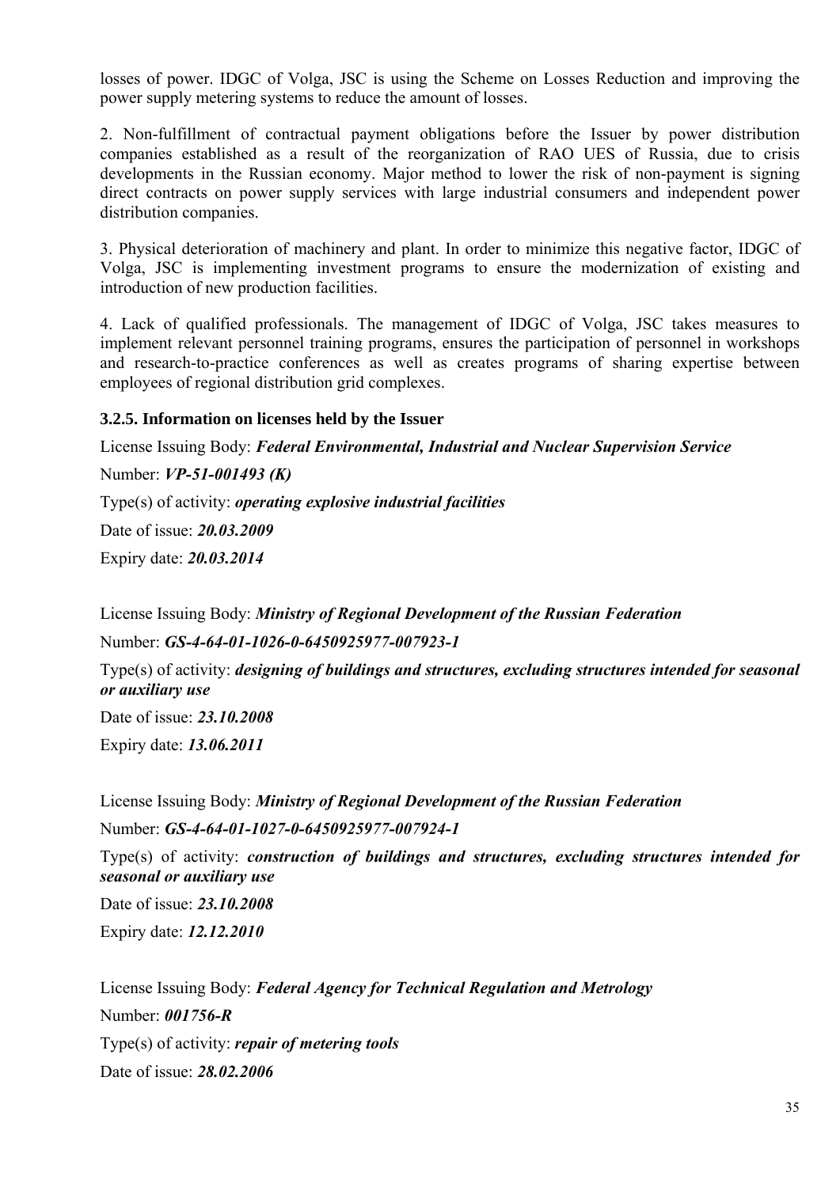losses of power. IDGC of Volga, JSC is using the Scheme on Losses Reduction and improving the power supply metering systems to reduce the amount of losses.

2. Non-fulfillment of contractual payment obligations before the Issuer by power distribution companies established as a result of the reorganization of RAO UES of Russia, due to crisis developments in the Russian economy. Major method to lower the risk of non-payment is signing direct contracts on power supply services with large industrial consumers and independent power distribution companies.

3. Physical deterioration of machinery and plant. In order to minimize this negative factor, IDGC of Volga, JSC is implementing investment programs to ensure the modernization of existing and introduction of new production facilities.

4. Lack of qualified professionals. The management of IDGC of Volga, JSC takes measures to implement relevant personnel training programs, ensures the participation of personnel in workshops and research-to-practice conferences as well as creates programs of sharing expertise between employees of regional distribution grid complexes.

### 3.2.5. Information on licenses held by the Issuer

License Issuing Body: ***Federal Environmental, Industrial and Nuclear Supervision Service***

Number: ***VP-51-001493 (K)***

Type(s) of activity: ***operating explosive industrial facilities***

Date of issue: ***20.03.2009***

Expiry date: ***20.03.2014***

License Issuing Body: ***Ministry of Regional Development of the Russian Federation***

Number: ***GS-4-64-01-1026-0-6450925977-007923-1***

Type(s) of activity: ***designing of buildings and structures, excluding structures intended for seasonal or auxiliary use***

Date of issue: ***23.10.2008***

Expiry date: ***13.06.2011***

License Issuing Body: ***Ministry of Regional Development of the Russian Federation***

Number: ***GS-4-64-01-1027-0-6450925977-007924-1***

Type(s) of activity: ***construction of buildings and structures, excluding structures intended for seasonal or auxiliary use***

Date of issue: ***23.10.2008***

Expiry date: ***12.12.2010***

License Issuing Body: ***Federal Agency for Technical Regulation and Metrology***

Number: ***001756-R***

Type(s) of activity: ***repair of metering tools***

Date of issue: ***28.02.2006***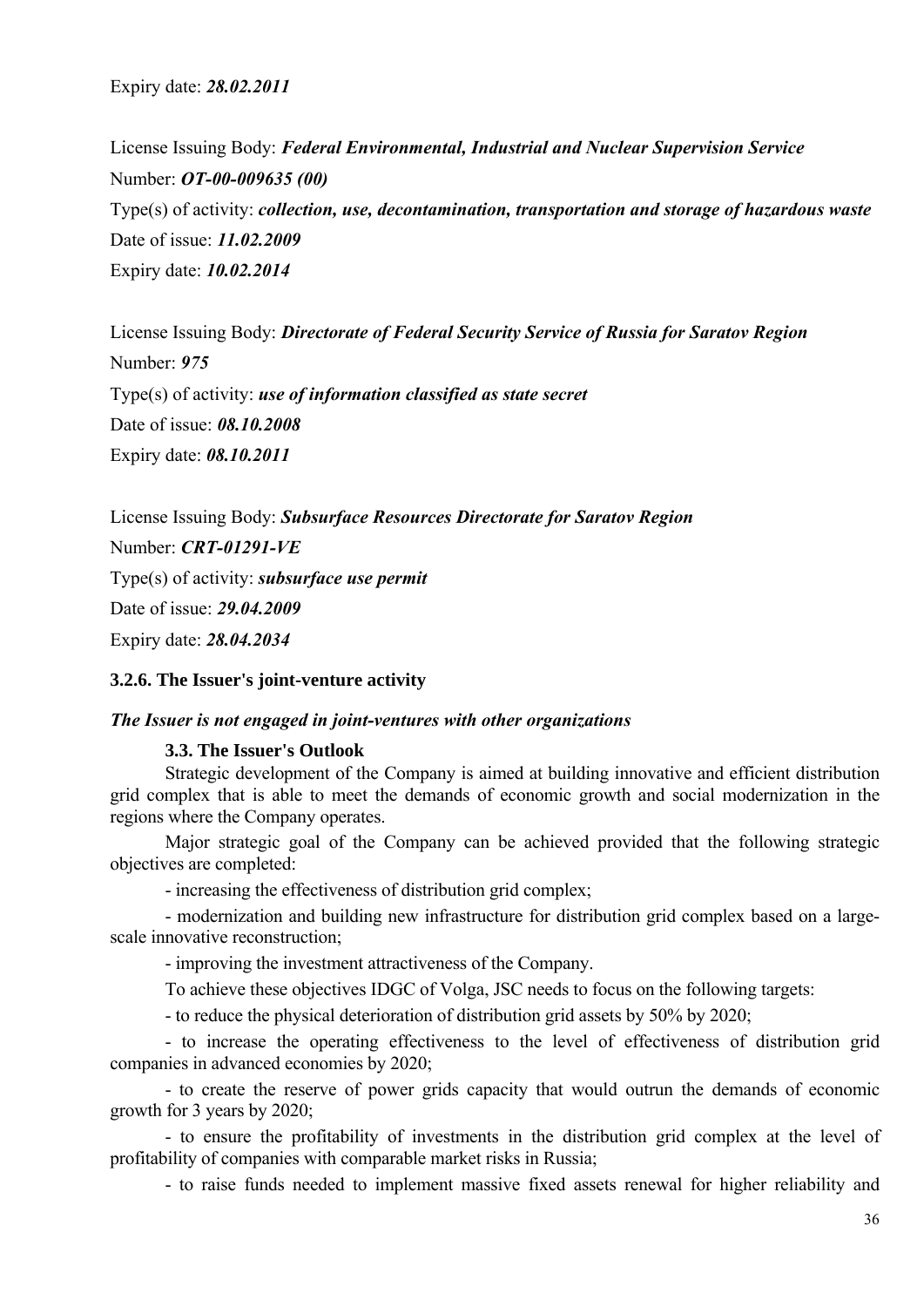Expiry date: ***28.02.2011***

License Issuing Body: ***Federal Environmental, Industrial and Nuclear Supervision Service***
Number: ***OT-00-009635 (00)***
Type(s) of activity: ***collection, use, decontamination, transportation and storage of hazardous waste***
Date of issue: ***11.02.2009***
Expiry date: ***10.02.2014***

License Issuing Body: ***Directorate of Federal Security Service of Russia for Saratov Region***
Number: ***975***
Type(s) of activity: ***use of information classified as state secret***
Date of issue: ***08.10.2008***
Expiry date: ***08.10.2011***

License Issuing Body: ***Subsurface Resources Directorate for Saratov Region***
Number: ***CRT-01291-VE***
Type(s) of activity: ***subsurface use permit***
Date of issue: ***29.04.2009***
Expiry date: ***28.04.2034***

### 3.2.6. The Issuer's joint-venture activity

***The Issuer is not engaged in joint-ventures with other organizations***

### 3.3. The Issuer's Outlook

Strategic development of the Company is aimed at building innovative and efficient distribution grid complex that is able to meet the demands of economic growth and social modernization in the regions where the Company operates.

Major strategic goal of the Company can be achieved provided that the following strategic objectives are completed:

- increasing the effectiveness of distribution grid complex;
- modernization and building new infrastructure for distribution grid complex based on a large-scale innovative reconstruction;
- improving the investment attractiveness of the Company.

To achieve these objectives IDGC of Volga, JSC needs to focus on the following targets:

- to reduce the physical deterioration of distribution grid assets by 50% by 2020;
- to increase the operating effectiveness to the level of effectiveness of distribution grid companies in advanced economies by 2020;
- to create the reserve of power grids capacity that would outrun the demands of economic growth for 3 years by 2020;
- to ensure the profitability of investments in the distribution grid complex at the level of profitability of companies with comparable market risks in Russia;
- to raise funds needed to implement massive fixed assets renewal for higher reliability and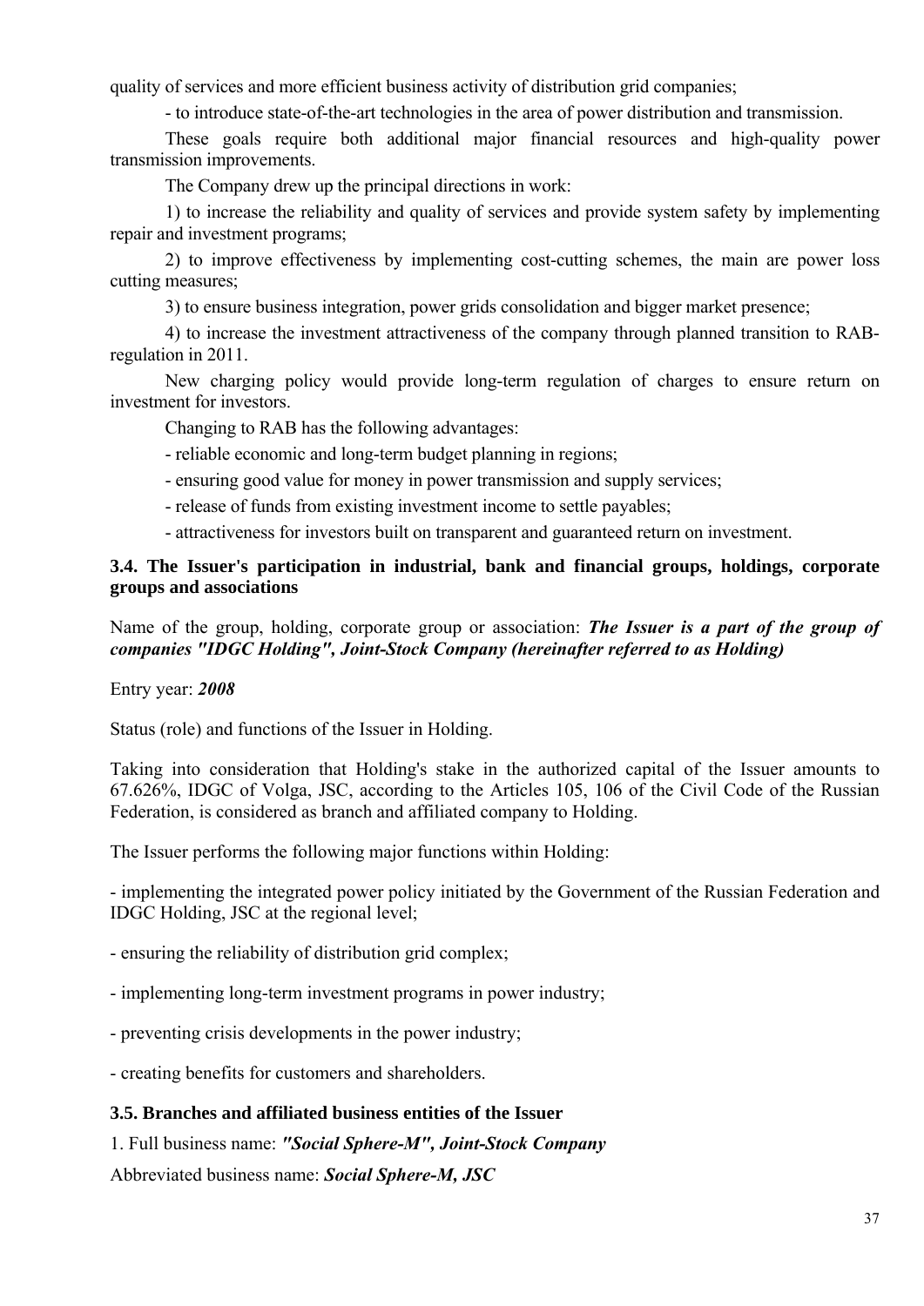quality of services and more efficient business activity of distribution grid companies;

- to introduce state-of-the-art technologies in the area of power distribution and transmission.

These goals require both additional major financial resources and high-quality power transmission improvements.

The Company drew up the principal directions in work:

1) to increase the reliability and quality of services and provide system safety by implementing repair and investment programs;

2) to improve effectiveness by implementing cost-cutting schemes, the main are power loss cutting measures;

3) to ensure business integration, power grids consolidation and bigger market presence;

4) to increase the investment attractiveness of the company through planned transition to RAB-regulation in 2011.

New charging policy would provide long-term regulation of charges to ensure return on investment for investors.

Changing to RAB has the following advantages:

- reliable economic and long-term budget planning in regions;
- ensuring good value for money in power transmission and supply services;
- release of funds from existing investment income to settle payables;
- attractiveness for investors built on transparent and guaranteed return on investment.

### 3.4. The Issuer's participation in industrial, bank and financial groups, holdings, corporate groups and associations

Name of the group, holding, corporate group or association: ***The Issuer is a part of the group of companies "IDGC Holding", Joint-Stock Company (hereinafter referred to as Holding)***

Entry year: ***2008***

Status (role) and functions of the Issuer in Holding.

Taking into consideration that Holding's stake in the authorized capital of the Issuer amounts to 67.626%, IDGC of Volga, JSC, according to the Articles 105, 106 of the Civil Code of the Russian Federation, is considered as branch and affiliated company to Holding.

The Issuer performs the following major functions within Holding:

- implementing the integrated power policy initiated by the Government of the Russian Federation and IDGC Holding, JSC at the regional level;

- ensuring the reliability of distribution grid complex;

- implementing long-term investment programs in power industry;

- preventing crisis developments in the power industry;

- creating benefits for customers and shareholders.

### 3.5. Branches and affiliated business entities of the Issuer

1. Full business name: ***"Social Sphere-M", Joint-Stock Company***

Abbreviated business name: ***Social Sphere-M, JSC***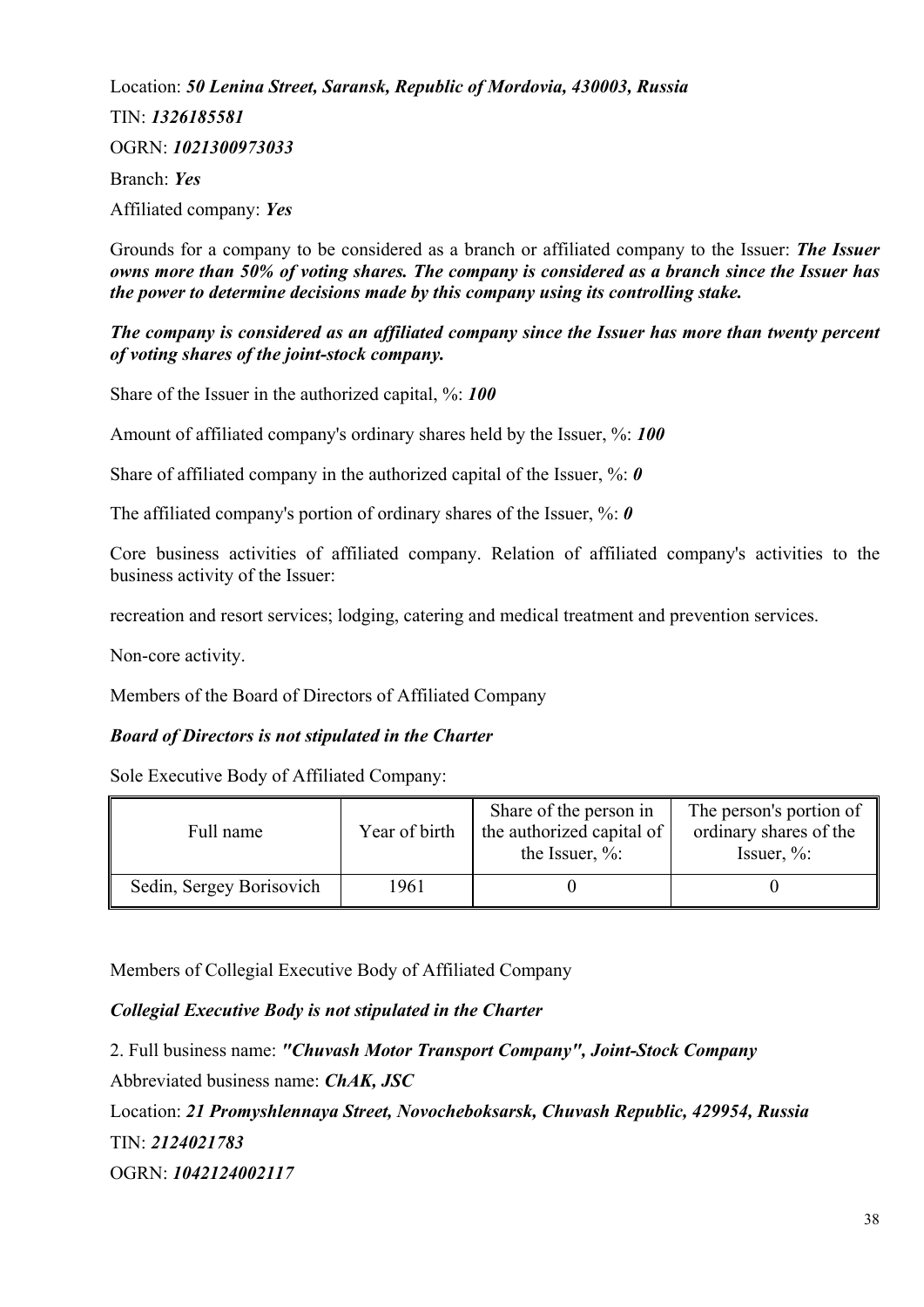Location: ***50 Lenina Street, Saransk, Republic of Mordovia, 430003, Russia***

TIN: ***1326185581***

OGRN: ***1021300973033***

Branch: ***Yes***

Affiliated company: ***Yes***

Grounds for a company to be considered as a branch or affiliated company to the Issuer: ***The Issuer owns more than 50% of voting shares. The company is considered as a branch since the Issuer has the power to determine decisions made by this company using its controlling stake.***

***The company is considered as an affiliated company since the Issuer has more than twenty percent of voting shares of the joint-stock company.***

Share of the Issuer in the authorized capital, %: ***100***

Amount of affiliated company's ordinary shares held by the Issuer, %: ***100***

Share of affiliated company in the authorized capital of the Issuer, %: ***0***

The affiliated company's portion of ordinary shares of the Issuer, %: ***0***

Core business activities of affiliated company. Relation of affiliated company's activities to the business activity of the Issuer:

recreation and resort services; lodging, catering and medical treatment and prevention services.

Non-core activity.

Members of the Board of Directors of Affiliated Company

***Board of Directors is not stipulated in the Charter***

Sole Executive Body of Affiliated Company:

| Full name | Year of birth | Share of the person in the authorized capital of the Issuer, %: | The person's portion of ordinary shares of the Issuer, %: |
|---|---|---|---|
| Sedin, Sergey Borisovich | 1961 | 0 | 0 |

Members of Collegial Executive Body of Affiliated Company

***Collegial Executive Body is not stipulated in the Charter***

2. Full business name: ***"Chuvash Motor Transport Company", Joint-Stock Company***

Abbreviated business name: ***ChAK, JSC***

Location: ***21 Promyshlennaya Street, Novocheboksarsk, Chuvash Republic, 429954, Russia***

TIN: ***2124021783***

OGRN: ***1042124002117***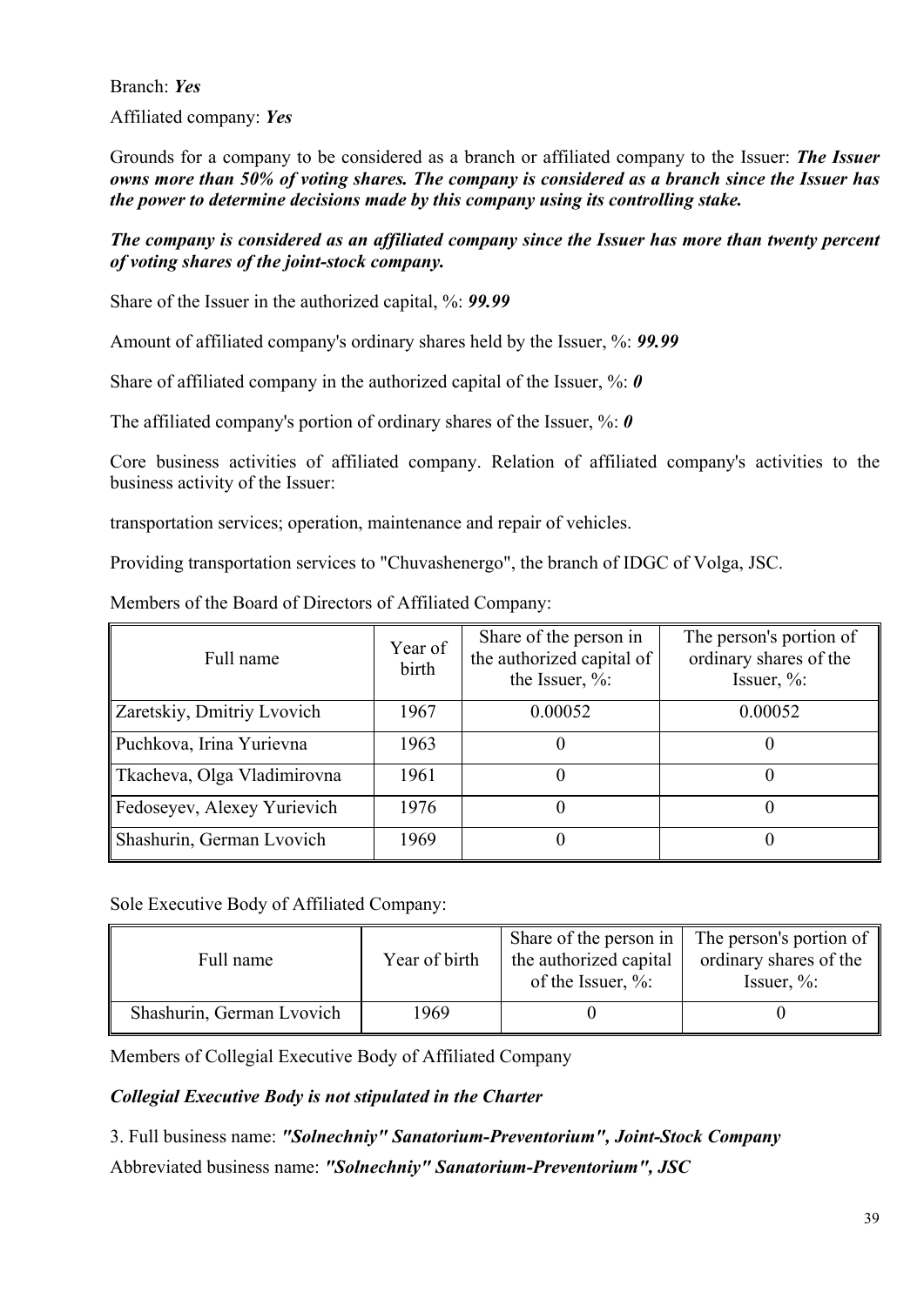Branch: ***Yes***

Affiliated company: ***Yes***

Grounds for a company to be considered as a branch or affiliated company to the Issuer: ***The Issuer owns more than 50% of voting shares. The company is considered as a branch since the Issuer has the power to determine decisions made by this company using its controlling stake.***

***The company is considered as an affiliated company since the Issuer has more than twenty percent of voting shares of the joint-stock company.***

Share of the Issuer in the authorized capital, %: ***99.99***

Amount of affiliated company's ordinary shares held by the Issuer, %: ***99.99***

Share of affiliated company in the authorized capital of the Issuer, %: ***0***

The affiliated company's portion of ordinary shares of the Issuer, %: ***0***

Core business activities of affiliated company. Relation of affiliated company's activities to the business activity of the Issuer:

transportation services; operation, maintenance and repair of vehicles.

Providing transportation services to "Chuvashenergo", the branch of IDGC of Volga, JSC.

Members of the Board of Directors of Affiliated Company:

| Full name | Year of birth | Share of the person in the authorized capital of the Issuer, %: | The person's portion of ordinary shares of the Issuer, %: |
|---|---|---|---|
| Zaretskiy, Dmitriy Lvovich | 1967 | 0.00052 | 0.00052 |
| Puchkova, Irina Yurievna | 1963 | 0 | 0 |
| Tkacheva, Olga Vladimirovna | 1961 | 0 | 0 |
| Fedoseyev, Alexey Yurievich | 1976 | 0 | 0 |
| Shashurin, German Lvovich | 1969 | 0 | 0 |

Sole Executive Body of Affiliated Company:

| Full name | Year of birth | Share of the person in the authorized capital of the Issuer, %: | The person's portion of ordinary shares of the Issuer, %: |
|---|---|---|---|
| Shashurin, German Lvovich | 1969 | 0 | 0 |

Members of Collegial Executive Body of Affiliated Company

***Collegial Executive Body is not stipulated in the Charter***

3. Full business name: ***"Solnechniy" Sanatorium-Preventorium", Joint-Stock Company***

Abbreviated business name: ***"Solnechniy" Sanatorium-Preventorium", JSC***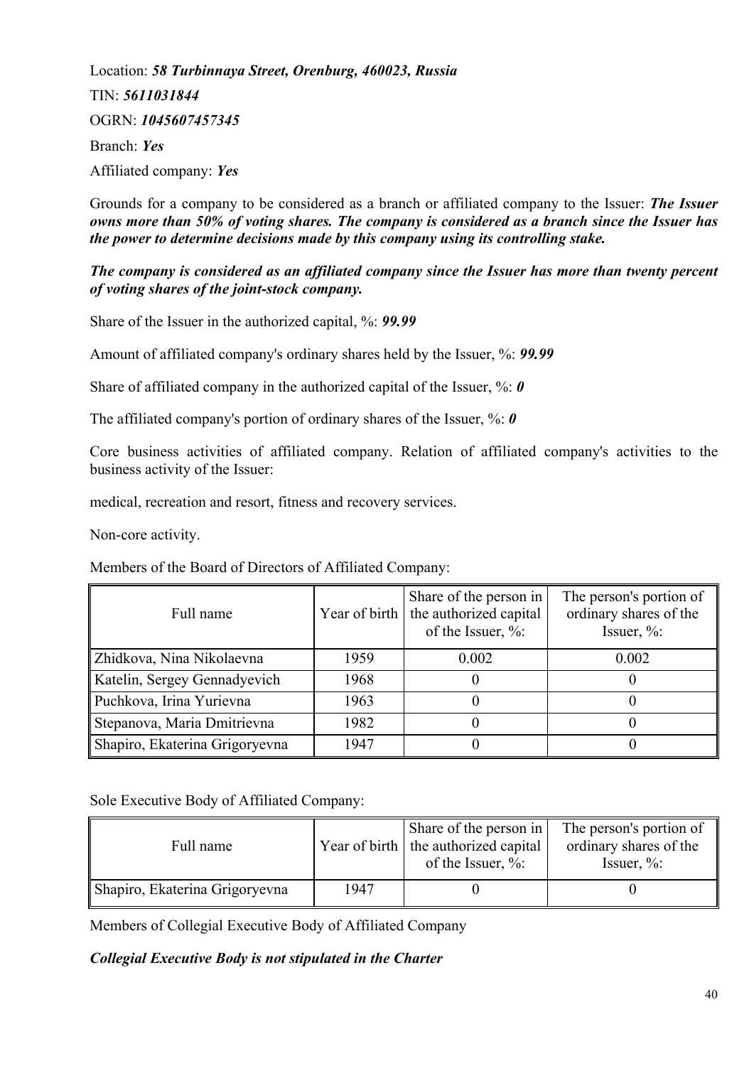Location: ***58 Turbinnaya Street, Orenburg, 460023, Russia***

TIN: ***5611031844***

OGRN: ***1045607457345***

Branch: ***Yes***

Affiliated company: ***Yes***

Grounds for a company to be considered as a branch or affiliated company to the Issuer: ***The Issuer owns more than 50% of voting shares. The company is considered as a branch since the Issuer has the power to determine decisions made by this company using its controlling stake.***

***The company is considered as an affiliated company since the Issuer has more than twenty percent of voting shares of the joint-stock company.***

Share of the Issuer in the authorized capital, %: ***99.99***

Amount of affiliated company's ordinary shares held by the Issuer, %: ***99.99***

Share of affiliated company in the authorized capital of the Issuer, %: ***0***

The affiliated company's portion of ordinary shares of the Issuer, %: ***0***

Core business activities of affiliated company. Relation of affiliated company's activities to the business activity of the Issuer:

medical, recreation and resort, fitness and recovery services.

Non-core activity.

Members of the Board of Directors of Affiliated Company:

| Full name | Year of birth | Share of the person in the authorized capital of the Issuer, %: | The person's portion of ordinary shares of the Issuer, %: |
|---|---|---|---|
| Zhidkova, Nina Nikolaevna | 1959 | 0.002 | 0.002 |
| Katelin, Sergey Gennadyevich | 1968 | 0 | 0 |
| Puchkova, Irina Yurievna | 1963 | 0 | 0 |
| Stepanova, Maria Dmitrievna | 1982 | 0 | 0 |
| Shapiro, Ekaterina Grigoryevna | 1947 | 0 | 0 |

Sole Executive Body of Affiliated Company:

| Full name | Year of birth | Share of the person in the authorized capital of the Issuer, %: | The person's portion of ordinary shares of the Issuer, %: |
|---|---|---|---|
| Shapiro, Ekaterina Grigoryevna | 1947 | 0 | 0 |

Members of Collegial Executive Body of Affiliated Company

***Collegial Executive Body is not stipulated in the Charter***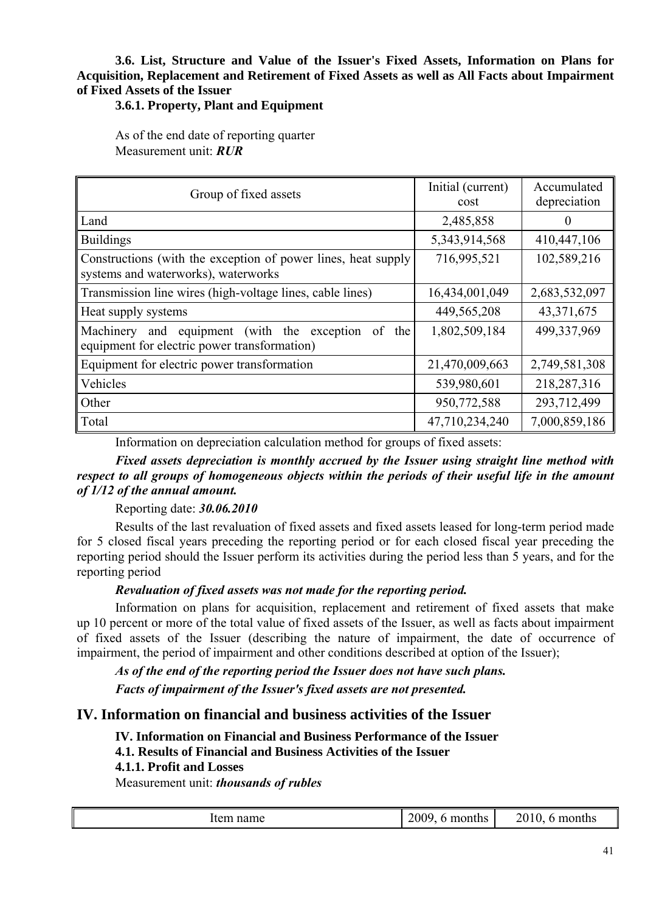**3.6. List, Structure and Value of the Issuer's Fixed Assets, Information on Plans for Acquisition, Replacement and Retirement of Fixed Assets as well as All Facts about Impairment of Fixed Assets of the Issuer**

**3.6.1. Property, Plant and Equipment**

As of the end date of reporting quarter
Measurement unit: ***RUR***

| Group of fixed assets | Initial (current) cost | Accumulated depreciation |
|---|---|---|
| Land | 2,485,858 | 0 |
| Buildings | 5,343,914,568 | 410,447,106 |
| Constructions (with the exception of power lines, heat supply systems and waterworks), waterworks | 716,995,521 | 102,589,216 |
| Transmission line wires (high-voltage lines, cable lines) | 16,434,001,049 | 2,683,532,097 |
| Heat supply systems | 449,565,208 | 43,371,675 |
| Machinery and equipment (with the exception of the equipment for electric power transformation) | 1,802,509,184 | 499,337,969 |
| Equipment for electric power transformation | 21,470,009,663 | 2,749,581,308 |
| Vehicles | 539,980,601 | 218,287,316 |
| Other | 950,772,588 | 293,712,499 |
| Total | 47,710,234,240 | 7,000,859,186 |

Information on depreciation calculation method for groups of fixed assets:

***Fixed assets depreciation is monthly accrued by the Issuer using straight line method with respect to all groups of homogeneous objects within the periods of their useful life in the amount of 1/12 of the annual amount.***

Reporting date: ***30.06.2010***

Results of the last revaluation of fixed assets and fixed assets leased for long-term period made for 5 closed fiscal years preceding the reporting period or for each closed fiscal year preceding the reporting period should the Issuer perform its activities during the period less than 5 years, and for the reporting period

***Revaluation of fixed assets was not made for the reporting period.***

Information on plans for acquisition, replacement and retirement of fixed assets that make up 10 percent or more of the total value of fixed assets of the Issuer, as well as facts about impairment of fixed assets of the Issuer (describing the nature of impairment, the date of occurrence of impairment, the period of impairment and other conditions described at option of the Issuer);

***As of the end of the reporting period the Issuer does not have such plans.***

***Facts of impairment of the Issuer's fixed assets are not presented.***

# IV. Information on financial and business activities of the Issuer

**IV. Information on Financial and Business Performance of the Issuer**

**4.1. Results of Financial and Business Activities of the Issuer**

**4.1.1. Profit and Losses**

Measurement unit: ***thousands of rubles***

| Item name | 2009, 6 months | 2010, 6 months |
|---|---|---|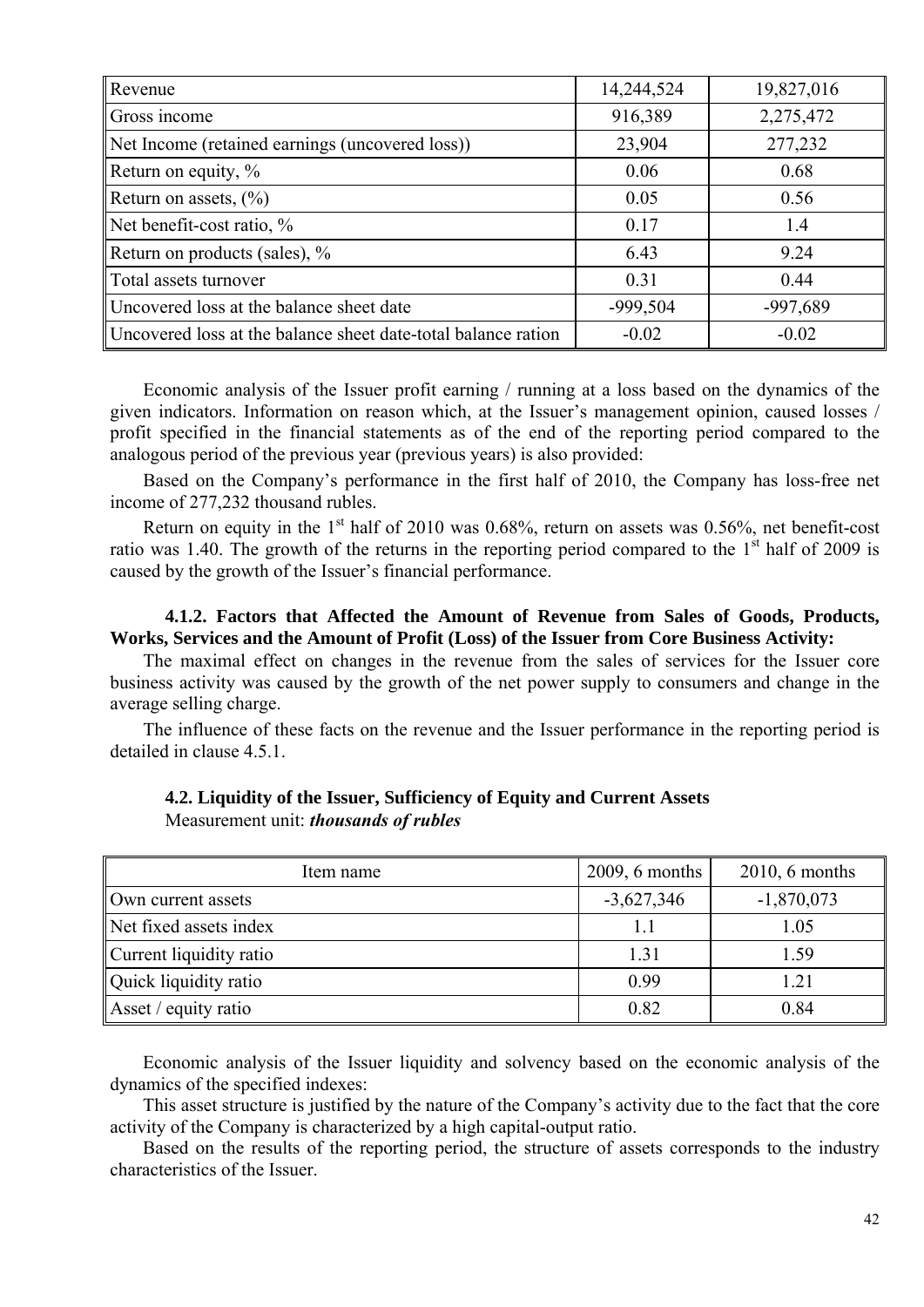| | | |
|---|---|---|
| Revenue | 14,244,524 | 19,827,016 |
| Gross income | 916,389 | 2,275,472 |
| Net Income (retained earnings (uncovered loss)) | 23,904 | 277,232 |
| Return on equity, % | 0.06 | 0.68 |
| Return on assets, (%) | 0.05 | 0.56 |
| Net benefit-cost ratio, % | 0.17 | 1.4 |
| Return on products (sales), % | 6.43 | 9.24 |
| Total assets turnover | 0.31 | 0.44 |
| Uncovered loss at the balance sheet date | -999,504 | -997,689 |
| Uncovered loss at the balance sheet date-total balance ration | -0.02 | -0.02 |

Economic analysis of the Issuer profit earning / running at a loss based on the dynamics of the given indicators. Information on reason which, at the Issuer's management opinion, caused losses / profit specified in the financial statements as of the end of the reporting period compared to the analogous period of the previous year (previous years) is also provided:

Based on the Company's performance in the first half of 2010, the Company has loss-free net income of 277,232 thousand rubles.

Return on equity in the 1st half of 2010 was 0.68%, return on assets was 0.56%, net benefit-cost ratio was 1.40. The growth of the returns in the reporting period compared to the 1st half of 2009 is caused by the growth of the Issuer's financial performance.

**4.1.2. Factors that Affected the Amount of Revenue from Sales of Goods, Products, Works, Services and the Amount of Profit (Loss) of the Issuer from Core Business Activity:**

The maximal effect on changes in the revenue from the sales of services for the Issuer core business activity was caused by the growth of the net power supply to consumers and change in the average selling charge.

The influence of these facts on the revenue and the Issuer performance in the reporting period is detailed in clause 4.5.1.

**4.2. Liquidity of the Issuer, Sufficiency of Equity and Current Assets**

Measurement unit: ***thousands of rubles***

| Item name | 2009, 6 months | 2010, 6 months |
|---|---|---|
| Own current assets | -3,627,346 | -1,870,073 |
| Net fixed assets index | 1.1 | 1.05 |
| Current liquidity ratio | 1.31 | 1.59 |
| Quick liquidity ratio | 0.99 | 1.21 |
| Asset / equity ratio | 0.82 | 0.84 |

Economic analysis of the Issuer liquidity and solvency based on the economic analysis of the dynamics of the specified indexes:

This asset structure is justified by the nature of the Company's activity due to the fact that the core activity of the Company is characterized by a high capital-output ratio.

Based on the results of the reporting period, the structure of assets corresponds to the industry characteristics of the Issuer.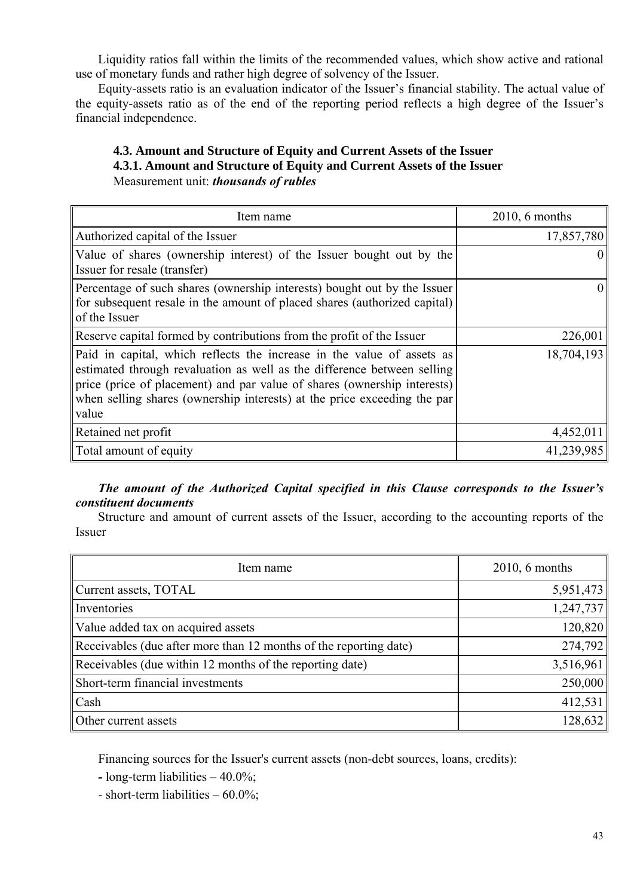Liquidity ratios fall within the limits of the recommended values, which show active and rational use of monetary funds and rather high degree of solvency of the Issuer.

Equity-assets ratio is an evaluation indicator of the Issuer's financial stability. The actual value of the equity-assets ratio as of the end of the reporting period reflects a high degree of the Issuer's financial independence.

### 4.3. Amount and Structure of Equity and Current Assets of the Issuer

### 4.3.1. Amount and Structure of Equity and Current Assets of the Issuer

Measurement unit: ***thousands of rubles***

| Item name | 2010, 6 months |
|---|---|
| Authorized capital of the Issuer | 17,857,780 |
| Value of shares (ownership interest) of the Issuer bought out by the Issuer for resale (transfer) | 0 |
| Percentage of such shares (ownership interests) bought out by the Issuer for subsequent resale in the amount of placed shares (authorized capital) of the Issuer | 0 |
| Reserve capital formed by contributions from the profit of the Issuer | 226,001 |
| Paid in capital, which reflects the increase in the value of assets as estimated through revaluation as well as the difference between selling price (price of placement) and par value of shares (ownership interests) when selling shares (ownership interests) at the price exceeding the par value | 18,704,193 |
| Retained net profit | 4,452,011 |
| Total amount of equity | 41,239,985 |

***The amount of the Authorized Capital specified in this Clause corresponds to the Issuer's constituent documents***

Structure and amount of current assets of the Issuer, according to the accounting reports of the Issuer

| Item name | 2010, 6 months |
|---|---|
| Current assets, TOTAL | 5,951,473 |
| Inventories | 1,247,737 |
| Value added tax on acquired assets | 120,820 |
| Receivables (due after more than 12 months of the reporting date) | 274,792 |
| Receivables (due within 12 months of the reporting date) | 3,516,961 |
| Short-term financial investments | 250,000 |
| Cash | 412,531 |
| Other current assets | 128,632 |

Financing sources for the Issuer's current assets (non-debt sources, loans, credits):

- long-term liabilities – 40.0%;
- short-term liabilities – 60.0%;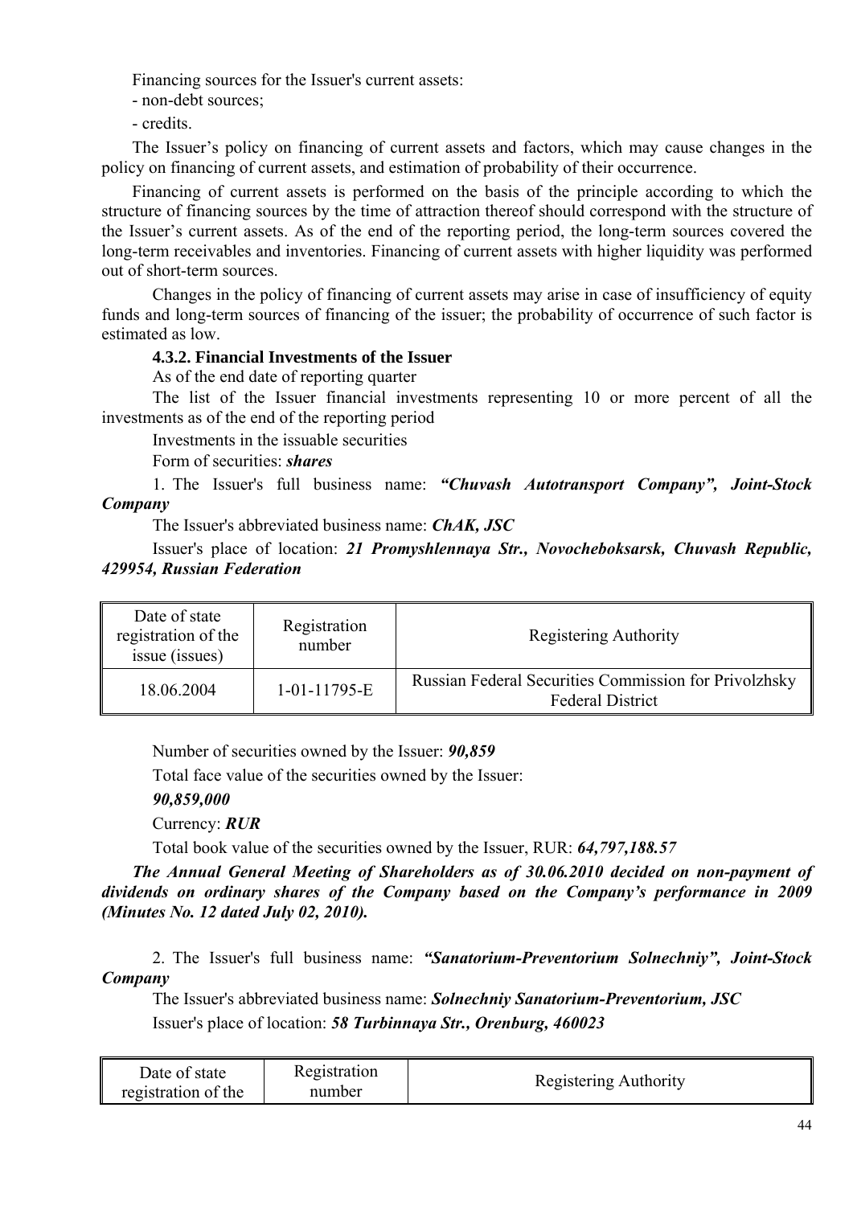Financing sources for the Issuer's current assets:

- non-debt sources;
- credits.

The Issuer's policy on financing of current assets and factors, which may cause changes in the policy on financing of current assets, and estimation of probability of their occurrence.

Financing of current assets is performed on the basis of the principle according to which the structure of financing sources by the time of attraction thereof should correspond with the structure of the Issuer's current assets. As of the end of the reporting period, the long-term sources covered the long-term receivables and inventories. Financing of current assets with higher liquidity was performed out of short-term sources.

Changes in the policy of financing of current assets may arise in case of insufficiency of equity funds and long-term sources of financing of the issuer; the probability of occurrence of such factor is estimated as low.

#### 4.3.2. Financial Investments of the Issuer

As of the end date of reporting quarter

The list of the Issuer financial investments representing 10 or more percent of all the investments as of the end of the reporting period

Investments in the issuable securities

Form of securities: ***shares***

1. The Issuer's full business name: ***"Chuvash Autotransport Company", Joint-Stock Company***

The Issuer's abbreviated business name: ***ChAK, JSC***

Issuer's place of location: ***21 Promyshlennaya Str., Novocheboksarsk, Chuvash Republic, 429954, Russian Federation***

| Date of state registration of the issue (issues) | Registration number | Registering Authority |
|---|---|---|
| 18.06.2004 | 1-01-11795-E | Russian Federal Securities Commission for Privolzhsky Federal District |

Number of securities owned by the Issuer: ***90,859***

Total face value of the securities owned by the Issuer:

***90,859,000***

Currency: ***RUR***

Total book value of the securities owned by the Issuer, RUR: ***64,797,188.57***

***The Annual General Meeting of Shareholders as of 30.06.2010 decided on non-payment of dividends on ordinary shares of the Company based on the Company's performance in 2009 (Minutes No. 12 dated July 02, 2010).***

2. The Issuer's full business name: ***"Sanatorium-Preventorium Solnechniy", Joint-Stock Company***

The Issuer's abbreviated business name: ***Solnechniy Sanatorium-Preventorium, JSC***

Issuer's place of location: ***58 Turbinnaya Str., Orenburg, 460023***

| Date of state registration of the | Registration number | Registering Authority |
|---|---|---|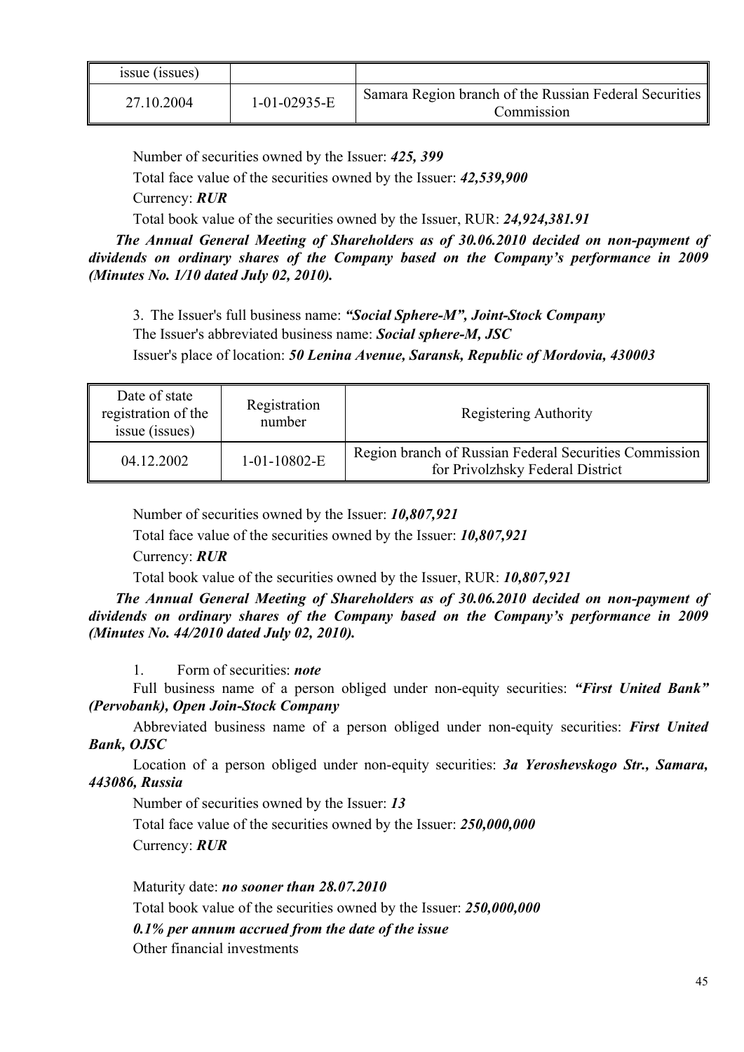| issue (issues) | | |
|---|---|---|
| 27.10.2004 | 1-01-02935-E | Samara Region branch of the Russian Federal Securities Commission |

Number of securities owned by the Issuer: ***425, 399***

Total face value of the securities owned by the Issuer: ***42,539,900***

Currency: ***RUR***

Total book value of the securities owned by the Issuer, RUR: ***24,924,381.91***

***The Annual General Meeting of Shareholders as of 30.06.2010 decided on non-payment of dividends on ordinary shares of the Company based on the Company's performance in 2009 (Minutes No. 1/10 dated July 02, 2010).***

3. The Issuer's full business name: ***"Social Sphere-M", Joint-Stock Company***

The Issuer's abbreviated business name: ***Social sphere-M, JSC***

Issuer's place of location: ***50 Lenina Avenue, Saransk, Republic of Mordovia, 430003***

| Date of state registration of the issue (issues) | Registration number | Registering Authority |
|---|---|---|
| 04.12.2002 | 1-01-10802-E | Region branch of Russian Federal Securities Commission for Privolzhsky Federal District |

Number of securities owned by the Issuer: ***10,807,921***

Total face value of the securities owned by the Issuer: ***10,807,921***

Currency: ***RUR***

Total book value of the securities owned by the Issuer, RUR: ***10,807,921***

***The Annual General Meeting of Shareholders as of 30.06.2010 decided on non-payment of dividends on ordinary shares of the Company based on the Company's performance in 2009 (Minutes No. 44/2010 dated July 02, 2010).***

1. Form of securities: ***note***

Full business name of a person obliged under non-equity securities: ***"First United Bank" (Pervobank), Open Join-Stock Company***

Abbreviated business name of a person obliged under non-equity securities: ***First United Bank, OJSC***

Location of a person obliged under non-equity securities: ***3a Yeroshevskogo Str., Samara, 443086, Russia***

Number of securities owned by the Issuer: ***13***

Total face value of the securities owned by the Issuer: ***250,000,000***

Currency: ***RUR***

Maturity date: ***no sooner than 28.07.2010***

Total book value of the securities owned by the Issuer: ***250,000,000***

***0.1% per annum accrued from the date of the issue***

Other financial investments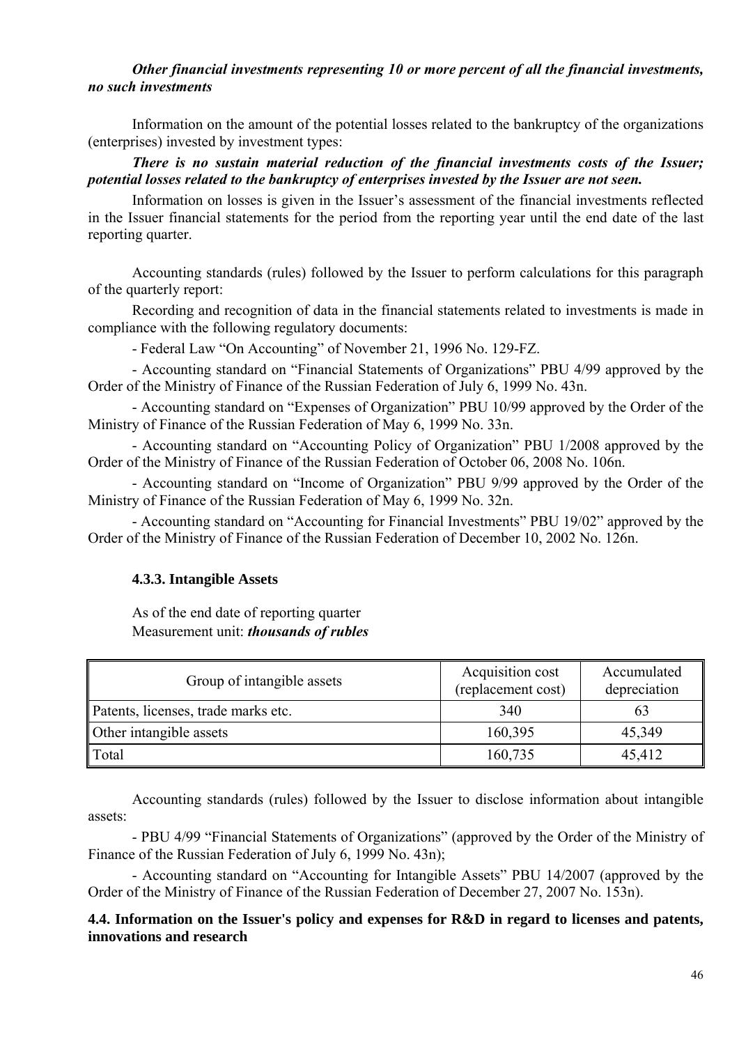***Other financial investments representing 10 or more percent of all the financial investments, no such investments***

Information on the amount of the potential losses related to the bankruptcy of the organizations (enterprises) invested by investment types:

***There is no sustain material reduction of the financial investments costs of the Issuer; potential losses related to the bankruptcy of enterprises invested by the Issuer are not seen.***

Information on losses is given in the Issuer's assessment of the financial investments reflected in the Issuer financial statements for the period from the reporting year until the end date of the last reporting quarter.

Accounting standards (rules) followed by the Issuer to perform calculations for this paragraph of the quarterly report:

Recording and recognition of data in the financial statements related to investments is made in compliance with the following regulatory documents:

- Federal Law "On Accounting" of November 21, 1996 No. 129-FZ.
- Accounting standard on "Financial Statements of Organizations" PBU 4/99 approved by the Order of the Ministry of Finance of the Russian Federation of July 6, 1999 No. 43n.
- Accounting standard on "Expenses of Organization" PBU 10/99 approved by the Order of the Ministry of Finance of the Russian Federation of May 6, 1999 No. 33n.
- Accounting standard on "Accounting Policy of Organization" PBU 1/2008 approved by the Order of the Ministry of Finance of the Russian Federation of October 06, 2008 No. 106n.
- Accounting standard on "Income of Organization" PBU 9/99 approved by the Order of the Ministry of Finance of the Russian Federation of May 6, 1999 No. 32n.
- Accounting standard on "Accounting for Financial Investments" PBU 19/02" approved by the Order of the Ministry of Finance of the Russian Federation of December 10, 2002 No. 126n.

### 4.3.3. Intangible Assets

As of the end date of reporting quarter

Measurement unit: ***thousands of rubles***

| Group of intangible assets | Acquisition cost (replacement cost) | Accumulated depreciation |
|---|---|---|
| Patents, licenses, trade marks etc. | 340 | 63 |
| Other intangible assets | 160,395 | 45,349 |
| Total | 160,735 | 45,412 |

Accounting standards (rules) followed by the Issuer to disclose information about intangible assets:

- PBU 4/99 "Financial Statements of Organizations" (approved by the Order of the Ministry of Finance of the Russian Federation of July 6, 1999 No. 43n);
- Accounting standard on "Accounting for Intangible Assets" PBU 14/2007 (approved by the Order of the Ministry of Finance of the Russian Federation of December 27, 2007 No. 153n).

### 4.4. Information on the Issuer's policy and expenses for R&D in regard to licenses and patents, innovations and research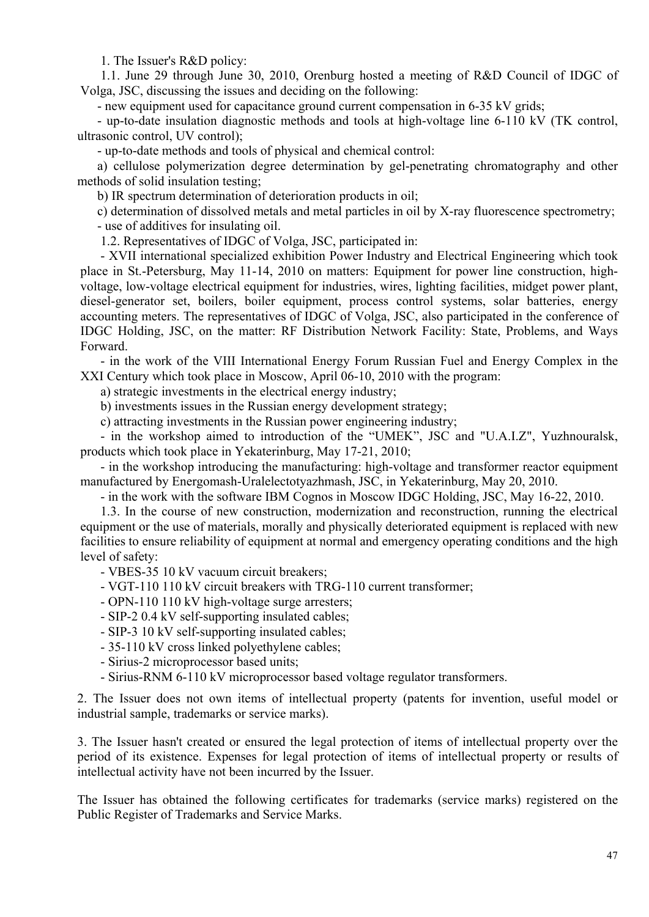1. The Issuer's R&D policy:

1.1. June 29 through June 30, 2010, Orenburg hosted a meeting of R&D Council of IDGC of Volga, JSC, discussing the issues and deciding on the following:

- new equipment used for capacitance ground current compensation in 6-35 kV grids;
- up-to-date insulation diagnostic methods and tools at high-voltage line 6-110 kV (TK control, ultrasonic control, UV control);
- up-to-date methods and tools of physical and chemical control:

a) cellulose polymerization degree determination by gel-penetrating chromatography and other methods of solid insulation testing;

b) IR spectrum determination of deterioration products in oil;

c) determination of dissolved metals and metal particles in oil by X-ray fluorescence spectrometry;

- use of additives for insulating oil.

1.2. Representatives of IDGC of Volga, JSC, participated in:

- XVII international specialized exhibition Power Industry and Electrical Engineering which took place in St.-Petersburg, May 11-14, 2010 on matters: Equipment for power line construction, high-voltage, low-voltage electrical equipment for industries, wires, lighting facilities, midget power plant, diesel-generator set, boilers, boiler equipment, process control systems, solar batteries, energy accounting meters. The representatives of IDGC of Volga, JSC, also participated in the conference of IDGC Holding, JSC, on the matter: RF Distribution Network Facility: State, Problems, and Ways Forward.
- in the work of the VIII International Energy Forum Russian Fuel and Energy Complex in the XXI Century which took place in Moscow, April 06-10, 2010 with the program:

a) strategic investments in the electrical energy industry;

b) investments issues in the Russian energy development strategy;

c) attracting investments in the Russian power engineering industry;

- in the workshop aimed to introduction of the “UMEK”, JSC and "U.A.I.Z", Yuzhnouralsk, products which took place in Yekaterinburg, May 17-21, 2010;
- in the workshop introducing the manufacturing: high-voltage and transformer reactor equipment manufactured by Energomash-Uralelectotyazhmash, JSC, in Yekaterinburg, May 20, 2010.
- in the work with the software IBM Cognos in Moscow IDGC Holding, JSC, May 16-22, 2010.

1.3. In the course of new construction, modernization and reconstruction, running the electrical equipment or the use of materials, morally and physically deteriorated equipment is replaced with new facilities to ensure reliability of equipment at normal and emergency operating conditions and the high level of safety:

- VBES-35 10 kV vacuum circuit breakers;
- VGT-110 110 kV circuit breakers with TRG-110 current transformer;
- OPN-110 110 kV high-voltage surge arresters;
- SIP-2 0.4 kV self-supporting insulated cables;
- SIP-3 10 kV self-supporting insulated cables;
- 35-110 kV cross linked polyethylene cables;
- Sirius-2 microprocessor based units;
- Sirius-RNM 6-110 kV microprocessor based voltage regulator transformers.

2. The Issuer does not own items of intellectual property (patents for invention, useful model or industrial sample, trademarks or service marks).

3. The Issuer hasn't created or ensured the legal protection of items of intellectual property over the period of its existence. Expenses for legal protection of items of intellectual property or results of intellectual activity have not been incurred by the Issuer.

The Issuer has obtained the following certificates for trademarks (service marks) registered on the Public Register of Trademarks and Service Marks.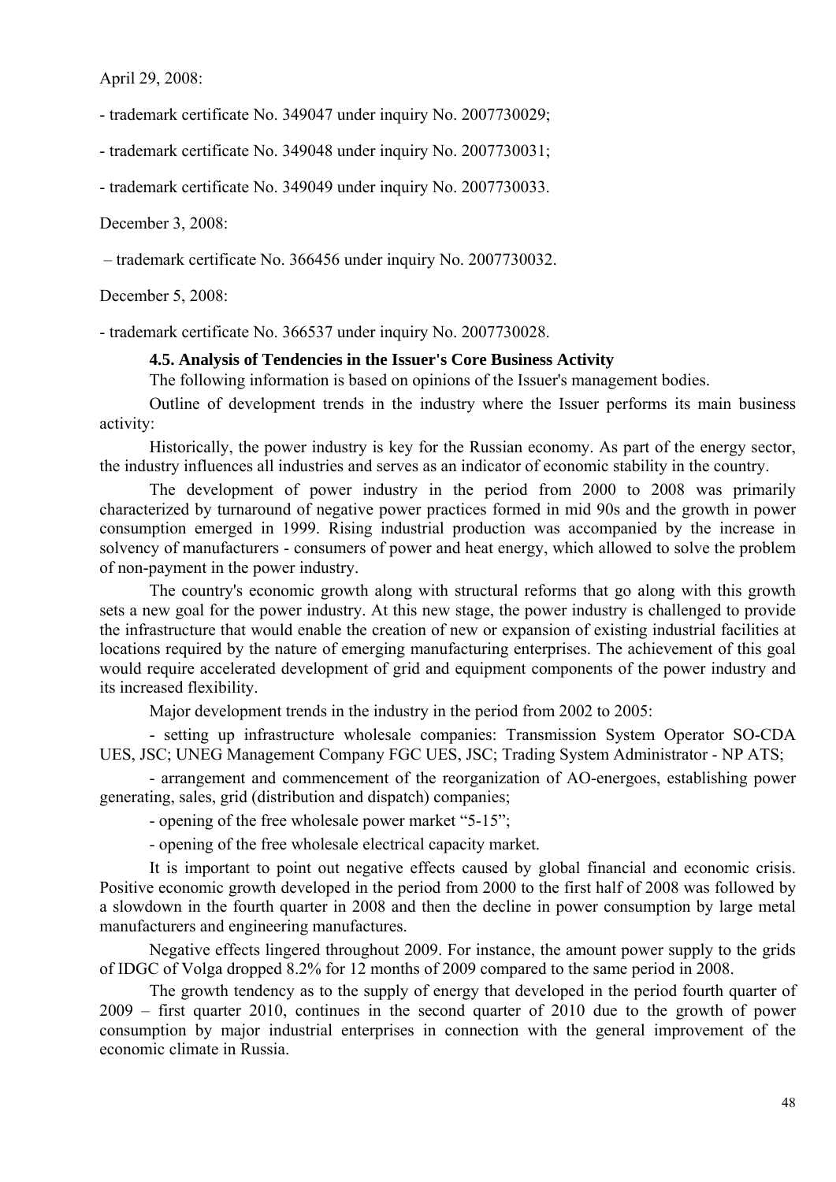April 29, 2008:

- trademark certificate No. 349047 under inquiry No. 2007730029;

- trademark certificate No. 349048 under inquiry No. 2007730031;

- trademark certificate No. 349049 under inquiry No. 2007730033.

December 3, 2008:

– trademark certificate No. 366456 under inquiry No. 2007730032.

December 5, 2008:

- trademark certificate No. 366537 under inquiry No. 2007730028.

### 4.5. Analysis of Tendencies in the Issuer's Core Business Activity

The following information is based on opinions of the Issuer's management bodies.

Outline of development trends in the industry where the Issuer performs its main business activity:

Historically, the power industry is key for the Russian economy. As part of the energy sector, the industry influences all industries and serves as an indicator of economic stability in the country.

The development of power industry in the period from 2000 to 2008 was primarily characterized by turnaround of negative power practices formed in mid 90s and the growth in power consumption emerged in 1999. Rising industrial production was accompanied by the increase in solvency of manufacturers - consumers of power and heat energy, which allowed to solve the problem of non-payment in the power industry.

The country's economic growth along with structural reforms that go along with this growth sets a new goal for the power industry. At this new stage, the power industry is challenged to provide the infrastructure that would enable the creation of new or expansion of existing industrial facilities at locations required by the nature of emerging manufacturing enterprises. The achievement of this goal would require accelerated development of grid and equipment components of the power industry and its increased flexibility.

Major development trends in the industry in the period from 2002 to 2005:

- setting up infrastructure wholesale companies: Transmission System Operator SO-CDA UES, JSC; UNEG Management Company FGC UES, JSC; Trading System Administrator - NP ATS;

- arrangement and commencement of the reorganization of AO-energoes, establishing power generating, sales, grid (distribution and dispatch) companies;

- opening of the free wholesale power market "5-15";

- opening of the free wholesale electrical capacity market.

It is important to point out negative effects caused by global financial and economic crisis. Positive economic growth developed in the period from 2000 to the first half of 2008 was followed by a slowdown in the fourth quarter in 2008 and then the decline in power consumption by large metal manufacturers and engineering manufactures.

Negative effects lingered throughout 2009. For instance, the amount power supply to the grids of IDGC of Volga dropped 8.2% for 12 months of 2009 compared to the same period in 2008.

The growth tendency as to the supply of energy that developed in the period fourth quarter of 2009 – first quarter 2010, continues in the second quarter of 2010 due to the growth of power consumption by major industrial enterprises in connection with the general improvement of the economic climate in Russia.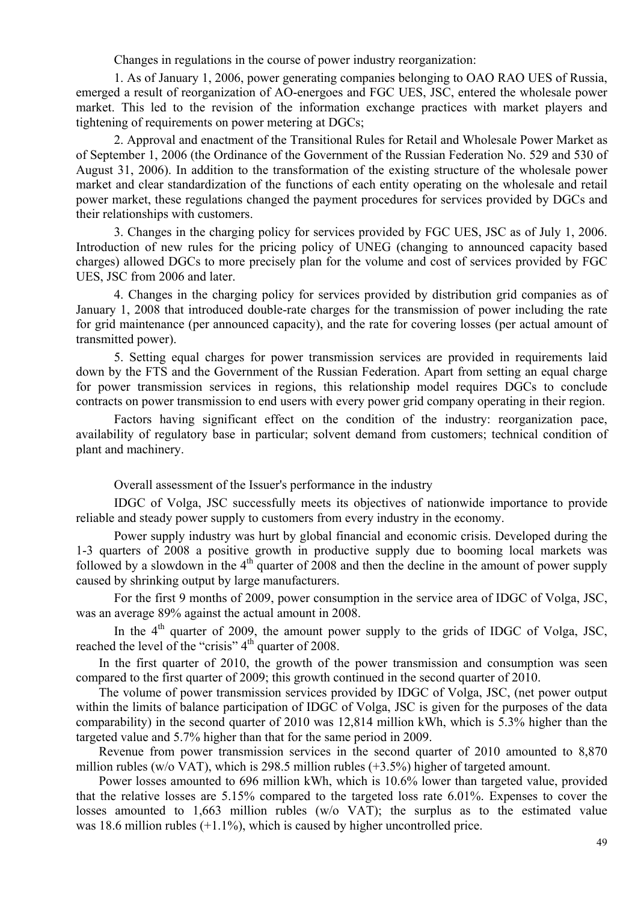Changes in regulations in the course of power industry reorganization:

1. As of January 1, 2006, power generating companies belonging to OAO RAO UES of Russia, emerged a result of reorganization of AO-energoes and FGC UES, JSC, entered the wholesale power market. This led to the revision of the information exchange practices with market players and tightening of requirements on power metering at DGCs;

2. Approval and enactment of the Transitional Rules for Retail and Wholesale Power Market as of September 1, 2006 (the Ordinance of the Government of the Russian Federation No. 529 and 530 of August 31, 2006). In addition to the transformation of the existing structure of the wholesale power market and clear standardization of the functions of each entity operating on the wholesale and retail power market, these regulations changed the payment procedures for services provided by DGCs and their relationships with customers.

3. Changes in the charging policy for services provided by FGC UES, JSC as of July 1, 2006. Introduction of new rules for the pricing policy of UNEG (changing to announced capacity based charges) allowed DGCs to more precisely plan for the volume and cost of services provided by FGC UES, JSC from 2006 and later.

4. Changes in the charging policy for services provided by distribution grid companies as of January 1, 2008 that introduced double-rate charges for the transmission of power including the rate for grid maintenance (per announced capacity), and the rate for covering losses (per actual amount of transmitted power).

5. Setting equal charges for power transmission services are provided in requirements laid down by the FTS and the Government of the Russian Federation. Apart from setting an equal charge for power transmission services in regions, this relationship model requires DGCs to conclude contracts on power transmission to end users with every power grid company operating in their region.

Factors having significant effect on the condition of the industry: reorganization pace, availability of regulatory base in particular; solvent demand from customers; technical condition of plant and machinery.

Overall assessment of the Issuer's performance in the industry

IDGC of Volga, JSC successfully meets its objectives of nationwide importance to provide reliable and steady power supply to customers from every industry in the economy.

Power supply industry was hurt by global financial and economic crisis. Developed during the 1-3 quarters of 2008 a positive growth in productive supply due to booming local markets was followed by a slowdown in the 4th quarter of 2008 and then the decline in the amount of power supply caused by shrinking output by large manufacturers.

For the first 9 months of 2009, power consumption in the service area of IDGC of Volga, JSC, was an average 89% against the actual amount in 2008.

In the 4th quarter of 2009, the amount power supply to the grids of IDGC of Volga, JSC, reached the level of the "crisis" 4th quarter of 2008.

In the first quarter of 2010, the growth of the power transmission and consumption was seen compared to the first quarter of 2009; this growth continued in the second quarter of 2010.

The volume of power transmission services provided by IDGC of Volga, JSC, (net power output within the limits of balance participation of IDGC of Volga, JSC is given for the purposes of the data comparability) in the second quarter of 2010 was 12,814 million kWh, which is 5.3% higher than the targeted value and 5.7% higher than that for the same period in 2009.

Revenue from power transmission services in the second quarter of 2010 amounted to 8,870 million rubles (w/o VAT), which is 298.5 million rubles (+3.5%) higher of targeted amount.

Power losses amounted to 696 million kWh, which is 10.6% lower than targeted value, provided that the relative losses are 5.15% compared to the targeted loss rate 6.01%. Expenses to cover the losses amounted to 1,663 million rubles (w/o VAT); the surplus as to the estimated value was 18.6 million rubles (+1.1%), which is caused by higher uncontrolled price.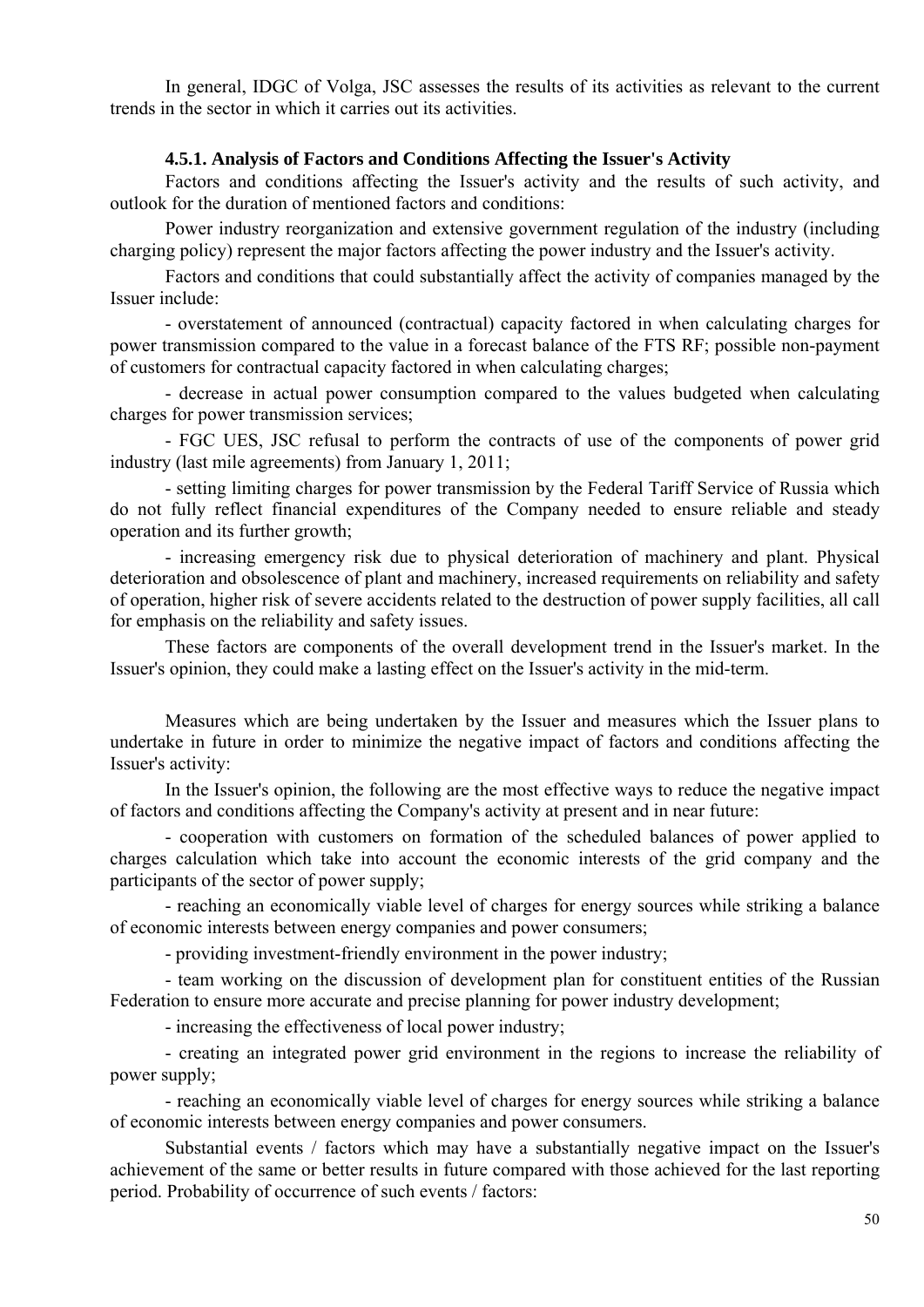In general, IDGC of Volga, JSC assesses the results of its activities as relevant to the current trends in the sector in which it carries out its activities.

#### 4.5.1. Analysis of Factors and Conditions Affecting the Issuer's Activity

Factors and conditions affecting the Issuer's activity and the results of such activity, and outlook for the duration of mentioned factors and conditions:

Power industry reorganization and extensive government regulation of the industry (including charging policy) represent the major factors affecting the power industry and the Issuer's activity.

Factors and conditions that could substantially affect the activity of companies managed by the Issuer include:

- overstatement of announced (contractual) capacity factored in when calculating charges for power transmission compared to the value in a forecast balance of the FTS RF; possible non-payment of customers for contractual capacity factored in when calculating charges;
- decrease in actual power consumption compared to the values budgeted when calculating charges for power transmission services;
- FGC UES, JSC refusal to perform the contracts of use of the components of power grid industry (last mile agreements) from January 1, 2011;
- setting limiting charges for power transmission by the Federal Tariff Service of Russia which do not fully reflect financial expenditures of the Company needed to ensure reliable and steady operation and its further growth;
- increasing emergency risk due to physical deterioration of machinery and plant. Physical deterioration and obsolescence of plant and machinery, increased requirements on reliability and safety of operation, higher risk of severe accidents related to the destruction of power supply facilities, all call for emphasis on the reliability and safety issues.

These factors are components of the overall development trend in the Issuer's market. In the Issuer's opinion, they could make a lasting effect on the Issuer's activity in the mid-term.

Measures which are being undertaken by the Issuer and measures which the Issuer plans to undertake in future in order to minimize the negative impact of factors and conditions affecting the Issuer's activity:

In the Issuer's opinion, the following are the most effective ways to reduce the negative impact of factors and conditions affecting the Company's activity at present and in near future:

- cooperation with customers on formation of the scheduled balances of power applied to charges calculation which take into account the economic interests of the grid company and the participants of the sector of power supply;
- reaching an economically viable level of charges for energy sources while striking a balance of economic interests between energy companies and power consumers;
- providing investment-friendly environment in the power industry;
- team working on the discussion of development plan for constituent entities of the Russian Federation to ensure more accurate and precise planning for power industry development;
- increasing the effectiveness of local power industry;
- creating an integrated power grid environment in the regions to increase the reliability of power supply;
- reaching an economically viable level of charges for energy sources while striking a balance of economic interests between energy companies and power consumers.

Substantial events / factors which may have a substantially negative impact on the Issuer's achievement of the same or better results in future compared with those achieved for the last reporting period. Probability of occurrence of such events / factors: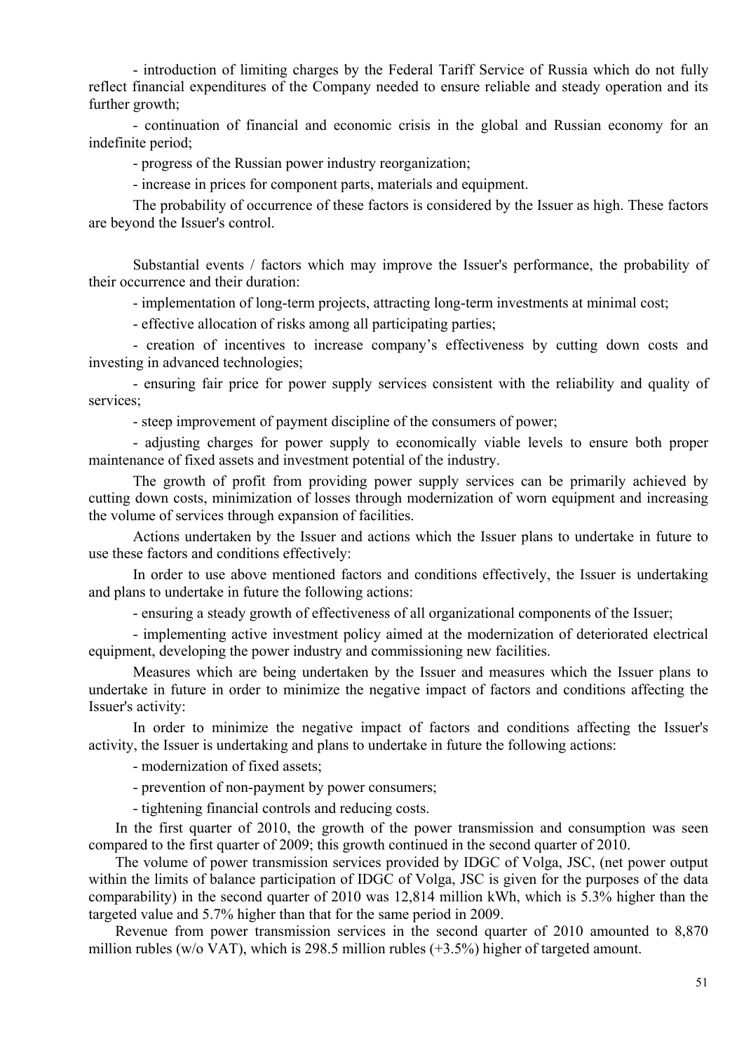- introduction of limiting charges by the Federal Tariff Service of Russia which do not fully reflect financial expenditures of the Company needed to ensure reliable and steady operation and its further growth;

- continuation of financial and economic crisis in the global and Russian economy for an indefinite period;

- progress of the Russian power industry reorganization;

- increase in prices for component parts, materials and equipment.

The probability of occurrence of these factors is considered by the Issuer as high. These factors are beyond the Issuer's control.

Substantial events / factors which may improve the Issuer's performance, the probability of their occurrence and their duration:

- implementation of long-term projects, attracting long-term investments at minimal cost;

- effective allocation of risks among all participating parties;

- creation of incentives to increase company's effectiveness by cutting down costs and investing in advanced technologies;

- ensuring fair price for power supply services consistent with the reliability and quality of services;

- steep improvement of payment discipline of the consumers of power;

- adjusting charges for power supply to economically viable levels to ensure both proper maintenance of fixed assets and investment potential of the industry.

The growth of profit from providing power supply services can be primarily achieved by cutting down costs, minimization of losses through modernization of worn equipment and increasing the volume of services through expansion of facilities.

Actions undertaken by the Issuer and actions which the Issuer plans to undertake in future to use these factors and conditions effectively:

In order to use above mentioned factors and conditions effectively, the Issuer is undertaking and plans to undertake in future the following actions:

- ensuring a steady growth of effectiveness of all organizational components of the Issuer;

- implementing active investment policy aimed at the modernization of deteriorated electrical equipment, developing the power industry and commissioning new facilities.

Measures which are being undertaken by the Issuer and measures which the Issuer plans to undertake in future in order to minimize the negative impact of factors and conditions affecting the Issuer's activity:

In order to minimize the negative impact of factors and conditions affecting the Issuer's activity, the Issuer is undertaking and plans to undertake in future the following actions:

- modernization of fixed assets;

- prevention of non-payment by power consumers;

- tightening financial controls and reducing costs.

In the first quarter of 2010, the growth of the power transmission and consumption was seen compared to the first quarter of 2009; this growth continued in the second quarter of 2010.

The volume of power transmission services provided by IDGC of Volga, JSC, (net power output within the limits of balance participation of IDGC of Volga, JSC is given for the purposes of the data comparability) in the second quarter of 2010 was 12,814 million kWh, which is 5.3% higher than the targeted value and 5.7% higher than that for the same period in 2009.

Revenue from power transmission services in the second quarter of 2010 amounted to 8,870 million rubles (w/o VAT), which is 298.5 million rubles (+3.5%) higher of targeted amount.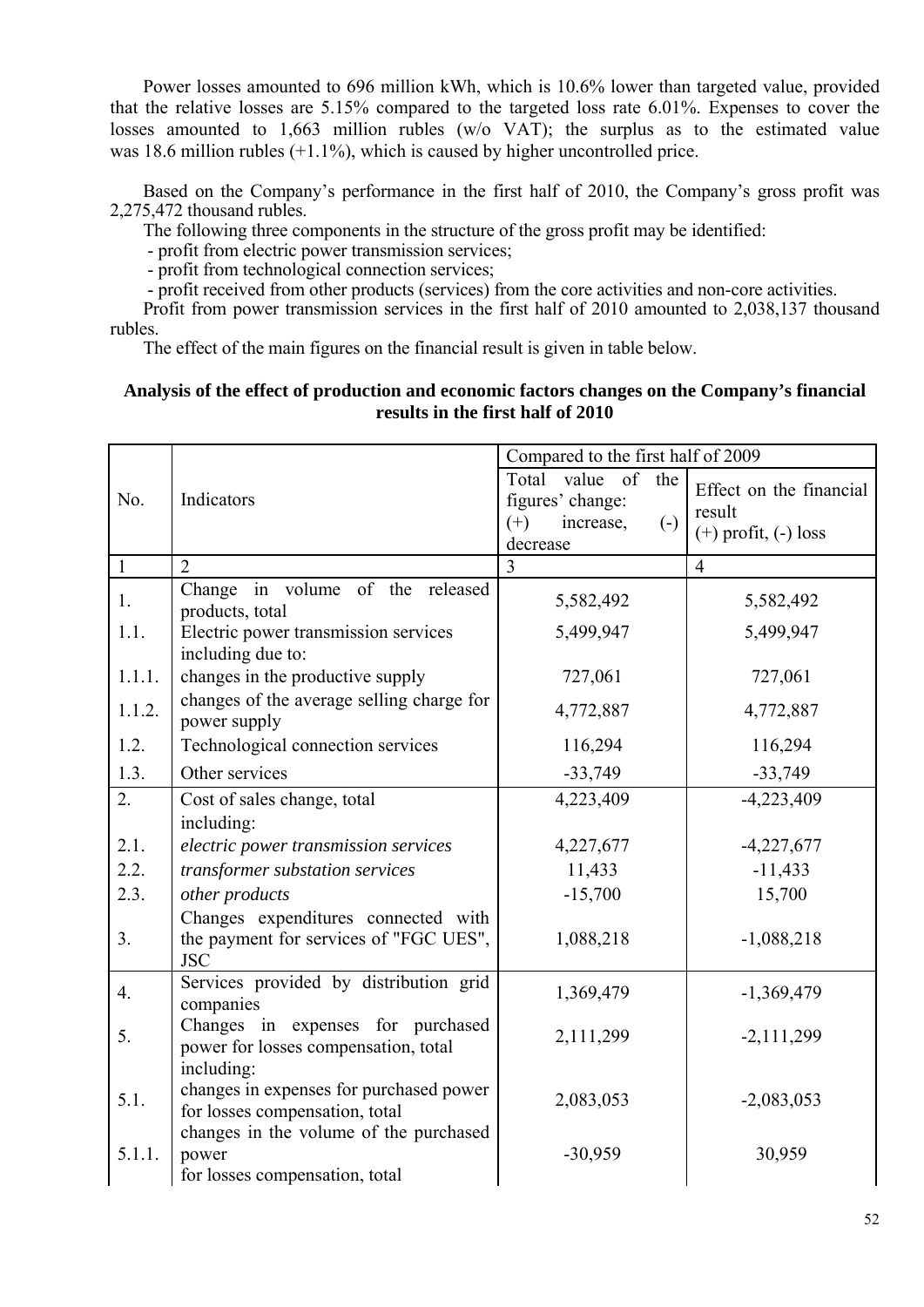Power losses amounted to 696 million kWh, which is 10.6% lower than targeted value, provided that the relative losses are 5.15% compared to the targeted loss rate 6.01%. Expenses to cover the losses amounted to 1,663 million rubles (w/o VAT); the surplus as to the estimated value was 18.6 million rubles (+1.1%), which is caused by higher uncontrolled price.

Based on the Company's performance in the first half of 2010, the Company's gross profit was 2,275,472 thousand rubles.

The following three components in the structure of the gross profit may be identified:

- profit from electric power transmission services;
- profit from technological connection services;
- profit received from other products (services) from the core activities and non-core activities.

Profit from power transmission services in the first half of 2010 amounted to 2,038,137 thousand rubles.

The effect of the main figures on the financial result is given in table below.

**Analysis of the effect of production and economic factors changes on the Company's financial results in the first half of 2010**

| No. | Indicators | Compared to the first half of 2009 | |
|---|---|---|---|
| | | Total value of the figures' change: (+) increase, (-) decrease | Effect on the financial result (+) profit, (-) loss |
| 1 | 2 | 3 | 4 |
| 1. | Change in volume of the released products, total | 5,582,492 | 5,582,492 |
| 1.1. | Electric power transmission services including due to: | 5,499,947 | 5,499,947 |
| 1.1.1. | changes in the productive supply | 727,061 | 727,061 |
| 1.1.2. | changes of the average selling charge for power supply | 4,772,887 | 4,772,887 |
| 1.2. | Technological connection services | 116,294 | 116,294 |
| 1.3. | Other services | -33,749 | -33,749 |
| 2. | Cost of sales change, total including: | 4,223,409 | -4,223,409 |
| 2.1. | *electric power transmission services* | 4,227,677 | -4,227,677 |
| 2.2. | *transformer substation services* | 11,433 | -11,433 |
| 2.3. | *other products* | -15,700 | 15,700 |
| 3. | Changes expenditures connected with the payment for services of "FGC UES", JSC | 1,088,218 | -1,088,218 |
| 4. | Services provided by distribution grid companies | 1,369,479 | -1,369,479 |
| 5. | Changes in expenses for purchased power for losses compensation, total including: | 2,111,299 | -2,111,299 |
| 5.1. | changes in expenses for purchased power for losses compensation, total | 2,083,053 | -2,083,053 |
| 5.1.1. | changes in the volume of the purchased power for losses compensation, total | -30,959 | 30,959 |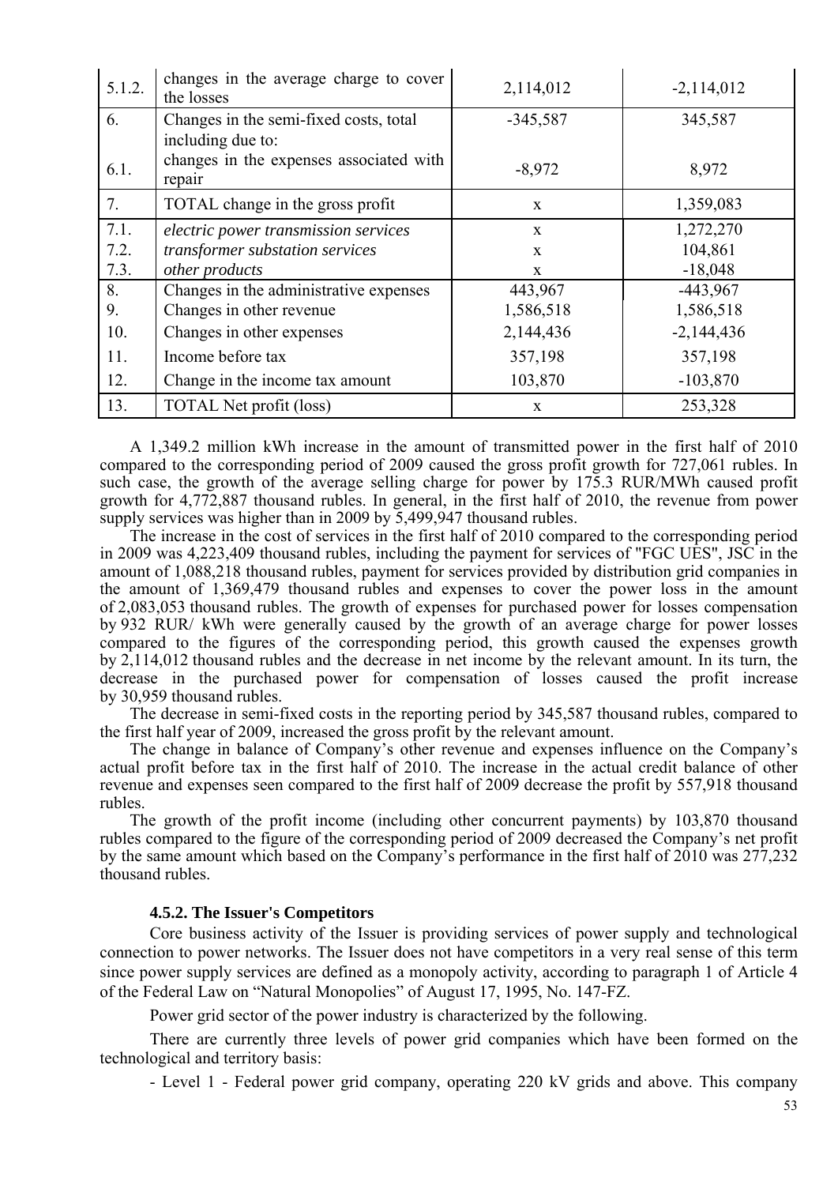| | | | |
|---|---|---|---|
| 5.1.2. | changes in the average charge to cover the losses | 2,114,012 | -2,114,012 |
| 6. | Changes in the semi-fixed costs, total including due to: | -345,587 | 345,587 |
| 6.1. | changes in the expenses associated with repair | -8,972 | 8,972 |
| 7. | TOTAL change in the gross profit | x | 1,359,083 |
| 7.1. | *electric power transmission services* | x | 1,272,270 |
| 7.2. | *transformer substation services* | x | 104,861 |
| 7.3. | *other products* | x | -18,048 |
| 8. | Changes in the administrative expenses | 443,967 | -443,967 |
| 9. | Changes in other revenue | 1,586,518 | 1,586,518 |
| 10. | Changes in other expenses | 2,144,436 | -2,144,436 |
| 11. | Income before tax | 357,198 | 357,198 |
| 12. | Change in the income tax amount | 103,870 | -103,870 |
| 13. | TOTAL Net profit (loss) | x | 253,328 |

A 1,349.2 million kWh increase in the amount of transmitted power in the first half of 2010 compared to the corresponding period of 2009 caused the gross profit growth for 727,061 rubles. In such case, the growth of the average selling charge for power by 175.3 RUR/MWh caused profit growth for 4,772,887 thousand rubles. In general, in the first half of 2010, the revenue from power supply services was higher than in 2009 by 5,499,947 thousand rubles.

The increase in the cost of services in the first half of 2010 compared to the corresponding period in 2009 was 4,223,409 thousand rubles, including the payment for services of "FGC UES", JSC in the amount of 1,088,218 thousand rubles, payment for services provided by distribution grid companies in the amount of 1,369,479 thousand rubles and expenses to cover the power loss in the amount of 2,083,053 thousand rubles. The growth of expenses for purchased power for losses compensation by 932 RUR/ kWh were generally caused by the growth of an average charge for power losses compared to the figures of the corresponding period, this growth caused the expenses growth by 2,114,012 thousand rubles and the decrease in net income by the relevant amount. In its turn, the decrease in the purchased power for compensation of losses caused the profit increase by 30,959 thousand rubles.

The decrease in semi-fixed costs in the reporting period by 345,587 thousand rubles, compared to the first half year of 2009, increased the gross profit by the relevant amount.

The change in balance of Company's other revenue and expenses influence on the Company's actual profit before tax in the first half of 2010. The increase in the actual credit balance of other revenue and expenses seen compared to the first half of 2009 decrease the profit by 557,918 thousand rubles.

The growth of the profit income (including other concurrent payments) by 103,870 thousand rubles compared to the figure of the corresponding period of 2009 decreased the Company's net profit by the same amount which based on the Company's performance in the first half of 2010 was 277,232 thousand rubles.

#### 4.5.2. The Issuer's Competitors

Core business activity of the Issuer is providing services of power supply and technological connection to power networks. The Issuer does not have competitors in a very real sense of this term since power supply services are defined as a monopoly activity, according to paragraph 1 of Article 4 of the Federal Law on "Natural Monopolies" of August 17, 1995, No. 147-FZ.

Power grid sector of the power industry is characterized by the following.

There are currently three levels of power grid companies which have been formed on the technological and territory basis:

- Level 1 - Federal power grid company, operating 220 kV grids and above. This company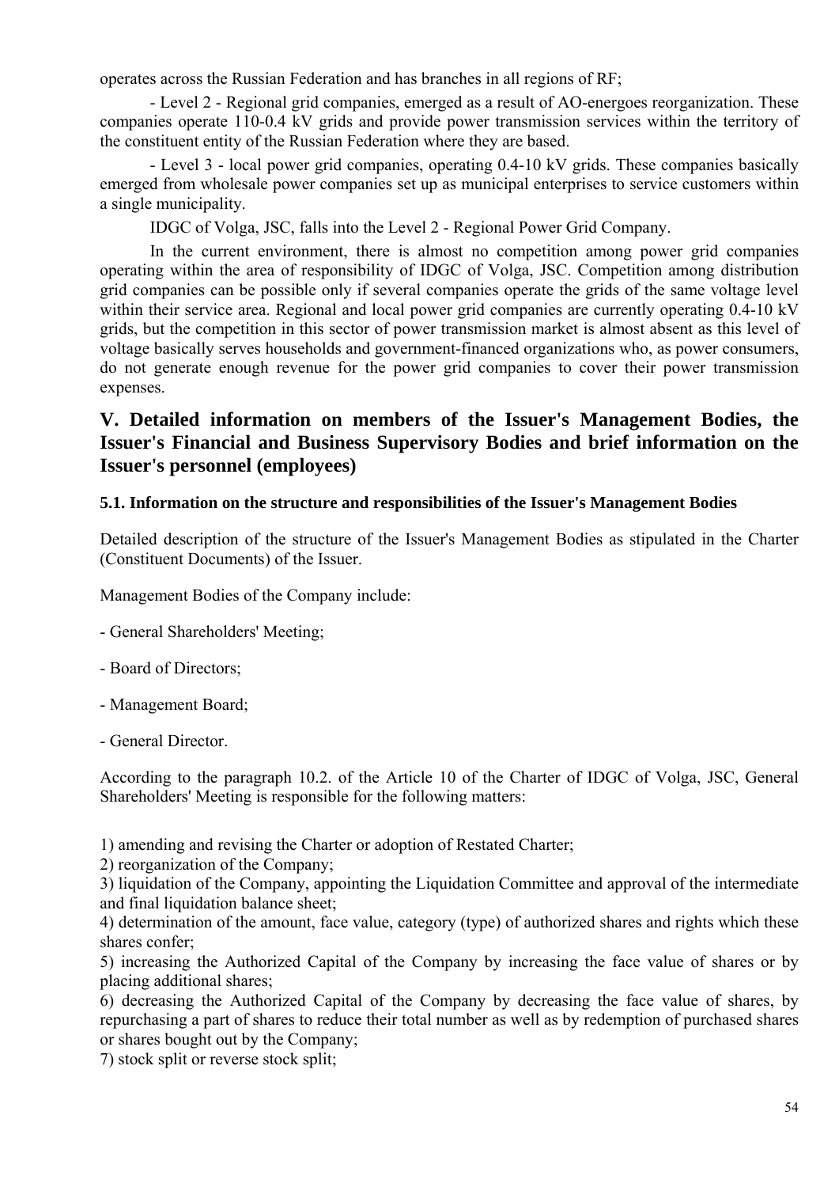operates across the Russian Federation and has branches in all regions of RF;

- Level 2 - Regional grid companies, emerged as a result of AO-energoes reorganization. These companies operate 110-0.4 kV grids and provide power transmission services within the territory of the constituent entity of the Russian Federation where they are based.

- Level 3 - local power grid companies, operating 0.4-10 kV grids. These companies basically emerged from wholesale power companies set up as municipal enterprises to service customers within a single municipality.

IDGC of Volga, JSC, falls into the Level 2 - Regional Power Grid Company.

In the current environment, there is almost no competition among power grid companies operating within the area of responsibility of IDGC of Volga, JSC. Competition among distribution grid companies can be possible only if several companies operate the grids of the same voltage level within their service area. Regional and local power grid companies are currently operating 0.4-10 kV grids, but the competition in this sector of power transmission market is almost absent as this level of voltage basically serves households and government-financed organizations who, as power consumers, do not generate enough revenue for the power grid companies to cover their power transmission expenses.

# V. Detailed information on members of the Issuer's Management Bodies, the Issuer's Financial and Business Supervisory Bodies and brief information on the Issuer's personnel (employees)

### 5.1. Information on the structure and responsibilities of the Issuer's Management Bodies

Detailed description of the structure of the Issuer's Management Bodies as stipulated in the Charter (Constituent Documents) of the Issuer.

Management Bodies of the Company include:

- General Shareholders' Meeting;

- Board of Directors;

- Management Board;

- General Director.

According to the paragraph 10.2. of the Article 10 of the Charter of IDGC of Volga, JSC, General Shareholders' Meeting is responsible for the following matters:

1) amending and revising the Charter or adoption of Restated Charter;
2) reorganization of the Company;
3) liquidation of the Company, appointing the Liquidation Committee and approval of the intermediate and final liquidation balance sheet;
4) determination of the amount, face value, category (type) of authorized shares and rights which these shares confer;
5) increasing the Authorized Capital of the Company by increasing the face value of shares or by placing additional shares;
6) decreasing the Authorized Capital of the Company by decreasing the face value of shares, by repurchasing a part of shares to reduce their total number as well as by redemption of purchased shares or shares bought out by the Company;
7) stock split or reverse stock split;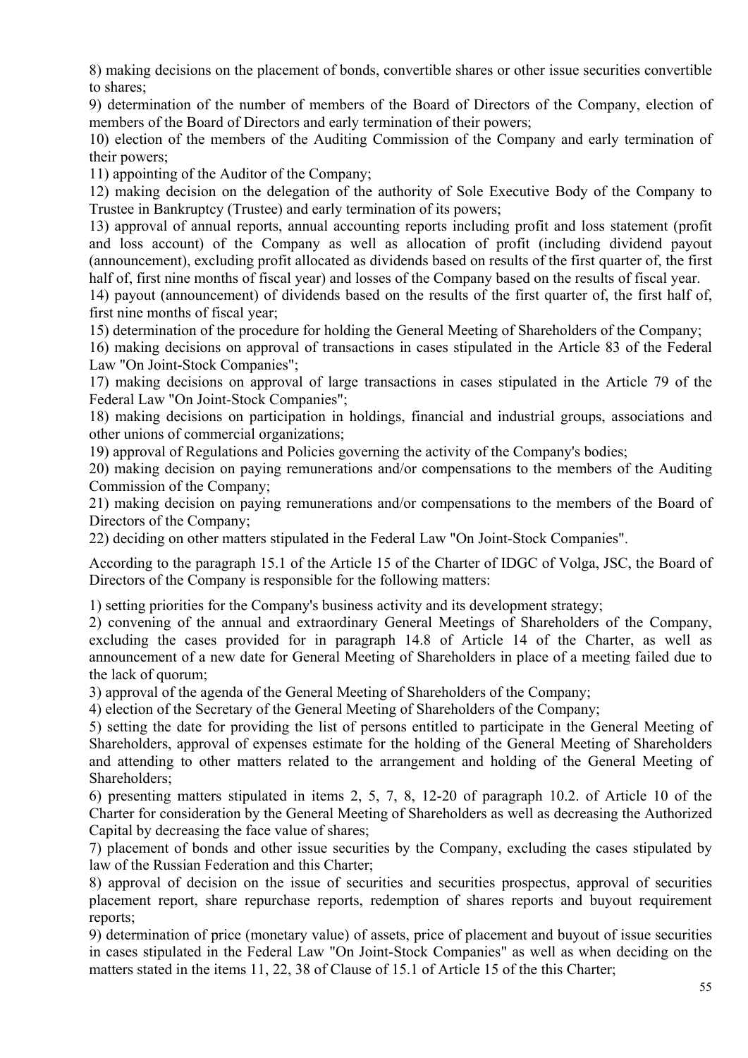8) making decisions on the placement of bonds, convertible shares or other issue securities convertible to shares;

9) determination of the number of members of the Board of Directors of the Company, election of members of the Board of Directors and early termination of their powers;

10) election of the members of the Auditing Commission of the Company and early termination of their powers;

11) appointing of the Auditor of the Company;

12) making decision on the delegation of the authority of Sole Executive Body of the Company to Trustee in Bankruptcy (Trustee) and early termination of its powers;

13) approval of annual reports, annual accounting reports including profit and loss statement (profit and loss account) of the Company as well as allocation of profit (including dividend payout (announcement), excluding profit allocated as dividends based on results of the first quarter of, the first half of, first nine months of fiscal year) and losses of the Company based on the results of fiscal year.

14) payout (announcement) of dividends based on the results of the first quarter of, the first half of, first nine months of fiscal year;

15) determination of the procedure for holding the General Meeting of Shareholders of the Company;

16) making decisions on approval of transactions in cases stipulated in the Article 83 of the Federal Law "On Joint-Stock Companies";

17) making decisions on approval of large transactions in cases stipulated in the Article 79 of the Federal Law "On Joint-Stock Companies";

18) making decisions on participation in holdings, financial and industrial groups, associations and other unions of commercial organizations;

19) approval of Regulations and Policies governing the activity of the Company's bodies;

20) making decision on paying remunerations and/or compensations to the members of the Auditing Commission of the Company;

21) making decision on paying remunerations and/or compensations to the members of the Board of Directors of the Company;

22) deciding on other matters stipulated in the Federal Law "On Joint-Stock Companies".

According to the paragraph 15.1 of the Article 15 of the Charter of IDGC of Volga, JSC, the Board of Directors of the Company is responsible for the following matters:

1) setting priorities for the Company's business activity and its development strategy;

2) convening of the annual and extraordinary General Meetings of Shareholders of the Company, excluding the cases provided for in paragraph 14.8 of Article 14 of the Charter, as well as announcement of a new date for General Meeting of Shareholders in place of a meeting failed due to the lack of quorum;

3) approval of the agenda of the General Meeting of Shareholders of the Company;

4) election of the Secretary of the General Meeting of Shareholders of the Company;

5) setting the date for providing the list of persons entitled to participate in the General Meeting of Shareholders, approval of expenses estimate for the holding of the General Meeting of Shareholders and attending to other matters related to the arrangement and holding of the General Meeting of Shareholders;

6) presenting matters stipulated in items 2, 5, 7, 8, 12-20 of paragraph 10.2. of Article 10 of the Charter for consideration by the General Meeting of Shareholders as well as decreasing the Authorized Capital by decreasing the face value of shares;

7) placement of bonds and other issue securities by the Company, excluding the cases stipulated by law of the Russian Federation and this Charter;

8) approval of decision on the issue of securities and securities prospectus, approval of securities placement report, share repurchase reports, redemption of shares reports and buyout requirement reports;

9) determination of price (monetary value) of assets, price of placement and buyout of issue securities in cases stipulated in the Federal Law "On Joint-Stock Companies" as well as when deciding on the matters stated in the items 11, 22, 38 of Clause of 15.1 of Article 15 of the this Charter;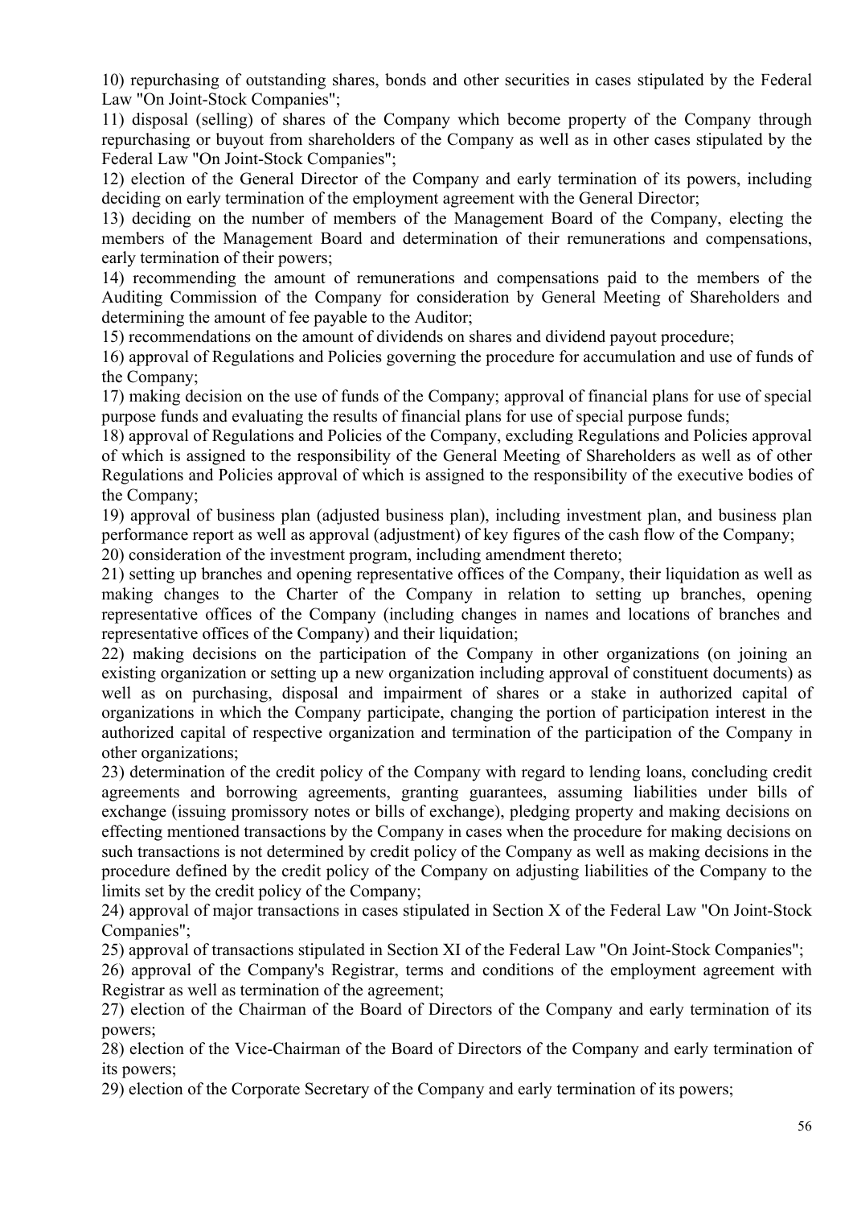10) repurchasing of outstanding shares, bonds and other securities in cases stipulated by the Federal Law "On Joint-Stock Companies";

11) disposal (selling) of shares of the Company which become property of the Company through repurchasing or buyout from shareholders of the Company as well as in other cases stipulated by the Federal Law "On Joint-Stock Companies";

12) election of the General Director of the Company and early termination of its powers, including deciding on early termination of the employment agreement with the General Director;

13) deciding on the number of members of the Management Board of the Company, electing the members of the Management Board and determination of their remunerations and compensations, early termination of their powers;

14) recommending the amount of remunerations and compensations paid to the members of the Auditing Commission of the Company for consideration by General Meeting of Shareholders and determining the amount of fee payable to the Auditor;

15) recommendations on the amount of dividends on shares and dividend payout procedure;

16) approval of Regulations and Policies governing the procedure for accumulation and use of funds of the Company;

17) making decision on the use of funds of the Company; approval of financial plans for use of special purpose funds and evaluating the results of financial plans for use of special purpose funds;

18) approval of Regulations and Policies of the Company, excluding Regulations and Policies approval of which is assigned to the responsibility of the General Meeting of Shareholders as well as of other Regulations and Policies approval of which is assigned to the responsibility of the executive bodies of the Company;

19) approval of business plan (adjusted business plan), including investment plan, and business plan performance report as well as approval (adjustment) of key figures of the cash flow of the Company;

20) consideration of the investment program, including amendment thereto;

21) setting up branches and opening representative offices of the Company, their liquidation as well as making changes to the Charter of the Company in relation to setting up branches, opening representative offices of the Company (including changes in names and locations of branches and representative offices of the Company) and their liquidation;

22) making decisions on the participation of the Company in other organizations (on joining an existing organization or setting up a new organization including approval of constituent documents) as well as on purchasing, disposal and impairment of shares or a stake in authorized capital of organizations in which the Company participate, changing the portion of participation interest in the authorized capital of respective organization and termination of the participation of the Company in other organizations;

23) determination of the credit policy of the Company with regard to lending loans, concluding credit agreements and borrowing agreements, granting guarantees, assuming liabilities under bills of exchange (issuing promissory notes or bills of exchange), pledging property and making decisions on effecting mentioned transactions by the Company in cases when the procedure for making decisions on such transactions is not determined by credit policy of the Company as well as making decisions in the procedure defined by the credit policy of the Company on adjusting liabilities of the Company to the limits set by the credit policy of the Company;

24) approval of major transactions in cases stipulated in Section X of the Federal Law "On Joint-Stock Companies";

25) approval of transactions stipulated in Section XI of the Federal Law "On Joint-Stock Companies";

26) approval of the Company's Registrar, terms and conditions of the employment agreement with Registrar as well as termination of the agreement;

27) election of the Chairman of the Board of Directors of the Company and early termination of its powers;

28) election of the Vice-Chairman of the Board of Directors of the Company and early termination of its powers;

29) election of the Corporate Secretary of the Company and early termination of its powers;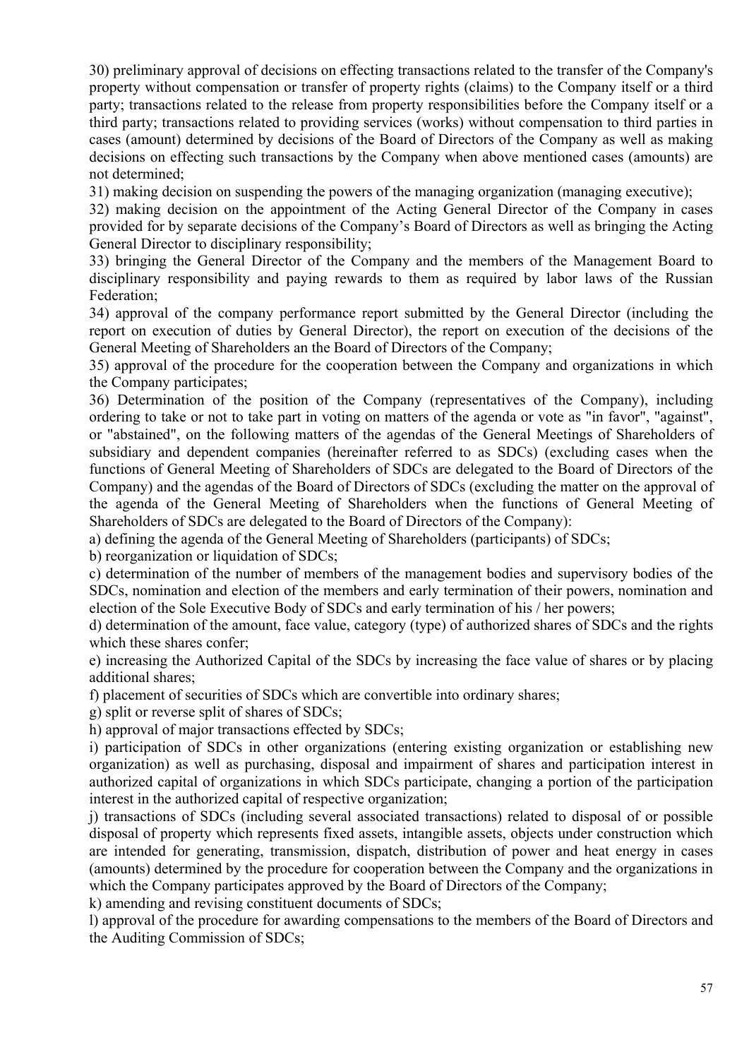30) preliminary approval of decisions on effecting transactions related to the transfer of the Company's property without compensation or transfer of property rights (claims) to the Company itself or a third party; transactions related to the release from property responsibilities before the Company itself or a third party; transactions related to providing services (works) without compensation to third parties in cases (amount) determined by decisions of the Board of Directors of the Company as well as making decisions on effecting such transactions by the Company when above mentioned cases (amounts) are not determined;

31) making decision on suspending the powers of the managing organization (managing executive);

32) making decision on the appointment of the Acting General Director of the Company in cases provided for by separate decisions of the Company's Board of Directors as well as bringing the Acting General Director to disciplinary responsibility;

33) bringing the General Director of the Company and the members of the Management Board to disciplinary responsibility and paying rewards to them as required by labor laws of the Russian Federation;

34) approval of the company performance report submitted by the General Director (including the report on execution of duties by General Director), the report on execution of the decisions of the General Meeting of Shareholders an the Board of Directors of the Company;

35) approval of the procedure for the cooperation between the Company and organizations in which the Company participates;

36) Determination of the position of the Company (representatives of the Company), including ordering to take or not to take part in voting on matters of the agenda or vote as "in favor", "against", or "abstained", on the following matters of the agendas of the General Meetings of Shareholders of subsidiary and dependent companies (hereinafter referred to as SDCs) (excluding cases when the functions of General Meeting of Shareholders of SDCs are delegated to the Board of Directors of the Company) and the agendas of the Board of Directors of SDCs (excluding the matter on the approval of the agenda of the General Meeting of Shareholders when the functions of General Meeting of Shareholders of SDCs are delegated to the Board of Directors of the Company):

a) defining the agenda of the General Meeting of Shareholders (participants) of SDCs;

b) reorganization or liquidation of SDCs;

c) determination of the number of members of the management bodies and supervisory bodies of the SDCs, nomination and election of the members and early termination of their powers, nomination and election of the Sole Executive Body of SDCs and early termination of his / her powers;

d) determination of the amount, face value, category (type) of authorized shares of SDCs and the rights which these shares confer;

e) increasing the Authorized Capital of the SDCs by increasing the face value of shares or by placing additional shares;

f) placement of securities of SDCs which are convertible into ordinary shares;

g) split or reverse split of shares of SDCs;

h) approval of major transactions effected by SDCs;

i) participation of SDCs in other organizations (entering existing organization or establishing new organization) as well as purchasing, disposal and impairment of shares and participation interest in authorized capital of organizations in which SDCs participate, changing a portion of the participation interest in the authorized capital of respective organization;

j) transactions of SDCs (including several associated transactions) related to disposal of or possible disposal of property which represents fixed assets, intangible assets, objects under construction which are intended for generating, transmission, dispatch, distribution of power and heat energy in cases (amounts) determined by the procedure for cooperation between the Company and the organizations in which the Company participates approved by the Board of Directors of the Company;

k) amending and revising constituent documents of SDCs;

l) approval of the procedure for awarding compensations to the members of the Board of Directors and the Auditing Commission of SDCs;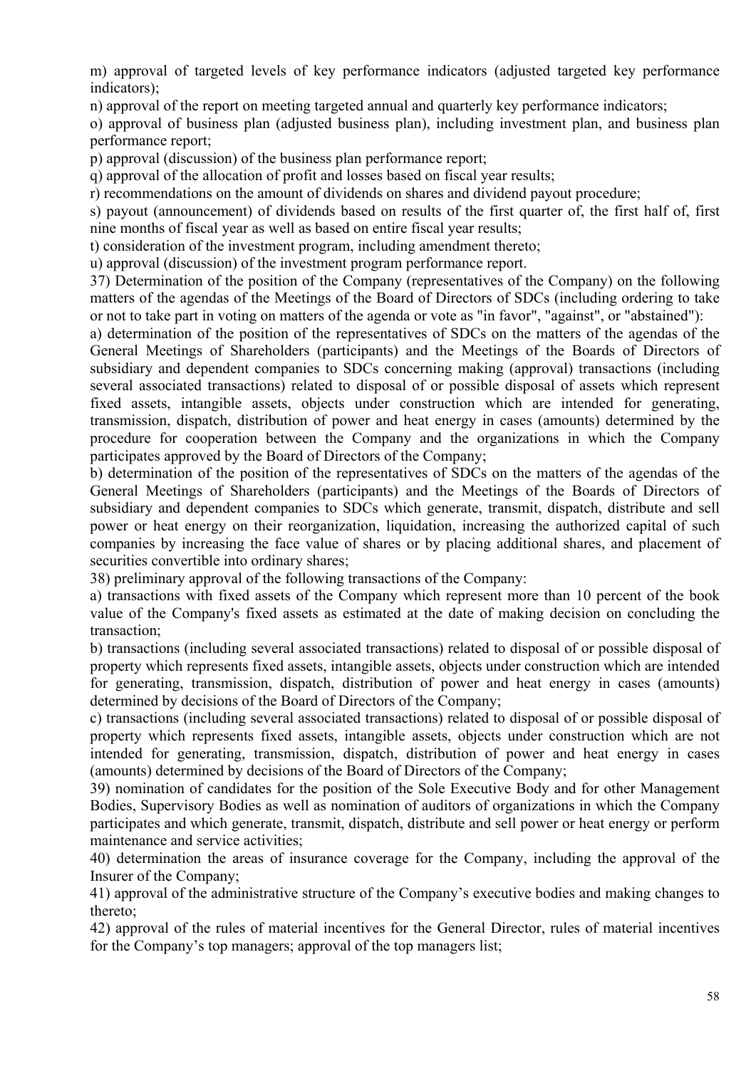m) approval of targeted levels of key performance indicators (adjusted targeted key performance indicators);

n) approval of the report on meeting targeted annual and quarterly key performance indicators;

o) approval of business plan (adjusted business plan), including investment plan, and business plan performance report;

p) approval (discussion) of the business plan performance report;

q) approval of the allocation of profit and losses based on fiscal year results;

r) recommendations on the amount of dividends on shares and dividend payout procedure;

s) payout (announcement) of dividends based on results of the first quarter of, the first half of, first nine months of fiscal year as well as based on entire fiscal year results;

t) consideration of the investment program, including amendment thereto;

u) approval (discussion) of the investment program performance report.

37) Determination of the position of the Company (representatives of the Company) on the following matters of the agendas of the Meetings of the Board of Directors of SDCs (including ordering to take or not to take part in voting on matters of the agenda or vote as "in favor", "against", or "abstained"):

a) determination of the position of the representatives of SDCs on the matters of the agendas of the General Meetings of Shareholders (participants) and the Meetings of the Boards of Directors of subsidiary and dependent companies to SDCs concerning making (approval) transactions (including several associated transactions) related to disposal of or possible disposal of assets which represent fixed assets, intangible assets, objects under construction which are intended for generating, transmission, dispatch, distribution of power and heat energy in cases (amounts) determined by the procedure for cooperation between the Company and the organizations in which the Company participates approved by the Board of Directors of the Company;

b) determination of the position of the representatives of SDCs on the matters of the agendas of the General Meetings of Shareholders (participants) and the Meetings of the Boards of Directors of subsidiary and dependent companies to SDCs which generate, transmit, dispatch, distribute and sell power or heat energy on their reorganization, liquidation, increasing the authorized capital of such companies by increasing the face value of shares or by placing additional shares, and placement of securities convertible into ordinary shares;

38) preliminary approval of the following transactions of the Company:

a) transactions with fixed assets of the Company which represent more than 10 percent of the book value of the Company's fixed assets as estimated at the date of making decision on concluding the transaction;

b) transactions (including several associated transactions) related to disposal of or possible disposal of property which represents fixed assets, intangible assets, objects under construction which are intended for generating, transmission, dispatch, distribution of power and heat energy in cases (amounts) determined by decisions of the Board of Directors of the Company;

c) transactions (including several associated transactions) related to disposal of or possible disposal of property which represents fixed assets, intangible assets, objects under construction which are not intended for generating, transmission, dispatch, distribution of power and heat energy in cases (amounts) determined by decisions of the Board of Directors of the Company;

39) nomination of candidates for the position of the Sole Executive Body and for other Management Bodies, Supervisory Bodies as well as nomination of auditors of organizations in which the Company participates and which generate, transmit, dispatch, distribute and sell power or heat energy or perform maintenance and service activities;

40) determination the areas of insurance coverage for the Company, including the approval of the Insurer of the Company;

41) approval of the administrative structure of the Company's executive bodies and making changes to thereto;

42) approval of the rules of material incentives for the General Director, rules of material incentives for the Company's top managers; approval of the top managers list;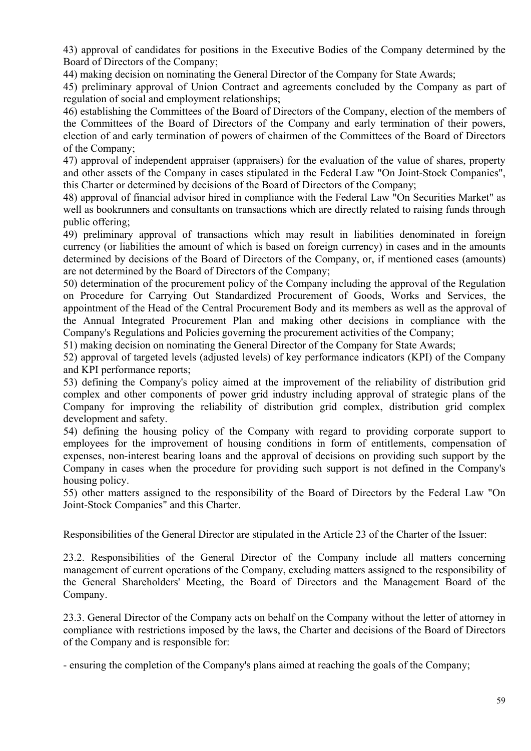43) approval of candidates for positions in the Executive Bodies of the Company determined by the Board of Directors of the Company;

44) making decision on nominating the General Director of the Company for State Awards;

45) preliminary approval of Union Contract and agreements concluded by the Company as part of regulation of social and employment relationships;

46) establishing the Committees of the Board of Directors of the Company, election of the members of the Committees of the Board of Directors of the Company and early termination of their powers, election of and early termination of powers of chairmen of the Committees of the Board of Directors of the Company;

47) approval of independent appraiser (appraisers) for the evaluation of the value of shares, property and other assets of the Company in cases stipulated in the Federal Law "On Joint-Stock Companies", this Charter or determined by decisions of the Board of Directors of the Company;

48) approval of financial advisor hired in compliance with the Federal Law "On Securities Market" as well as bookrunners and consultants on transactions which are directly related to raising funds through public offering;

49) preliminary approval of transactions which may result in liabilities denominated in foreign currency (or liabilities the amount of which is based on foreign currency) in cases and in the amounts determined by decisions of the Board of Directors of the Company, or, if mentioned cases (amounts) are not determined by the Board of Directors of the Company;

50) determination of the procurement policy of the Company including the approval of the Regulation on Procedure for Carrying Out Standardized Procurement of Goods, Works and Services, the appointment of the Head of the Central Procurement Body and its members as well as the approval of the Annual Integrated Procurement Plan and making other decisions in compliance with the Company's Regulations and Policies governing the procurement activities of the Company;

51) making decision on nominating the General Director of the Company for State Awards;

52) approval of targeted levels (adjusted levels) of key performance indicators (KPI) of the Company and KPI performance reports;

53) defining the Company's policy aimed at the improvement of the reliability of distribution grid complex and other components of power grid industry including approval of strategic plans of the Company for improving the reliability of distribution grid complex, distribution grid complex development and safety.

54) defining the housing policy of the Company with regard to providing corporate support to employees for the improvement of housing conditions in form of entitlements, compensation of expenses, non-interest bearing loans and the approval of decisions on providing such support by the Company in cases when the procedure for providing such support is not defined in the Company's housing policy.

55) other matters assigned to the responsibility of the Board of Directors by the Federal Law "On Joint-Stock Companies" and this Charter.

Responsibilities of the General Director are stipulated in the Article 23 of the Charter of the Issuer:

23.2. Responsibilities of the General Director of the Company include all matters concerning management of current operations of the Company, excluding matters assigned to the responsibility of the General Shareholders' Meeting, the Board of Directors and the Management Board of the Company.

23.3. General Director of the Company acts on behalf on the Company without the letter of attorney in compliance with restrictions imposed by the laws, the Charter and decisions of the Board of Directors of the Company and is responsible for:

- ensuring the completion of the Company's plans aimed at reaching the goals of the Company;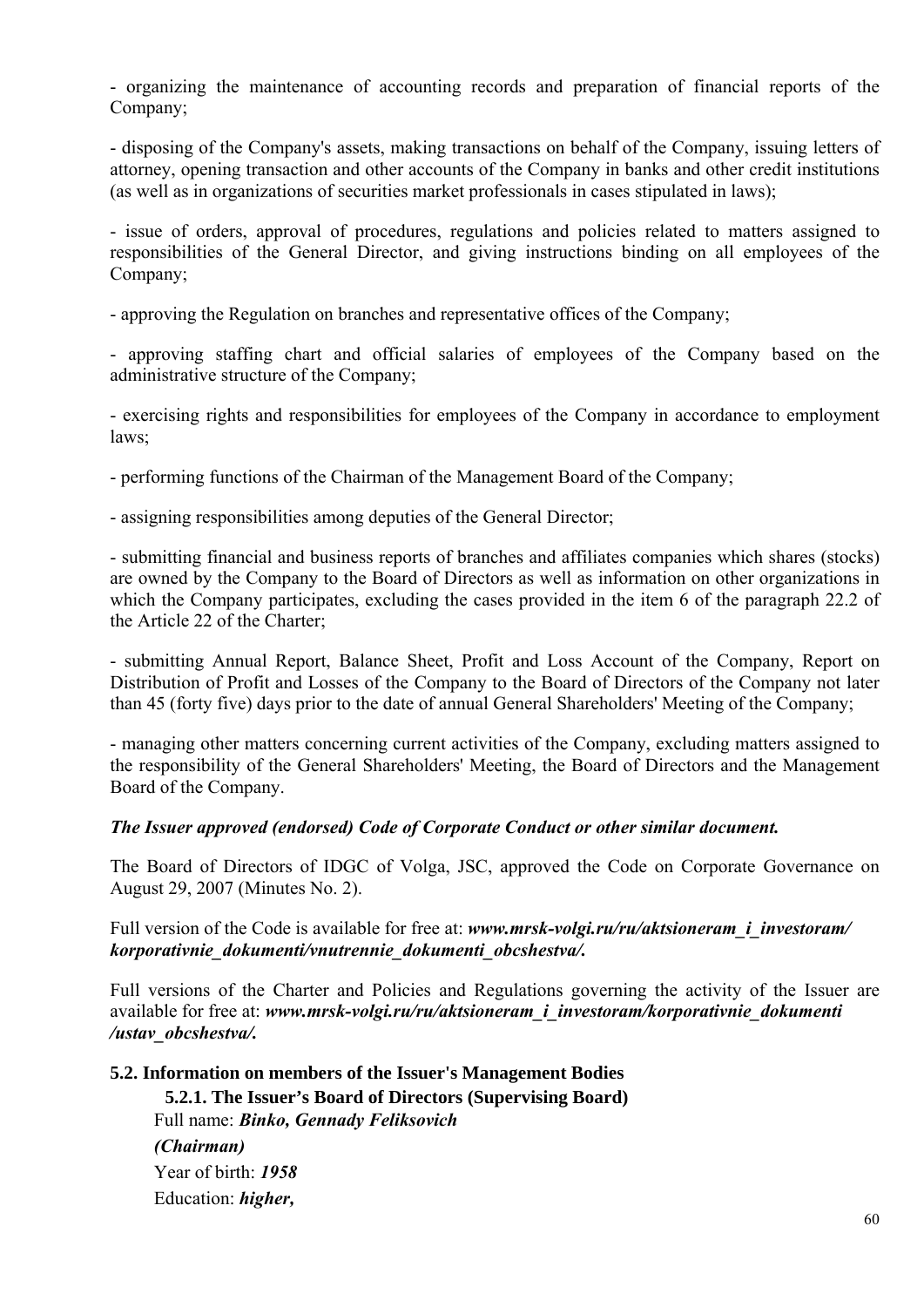- organizing the maintenance of accounting records and preparation of financial reports of the Company;

- disposing of the Company's assets, making transactions on behalf of the Company, issuing letters of attorney, opening transaction and other accounts of the Company in banks and other credit institutions (as well as in organizations of securities market professionals in cases stipulated in laws);

- issue of orders, approval of procedures, regulations and policies related to matters assigned to responsibilities of the General Director, and giving instructions binding on all employees of the Company;

- approving the Regulation on branches and representative offices of the Company;

- approving staffing chart and official salaries of employees of the Company based on the administrative structure of the Company;

- exercising rights and responsibilities for employees of the Company in accordance to employment laws;

- performing functions of the Chairman of the Management Board of the Company;

- assigning responsibilities among deputies of the General Director;

- submitting financial and business reports of branches and affiliates companies which shares (stocks) are owned by the Company to the Board of Directors as well as information on other organizations in which the Company participates, excluding the cases provided in the item 6 of the paragraph 22.2 of the Article 22 of the Charter;

- submitting Annual Report, Balance Sheet, Profit and Loss Account of the Company, Report on Distribution of Profit and Losses of the Company to the Board of Directors of the Company not later than 45 (forty five) days prior to the date of annual General Shareholders' Meeting of the Company;

- managing other matters concerning current activities of the Company, excluding matters assigned to the responsibility of the General Shareholders' Meeting, the Board of Directors and the Management Board of the Company.

***The Issuer approved (endorsed) Code of Corporate Conduct or other similar document.***

The Board of Directors of IDGC of Volga, JSC, approved the Code on Corporate Governance on August 29, 2007 (Minutes No. 2).

Full version of the Code is available for free at: ***www.mrsk-volgi.ru/ru/aktsioneram_i_investoram/korporativnie_dokumenti/vnutrennie_dokumenti_obcshestva/.***

Full versions of the Charter and Policies and Regulations governing the activity of the Issuer are available for free at: ***www.mrsk-volgi.ru/ru/aktsioneram_i_investoram/korporativnie_dokumenti/ustav_obcshestva/.***

## 5.2. Information on members of the Issuer's Management Bodies

### 5.2.1. The Issuer's Board of Directors (Supervising Board)

Full name: ***Binko, Gennady Feliksovich***

***(Chairman)***

Year of birth: ***1958***

Education: ***higher,***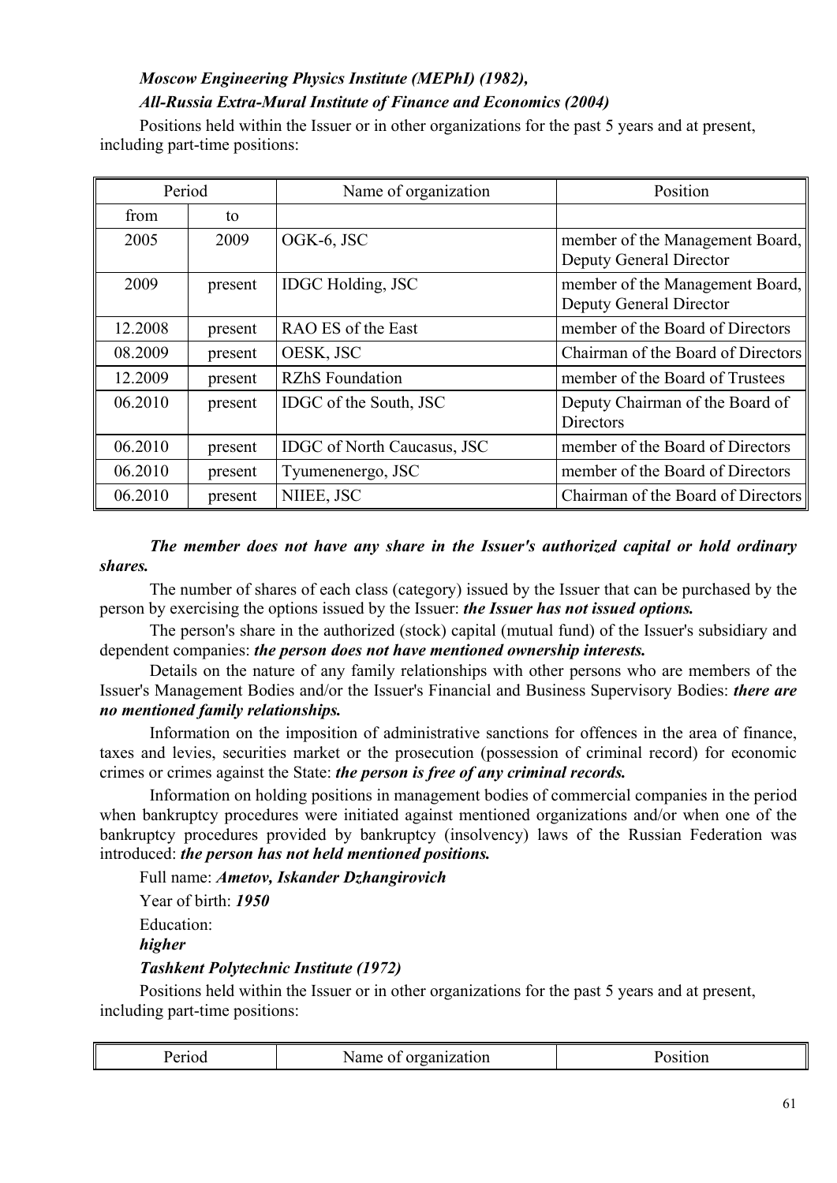***Moscow Engineering Physics Institute (MEPhI) (1982),***

***All-Russia Extra-Mural Institute of Finance and Economics (2004)***

Positions held within the Issuer or in other organizations for the past 5 years and at present, including part-time positions:

| Period | | Name of organization | Position |
|---|---|---|---|
| from | to | | |
| 2005 | 2009 | OGK-6, JSC | member of the Management Board, Deputy General Director |
| 2009 | present | IDGC Holding, JSC | member of the Management Board, Deputy General Director |
| 12.2008 | present | RAO ES of the East | member of the Board of Directors |
| 08.2009 | present | OESK, JSC | Chairman of the Board of Directors |
| 12.2009 | present | RZhS Foundation | member of the Board of Trustees |
| 06.2010 | present | IDGC of the South, JSC | Deputy Chairman of the Board of Directors |
| 06.2010 | present | IDGC of North Caucasus, JSC | member of the Board of Directors |
| 06.2010 | present | Tyumenenergo, JSC | member of the Board of Directors |
| 06.2010 | present | NIIEE, JSC | Chairman of the Board of Directors |

***The member does not have any share in the Issuer's authorized capital or hold ordinary shares.***

The number of shares of each class (category) issued by the Issuer that can be purchased by the person by exercising the options issued by the Issuer: ***the Issuer has not issued options.***

The person's share in the authorized (stock) capital (mutual fund) of the Issuer's subsidiary and dependent companies: ***the person does not have mentioned ownership interests.***

Details on the nature of any family relationships with other persons who are members of the Issuer's Management Bodies and/or the Issuer's Financial and Business Supervisory Bodies: ***there are no mentioned family relationships.***

Information on the imposition of administrative sanctions for offences in the area of finance, taxes and levies, securities market or the prosecution (possession of criminal record) for economic crimes or crimes against the State: ***the person is free of any criminal records.***

Information on holding positions in management bodies of commercial companies in the period when bankruptcy procedures were initiated against mentioned organizations and/or when one of the bankruptcy procedures provided by bankruptcy (insolvency) laws of the Russian Federation was introduced: ***the person has not held mentioned positions.***

Full name: ***Ametov, Iskander Dzhangirovich***

Year of birth: ***1950***

Education:

***higher***

***Tashkent Polytechnic Institute (1972)***

Positions held within the Issuer or in other organizations for the past 5 years and at present, including part-time positions:

| Period | Name of organization | Position |
|---|---|---|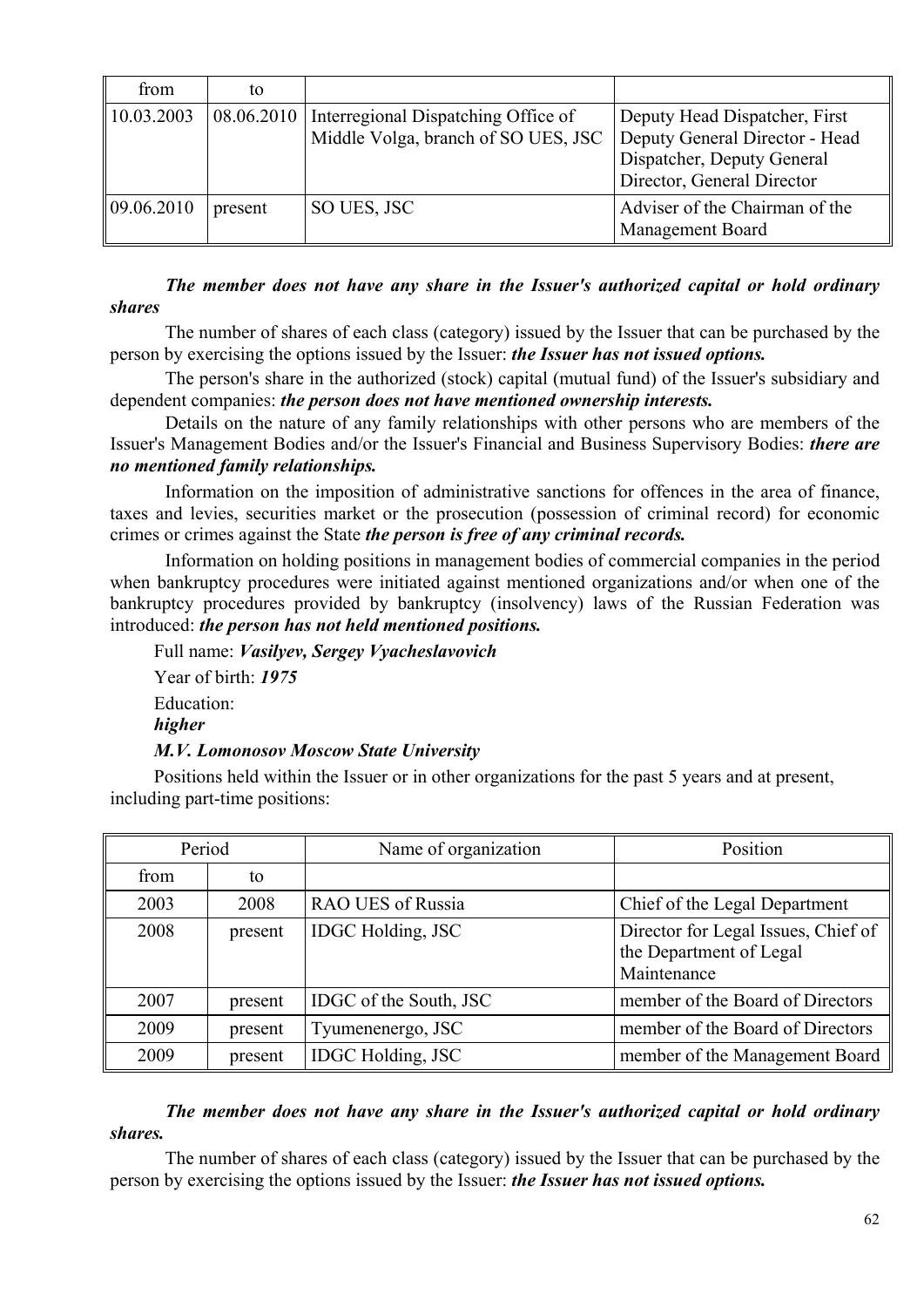| from | to | | |
|---|---|---|---|
| 10.03.2003 | 08.06.2010 | Interregional Dispatching Office of Middle Volga, branch of SO UES, JSC | Deputy Head Dispatcher, First Deputy General Director - Head Dispatcher, Deputy General Director, General Director |
| 09.06.2010 | present | SO UES, JSC | Adviser of the Chairman of the Management Board |

***The member does not have any share in the Issuer's authorized capital or hold ordinary shares***

The number of shares of each class (category) issued by the Issuer that can be purchased by the person by exercising the options issued by the Issuer: ***the Issuer has not issued options.***

The person's share in the authorized (stock) capital (mutual fund) of the Issuer's subsidiary and dependent companies: ***the person does not have mentioned ownership interests.***

Details on the nature of any family relationships with other persons who are members of the Issuer's Management Bodies and/or the Issuer's Financial and Business Supervisory Bodies: ***there are no mentioned family relationships.***

Information on the imposition of administrative sanctions for offences in the area of finance, taxes and levies, securities market or the prosecution (possession of criminal record) for economic crimes or crimes against the State ***the person is free of any criminal records.***

Information on holding positions in management bodies of commercial companies in the period when bankruptcy procedures were initiated against mentioned organizations and/or when one of the bankruptcy procedures provided by bankruptcy (insolvency) laws of the Russian Federation was introduced: ***the person has not held mentioned positions.***

Full name: ***Vasilyev, Sergey Vyacheslavovich***

Year of birth: ***1975***

Education:
***higher***

***M.V. Lomonosov Moscow State University***

Positions held within the Issuer or in other organizations for the past 5 years and at present, including part-time positions:

| Period | | Name of organization | Position |
|---|---|---|---|
| from | to | | |
| 2003 | 2008 | RAO UES of Russia | Chief of the Legal Department |
| 2008 | present | IDGC Holding, JSC | Director for Legal Issues, Chief of the Department of Legal Maintenance |
| 2007 | present | IDGC of the South, JSC | member of the Board of Directors |
| 2009 | present | Tyumenenergo, JSC | member of the Board of Directors |
| 2009 | present | IDGC Holding, JSC | member of the Management Board |

***The member does not have any share in the Issuer's authorized capital or hold ordinary shares.***

The number of shares of each class (category) issued by the Issuer that can be purchased by the person by exercising the options issued by the Issuer: ***the Issuer has not issued options.***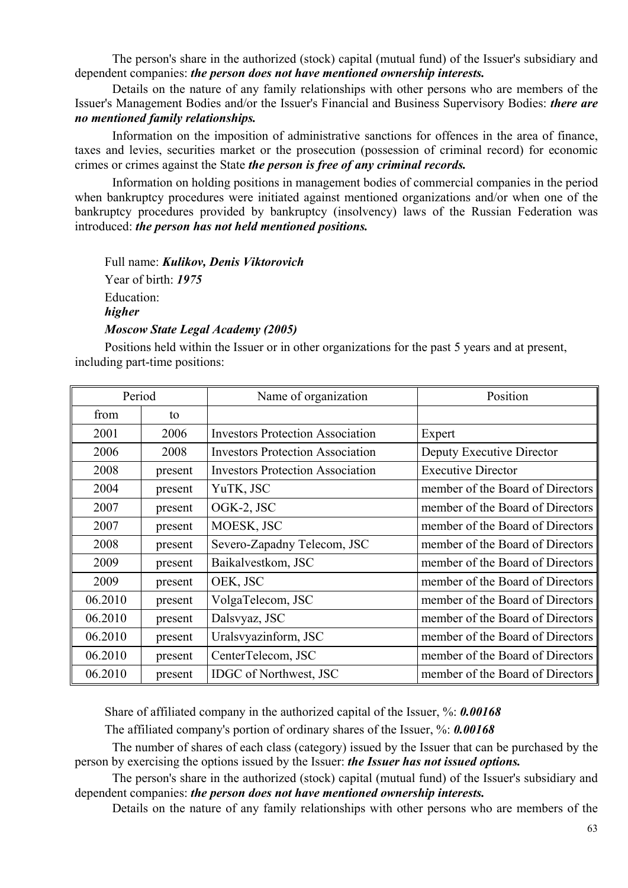The person's share in the authorized (stock) capital (mutual fund) of the Issuer's subsidiary and dependent companies: ***the person does not have mentioned ownership interests.***

Details on the nature of any family relationships with other persons who are members of the Issuer's Management Bodies and/or the Issuer's Financial and Business Supervisory Bodies: ***there are no mentioned family relationships.***

Information on the imposition of administrative sanctions for offences in the area of finance, taxes and levies, securities market or the prosecution (possession of criminal record) for economic crimes or crimes against the State ***the person is free of any criminal records.***

Information on holding positions in management bodies of commercial companies in the period when bankruptcy procedures were initiated against mentioned organizations and/or when one of the bankruptcy procedures provided by bankruptcy (insolvency) laws of the Russian Federation was introduced: ***the person has not held mentioned positions.***

Full name: ***Kulikov, Denis Viktorovich***

Year of birth: ***1975***

Education:
***higher***
***Moscow State Legal Academy (2005)***

Positions held within the Issuer or in other organizations for the past 5 years and at present, including part-time positions:

| Period | | Name of organization | Position |
|---|---|---|---|
| from | to | | |
| 2001 | 2006 | Investors Protection Association | Expert |
| 2006 | 2008 | Investors Protection Association | Deputy Executive Director |
| 2008 | present | Investors Protection Association | Executive Director |
| 2004 | present | YuTK, JSC | member of the Board of Directors |
| 2007 | present | OGK-2, JSC | member of the Board of Directors |
| 2007 | present | MOESK, JSC | member of the Board of Directors |
| 2008 | present | Severo-Zapadny Telecom, JSC | member of the Board of Directors |
| 2009 | present | Baikalvestkom, JSC | member of the Board of Directors |
| 2009 | present | OEK, JSC | member of the Board of Directors |
| 06.2010 | present | VolgaTelecom, JSC | member of the Board of Directors |
| 06.2010 | present | Dalsvyaz, JSC | member of the Board of Directors |
| 06.2010 | present | Uralsvyazinform, JSC | member of the Board of Directors |
| 06.2010 | present | CenterTelecom, JSC | member of the Board of Directors |
| 06.2010 | present | IDGC of Northwest, JSC | member of the Board of Directors |

Share of affiliated company in the authorized capital of the Issuer, %: ***0.00168***

The affiliated company's portion of ordinary shares of the Issuer, %: ***0.00168***

The number of shares of each class (category) issued by the Issuer that can be purchased by the person by exercising the options issued by the Issuer: ***the Issuer has not issued options.***

The person's share in the authorized (stock) capital (mutual fund) of the Issuer's subsidiary and dependent companies: ***the person does not have mentioned ownership interests.***

Details on the nature of any family relationships with other persons who are members of the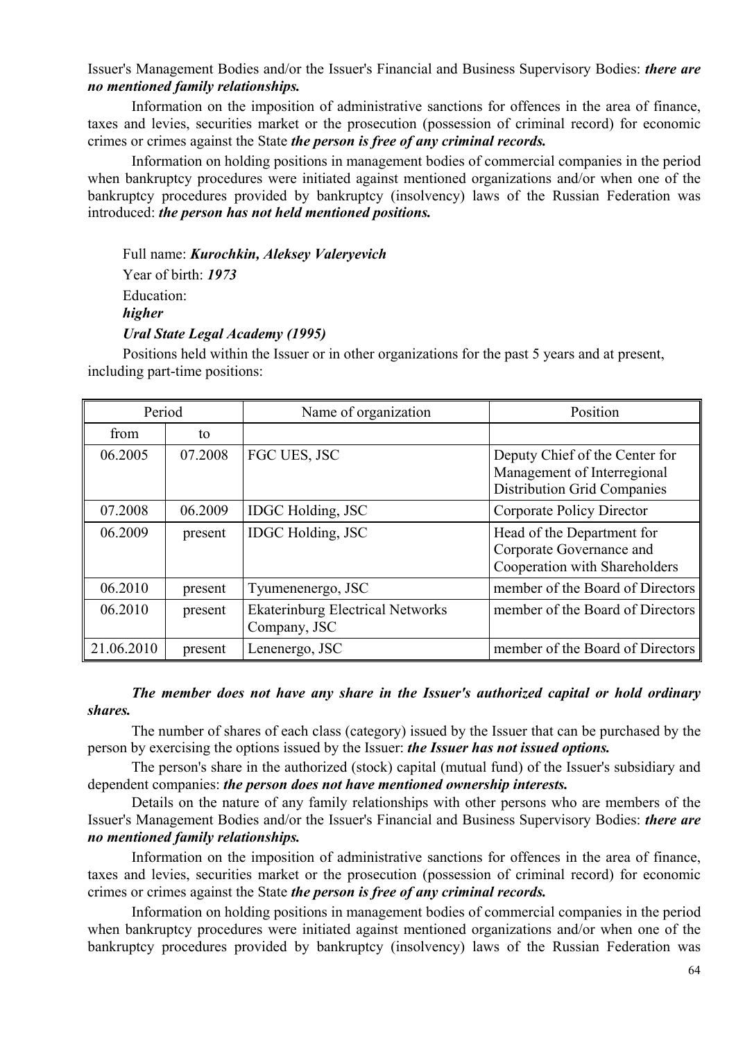Issuer's Management Bodies and/or the Issuer's Financial and Business Supervisory Bodies: ***there are no mentioned family relationships.***

Information on the imposition of administrative sanctions for offences in the area of finance, taxes and levies, securities market or the prosecution (possession of criminal record) for economic crimes or crimes against the State ***the person is free of any criminal records.***

Information on holding positions in management bodies of commercial companies in the period when bankruptcy procedures were initiated against mentioned organizations and/or when one of the bankruptcy procedures provided by bankruptcy (insolvency) laws of the Russian Federation was introduced: ***the person has not held mentioned positions.***

Full name: ***Kurochkin, Aleksey Valeryevich***

Year of birth: ***1973***

Education:

***higher***

***Ural State Legal Academy (1995)***

Positions held within the Issuer or in other organizations for the past 5 years and at present, including part-time positions:

| Period | | Name of organization | Position |
|---|---|---|---|
| from | to | | |
| 06.2005 | 07.2008 | FGC UES, JSC | Deputy Chief of the Center for Management of Interregional Distribution Grid Companies |
| 07.2008 | 06.2009 | IDGC Holding, JSC | Corporate Policy Director |
| 06.2009 | present | IDGC Holding, JSC | Head of the Department for Corporate Governance and Cooperation with Shareholders |
| 06.2010 | present | Tyumenenergo, JSC | member of the Board of Directors |
| 06.2010 | present | Ekaterinburg Electrical Networks Company, JSC | member of the Board of Directors |
| 21.06.2010 | present | Lenenergo, JSC | member of the Board of Directors |

***The member does not have any share in the Issuer's authorized capital or hold ordinary shares.***

The number of shares of each class (category) issued by the Issuer that can be purchased by the person by exercising the options issued by the Issuer: ***the Issuer has not issued options.***

The person's share in the authorized (stock) capital (mutual fund) of the Issuer's subsidiary and dependent companies: ***the person does not have mentioned ownership interests.***

Details on the nature of any family relationships with other persons who are members of the Issuer's Management Bodies and/or the Issuer's Financial and Business Supervisory Bodies: ***there are no mentioned family relationships.***

Information on the imposition of administrative sanctions for offences in the area of finance, taxes and levies, securities market or the prosecution (possession of criminal record) for economic crimes or crimes against the State ***the person is free of any criminal records.***

Information on holding positions in management bodies of commercial companies in the period when bankruptcy procedures were initiated against mentioned organizations and/or when one of the bankruptcy procedures provided by bankruptcy (insolvency) laws of the Russian Federation was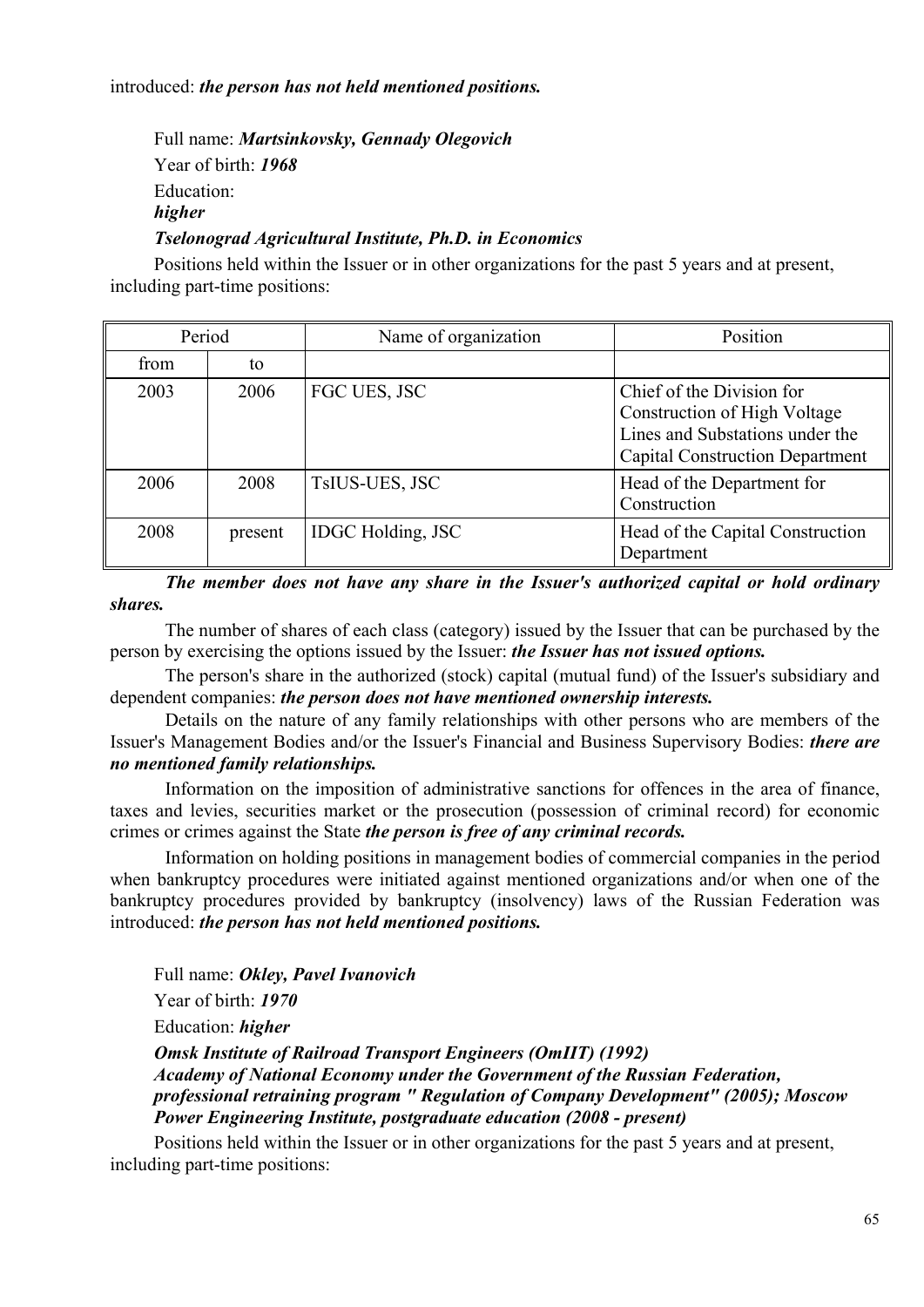introduced: ***the person has not held mentioned positions.***

Full name: ***Martsinkovsky, Gennady Olegovich***

Year of birth: ***1968***

Education:

***higher***

***Tselonograd Agricultural Institute, Ph.D. in Economics***

Positions held within the Issuer or in other organizations for the past 5 years and at present, including part-time positions:

| Period | | Name of organization | Position |
|---|---|---|---|
| from | to | | |
| 2003 | 2006 | FGC UES, JSC | Chief of the Division for Construction of High Voltage Lines and Substations under the Capital Construction Department |
| 2006 | 2008 | TsIUS-UES, JSC | Head of the Department for Construction |
| 2008 | present | IDGC Holding, JSC | Head of the Capital Construction Department |

***The member does not have any share in the Issuer's authorized capital or hold ordinary shares.***

The number of shares of each class (category) issued by the Issuer that can be purchased by the person by exercising the options issued by the Issuer: ***the Issuer has not issued options.***

The person's share in the authorized (stock) capital (mutual fund) of the Issuer's subsidiary and dependent companies: ***the person does not have mentioned ownership interests.***

Details on the nature of any family relationships with other persons who are members of the Issuer's Management Bodies and/or the Issuer's Financial and Business Supervisory Bodies: ***there are no mentioned family relationships.***

Information on the imposition of administrative sanctions for offences in the area of finance, taxes and levies, securities market or the prosecution (possession of criminal record) for economic crimes or crimes against the State ***the person is free of any criminal records.***

Information on holding positions in management bodies of commercial companies in the period when bankruptcy procedures were initiated against mentioned organizations and/or when one of the bankruptcy procedures provided by bankruptcy (insolvency) laws of the Russian Federation was introduced: ***the person has not held mentioned positions.***

Full name: ***Okley, Pavel Ivanovich***

Year of birth: ***1970***

Education: ***higher***

***Omsk Institute of Railroad Transport Engineers (OmIIT) (1992)***
***Academy of National Economy under the Government of the Russian Federation, professional retraining program " Regulation of Company Development" (2005); Moscow Power Engineering Institute, postgraduate education (2008 - present)***

Positions held within the Issuer or in other organizations for the past 5 years and at present, including part-time positions: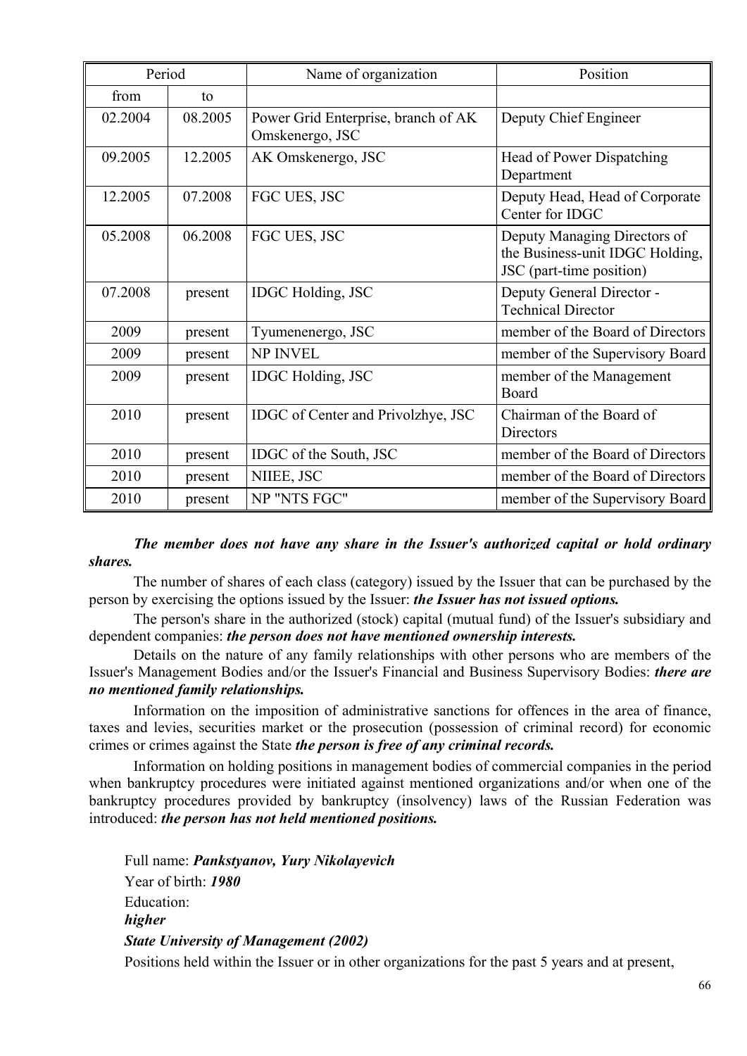| Period | | Name of organization | Position |
|---|---|---|---|
| from | to | | |
| 02.2004 | 08.2005 | Power Grid Enterprise, branch of AK Omskenergo, JSC | Deputy Chief Engineer |
| 09.2005 | 12.2005 | AK Omskenergo, JSC | Head of Power Dispatching Department |
| 12.2005 | 07.2008 | FGC UES, JSC | Deputy Head, Head of Corporate Center for IDGC |
| 05.2008 | 06.2008 | FGC UES, JSC | Deputy Managing Directors of the Business-unit IDGC Holding, JSC (part-time position) |
| 07.2008 | present | IDGC Holding, JSC | Deputy General Director - Technical Director |
| 2009 | present | Tyumenenergo, JSC | member of the Board of Directors |
| 2009 | present | NP INVEL | member of the Supervisory Board |
| 2009 | present | IDGC Holding, JSC | member of the Management Board |
| 2010 | present | IDGC of Center and Privolzhye, JSC | Chairman of the Board of Directors |
| 2010 | present | IDGC of the South, JSC | member of the Board of Directors |
| 2010 | present | NIIEE, JSC | member of the Board of Directors |
| 2010 | present | NP "NTS FGC" | member of the Supervisory Board |

***The member does not have any share in the Issuer's authorized capital or hold ordinary shares.***

The number of shares of each class (category) issued by the Issuer that can be purchased by the person by exercising the options issued by the Issuer: ***the Issuer has not issued options.***

The person's share in the authorized (stock) capital (mutual fund) of the Issuer's subsidiary and dependent companies: ***the person does not have mentioned ownership interests.***

Details on the nature of any family relationships with other persons who are members of the Issuer's Management Bodies and/or the Issuer's Financial and Business Supervisory Bodies: ***there are no mentioned family relationships.***

Information on the imposition of administrative sanctions for offences in the area of finance, taxes and levies, securities market or the prosecution (possession of criminal record) for economic crimes or crimes against the State ***the person is free of any criminal records.***

Information on holding positions in management bodies of commercial companies in the period when bankruptcy procedures were initiated against mentioned organizations and/or when one of the bankruptcy procedures provided by bankruptcy (insolvency) laws of the Russian Federation was introduced: ***the person has not held mentioned positions.***

Full name: ***Pankstyanov, Yury Nikolayevich***

Year of birth: ***1980***

Education:

***higher***

***State University of Management (2002)***

Positions held within the Issuer or in other organizations for the past 5 years and at present,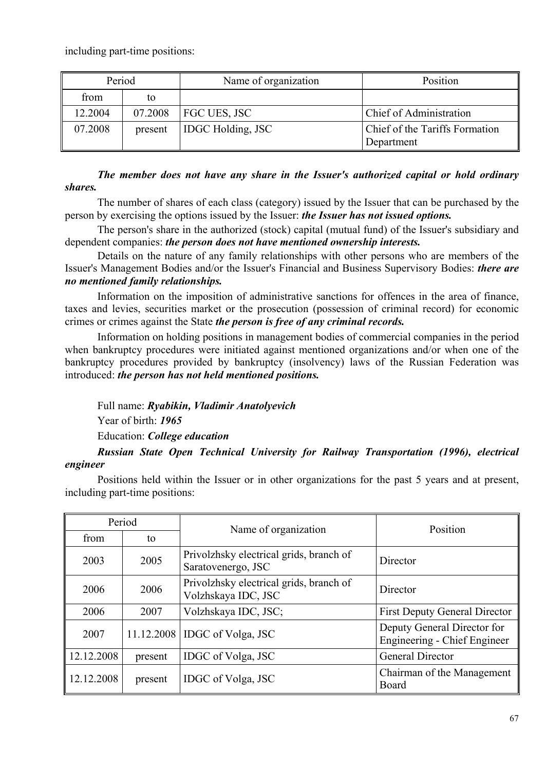including part-time positions:

| Period | | Name of organization | Position |
|---|---|---|---|
| from | to | | |
| 12.2004 | 07.2008 | FGC UES, JSC | Chief of Administration |
| 07.2008 | present | IDGC Holding, JSC | Chief of the Tariffs Formation Department |

***The member does not have any share in the Issuer's authorized capital or hold ordinary shares.***

The number of shares of each class (category) issued by the Issuer that can be purchased by the person by exercising the options issued by the Issuer: ***the Issuer has not issued options.***

The person's share in the authorized (stock) capital (mutual fund) of the Issuer's subsidiary and dependent companies: ***the person does not have mentioned ownership interests.***

Details on the nature of any family relationships with other persons who are members of the Issuer's Management Bodies and/or the Issuer's Financial and Business Supervisory Bodies: ***there are no mentioned family relationships.***

Information on the imposition of administrative sanctions for offences in the area of finance, taxes and levies, securities market or the prosecution (possession of criminal record) for economic crimes or crimes against the State ***the person is free of any criminal records.***

Information on holding positions in management bodies of commercial companies in the period when bankruptcy procedures were initiated against mentioned organizations and/or when one of the bankruptcy procedures provided by bankruptcy (insolvency) laws of the Russian Federation was introduced: ***the person has not held mentioned positions.***

Full name: ***Ryabikin, Vladimir Anatolyevich***

Year of birth: ***1965***

Education: ***College education***

***Russian State Open Technical University for Railway Transportation (1996), electrical engineer***

Positions held within the Issuer or in other organizations for the past 5 years and at present, including part-time positions:

| Period | | Name of organization | Position |
|---|---|---|---|
| from | to | | |
| 2003 | 2005 | Privolzhsky electrical grids, branch of Saratovenergo, JSC | Director |
| 2006 | 2006 | Privolzhsky electrical grids, branch of Volzhskaya IDC, JSC | Director |
| 2006 | 2007 | Volzhskaya IDC, JSC; | First Deputy General Director |
| 2007 | 11.12.2008 | IDGC of Volga, JSC | Deputy General Director for Engineering - Chief Engineer |
| 12.12.2008 | present | IDGC of Volga, JSC | General Director |
| 12.12.2008 | present | IDGC of Volga, JSC | Chairman of the Management Board |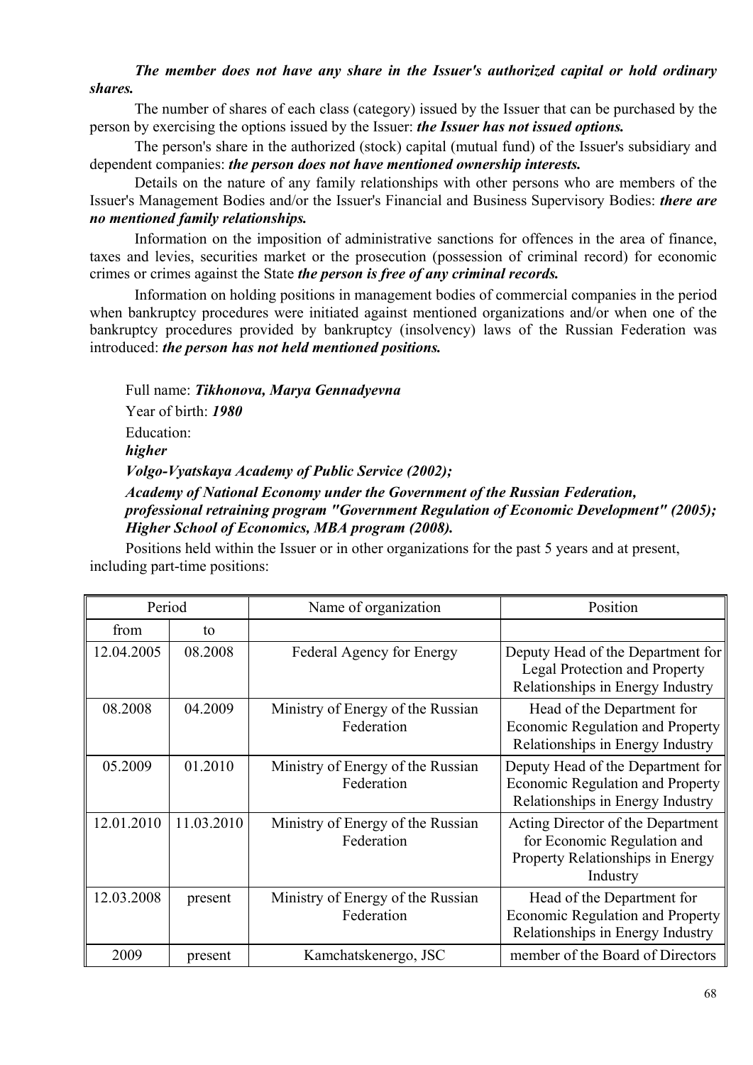***The member does not have any share in the Issuer's authorized capital or hold ordinary shares.***

The number of shares of each class (category) issued by the Issuer that can be purchased by the person by exercising the options issued by the Issuer: ***the Issuer has not issued options.***

The person's share in the authorized (stock) capital (mutual fund) of the Issuer's subsidiary and dependent companies: ***the person does not have mentioned ownership interests.***

Details on the nature of any family relationships with other persons who are members of the Issuer's Management Bodies and/or the Issuer's Financial and Business Supervisory Bodies: ***there are no mentioned family relationships.***

Information on the imposition of administrative sanctions for offences in the area of finance, taxes and levies, securities market or the prosecution (possession of criminal record) for economic crimes or crimes against the State ***the person is free of any criminal records.***

Information on holding positions in management bodies of commercial companies in the period when bankruptcy procedures were initiated against mentioned organizations and/or when one of the bankruptcy procedures provided by bankruptcy (insolvency) laws of the Russian Federation was introduced: ***the person has not held mentioned positions.***

Full name: ***Tikhonova, Marya Gennadyevna***

Year of birth: ***1980***

Education:

***higher***

***Volgo-Vyatskaya Academy of Public Service (2002);***

***Academy of National Economy under the Government of the Russian Federation, professional retraining program "Government Regulation of Economic Development" (2005); Higher School of Economics, MBA program (2008).***

Positions held within the Issuer or in other organizations for the past 5 years and at present, including part-time positions:

| Period | | Name of organization | Position |
|---|---|---|---|
| from | to | | |
| 12.04.2005 | 08.2008 | Federal Agency for Energy | Deputy Head of the Department for Legal Protection and Property Relationships in Energy Industry |
| 08.2008 | 04.2009 | Ministry of Energy of the Russian Federation | Head of the Department for Economic Regulation and Property Relationships in Energy Industry |
| 05.2009 | 01.2010 | Ministry of Energy of the Russian Federation | Deputy Head of the Department for Economic Regulation and Property Relationships in Energy Industry |
| 12.01.2010 | 11.03.2010 | Ministry of Energy of the Russian Federation | Acting Director of the Department for Economic Regulation and Property Relationships in Energy Industry |
| 12.03.2008 | present | Ministry of Energy of the Russian Federation | Head of the Department for Economic Regulation and Property Relationships in Energy Industry |
| 2009 | present | Kamchatskenergo, JSC | member of the Board of Directors |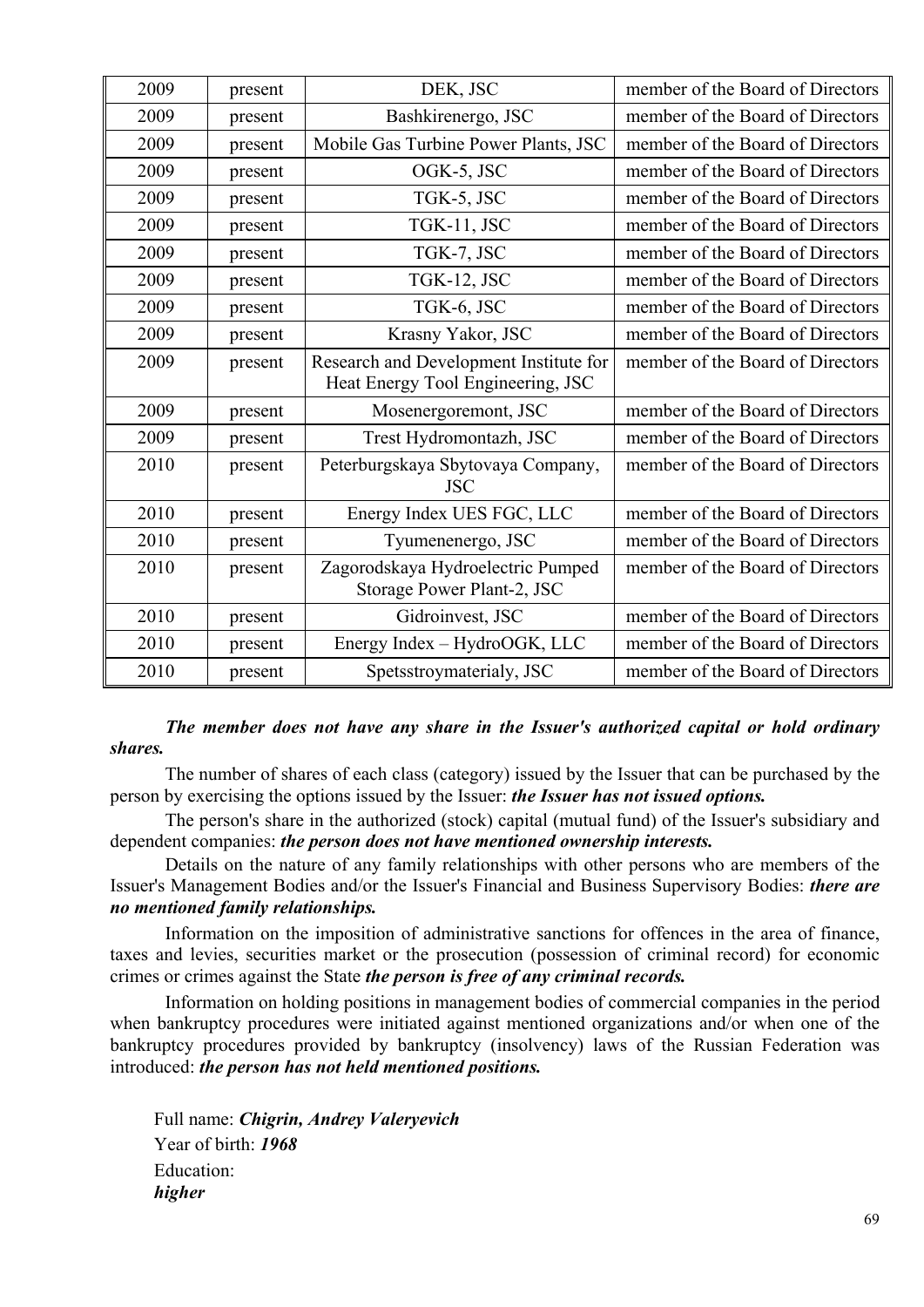| | | | |
|---|---|---|---|
| 2009 | present | DEK, JSC | member of the Board of Directors |
| 2009 | present | Bashkirenergo, JSC | member of the Board of Directors |
| 2009 | present | Mobile Gas Turbine Power Plants, JSC | member of the Board of Directors |
| 2009 | present | OGK-5, JSC | member of the Board of Directors |
| 2009 | present | TGK-5, JSC | member of the Board of Directors |
| 2009 | present | TGK-11, JSC | member of the Board of Directors |
| 2009 | present | TGK-7, JSC | member of the Board of Directors |
| 2009 | present | TGK-12, JSC | member of the Board of Directors |
| 2009 | present | TGK-6, JSC | member of the Board of Directors |
| 2009 | present | Krasny Yakor, JSC | member of the Board of Directors |
| 2009 | present | Research and Development Institute for Heat Energy Tool Engineering, JSC | member of the Board of Directors |
| 2009 | present | Mosenergoremont, JSC | member of the Board of Directors |
| 2009 | present | Trest Hydromontazh, JSC | member of the Board of Directors |
| 2010 | present | Peterburgskaya Sbytovaya Company, JSC | member of the Board of Directors |
| 2010 | present | Energy Index UES FGC, LLC | member of the Board of Directors |
| 2010 | present | Tyumenenergo, JSC | member of the Board of Directors |
| 2010 | present | Zagorodskaya Hydroelectric Pumped Storage Power Plant-2, JSC | member of the Board of Directors |
| 2010 | present | Gidroinvest, JSC | member of the Board of Directors |
| 2010 | present | Energy Index – HydroOGK, LLC | member of the Board of Directors |
| 2010 | present | Spetsstroymaterialy, JSC | member of the Board of Directors |

***The member does not have any share in the Issuer's authorized capital or hold ordinary shares.***

The number of shares of each class (category) issued by the Issuer that can be purchased by the person by exercising the options issued by the Issuer: ***the Issuer has not issued options.***

The person's share in the authorized (stock) capital (mutual fund) of the Issuer's subsidiary and dependent companies: ***the person does not have mentioned ownership interests.***

Details on the nature of any family relationships with other persons who are members of the Issuer's Management Bodies and/or the Issuer's Financial and Business Supervisory Bodies: ***there are no mentioned family relationships.***

Information on the imposition of administrative sanctions for offences in the area of finance, taxes and levies, securities market or the prosecution (possession of criminal record) for economic crimes or crimes against the State ***the person is free of any criminal records.***

Information on holding positions in management bodies of commercial companies in the period when bankruptcy procedures were initiated against mentioned organizations and/or when one of the bankruptcy procedures provided by bankruptcy (insolvency) laws of the Russian Federation was introduced: ***the person has not held mentioned positions.***

Full name: ***Chigrin, Andrey Valeryevich***
Year of birth: ***1968***
Education:
***higher***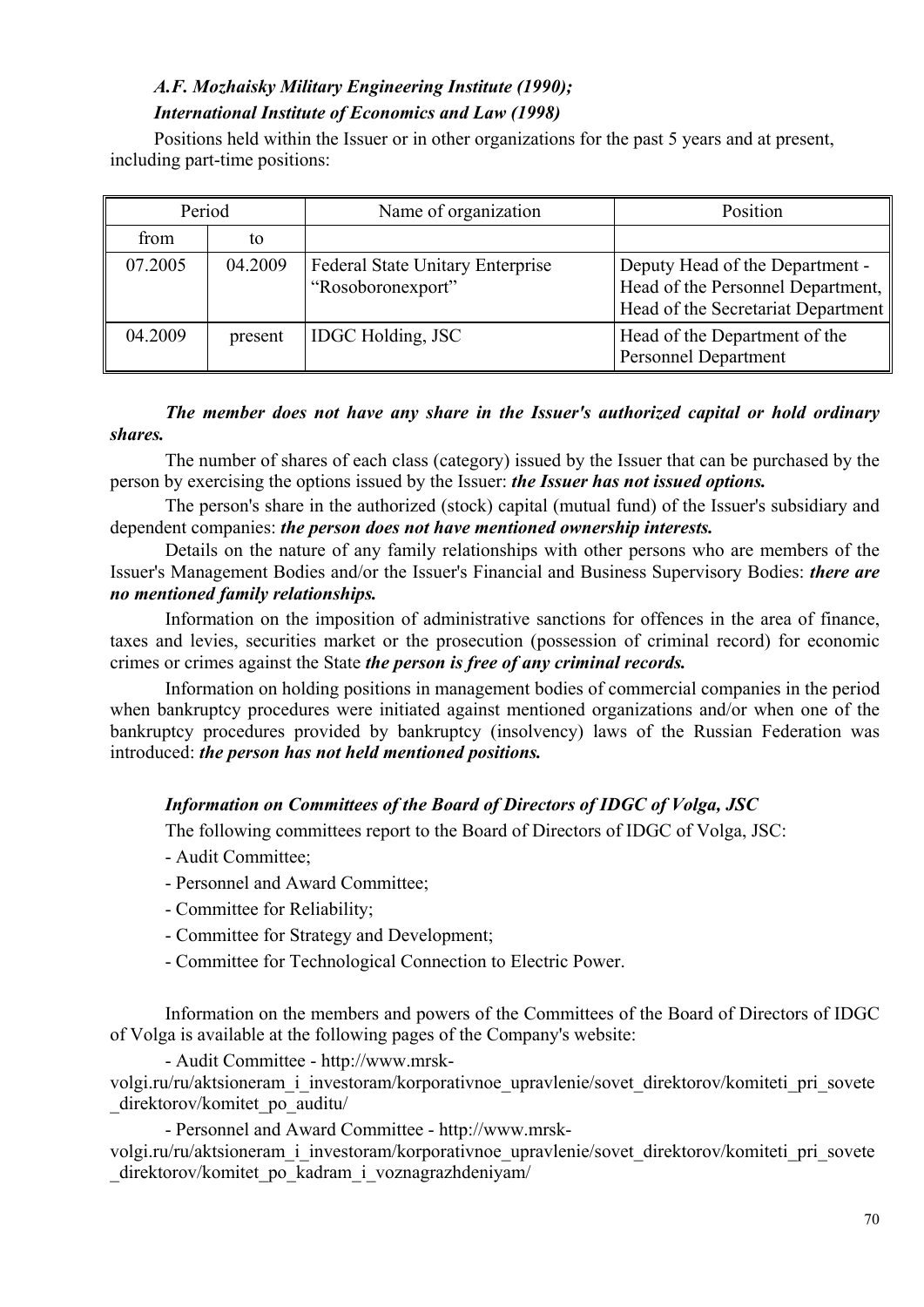***A.F. Mozhaisky Military Engineering Institute (1990);***

***International Institute of Economics and Law (1998)***

Positions held within the Issuer or in other organizations for the past 5 years and at present, including part-time positions:

| Period | | Name of organization | Position |
|---|---|---|---|
| from | to | | |
| 07.2005 | 04.2009 | Federal State Unitary Enterprise "Rosoboronexport" | Deputy Head of the Department - Head of the Personnel Department, Head of the Secretariat Department |
| 04.2009 | present | IDGC Holding, JSC | Head of the Department of the Personnel Department |

***The member does not have any share in the Issuer's authorized capital or hold ordinary shares.***

The number of shares of each class (category) issued by the Issuer that can be purchased by the person by exercising the options issued by the Issuer: ***the Issuer has not issued options.***

The person's share in the authorized (stock) capital (mutual fund) of the Issuer's subsidiary and dependent companies: ***the person does not have mentioned ownership interests.***

Details on the nature of any family relationships with other persons who are members of the Issuer's Management Bodies and/or the Issuer's Financial and Business Supervisory Bodies: ***there are no mentioned family relationships.***

Information on the imposition of administrative sanctions for offences in the area of finance, taxes and levies, securities market or the prosecution (possession of criminal record) for economic crimes or crimes against the State ***the person is free of any criminal records.***

Information on holding positions in management bodies of commercial companies in the period when bankruptcy procedures were initiated against mentioned organizations and/or when one of the bankruptcy procedures provided by bankruptcy (insolvency) laws of the Russian Federation was introduced: ***the person has not held mentioned positions.***

***Information on Committees of the Board of Directors of IDGC of Volga, JSC***

The following committees report to the Board of Directors of IDGC of Volga, JSC:

- Audit Committee;
- Personnel and Award Committee;
- Committee for Reliability;
- Committee for Strategy and Development;
- Committee for Technological Connection to Electric Power.

Information on the members and powers of the Committees of the Board of Directors of IDGC of Volga is available at the following pages of the Company's website:

- Audit Committee - http://www.mrsk-volgi.ru/ru/aktsioneram_i_investoram/korporativnoe_upravlenie/sovet_direktorov/komiteti_pri_sovete_direktorov/komitet_po_auditu/

- Personnel and Award Committee - http://www.mrsk-volgi.ru/ru/aktsioneram_i_investoram/korporativnoe_upravlenie/sovet_direktorov/komiteti_pri_sovete_direktorov/komitet_po_kadram_i_voznagrazhdeniyam/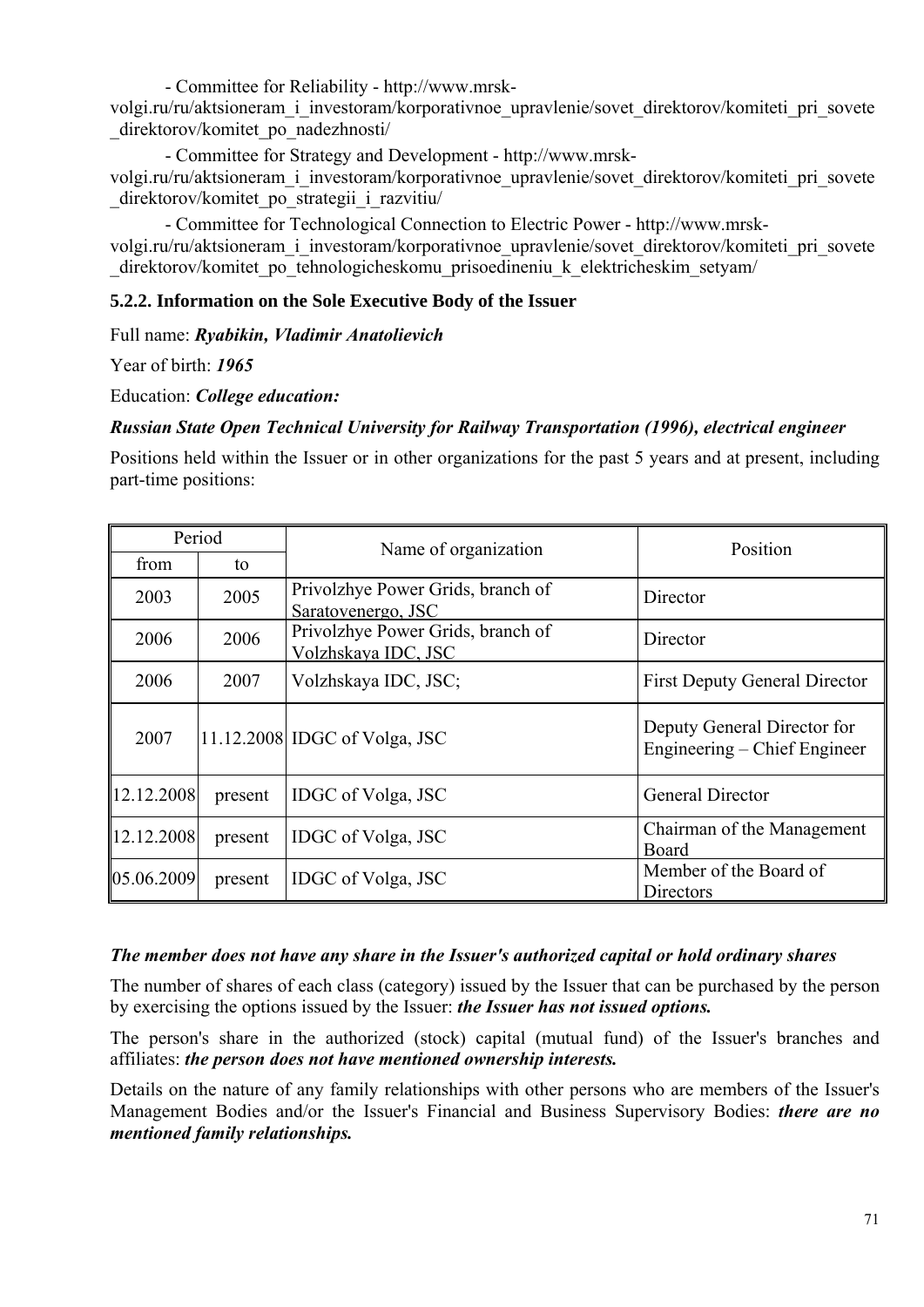- Committee for Reliability - http://www.mrsk-volgi.ru/ru/aktsioneram_i_investoram/korporativnoe_upravlenie/sovet_direktorov/komiteti_pri_sovete_direktorov/komitet_po_nadezhnosti/

- Committee for Strategy and Development - http://www.mrsk-volgi.ru/ru/aktsioneram_i_investoram/korporativnoe_upravlenie/sovet_direktorov/komiteti_pri_sovete_direktorov/komitet_po_strategii_i_razvitiu/

- Committee for Technological Connection to Electric Power - http://www.mrsk-volgi.ru/ru/aktsioneram_i_investoram/korporativnoe_upravlenie/sovet_direktorov/komiteti_pri_sovete_direktorov/komitet_po_tehnologicheskomu_prisoedineniu_k_elektricheskim_setyam/

### 5.2.2. Information on the Sole Executive Body of the Issuer

Full name: ***Ryabikin, Vladimir Anatolievich***

Year of birth: ***1965***

Education: ***College education:***

***Russian State Open Technical University for Railway Transportation (1996), electrical engineer***

Positions held within the Issuer or in other organizations for the past 5 years and at present, including part-time positions:

| Period | | Name of organization | Position |
|---|---|---|---|
| from | to | | |
| 2003 | 2005 | Privolzhye Power Grids, branch of Saratovenergo, JSC | Director |
| 2006 | 2006 | Privolzhye Power Grids, branch of Volzhskaya IDC, JSC | Director |
| 2006 | 2007 | Volzhskaya IDC, JSC; | First Deputy General Director |
| 2007 | 11.12.2008 | IDGC of Volga, JSC | Deputy General Director for Engineering – Chief Engineer |
| 12.12.2008 | present | IDGC of Volga, JSC | General Director |
| 12.12.2008 | present | IDGC of Volga, JSC | Chairman of the Management Board |
| 05.06.2009 | present | IDGC of Volga, JSC | Member of the Board of Directors |

***The member does not have any share in the Issuer's authorized capital or hold ordinary shares***

The number of shares of each class (category) issued by the Issuer that can be purchased by the person by exercising the options issued by the Issuer: ***the Issuer has not issued options.***

The person's share in the authorized (stock) capital (mutual fund) of the Issuer's branches and affiliates: ***the person does not have mentioned ownership interests.***

Details on the nature of any family relationships with other persons who are members of the Issuer's Management Bodies and/or the Issuer's Financial and Business Supervisory Bodies: ***there are no mentioned family relationships.***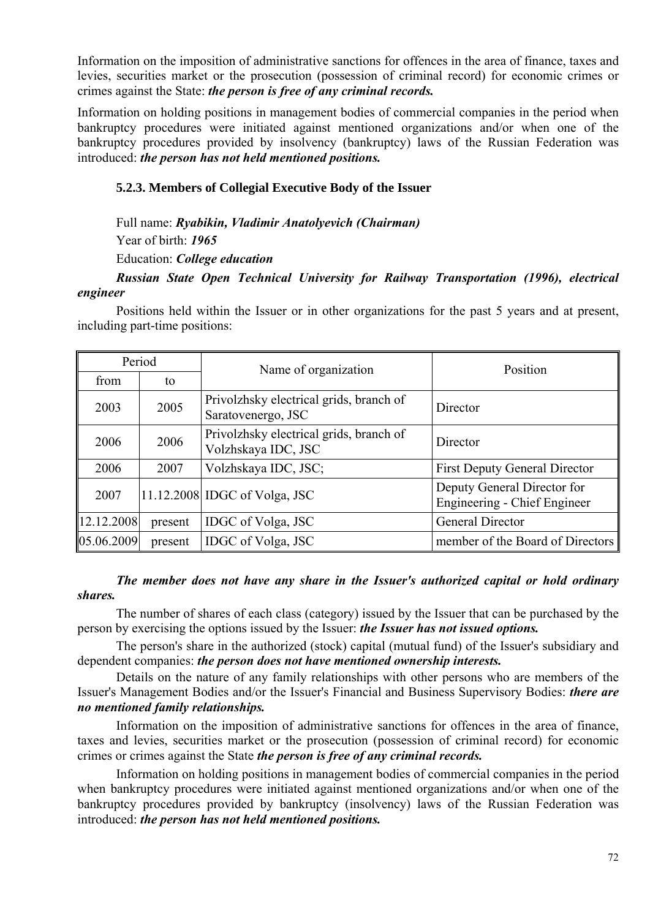Information on the imposition of administrative sanctions for offences in the area of finance, taxes and levies, securities market or the prosecution (possession of criminal record) for economic crimes or crimes against the State: ***the person is free of any criminal records.***

Information on holding positions in management bodies of commercial companies in the period when bankruptcy procedures were initiated against mentioned organizations and/or when one of the bankruptcy procedures provided by insolvency (bankruptcy) laws of the Russian Federation was introduced: ***the person has not held mentioned positions.***

### 5.2.3. Members of Collegial Executive Body of the Issuer

Full name: ***Ryabikin, Vladimir Anatolyevich (Chairman)***

Year of birth: ***1965***

Education: ***College education***

***Russian State Open Technical University for Railway Transportation (1996), electrical engineer***

Positions held within the Issuer or in other organizations for the past 5 years and at present, including part-time positions:

| Period | | Name of organization | Position |
|---|---|---|---|
| from | to | | |
| 2003 | 2005 | Privolzhsky electrical grids, branch of Saratovenergo, JSC | Director |
| 2006 | 2006 | Privolzhsky electrical grids, branch of Volzhskaya IDC, JSC | Director |
| 2006 | 2007 | Volzhskaya IDC, JSC; | First Deputy General Director |
| 2007 | 11.12.2008 | IDGC of Volga, JSC | Deputy General Director for Engineering - Chief Engineer |
| 12.12.2008 | present | IDGC of Volga, JSC | General Director |
| 05.06.2009 | present | IDGC of Volga, JSC | member of the Board of Directors |

***The member does not have any share in the Issuer's authorized capital or hold ordinary shares.***

The number of shares of each class (category) issued by the Issuer that can be purchased by the person by exercising the options issued by the Issuer: ***the Issuer has not issued options.***

The person's share in the authorized (stock) capital (mutual fund) of the Issuer's subsidiary and dependent companies: ***the person does not have mentioned ownership interests.***

Details on the nature of any family relationships with other persons who are members of the Issuer's Management Bodies and/or the Issuer's Financial and Business Supervisory Bodies: ***there are no mentioned family relationships.***

Information on the imposition of administrative sanctions for offences in the area of finance, taxes and levies, securities market or the prosecution (possession of criminal record) for economic crimes or crimes against the State ***the person is free of any criminal records.***

Information on holding positions in management bodies of commercial companies in the period when bankruptcy procedures were initiated against mentioned organizations and/or when one of the bankruptcy procedures provided by bankruptcy (insolvency) laws of the Russian Federation was introduced: ***the person has not held mentioned positions.***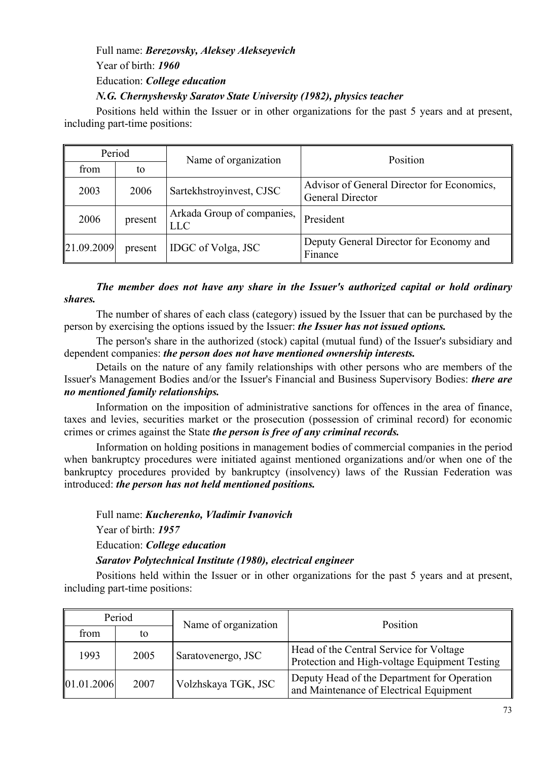Full name: ***Berezovsky, Aleksey Alekseyevich***

Year of birth: ***1960***

Education: ***College education***

***N.G. Chernyshevsky Saratov State University (1982), physics teacher***

Positions held within the Issuer or in other organizations for the past 5 years and at present, including part-time positions:

| Period | | Name of organization | Position |
|---|---|---|---|
| from | to | | |
| 2003 | 2006 | Sartekhstroyinvest, CJSC | Advisor of General Director for Economics, General Director |
| 2006 | present | Arkada Group of companies, LLC | President |
| 21.09.2009 | present | IDGC of Volga, JSC | Deputy General Director for Economy and Finance |

***The member does not have any share in the Issuer's authorized capital or hold ordinary shares.***

The number of shares of each class (category) issued by the Issuer that can be purchased by the person by exercising the options issued by the Issuer: ***the Issuer has not issued options.***

The person's share in the authorized (stock) capital (mutual fund) of the Issuer's subsidiary and dependent companies: ***the person does not have mentioned ownership interests.***

Details on the nature of any family relationships with other persons who are members of the Issuer's Management Bodies and/or the Issuer's Financial and Business Supervisory Bodies: ***there are no mentioned family relationships.***

Information on the imposition of administrative sanctions for offences in the area of finance, taxes and levies, securities market or the prosecution (possession of criminal record) for economic crimes or crimes against the State ***the person is free of any criminal records.***

Information on holding positions in management bodies of commercial companies in the period when bankruptcy procedures were initiated against mentioned organizations and/or when one of the bankruptcy procedures provided by bankruptcy (insolvency) laws of the Russian Federation was introduced: ***the person has not held mentioned positions.***

Full name: ***Kucherenko, Vladimir Ivanovich***

Year of birth: ***1957***

Education: ***College education***

***Saratov Polytechnical Institute (1980), electrical engineer***

Positions held within the Issuer or in other organizations for the past 5 years and at present, including part-time positions:

| Period | | Name of organization | Position |
|---|---|---|---|
| from | to | | |
| 1993 | 2005 | Saratovenergo, JSC | Head of the Central Service for Voltage Protection and High-voltage Equipment Testing |
| 01.01.2006 | 2007 | Volzhskaya TGK, JSC | Deputy Head of the Department for Operation and Maintenance of Electrical Equipment |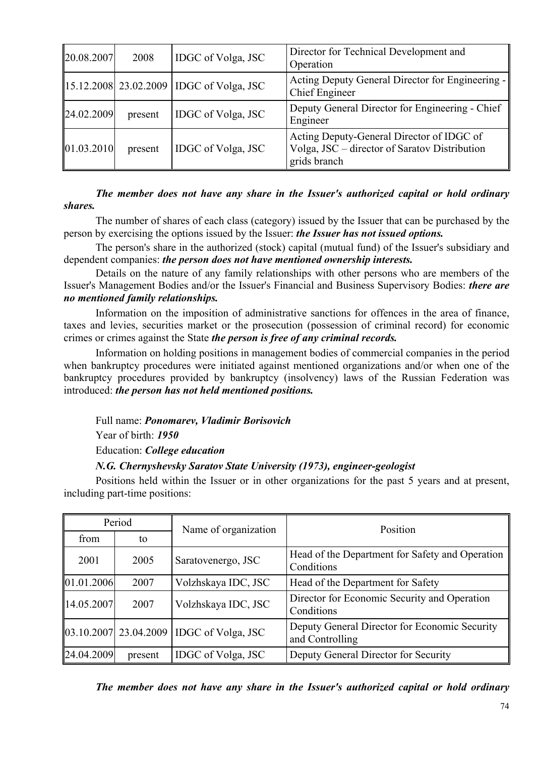| | | | |
|---|---|---|---|
| 20.08.2007 | 2008 | IDGC of Volga, JSC | Director for Technical Development and Operation |
| 15.12.2008 | 23.02.2009 | IDGC of Volga, JSC | Acting Deputy General Director for Engineering - Chief Engineer |
| 24.02.2009 | present | IDGC of Volga, JSC | Deputy General Director for Engineering - Chief Engineer |
| 01.03.2010 | present | IDGC of Volga, JSC | Acting Deputy-General Director of IDGC of Volga, JSC – director of Saratov Distribution grids branch |

***The member does not have any share in the Issuer's authorized capital or hold ordinary shares.***

The number of shares of each class (category) issued by the Issuer that can be purchased by the person by exercising the options issued by the Issuer: ***the Issuer has not issued options.***

The person's share in the authorized (stock) capital (mutual fund) of the Issuer's subsidiary and dependent companies: ***the person does not have mentioned ownership interests.***

Details on the nature of any family relationships with other persons who are members of the Issuer's Management Bodies and/or the Issuer's Financial and Business Supervisory Bodies: ***there are no mentioned family relationships.***

Information on the imposition of administrative sanctions for offences in the area of finance, taxes and levies, securities market or the prosecution (possession of criminal record) for economic crimes or crimes against the State ***the person is free of any criminal records.***

Information on holding positions in management bodies of commercial companies in the period when bankruptcy procedures were initiated against mentioned organizations and/or when one of the bankruptcy procedures provided by bankruptcy (insolvency) laws of the Russian Federation was introduced: ***the person has not held mentioned positions.***

Full name: ***Ponomarev, Vladimir Borisovich***

Year of birth: ***1950***

Education: ***College education***

***N.G. Chernyshevsky Saratov State University (1973), engineer-geologist***

Positions held within the Issuer or in other organizations for the past 5 years and at present, including part-time positions:

| Period | | Name of organization | Position |
|---|---|---|---|
| from | to | | |
| 2001 | 2005 | Saratovenergo, JSC | Head of the Department for Safety and Operation Conditions |
| 01.01.2006 | 2007 | Volzhskaya IDC, JSC | Head of the Department for Safety |
| 14.05.2007 | 2007 | Volzhskaya IDC, JSC | Director for Economic Security and Operation Conditions |
| 03.10.2007 | 23.04.2009 | IDGC of Volga, JSC | Deputy General Director for Economic Security and Controlling |
| 24.04.2009 | present | IDGC of Volga, JSC | Deputy General Director for Security |

***The member does not have any share in the Issuer's authorized capital or hold ordinary***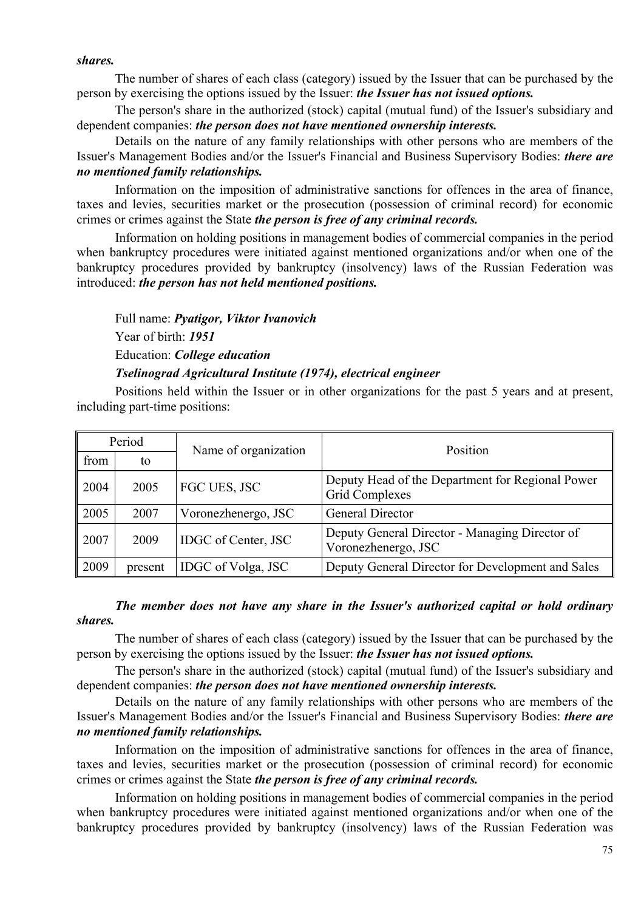***shares.***

The number of shares of each class (category) issued by the Issuer that can be purchased by the person by exercising the options issued by the Issuer: ***the Issuer has not issued options.***

The person's share in the authorized (stock) capital (mutual fund) of the Issuer's subsidiary and dependent companies: ***the person does not have mentioned ownership interests.***

Details on the nature of any family relationships with other persons who are members of the Issuer's Management Bodies and/or the Issuer's Financial and Business Supervisory Bodies: ***there are no mentioned family relationships.***

Information on the imposition of administrative sanctions for offences in the area of finance, taxes and levies, securities market or the prosecution (possession of criminal record) for economic crimes or crimes against the State ***the person is free of any criminal records.***

Information on holding positions in management bodies of commercial companies in the period when bankruptcy procedures were initiated against mentioned organizations and/or when one of the bankruptcy procedures provided by bankruptcy (insolvency) laws of the Russian Federation was introduced: ***the person has not held mentioned positions.***

Full name: ***Pyatigor, Viktor Ivanovich***

Year of birth: ***1951***

Education: ***College education***

***Tselinograd Agricultural Institute (1974), electrical engineer***

Positions held within the Issuer or in other organizations for the past 5 years and at present, including part-time positions:

| Period | | Name of organization | Position |
|---|---|---|---|
| from | to | | |
| 2004 | 2005 | FGC UES, JSC | Deputy Head of the Department for Regional Power Grid Complexes |
| 2005 | 2007 | Voronezhenergo, JSC | General Director |
| 2007 | 2009 | IDGC of Center, JSC | Deputy General Director - Managing Director of Voronezhenergo, JSC |
| 2009 | present | IDGC of Volga, JSC | Deputy General Director for Development and Sales |

***The member does not have any share in the Issuer's authorized capital or hold ordinary shares.***

The number of shares of each class (category) issued by the Issuer that can be purchased by the person by exercising the options issued by the Issuer: ***the Issuer has not issued options.***

The person's share in the authorized (stock) capital (mutual fund) of the Issuer's subsidiary and dependent companies: ***the person does not have mentioned ownership interests.***

Details on the nature of any family relationships with other persons who are members of the Issuer's Management Bodies and/or the Issuer's Financial and Business Supervisory Bodies: ***there are no mentioned family relationships.***

Information on the imposition of administrative sanctions for offences in the area of finance, taxes and levies, securities market or the prosecution (possession of criminal record) for economic crimes or crimes against the State ***the person is free of any criminal records.***

Information on holding positions in management bodies of commercial companies in the period when bankruptcy procedures were initiated against mentioned organizations and/or when one of the bankruptcy procedures provided by bankruptcy (insolvency) laws of the Russian Federation was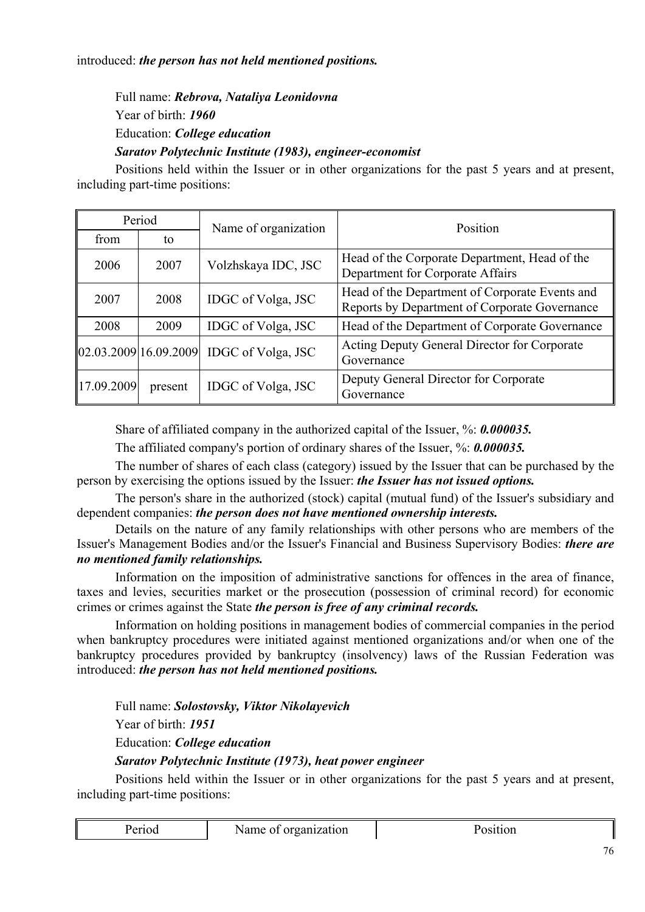introduced: ***the person has not held mentioned positions.***

Full name: ***Rebrova, Nataliya Leonidovna***

Year of birth: ***1960***

Education: ***College education***

***Saratov Polytechnic Institute (1983), engineer-economist***

Positions held within the Issuer or in other organizations for the past 5 years and at present, including part-time positions:

| Period | | Name of organization | Position |
|---|---|---|---|
| from | to | | |
| 2006 | 2007 | Volzhskaya IDC, JSC | Head of the Corporate Department, Head of the Department for Corporate Affairs |
| 2007 | 2008 | IDGC of Volga, JSC | Head of the Department of Corporate Events and Reports by Department of Corporate Governance |
| 2008 | 2009 | IDGC of Volga, JSC | Head of the Department of Corporate Governance |
| 02.03.2009 | 16.09.2009 | IDGC of Volga, JSC | Acting Deputy General Director for Corporate Governance |
| 17.09.2009 | present | IDGC of Volga, JSC | Deputy General Director for Corporate Governance |

Share of affiliated company in the authorized capital of the Issuer, %: ***0.000035.***

The affiliated company's portion of ordinary shares of the Issuer, %: ***0.000035.***

The number of shares of each class (category) issued by the Issuer that can be purchased by the person by exercising the options issued by the Issuer: ***the Issuer has not issued options.***

The person's share in the authorized (stock) capital (mutual fund) of the Issuer's subsidiary and dependent companies: ***the person does not have mentioned ownership interests.***

Details on the nature of any family relationships with other persons who are members of the Issuer's Management Bodies and/or the Issuer's Financial and Business Supervisory Bodies: ***there are no mentioned family relationships.***

Information on the imposition of administrative sanctions for offences in the area of finance, taxes and levies, securities market or the prosecution (possession of criminal record) for economic crimes or crimes against the State ***the person is free of any criminal records.***

Information on holding positions in management bodies of commercial companies in the period when bankruptcy procedures were initiated against mentioned organizations and/or when one of the bankruptcy procedures provided by bankruptcy (insolvency) laws of the Russian Federation was introduced: ***the person has not held mentioned positions.***

Full name: ***Solostovsky, Viktor Nikolayevich***

Year of birth: ***1951***

Education: ***College education***

***Saratov Polytechnic Institute (1973), heat power engineer***

Positions held within the Issuer or in other organizations for the past 5 years and at present, including part-time positions:

| Period | Name of organization | Position |
|---|---|---|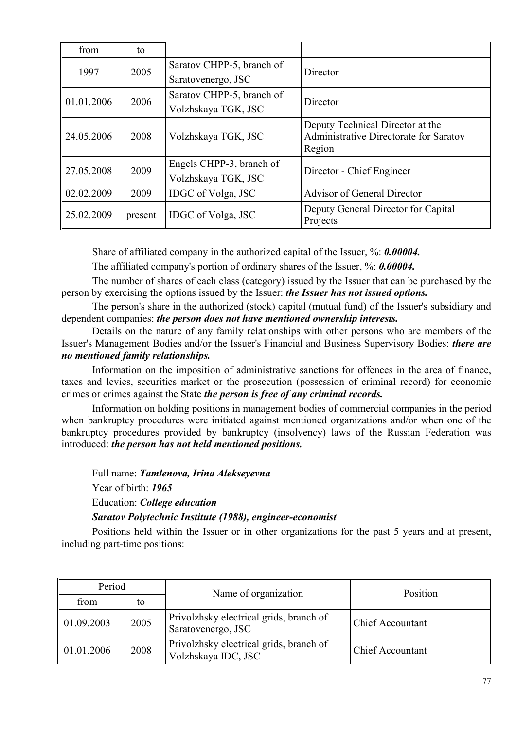| from | to | | |
|---|---|---|---|
| 1997 | 2005 | Saratov CHPP-5, branch of Saratovenergo, JSC | Director |
| 01.01.2006 | 2006 | Saratov CHPP-5, branch of Volzhskaya TGK, JSC | Director |
| 24.05.2006 | 2008 | Volzhskaya TGK, JSC | Deputy Technical Director at the Administrative Directorate for Saratov Region |
| 27.05.2008 | 2009 | Engels CHPP-3, branch of Volzhskaya TGK, JSC | Director - Chief Engineer |
| 02.02.2009 | 2009 | IDGC of Volga, JSC | Advisor of General Director |
| 25.02.2009 | present | IDGC of Volga, JSC | Deputy General Director for Capital Projects |

Share of affiliated company in the authorized capital of the Issuer, %: ***0.00004.***

The affiliated company's portion of ordinary shares of the Issuer, %: ***0.00004.***

The number of shares of each class (category) issued by the Issuer that can be purchased by the person by exercising the options issued by the Issuer: ***the Issuer has not issued options.***

The person's share in the authorized (stock) capital (mutual fund) of the Issuer's subsidiary and dependent companies: ***the person does not have mentioned ownership interests.***

Details on the nature of any family relationships with other persons who are members of the Issuer's Management Bodies and/or the Issuer's Financial and Business Supervisory Bodies: ***there are no mentioned family relationships.***

Information on the imposition of administrative sanctions for offences in the area of finance, taxes and levies, securities market or the prosecution (possession of criminal record) for economic crimes or crimes against the State ***the person is free of any criminal records.***

Information on holding positions in management bodies of commercial companies in the period when bankruptcy procedures were initiated against mentioned organizations and/or when one of the bankruptcy procedures provided by bankruptcy (insolvency) laws of the Russian Federation was introduced: ***the person has not held mentioned positions.***

Full name: ***Tamlenova, Irina Alekseyevna***

Year of birth: ***1965***

Education: ***College education***

***Saratov Polytechnic Institute (1988), engineer-economist***

Positions held within the Issuer or in other organizations for the past 5 years and at present, including part-time positions:

| Period | | Name of organization | Position |
|---|---|---|---|
| from | to | | |
| 01.09.2003 | 2005 | Privolzhsky electrical grids, branch of Saratovenergo, JSC | Chief Accountant |
| 01.01.2006 | 2008 | Privolzhsky electrical grids, branch of Volzhskaya IDC, JSC | Chief Accountant |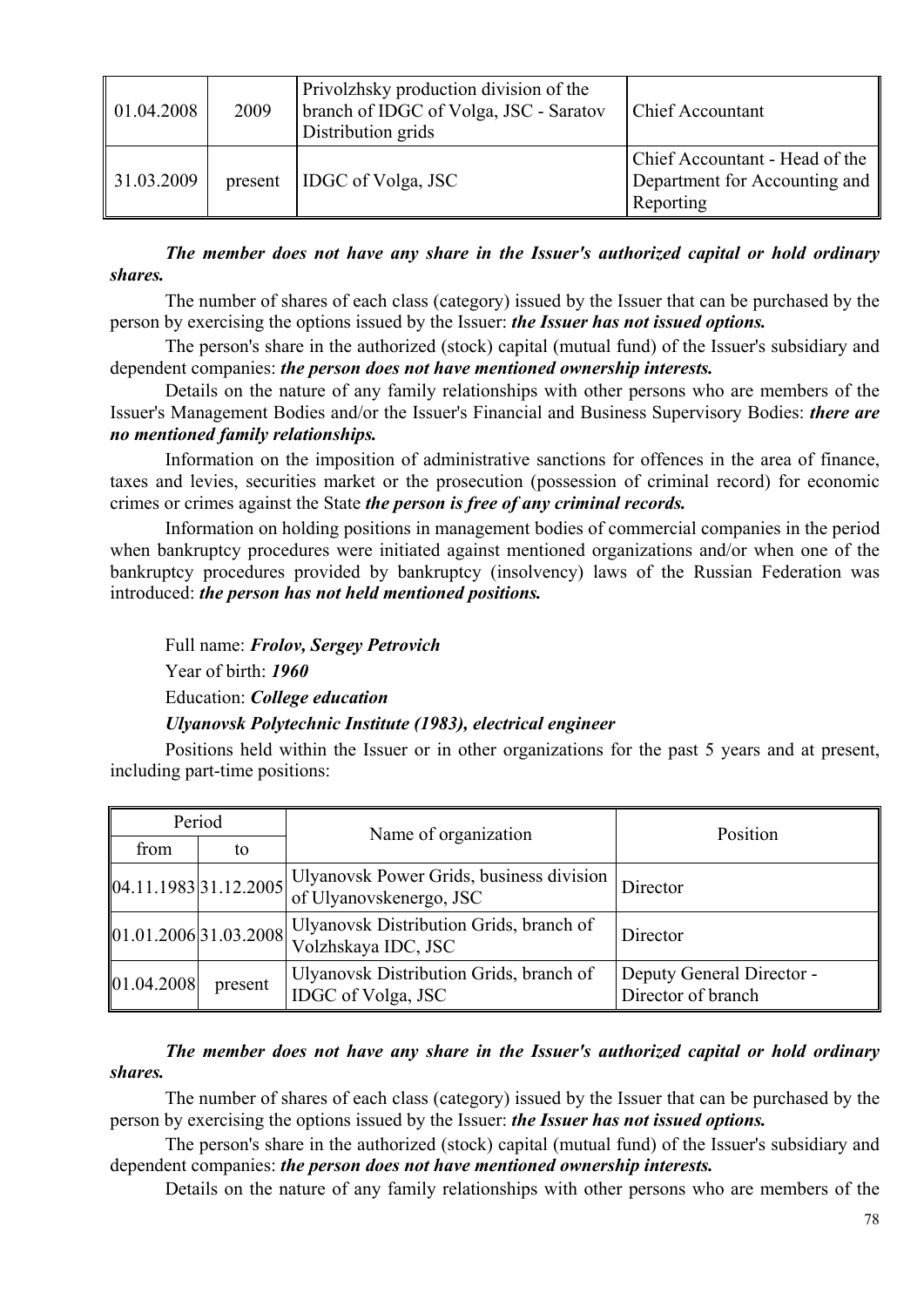| | | | |
|---|---|---|---|
| 01.04.2008 | 2009 | Privolzhsky production division of the branch of IDGC of Volga, JSC - Saratov Distribution grids | Chief Accountant |
| 31.03.2009 | present | IDGC of Volga, JSC | Chief Accountant - Head of the Department for Accounting and Reporting |

***The member does not have any share in the Issuer's authorized capital or hold ordinary shares.***

The number of shares of each class (category) issued by the Issuer that can be purchased by the person by exercising the options issued by the Issuer: ***the Issuer has not issued options.***

The person's share in the authorized (stock) capital (mutual fund) of the Issuer's subsidiary and dependent companies: ***the person does not have mentioned ownership interests.***

Details on the nature of any family relationships with other persons who are members of the Issuer's Management Bodies and/or the Issuer's Financial and Business Supervisory Bodies: ***there are no mentioned family relationships.***

Information on the imposition of administrative sanctions for offences in the area of finance, taxes and levies, securities market or the prosecution (possession of criminal record) for economic crimes or crimes against the State ***the person is free of any criminal records.***

Information on holding positions in management bodies of commercial companies in the period when bankruptcy procedures were initiated against mentioned organizations and/or when one of the bankruptcy procedures provided by bankruptcy (insolvency) laws of the Russian Federation was introduced: ***the person has not held mentioned positions.***

Full name: ***Frolov, Sergey Petrovich***

Year of birth: ***1960***

Education: ***College education***

***Ulyanovsk Polytechnic Institute (1983), electrical engineer***

Positions held within the Issuer or in other organizations for the past 5 years and at present, including part-time positions:

| Period | | Name of organization | Position |
|---|---|---|---|
| from | to | | |
| 04.11.1983 | 31.12.2005 | Ulyanovsk Power Grids, business division of Ulyanovskenergo, JSC | Director |
| 01.01.2006 | 31.03.2008 | Ulyanovsk Distribution Grids, branch of Volzhskaya IDC, JSC | Director |
| 01.04.2008 | present | Ulyanovsk Distribution Grids, branch of IDGC of Volga, JSC | Deputy General Director - Director of branch |

***The member does not have any share in the Issuer's authorized capital or hold ordinary shares.***

The number of shares of each class (category) issued by the Issuer that can be purchased by the person by exercising the options issued by the Issuer: ***the Issuer has not issued options.***

The person's share in the authorized (stock) capital (mutual fund) of the Issuer's subsidiary and dependent companies: ***the person does not have mentioned ownership interests.***

Details on the nature of any family relationships with other persons who are members of the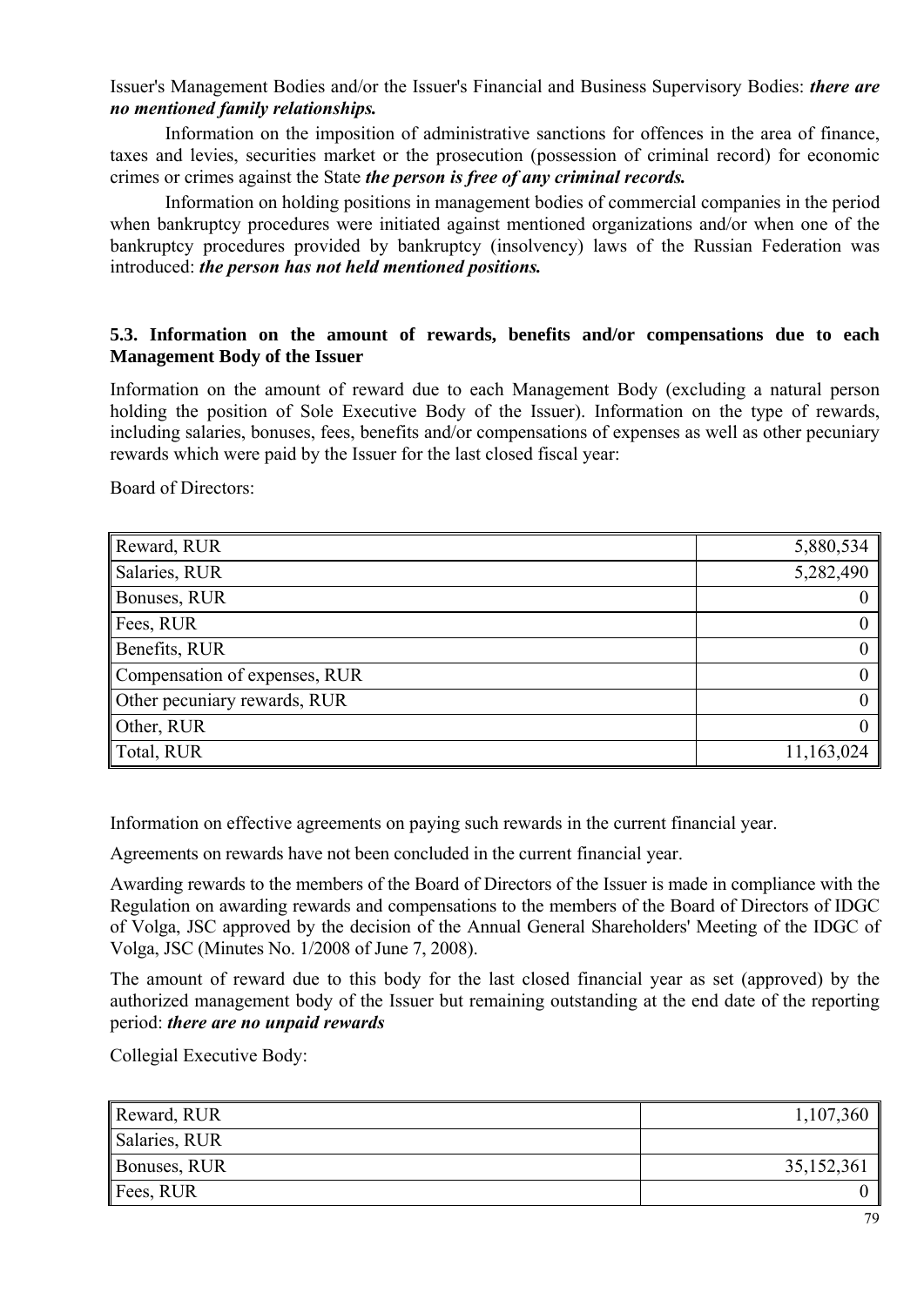Issuer's Management Bodies and/or the Issuer's Financial and Business Supervisory Bodies: ***there are no mentioned family relationships.***

Information on the imposition of administrative sanctions for offences in the area of finance, taxes and levies, securities market or the prosecution (possession of criminal record) for economic crimes or crimes against the State ***the person is free of any criminal records.***

Information on holding positions in management bodies of commercial companies in the period when bankruptcy procedures were initiated against mentioned organizations and/or when one of the bankruptcy procedures provided by bankruptcy (insolvency) laws of the Russian Federation was introduced: ***the person has not held mentioned positions.***

### 5.3. Information on the amount of rewards, benefits and/or compensations due to each Management Body of the Issuer

Information on the amount of reward due to each Management Body (excluding a natural person holding the position of Sole Executive Body of the Issuer). Information on the type of rewards, including salaries, bonuses, fees, benefits and/or compensations of expenses as well as other pecuniary rewards which were paid by the Issuer for the last closed fiscal year:

Board of Directors:

| | |
|---|---:|
| Reward, RUR | 5,880,534 |
| Salaries, RUR | 5,282,490 |
| Bonuses, RUR | 0 |
| Fees, RUR | 0 |
| Benefits, RUR | 0 |
| Compensation of expenses, RUR | 0 |
| Other pecuniary rewards, RUR | 0 |
| Other, RUR | 0 |
| Total, RUR | 11,163,024 |

Information on effective agreements on paying such rewards in the current financial year.

Agreements on rewards have not been concluded in the current financial year.

Awarding rewards to the members of the Board of Directors of the Issuer is made in compliance with the Regulation on awarding rewards and compensations to the members of the Board of Directors of IDGC of Volga, JSC approved by the decision of the Annual General Shareholders' Meeting of the IDGC of Volga, JSC (Minutes No. 1/2008 of June 7, 2008).

The amount of reward due to this body for the last closed financial year as set (approved) by the authorized management body of the Issuer but remaining outstanding at the end date of the reporting period: ***there are no unpaid rewards***

Collegial Executive Body:

| | |
|---|---:|
| Reward, RUR | 1,107,360 |
| Salaries, RUR | |
| Bonuses, RUR | 35,152,361 |
| Fees, RUR | 0 |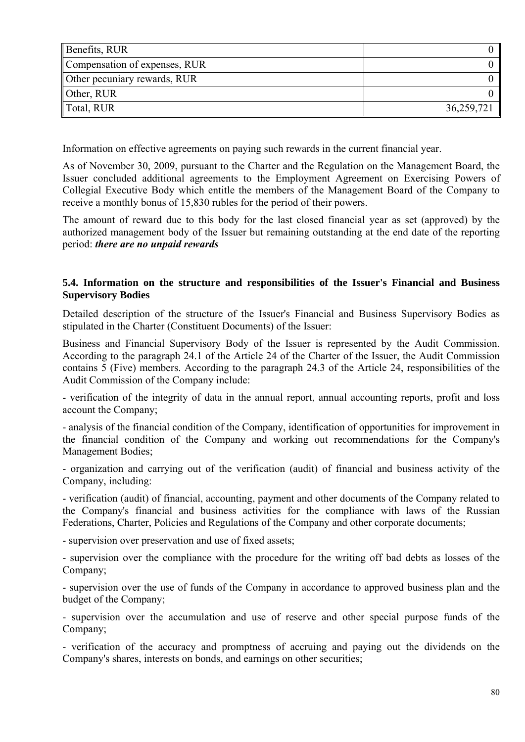| Benefits, RUR | 0 |
|---|---|
| Compensation of expenses, RUR | 0 |
| Other pecuniary rewards, RUR | 0 |
| Other, RUR | 0 |
| Total, RUR | 36,259,721 |

Information on effective agreements on paying such rewards in the current financial year.

As of November 30, 2009, pursuant to the Charter and the Regulation on the Management Board, the Issuer concluded additional agreements to the Employment Agreement on Exercising Powers of Collegial Executive Body which entitle the members of the Management Board of the Company to receive a monthly bonus of 15,830 rubles for the period of their powers.

The amount of reward due to this body for the last closed financial year as set (approved) by the authorized management body of the Issuer but remaining outstanding at the end date of the reporting period: ***there are no unpaid rewards***

### 5.4. Information on the structure and responsibilities of the Issuer's Financial and Business Supervisory Bodies

Detailed description of the structure of the Issuer's Financial and Business Supervisory Bodies as stipulated in the Charter (Constituent Documents) of the Issuer:

Business and Financial Supervisory Body of the Issuer is represented by the Audit Commission. According to the paragraph 24.1 of the Article 24 of the Charter of the Issuer, the Audit Commission contains 5 (Five) members. According to the paragraph 24.3 of the Article 24, responsibilities of the Audit Commission of the Company include:

- verification of the integrity of data in the annual report, annual accounting reports, profit and loss account the Company;

- analysis of the financial condition of the Company, identification of opportunities for improvement in the financial condition of the Company and working out recommendations for the Company's Management Bodies;

- organization and carrying out of the verification (audit) of financial and business activity of the Company, including:

- verification (audit) of financial, accounting, payment and other documents of the Company related to the Company's financial and business activities for the compliance with laws of the Russian Federations, Charter, Policies and Regulations of the Company and other corporate documents;

- supervision over preservation and use of fixed assets;

- supervision over the compliance with the procedure for the writing off bad debts as losses of the Company;

- supervision over the use of funds of the Company in accordance to approved business plan and the budget of the Company;

- supervision over the accumulation and use of reserve and other special purpose funds of the Company;

- verification of the accuracy and promptness of accruing and paying out the dividends on the Company's shares, interests on bonds, and earnings on other securities;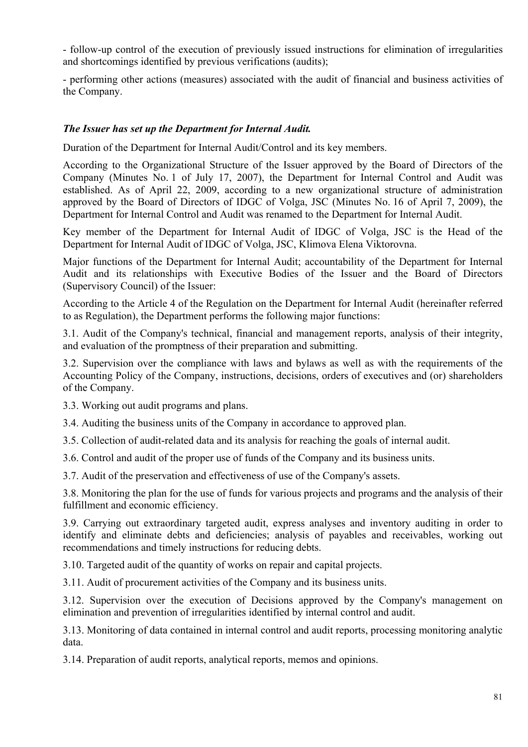- follow-up control of the execution of previously issued instructions for elimination of irregularities and shortcomings identified by previous verifications (audits);

- performing other actions (measures) associated with the audit of financial and business activities of the Company.

***The Issuer has set up the Department for Internal Audit.***

Duration of the Department for Internal Audit/Control and its key members.

According to the Organizational Structure of the Issuer approved by the Board of Directors of the Company (Minutes No. 1 of July 17, 2007), the Department for Internal Control and Audit was established. As of April 22, 2009, according to a new organizational structure of administration approved by the Board of Directors of IDGC of Volga, JSC (Minutes No. 16 of April 7, 2009), the Department for Internal Control and Audit was renamed to the Department for Internal Audit.

Key member of the Department for Internal Audit of IDGC of Volga, JSC is the Head of the Department for Internal Audit of IDGC of Volga, JSC, Klimova Elena Viktorovna.

Major functions of the Department for Internal Audit; accountability of the Department for Internal Audit and its relationships with Executive Bodies of the Issuer and the Board of Directors (Supervisory Council) of the Issuer:

According to the Article 4 of the Regulation on the Department for Internal Audit (hereinafter referred to as Regulation), the Department performs the following major functions:

3.1. Audit of the Company's technical, financial and management reports, analysis of their integrity, and evaluation of the promptness of their preparation and submitting.

3.2. Supervision over the compliance with laws and bylaws as well as with the requirements of the Accounting Policy of the Company, instructions, decisions, orders of executives and (or) shareholders of the Company.

3.3. Working out audit programs and plans.

3.4. Auditing the business units of the Company in accordance to approved plan.

3.5. Collection of audit-related data and its analysis for reaching the goals of internal audit.

3.6. Control and audit of the proper use of funds of the Company and its business units.

3.7. Audit of the preservation and effectiveness of use of the Company's assets.

3.8. Monitoring the plan for the use of funds for various projects and programs and the analysis of their fulfillment and economic efficiency.

3.9. Carrying out extraordinary targeted audit, express analyses and inventory auditing in order to identify and eliminate debts and deficiencies; analysis of payables and receivables, working out recommendations and timely instructions for reducing debts.

3.10. Targeted audit of the quantity of works on repair and capital projects.

3.11. Audit of procurement activities of the Company and its business units.

3.12. Supervision over the execution of Decisions approved by the Company's management on elimination and prevention of irregularities identified by internal control and audit.

3.13. Monitoring of data contained in internal control and audit reports, processing monitoring analytic data.

3.14. Preparation of audit reports, analytical reports, memos and opinions.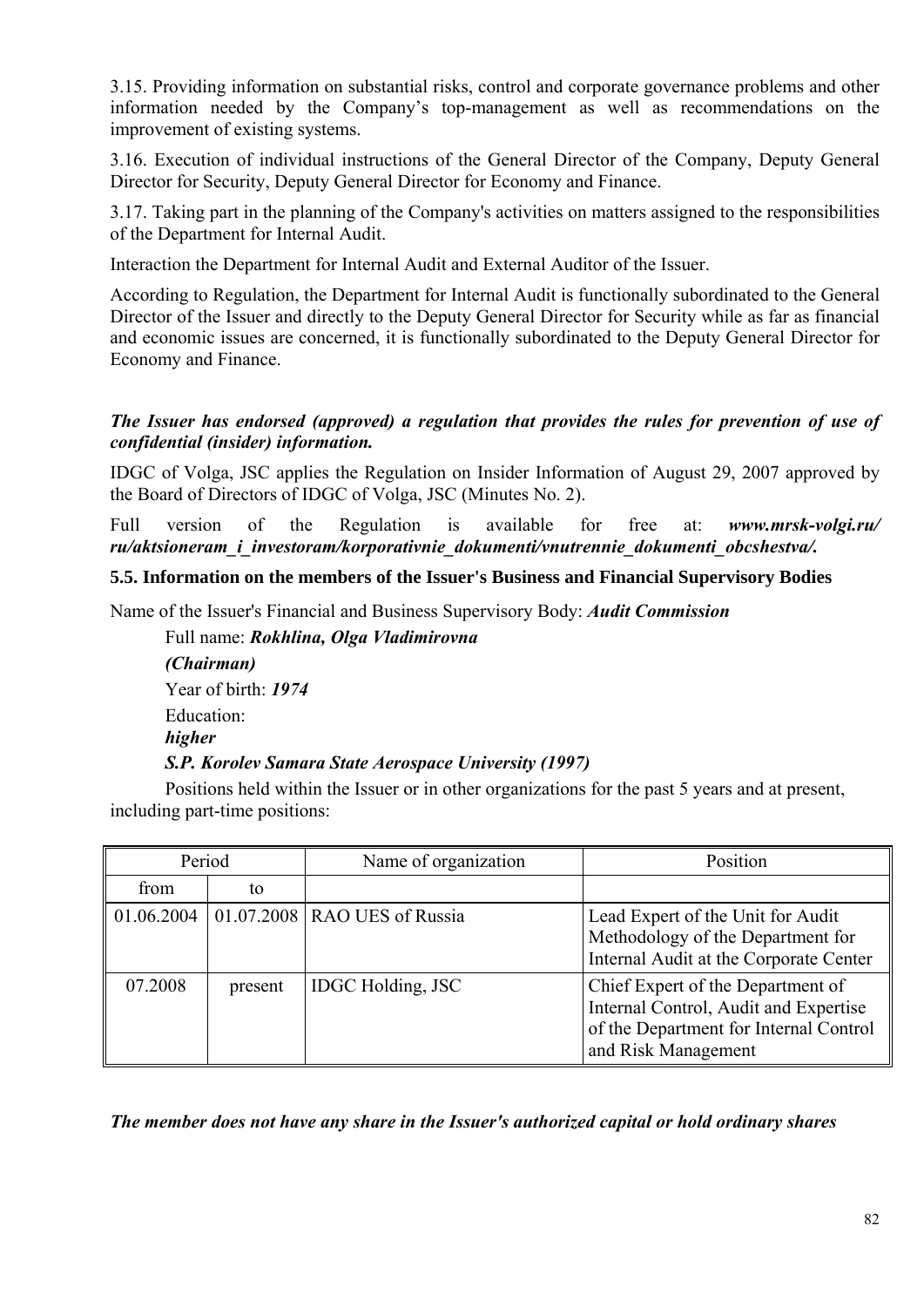3.15. Providing information on substantial risks, control and corporate governance problems and other information needed by the Company's top-management as well as recommendations on the improvement of existing systems.

3.16. Execution of individual instructions of the General Director of the Company, Deputy General Director for Security, Deputy General Director for Economy and Finance.

3.17. Taking part in the planning of the Company's activities on matters assigned to the responsibilities of the Department for Internal Audit.

Interaction the Department for Internal Audit and External Auditor of the Issuer.

According to Regulation, the Department for Internal Audit is functionally subordinated to the General Director of the Issuer and directly to the Deputy General Director for Security while as far as financial and economic issues are concerned, it is functionally subordinated to the Deputy General Director for Economy and Finance.

***The Issuer has endorsed (approved) a regulation that provides the rules for prevention of use of confidential (insider) information.***

IDGC of Volga, JSC applies the Regulation on Insider Information of August 29, 2007 approved by the Board of Directors of IDGC of Volga, JSC (Minutes No. 2).

Full version of the Regulation is available for free at: ***www.mrsk-volgi.ru/ru/aktsioneram_i_investoram/korporativnie_dokumenti/vnutrennie_dokumenti_obcshestva/.***

### 5.5. Information on the members of the Issuer's Business and Financial Supervisory Bodies

Name of the Issuer's Financial and Business Supervisory Body: ***Audit Commission***

Full name: ***Rokhlina, Olga Vladimirovna***

***(Chairman)***

Year of birth: ***1974***

Education:

***higher***

***S.P. Korolev Samara State Aerospace University (1997)***

Positions held within the Issuer or in other organizations for the past 5 years and at present, including part-time positions:

| Period | | Name of organization | Position |
|---|---|---|---|
| from | to | | |
| 01.06.2004 | 01.07.2008 | RAO UES of Russia | Lead Expert of the Unit for Audit Methodology of the Department for Internal Audit at the Corporate Center |
| 07.2008 | present | IDGC Holding, JSC | Chief Expert of the Department of Internal Control, Audit and Expertise of the Department for Internal Control and Risk Management |

***The member does not have any share in the Issuer's authorized capital or hold ordinary shares***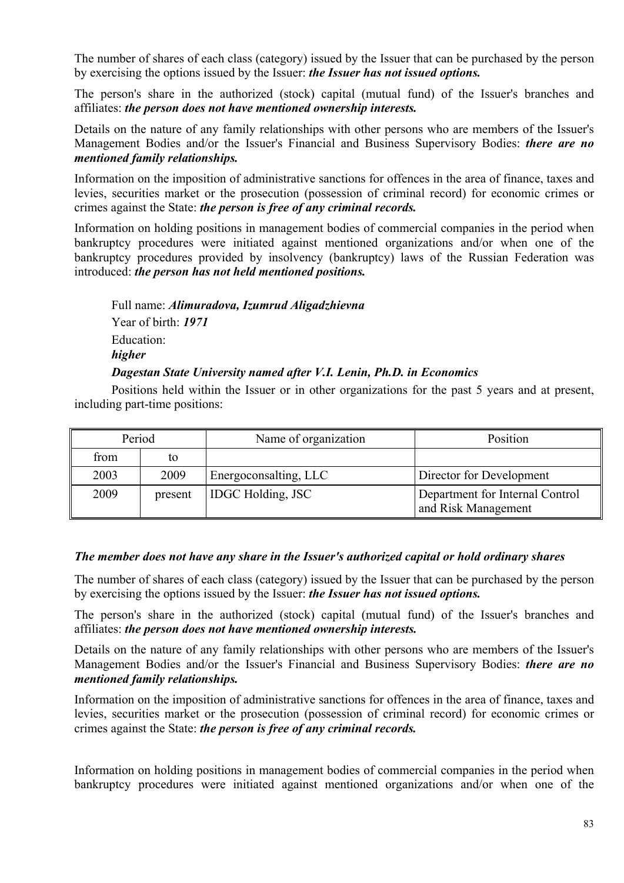The number of shares of each class (category) issued by the Issuer that can be purchased by the person by exercising the options issued by the Issuer: ***the Issuer has not issued options.***

The person's share in the authorized (stock) capital (mutual fund) of the Issuer's branches and affiliates: ***the person does not have mentioned ownership interests.***

Details on the nature of any family relationships with other persons who are members of the Issuer's Management Bodies and/or the Issuer's Financial and Business Supervisory Bodies: ***there are no mentioned family relationships.***

Information on the imposition of administrative sanctions for offences in the area of finance, taxes and levies, securities market or the prosecution (possession of criminal record) for economic crimes or crimes against the State: ***the person is free of any criminal records.***

Information on holding positions in management bodies of commercial companies in the period when bankruptcy procedures were initiated against mentioned organizations and/or when one of the bankruptcy procedures provided by insolvency (bankruptcy) laws of the Russian Federation was introduced: ***the person has not held mentioned positions.***

Full name: ***Alimuradova, Izumrud Aligadzhievna***

Year of birth: ***1971***

Education:

***higher***

***Dagestan State University named after V.I. Lenin, Ph.D. in Economics***

Positions held within the Issuer or in other organizations for the past 5 years and at present, including part-time positions:

| Period | | Name of organization | Position |
|---|---|---|---|
| from | to | | |
| 2003 | 2009 | Energoconsalting, LLC | Director for Development |
| 2009 | present | IDGC Holding, JSC | Department for Internal Control and Risk Management |

***The member does not have any share in the Issuer's authorized capital or hold ordinary shares***

The number of shares of each class (category) issued by the Issuer that can be purchased by the person by exercising the options issued by the Issuer: ***the Issuer has not issued options.***

The person's share in the authorized (stock) capital (mutual fund) of the Issuer's branches and affiliates: ***the person does not have mentioned ownership interests.***

Details on the nature of any family relationships with other persons who are members of the Issuer's Management Bodies and/or the Issuer's Financial and Business Supervisory Bodies: ***there are no mentioned family relationships.***

Information on the imposition of administrative sanctions for offences in the area of finance, taxes and levies, securities market or the prosecution (possession of criminal record) for economic crimes or crimes against the State: ***the person is free of any criminal records.***

Information on holding positions in management bodies of commercial companies in the period when bankruptcy procedures were initiated against mentioned organizations and/or when one of the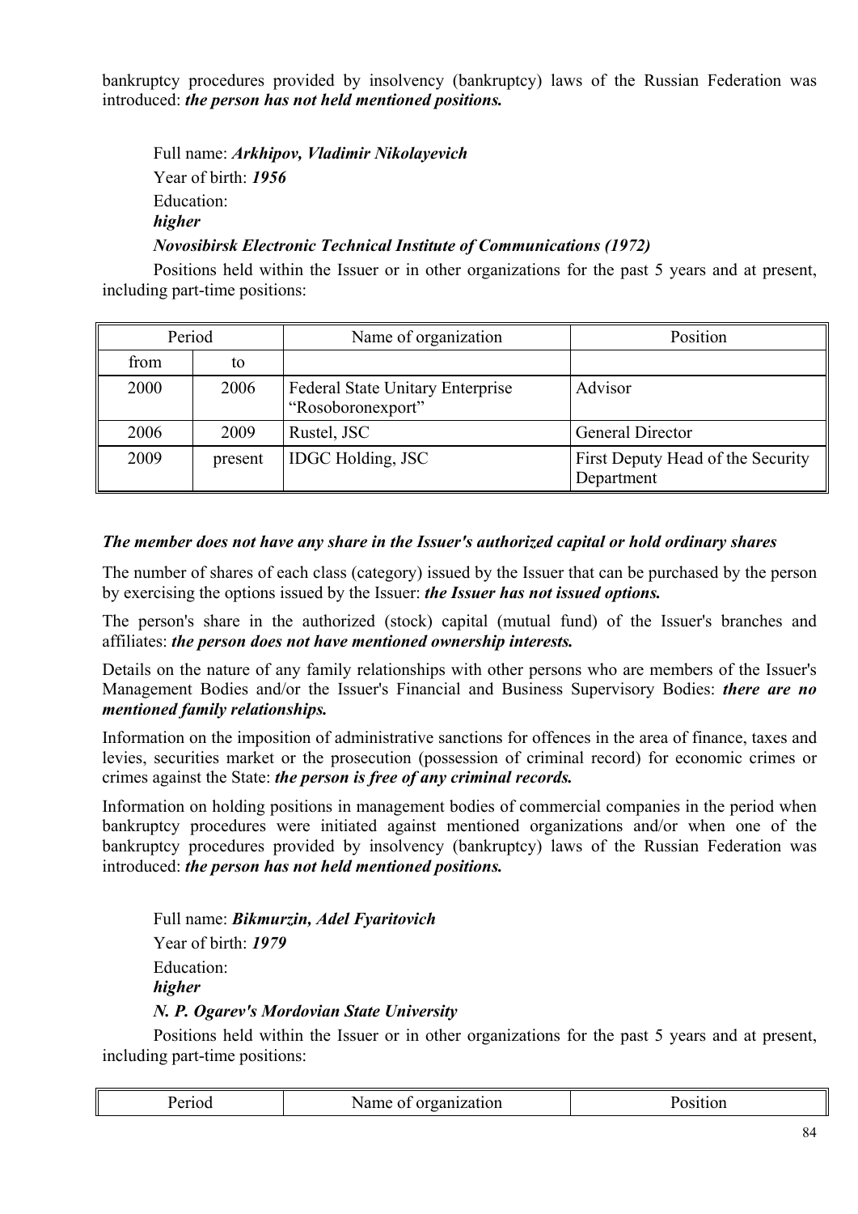bankruptcy procedures provided by insolvency (bankruptcy) laws of the Russian Federation was introduced: ***the person has not held mentioned positions.***

Full name: ***Arkhipov, Vladimir Nikolayevich***

Year of birth: ***1956***

Education:

***higher***

***Novosibirsk Electronic Technical Institute of Communications (1972)***

Positions held within the Issuer or in other organizations for the past 5 years and at present, including part-time positions:

| Period | | Name of organization | Position |
|---|---|---|---|
| from | to | | |
| 2000 | 2006 | Federal State Unitary Enterprise “Rosoboronexport” | Advisor |
| 2006 | 2009 | Rustel, JSC | General Director |
| 2009 | present | IDGC Holding, JSC | First Deputy Head of the Security Department |

***The member does not have any share in the Issuer's authorized capital or hold ordinary shares***

The number of shares of each class (category) issued by the Issuer that can be purchased by the person by exercising the options issued by the Issuer: ***the Issuer has not issued options.***

The person's share in the authorized (stock) capital (mutual fund) of the Issuer's branches and affiliates: ***the person does not have mentioned ownership interests.***

Details on the nature of any family relationships with other persons who are members of the Issuer's Management Bodies and/or the Issuer's Financial and Business Supervisory Bodies: ***there are no mentioned family relationships.***

Information on the imposition of administrative sanctions for offences in the area of finance, taxes and levies, securities market or the prosecution (possession of criminal record) for economic crimes or crimes against the State: ***the person is free of any criminal records.***

Information on holding positions in management bodies of commercial companies in the period when bankruptcy procedures were initiated against mentioned organizations and/or when one of the bankruptcy procedures provided by insolvency (bankruptcy) laws of the Russian Federation was introduced: ***the person has not held mentioned positions.***

Full name: ***Bikmurzin, Adel Fyaritovich***

Year of birth: ***1979***

Education:

***higher***

***N. P. Ogarev's Mordovian State University***

Positions held within the Issuer or in other organizations for the past 5 years and at present, including part-time positions:

| Period | Name of organization | Position |
|---|---|---|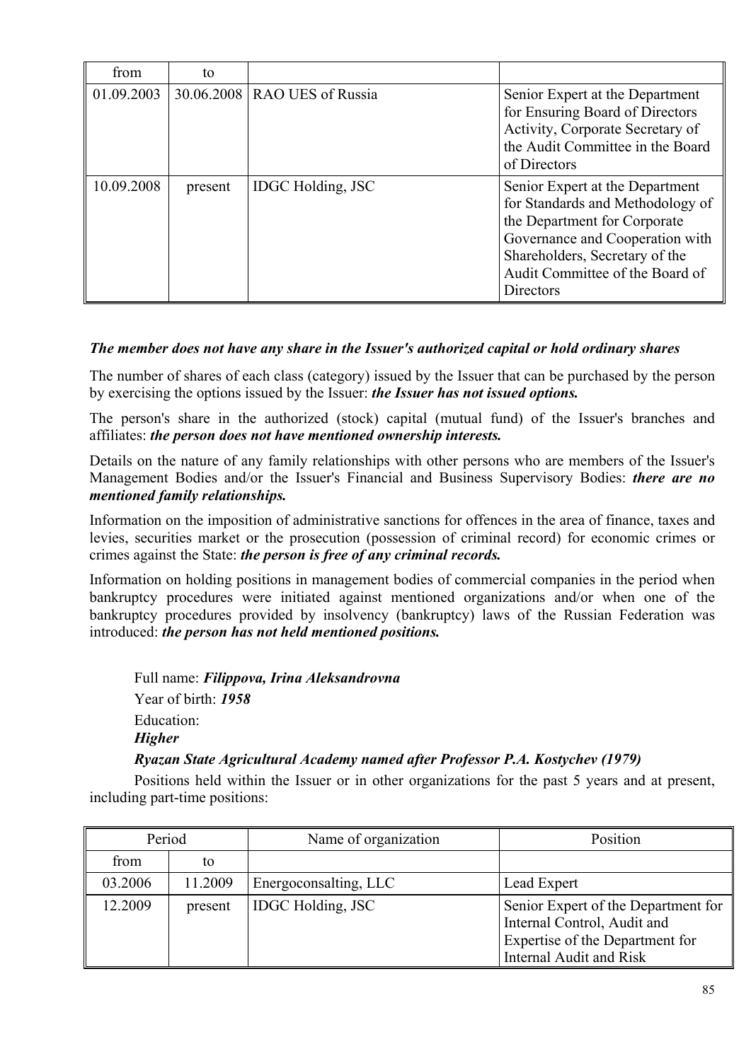| from | to | | |
|---|---|---|---|
| 01.09.2003 | 30.06.2008 | RAO UES of Russia | Senior Expert at the Department for Ensuring Board of Directors Activity, Corporate Secretary of the Audit Committee in the Board of Directors |
| 10.09.2008 | present | IDGC Holding, JSC | Senior Expert at the Department for Standards and Methodology of the Department for Corporate Governance and Cooperation with Shareholders, Secretary of the Audit Committee of the Board of Directors |

***The member does not have any share in the Issuer's authorized capital or hold ordinary shares***

The number of shares of each class (category) issued by the Issuer that can be purchased by the person by exercising the options issued by the Issuer: ***the Issuer has not issued options.***

The person's share in the authorized (stock) capital (mutual fund) of the Issuer's branches and affiliates: ***the person does not have mentioned ownership interests.***

Details on the nature of any family relationships with other persons who are members of the Issuer's Management Bodies and/or the Issuer's Financial and Business Supervisory Bodies: ***there are no mentioned family relationships.***

Information on the imposition of administrative sanctions for offences in the area of finance, taxes and levies, securities market or the prosecution (possession of criminal record) for economic crimes or crimes against the State: ***the person is free of any criminal records.***

Information on holding positions in management bodies of commercial companies in the period when bankruptcy procedures were initiated against mentioned organizations and/or when one of the bankruptcy procedures provided by insolvency (bankruptcy) laws of the Russian Federation was introduced: ***the person has not held mentioned positions.***

Full name: ***Filippova, Irina Aleksandrovna***

Year of birth: ***1958***

Education:

***Higher***

***Ryazan State Agricultural Academy named after Professor P.A. Kostychev (1979)***

Positions held within the Issuer or in other organizations for the past 5 years and at present, including part-time positions:

| Period | | Name of organization | Position |
|---|---|---|---|
| from | to | | |
| 03.2006 | 11.2009 | Energoconsalting, LLC | Lead Expert |
| 12.2009 | present | IDGC Holding, JSC | Senior Expert of the Department for Internal Control, Audit and Expertise of the Department for Internal Audit and Risk |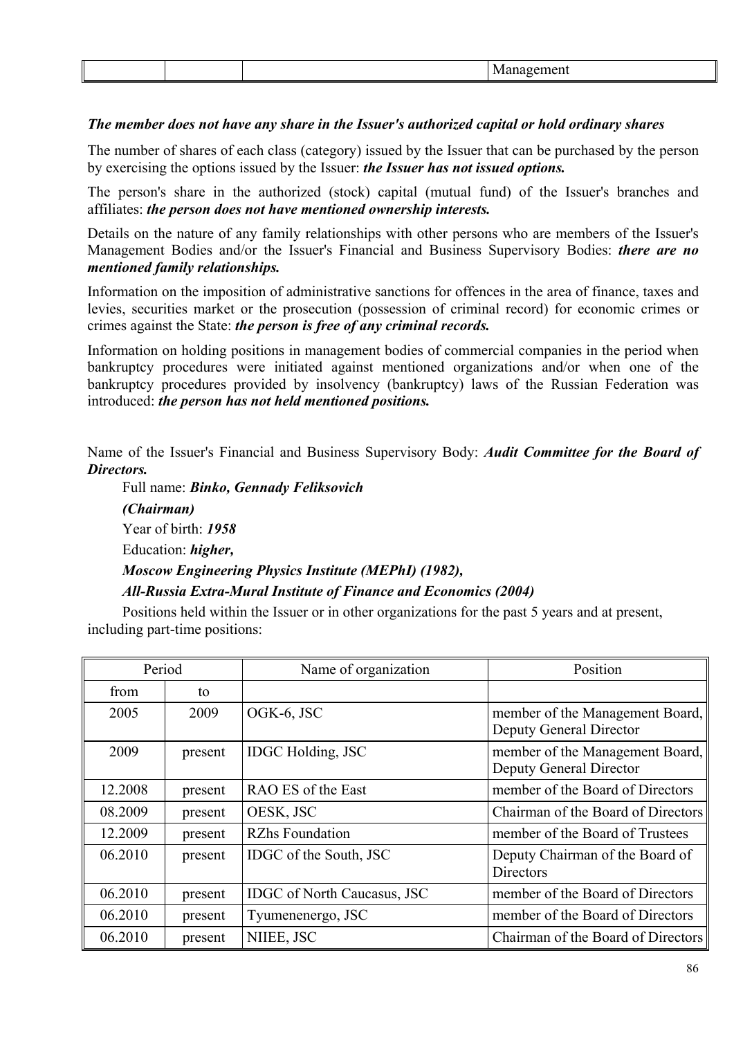| | | | Management |
|---|---|---|---|

***The member does not have any share in the Issuer's authorized capital or hold ordinary shares***

The number of shares of each class (category) issued by the Issuer that can be purchased by the person by exercising the options issued by the Issuer: ***the Issuer has not issued options.***

The person's share in the authorized (stock) capital (mutual fund) of the Issuer's branches and affiliates: ***the person does not have mentioned ownership interests.***

Details on the nature of any family relationships with other persons who are members of the Issuer's Management Bodies and/or the Issuer's Financial and Business Supervisory Bodies: ***there are no mentioned family relationships.***

Information on the imposition of administrative sanctions for offences in the area of finance, taxes and levies, securities market or the prosecution (possession of criminal record) for economic crimes or crimes against the State: ***the person is free of any criminal records.***

Information on holding positions in management bodies of commercial companies in the period when bankruptcy procedures were initiated against mentioned organizations and/or when one of the bankruptcy procedures provided by insolvency (bankruptcy) laws of the Russian Federation was introduced: ***the person has not held mentioned positions.***

Name of the Issuer's Financial and Business Supervisory Body: ***Audit Committee for the Board of Directors.***

Full name: ***Binko, Gennady Feliksovich***

***(Chairman)***

Year of birth: ***1958***

Education: ***higher,***

***Moscow Engineering Physics Institute (MEPhI) (1982),***

***All-Russia Extra-Mural Institute of Finance and Economics (2004)***

Positions held within the Issuer or in other organizations for the past 5 years and at present, including part-time positions:

| Period | | Name of organization | Position |
|---|---|---|---|
| from | to | | |
| 2005 | 2009 | OGK-6, JSC | member of the Management Board, Deputy General Director |
| 2009 | present | IDGC Holding, JSC | member of the Management Board, Deputy General Director |
| 12.2008 | present | RAO ES of the East | member of the Board of Directors |
| 08.2009 | present | OESK, JSC | Chairman of the Board of Directors |
| 12.2009 | present | RZhs Foundation | member of the Board of Trustees |
| 06.2010 | present | IDGC of the South, JSC | Deputy Chairman of the Board of Directors |
| 06.2010 | present | IDGC of North Caucasus, JSC | member of the Board of Directors |
| 06.2010 | present | Tyumenenergo, JSC | member of the Board of Directors |
| 06.2010 | present | NIIEE, JSC | Chairman of the Board of Directors |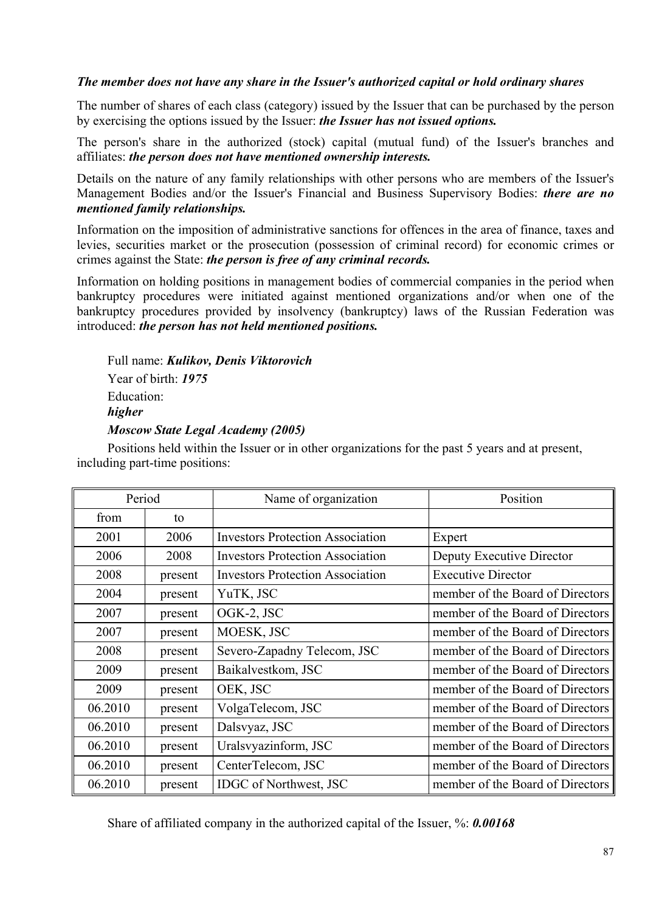***The member does not have any share in the Issuer's authorized capital or hold ordinary shares***

The number of shares of each class (category) issued by the Issuer that can be purchased by the person by exercising the options issued by the Issuer: ***the Issuer has not issued options.***

The person's share in the authorized (stock) capital (mutual fund) of the Issuer's branches and affiliates: ***the person does not have mentioned ownership interests.***

Details on the nature of any family relationships with other persons who are members of the Issuer's Management Bodies and/or the Issuer's Financial and Business Supervisory Bodies: ***there are no mentioned family relationships.***

Information on the imposition of administrative sanctions for offences in the area of finance, taxes and levies, securities market or the prosecution (possession of criminal record) for economic crimes or crimes against the State: ***the person is free of any criminal records.***

Information on holding positions in management bodies of commercial companies in the period when bankruptcy procedures were initiated against mentioned organizations and/or when one of the bankruptcy procedures provided by insolvency (bankruptcy) laws of the Russian Federation was introduced: ***the person has not held mentioned positions.***

Full name: ***Kulikov, Denis Viktorovich***

Year of birth: ***1975***

Education:

***higher***

***Moscow State Legal Academy (2005)***

Positions held within the Issuer or in other organizations for the past 5 years and at present, including part-time positions:

| Period | | Name of organization | Position |
|---|---|---|---|
| from | to | | |
| 2001 | 2006 | Investors Protection Association | Expert |
| 2006 | 2008 | Investors Protection Association | Deputy Executive Director |
| 2008 | present | Investors Protection Association | Executive Director |
| 2004 | present | YuTK, JSC | member of the Board of Directors |
| 2007 | present | OGK-2, JSC | member of the Board of Directors |
| 2007 | present | MOESK, JSC | member of the Board of Directors |
| 2008 | present | Severo-Zapadny Telecom, JSC | member of the Board of Directors |
| 2009 | present | Baikalvestkom, JSC | member of the Board of Directors |
| 2009 | present | OEK, JSC | member of the Board of Directors |
| 06.2010 | present | VolgaTelecom, JSC | member of the Board of Directors |
| 06.2010 | present | Dalsvyaz, JSC | member of the Board of Directors |
| 06.2010 | present | Uralsvyazinform, JSC | member of the Board of Directors |
| 06.2010 | present | CenterTelecom, JSC | member of the Board of Directors |
| 06.2010 | present | IDGC of Northwest, JSC | member of the Board of Directors |

Share of affiliated company in the authorized capital of the Issuer, %: ***0.00168***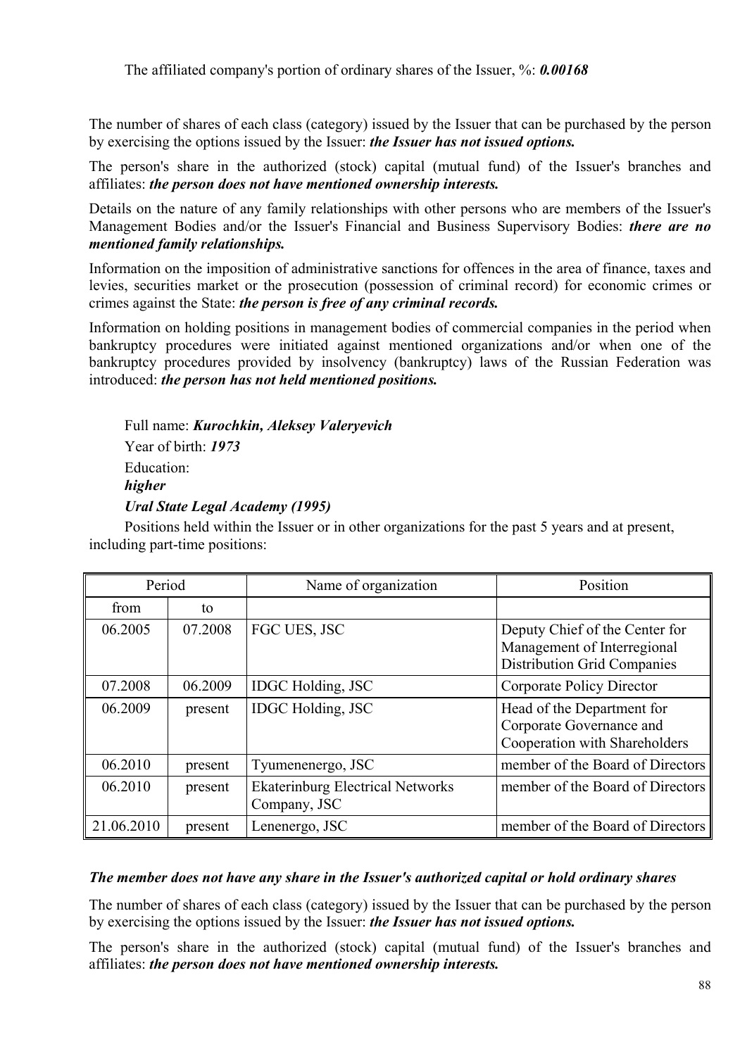The affiliated company's portion of ordinary shares of the Issuer, %: ***0.00168***

The number of shares of each class (category) issued by the Issuer that can be purchased by the person by exercising the options issued by the Issuer: ***the Issuer has not issued options.***

The person's share in the authorized (stock) capital (mutual fund) of the Issuer's branches and affiliates: ***the person does not have mentioned ownership interests.***

Details on the nature of any family relationships with other persons who are members of the Issuer's Management Bodies and/or the Issuer's Financial and Business Supervisory Bodies: ***there are no mentioned family relationships.***

Information on the imposition of administrative sanctions for offences in the area of finance, taxes and levies, securities market or the prosecution (possession of criminal record) for economic crimes or crimes against the State: ***the person is free of any criminal records.***

Information on holding positions in management bodies of commercial companies in the period when bankruptcy procedures were initiated against mentioned organizations and/or when one of the bankruptcy procedures provided by insolvency (bankruptcy) laws of the Russian Federation was introduced: ***the person has not held mentioned positions.***

Full name: ***Kurochkin, Aleksey Valeryevich***

Year of birth: ***1973***

Education:

***higher***

***Ural State Legal Academy (1995)***

Positions held within the Issuer or in other organizations for the past 5 years and at present, including part-time positions:

| Period | | Name of organization | Position |
|---|---|---|---|
| from | to | | |
| 06.2005 | 07.2008 | FGC UES, JSC | Deputy Chief of the Center for Management of Interregional Distribution Grid Companies |
| 07.2008 | 06.2009 | IDGC Holding, JSC | Corporate Policy Director |
| 06.2009 | present | IDGC Holding, JSC | Head of the Department for Corporate Governance and Cooperation with Shareholders |
| 06.2010 | present | Tyumenenergo, JSC | member of the Board of Directors |
| 06.2010 | present | Ekaterinburg Electrical Networks Company, JSC | member of the Board of Directors |
| 21.06.2010 | present | Lenenergo, JSC | member of the Board of Directors |

***The member does not have any share in the Issuer's authorized capital or hold ordinary shares***

The number of shares of each class (category) issued by the Issuer that can be purchased by the person by exercising the options issued by the Issuer: ***the Issuer has not issued options.***

The person's share in the authorized (stock) capital (mutual fund) of the Issuer's branches and affiliates: ***the person does not have mentioned ownership interests.***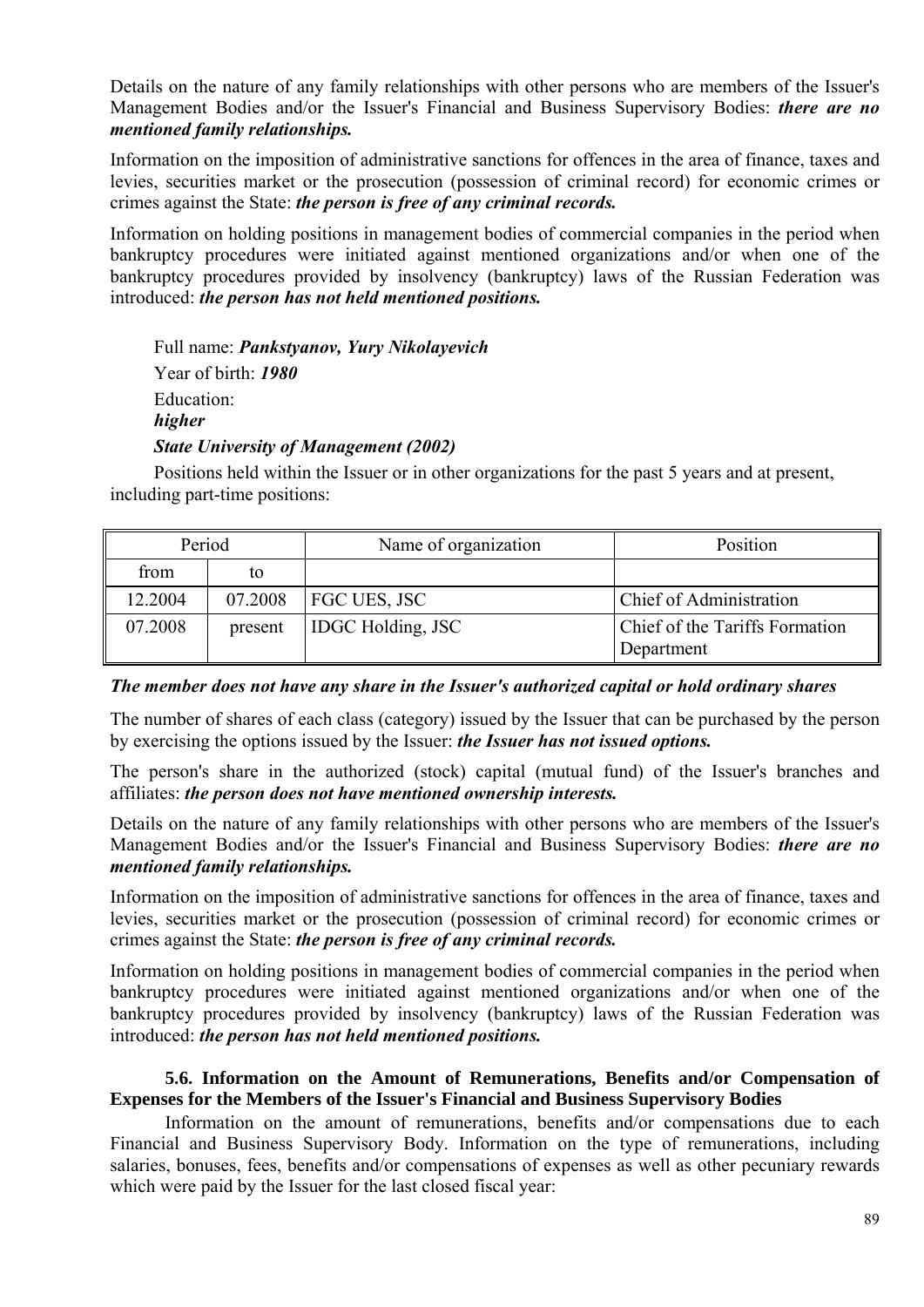Details on the nature of any family relationships with other persons who are members of the Issuer's Management Bodies and/or the Issuer's Financial and Business Supervisory Bodies: ***there are no mentioned family relationships.***

Information on the imposition of administrative sanctions for offences in the area of finance, taxes and levies, securities market or the prosecution (possession of criminal record) for economic crimes or crimes against the State: ***the person is free of any criminal records.***

Information on holding positions in management bodies of commercial companies in the period when bankruptcy procedures were initiated against mentioned organizations and/or when one of the bankruptcy procedures provided by insolvency (bankruptcy) laws of the Russian Federation was introduced: ***the person has not held mentioned positions.***

Full name: ***Pankstyanov, Yury Nikolayevich***

Year of birth: ***1980***

Education:
***higher***
***State University of Management (2002)***

Positions held within the Issuer or in other organizations for the past 5 years and at present, including part-time positions:

| Period | | Name of organization | Position |
|---|---|---|---|
| from | to | | |
| 12.2004 | 07.2008 | FGC UES, JSC | Chief of Administration |
| 07.2008 | present | IDGC Holding, JSC | Chief of the Tariffs Formation Department |

***The member does not have any share in the Issuer's authorized capital or hold ordinary shares***

The number of shares of each class (category) issued by the Issuer that can be purchased by the person by exercising the options issued by the Issuer: ***the Issuer has not issued options.***

The person's share in the authorized (stock) capital (mutual fund) of the Issuer's branches and affiliates: ***the person does not have mentioned ownership interests.***

Details on the nature of any family relationships with other persons who are members of the Issuer's Management Bodies and/or the Issuer's Financial and Business Supervisory Bodies: ***there are no mentioned family relationships.***

Information on the imposition of administrative sanctions for offences in the area of finance, taxes and levies, securities market or the prosecution (possession of criminal record) for economic crimes or crimes against the State: ***the person is free of any criminal records.***

Information on holding positions in management bodies of commercial companies in the period when bankruptcy procedures were initiated against mentioned organizations and/or when one of the bankruptcy procedures provided by insolvency (bankruptcy) laws of the Russian Federation was introduced: ***the person has not held mentioned positions.***

### 5.6. Information on the Amount of Remunerations, Benefits and/or Compensation of Expenses for the Members of the Issuer's Financial and Business Supervisory Bodies

Information on the amount of remunerations, benefits and/or compensations due to each Financial and Business Supervisory Body. Information on the type of remunerations, including salaries, bonuses, fees, benefits and/or compensations of expenses as well as other pecuniary rewards which were paid by the Issuer for the last closed fiscal year: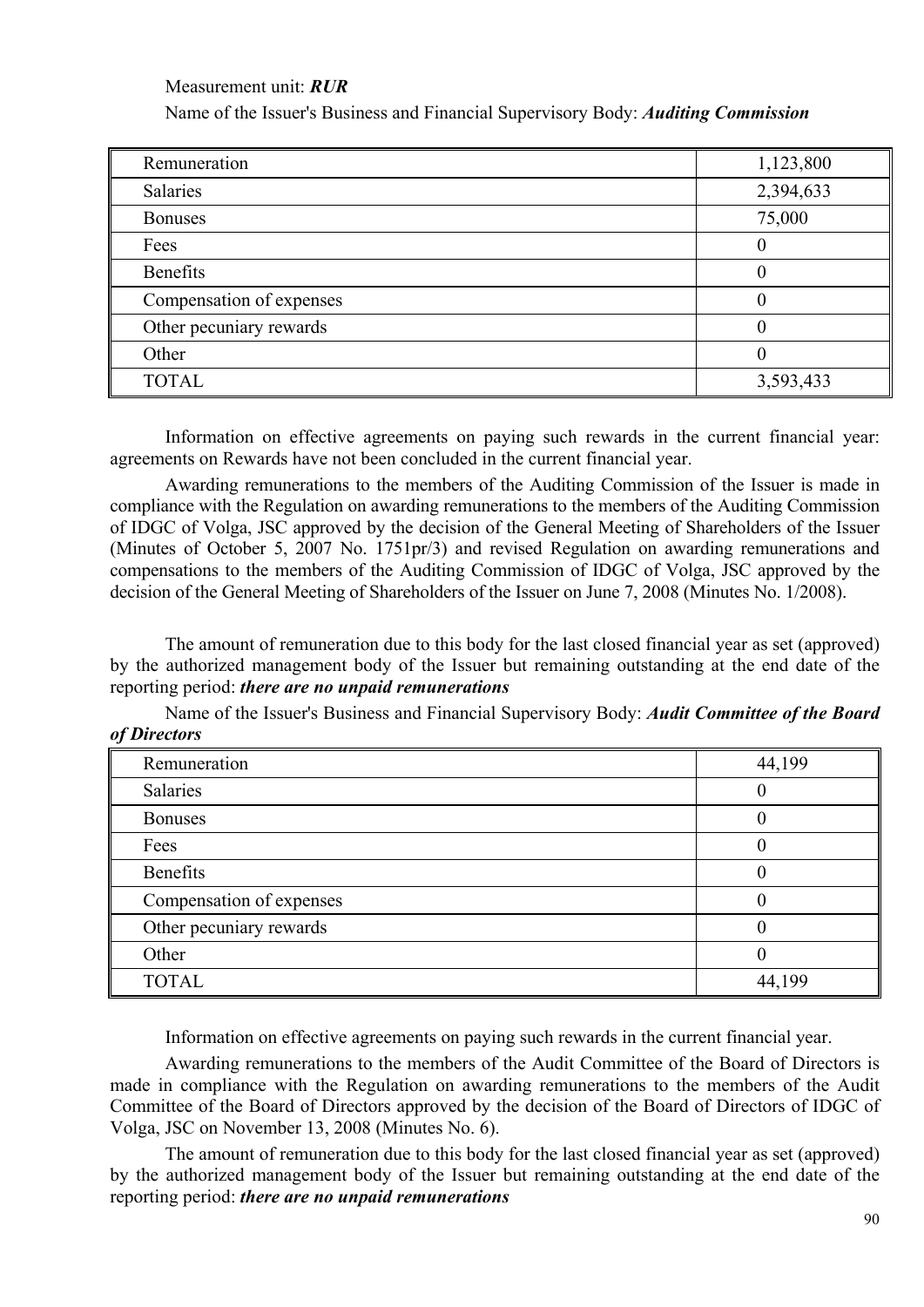Measurement unit: ***RUR***

Name of the Issuer's Business and Financial Supervisory Body: ***Auditing Commission***

| | |
|---|---|
| Remuneration | 1,123,800 |
| Salaries | 2,394,633 |
| Bonuses | 75,000 |
| Fees | 0 |
| Benefits | 0 |
| Compensation of expenses | 0 |
| Other pecuniary rewards | 0 |
| Other | 0 |
| TOTAL | 3,593,433 |

Information on effective agreements on paying such rewards in the current financial year: agreements on Rewards have not been concluded in the current financial year.

Awarding remunerations to the members of the Auditing Commission of the Issuer is made in compliance with the Regulation on awarding remunerations to the members of the Auditing Commission of IDGC of Volga, JSC approved by the decision of the General Meeting of Shareholders of the Issuer (Minutes of October 5, 2007 No. 1751pr/3) and revised Regulation on awarding remunerations and compensations to the members of the Auditing Commission of IDGC of Volga, JSC approved by the decision of the General Meeting of Shareholders of the Issuer on June 7, 2008 (Minutes No. 1/2008).

The amount of remuneration due to this body for the last closed financial year as set (approved) by the authorized management body of the Issuer but remaining outstanding at the end date of the reporting period: ***there are no unpaid remunerations***

Name of the Issuer's Business and Financial Supervisory Body: ***Audit Committee of the Board of Directors***

| | |
|---|---|
| Remuneration | 44,199 |
| Salaries | 0 |
| Bonuses | 0 |
| Fees | 0 |
| Benefits | 0 |
| Compensation of expenses | 0 |
| Other pecuniary rewards | 0 |
| Other | 0 |
| TOTAL | 44,199 |

Information on effective agreements on paying such rewards in the current financial year.

Awarding remunerations to the members of the Audit Committee of the Board of Directors is made in compliance with the Regulation on awarding remunerations to the members of the Audit Committee of the Board of Directors approved by the decision of the Board of Directors of IDGC of Volga, JSC on November 13, 2008 (Minutes No. 6).

The amount of remuneration due to this body for the last closed financial year as set (approved) by the authorized management body of the Issuer but remaining outstanding at the end date of the reporting period: ***there are no unpaid remunerations***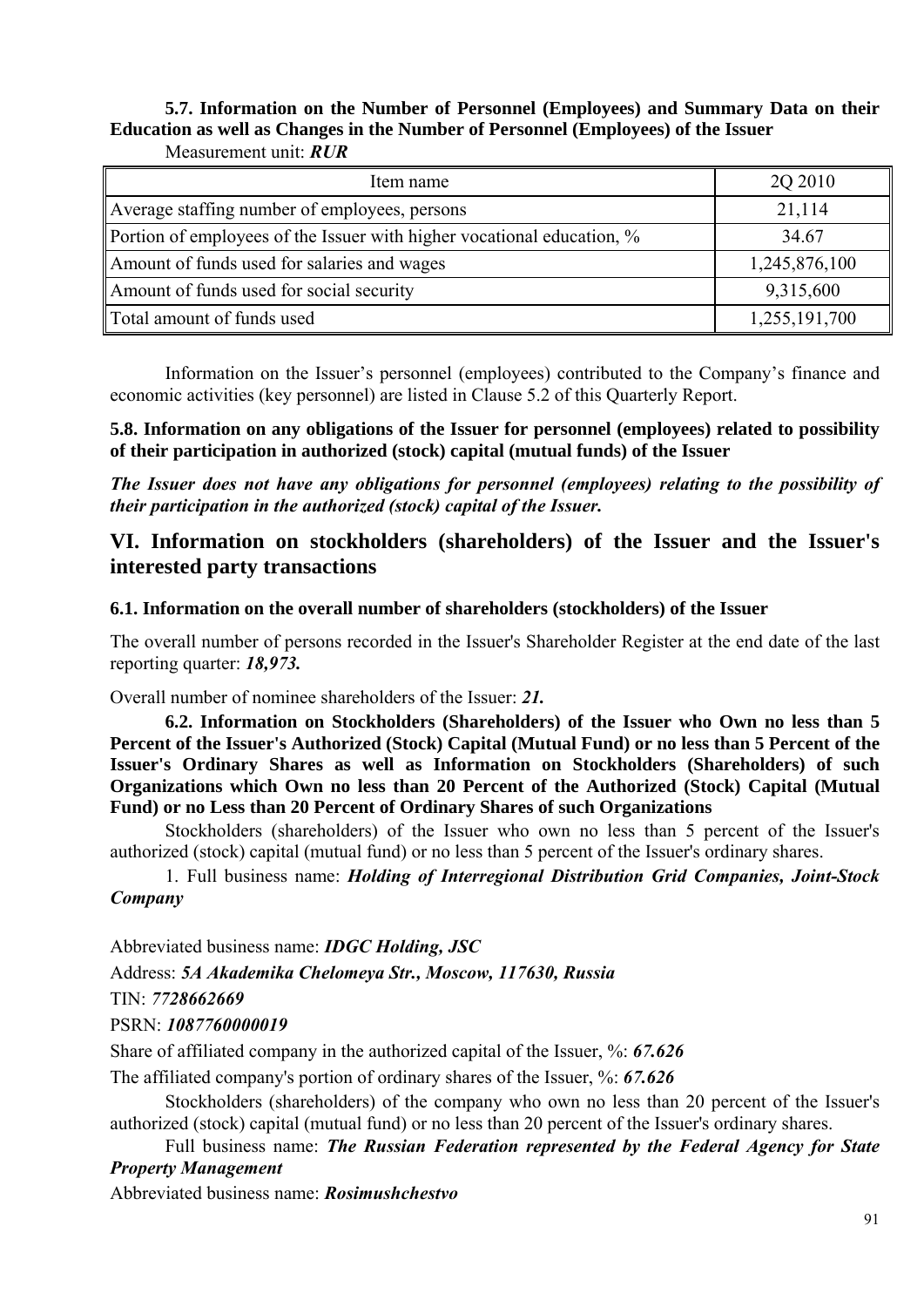**5.7. Information on the Number of Personnel (Employees) and Summary Data on their Education as well as Changes in the Number of Personnel (Employees) of the Issuer**

Measurement unit: ***RUR***

| Item name | 2Q 2010 |
|---|---|
| Average staffing number of employees, persons | 21,114 |
| Portion of employees of the Issuer with higher vocational education, % | 34.67 |
| Amount of funds used for salaries and wages | 1,245,876,100 |
| Amount of funds used for social security | 9,315,600 |
| Total amount of funds used | 1,255,191,700 |

Information on the Issuer's personnel (employees) contributed to the Company's finance and economic activities (key personnel) are listed in Clause 5.2 of this Quarterly Report.

**5.8. Information on any obligations of the Issuer for personnel (employees) related to possibility of their participation in authorized (stock) capital (mutual funds) of the Issuer**

***The Issuer does not have any obligations for personnel (employees) relating to the possibility of their participation in the authorized (stock) capital of the Issuer.***

## VI. Information on stockholders (shareholders) of the Issuer and the Issuer's interested party transactions

**6.1. Information on the overall number of shareholders (stockholders) of the Issuer**

The overall number of persons recorded in the Issuer's Shareholder Register at the end date of the last reporting quarter: ***18,973.***

Overall number of nominee shareholders of the Issuer: ***21.***

**6.2. Information on Stockholders (Shareholders) of the Issuer who Own no less than 5 Percent of the Issuer's Authorized (Stock) Capital (Mutual Fund) or no less than 5 Percent of the Issuer's Ordinary Shares as well as Information on Stockholders (Shareholders) of such Organizations which Own no less than 20 Percent of the Authorized (Stock) Capital (Mutual Fund) or no Less than 20 Percent of Ordinary Shares of such Organizations**

Stockholders (shareholders) of the Issuer who own no less than 5 percent of the Issuer's authorized (stock) capital (mutual fund) or no less than 5 percent of the Issuer's ordinary shares.

1. Full business name: ***Holding of Interregional Distribution Grid Companies, Joint-Stock Company***

Abbreviated business name: ***IDGC Holding, JSC***

Address: ***5A Akademika Chelomeya Str., Moscow, 117630, Russia***

TIN: ***7728662669***

PSRN: ***1087760000019***

Share of affiliated company in the authorized capital of the Issuer, %: ***67.626***

The affiliated company's portion of ordinary shares of the Issuer, %: ***67.626***

Stockholders (shareholders) of the company who own no less than 20 percent of the Issuer's authorized (stock) capital (mutual fund) or no less than 20 percent of the Issuer's ordinary shares.

Full business name: ***The Russian Federation represented by the Federal Agency for State Property Management***

Abbreviated business name: ***Rosimushchestvo***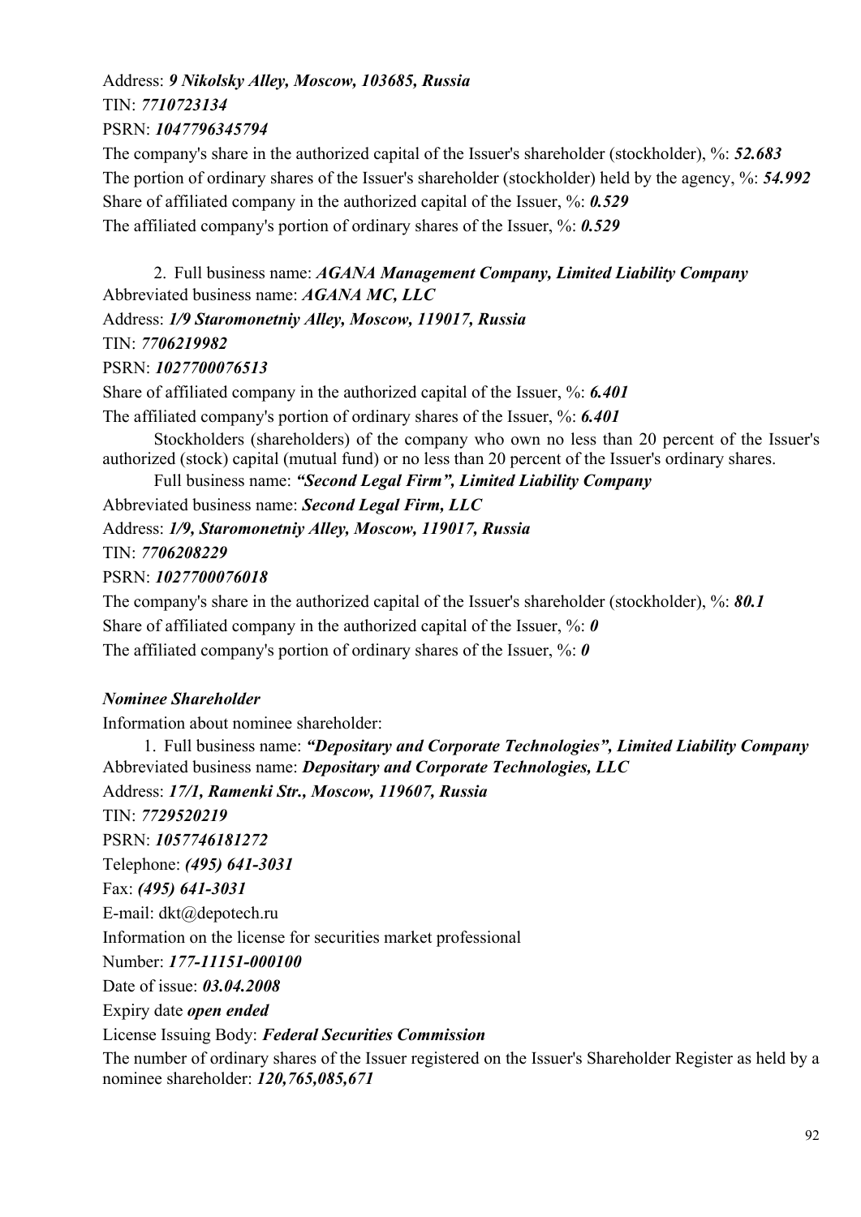Address: ***9 Nikolsky Alley, Moscow, 103685, Russia***

TIN: ***7710723134***

PSRN: ***1047796345794***

The company's share in the authorized capital of the Issuer's shareholder (stockholder), %: ***52.683***

The portion of ordinary shares of the Issuer's shareholder (stockholder) held by the agency, %: ***54.992***

Share of affiliated company in the authorized capital of the Issuer, %: ***0.529***

The affiliated company's portion of ordinary shares of the Issuer, %: ***0.529***

2. Full business name: ***AGANA Management Company, Limited Liability Company***

Abbreviated business name: ***AGANA MC, LLC***

Address: ***1/9 Staromonetniy Alley, Moscow, 119017, Russia***

TIN: ***7706219982***

PSRN: ***1027700076513***

Share of affiliated company in the authorized capital of the Issuer, %: ***6.401***

The affiliated company's portion of ordinary shares of the Issuer, %: ***6.401***

Stockholders (shareholders) of the company who own no less than 20 percent of the Issuer's authorized (stock) capital (mutual fund) or no less than 20 percent of the Issuer's ordinary shares.

Full business name: ***"Second Legal Firm", Limited Liability Company***

Abbreviated business name: ***Second Legal Firm, LLC***

Address: ***1/9, Staromonetniy Alley, Moscow, 119017, Russia***

TIN: ***7706208229***

PSRN: ***1027700076018***

The company's share in the authorized capital of the Issuer's shareholder (stockholder), %: ***80.1***

Share of affiliated company in the authorized capital of the Issuer, %: ***0***

The affiliated company's portion of ordinary shares of the Issuer, %: ***0***

***Nominee Shareholder***

Information about nominee shareholder:

1. Full business name: ***"Depositary and Corporate Technologies", Limited Liability Company***

Abbreviated business name: ***Depositary and Corporate Technologies, LLC***

Address: ***17/1, Ramenki Str., Moscow, 119607, Russia***

TIN: ***7729520219***

PSRN: ***1057746181272***

Telephone: ***(495) 641-3031***

Fax: ***(495) 641-3031***

E-mail: dkt@depotech.ru

Information on the license for securities market professional

Number: ***177-11151-000100***

Date of issue: ***03.04.2008***

Expiry date ***open ended***

License Issuing Body: ***Federal Securities Commission***

The number of ordinary shares of the Issuer registered on the Issuer's Shareholder Register as held by a nominee shareholder: ***120,765,085,671***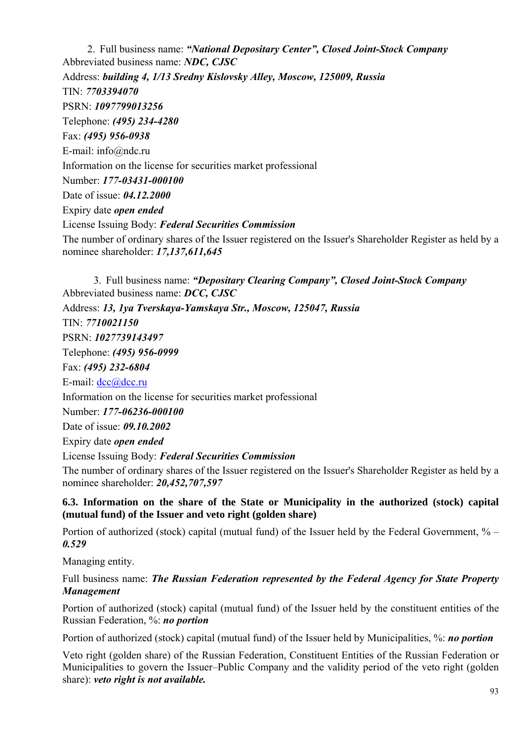2. Full business name: ***"National Depositary Center", Closed Joint-Stock Company***

Abbreviated business name: ***NDC, CJSC***

Address: ***building 4, 1/13 Sredny Kislovsky Alley, Moscow, 125009, Russia***

TIN: ***7703394070***

PSRN: ***1097799013256***

Telephone: ***(495) 234-4280***

Fax: ***(495) 956-0938***

E-mail: info@ndc.ru

Information on the license for securities market professional

Number: ***177-03431-000100***

Date of issue: ***04.12.2000***

Expiry date ***open ended***

License Issuing Body: ***Federal Securities Commission***

The number of ordinary shares of the Issuer registered on the Issuer's Shareholder Register as held by a nominee shareholder: ***17,137,611,645***

3. Full business name: ***"Depositary Clearing Company", Closed Joint-Stock Company***

Abbreviated business name: ***DCC, CJSC***

Address: ***13, 1ya Tverskaya-Yamskaya Str., Moscow, 125047, Russia***

TIN: ***7710021150***

PSRN: ***1027739143497***

Telephone: ***(495) 956-0999***

Fax: ***(495) 232-6804***

E-mail: dcc@dcc.ru

Information on the license for securities market professional

Number: ***177-06236-000100***

Date of issue: ***09.10.2002***

Expiry date ***open ended***

License Issuing Body: ***Federal Securities Commission***

The number of ordinary shares of the Issuer registered on the Issuer's Shareholder Register as held by a nominee shareholder: ***20,452,707,597***

### 6.3. Information on the share of the State or Municipality in the authorized (stock) capital (mutual fund) of the Issuer and veto right (golden share)

Portion of authorized (stock) capital (mutual fund) of the Issuer held by the Federal Government, % – ***0.529***

Managing entity.

Full business name: ***The Russian Federation represented by the Federal Agency for State Property Management***

Portion of authorized (stock) capital (mutual fund) of the Issuer held by the constituent entities of the Russian Federation, %: ***no portion***

Portion of authorized (stock) capital (mutual fund) of the Issuer held by Municipalities, %: ***no portion***

Veto right (golden share) of the Russian Federation, Constituent Entities of the Russian Federation or Municipalities to govern the Issuer–Public Company and the validity period of the veto right (golden share): ***veto right is not available.***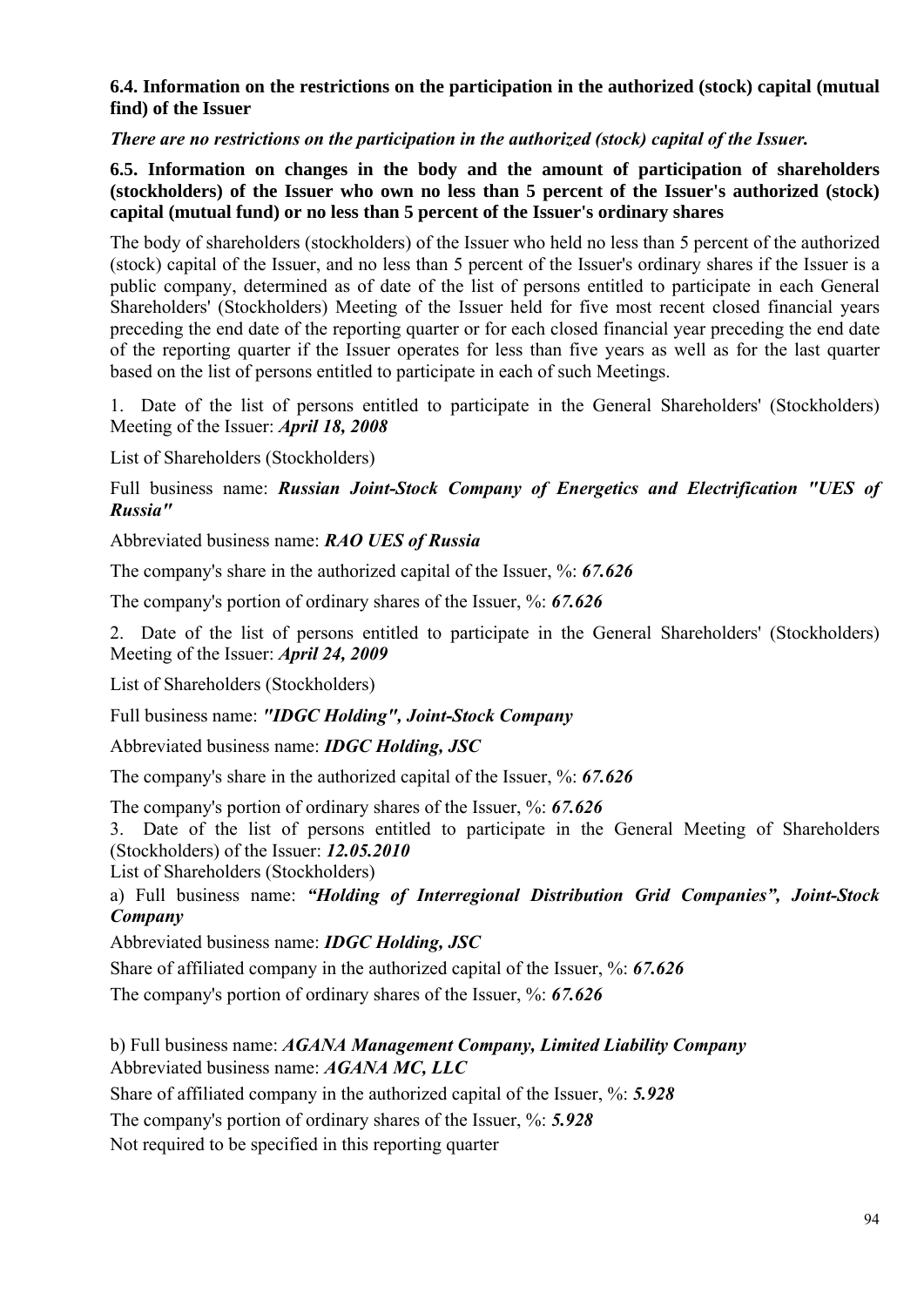**6.4. Information on the restrictions on the participation in the authorized (stock) capital (mutual find) of the Issuer**

***There are no restrictions on the participation in the authorized (stock) capital of the Issuer.***

**6.5. Information on changes in the body and the amount of participation of shareholders (stockholders) of the Issuer who own no less than 5 percent of the Issuer's authorized (stock) capital (mutual fund) or no less than 5 percent of the Issuer's ordinary shares**

The body of shareholders (stockholders) of the Issuer who held no less than 5 percent of the authorized (stock) capital of the Issuer, and no less than 5 percent of the Issuer's ordinary shares if the Issuer is a public company, determined as of date of the list of persons entitled to participate in each General Shareholders' (Stockholders) Meeting of the Issuer held for five most recent closed financial years preceding the end date of the reporting quarter or for each closed financial year preceding the end date of the reporting quarter if the Issuer operates for less than five years as well as for the last quarter based on the list of persons entitled to participate in each of such Meetings.

1. Date of the list of persons entitled to participate in the General Shareholders' (Stockholders) Meeting of the Issuer: ***April 18, 2008***

List of Shareholders (Stockholders)

Full business name: ***Russian Joint-Stock Company of Energetics and Electrification "UES of Russia"***

Abbreviated business name: ***RAO UES of Russia***

The company's share in the authorized capital of the Issuer, %: ***67.626***

The company's portion of ordinary shares of the Issuer, %: ***67.626***

2. Date of the list of persons entitled to participate in the General Shareholders' (Stockholders) Meeting of the Issuer: ***April 24, 2009***

List of Shareholders (Stockholders)

Full business name: ***"IDGC Holding", Joint-Stock Company***

Abbreviated business name: ***IDGC Holding, JSC***

The company's share in the authorized capital of the Issuer, %: ***67.626***

The company's portion of ordinary shares of the Issuer, %: ***67.626***

3. Date of the list of persons entitled to participate in the General Meeting of Shareholders (Stockholders) of the Issuer: ***12.05.2010***

List of Shareholders (Stockholders)

a) Full business name: ***"Holding of Interregional Distribution Grid Companies", Joint-Stock Company***

Abbreviated business name: ***IDGC Holding, JSC***

Share of affiliated company in the authorized capital of the Issuer, %: ***67.626***

The company's portion of ordinary shares of the Issuer, %: ***67.626***

b) Full business name: ***AGANA Management Company, Limited Liability Company***

Abbreviated business name: ***AGANA MC, LLC***

Share of affiliated company in the authorized capital of the Issuer, %: ***5.928***

The company's portion of ordinary shares of the Issuer, %: ***5.928***

Not required to be specified in this reporting quarter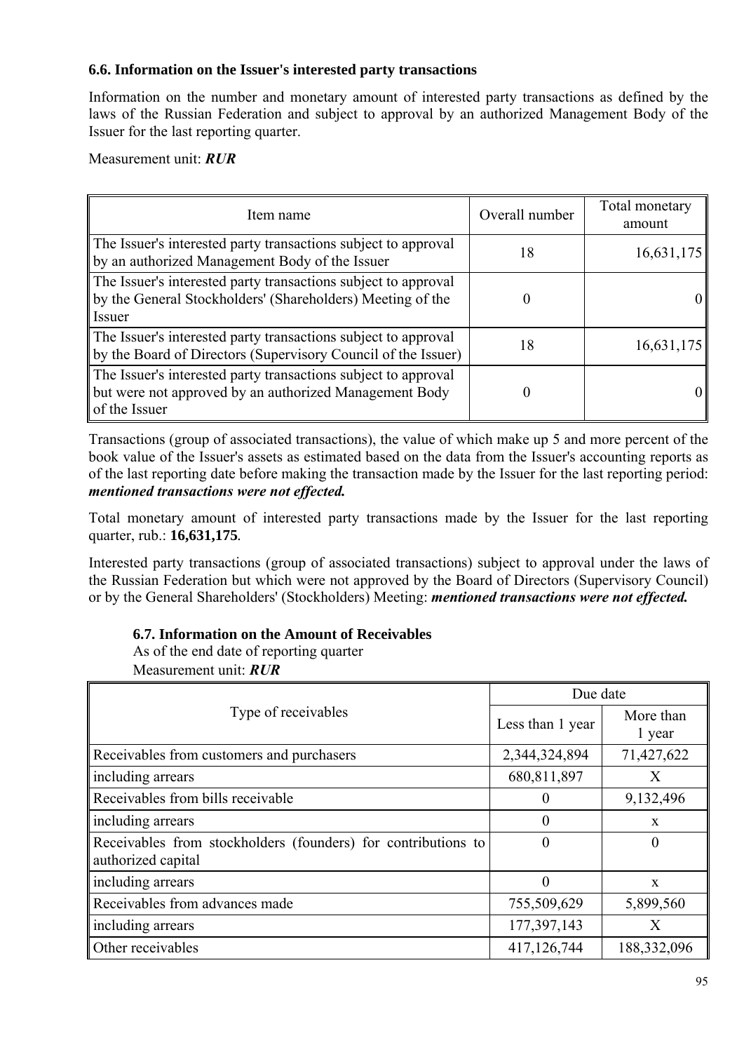### 6.6. Information on the Issuer's interested party transactions

Information on the number and monetary amount of interested party transactions as defined by the laws of the Russian Federation and subject to approval by an authorized Management Body of the Issuer for the last reporting quarter.

Measurement unit: ***RUR***

| Item name | Overall number | Total monetary amount |
|---|---|---|
| The Issuer's interested party transactions subject to approval by an authorized Management Body of the Issuer | 18 | 16,631,175 |
| The Issuer's interested party transactions subject to approval by the General Stockholders' (Shareholders) Meeting of the Issuer | 0 | 0 |
| The Issuer's interested party transactions subject to approval by the Board of Directors (Supervisory Council of the Issuer) | 18 | 16,631,175 |
| The Issuer's interested party transactions subject to approval but were not approved by an authorized Management Body of the Issuer | 0 | 0 |

Transactions (group of associated transactions), the value of which make up 5 and more percent of the book value of the Issuer's assets as estimated based on the data from the Issuer's accounting reports as of the last reporting date before making the transaction made by the Issuer for the last reporting period: ***mentioned transactions were not effected.***

Total monetary amount of interested party transactions made by the Issuer for the last reporting quarter, rub.: **16,631,175**.

Interested party transactions (group of associated transactions) subject to approval under the laws of the Russian Federation but which were not approved by the Board of Directors (Supervisory Council) or by the General Shareholders' (Stockholders) Meeting: ***mentioned transactions were not effected.***

### 6.7. Information on the Amount of Receivables

As of the end date of reporting quarter

Measurement unit: ***RUR***

| Type of receivables | Due date | |
|---|---|---|
| | Less than 1 year | More than 1 year |
| Receivables from customers and purchasers | 2,344,324,894 | 71,427,622 |
| including arrears | 680,811,897 | X |
| Receivables from bills receivable | 0 | 9,132,496 |
| including arrears | 0 | x |
| Receivables from stockholders (founders) for contributions to authorized capital | 0 | 0 |
| including arrears | 0 | x |
| Receivables from advances made | 755,509,629 | 5,899,560 |
| including arrears | 177,397,143 | X |
| Other receivables | 417,126,744 | 188,332,096 |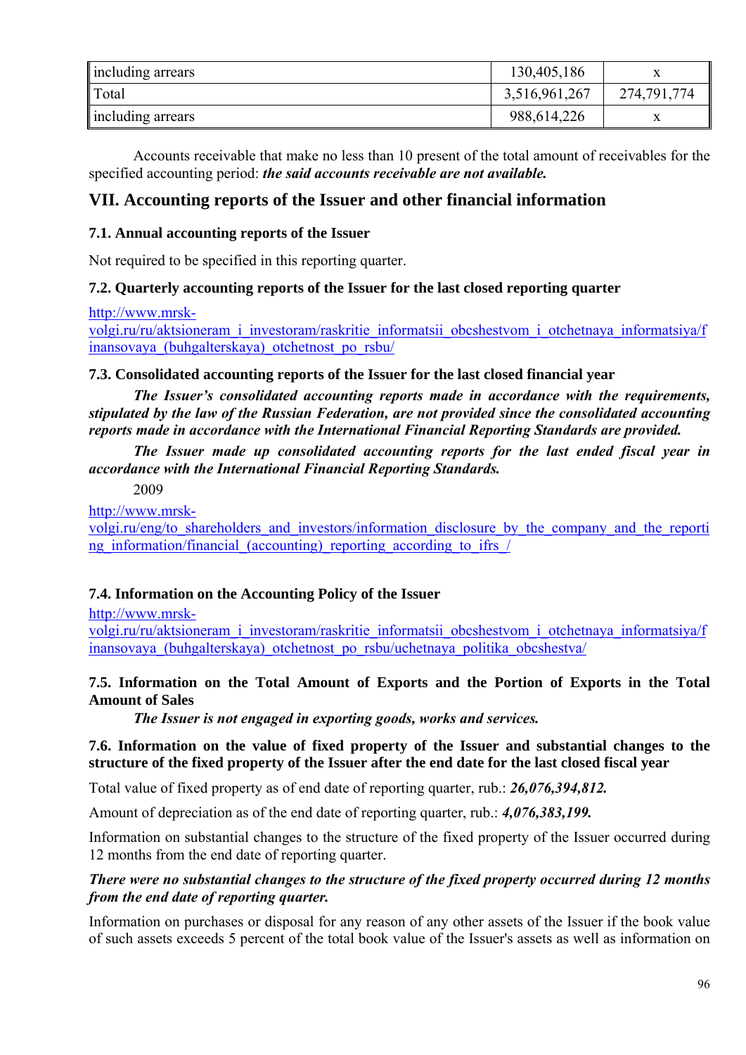| including arrears | 130,405,186 | x |
|---|---|---|
| Total | 3,516,961,267 | 274,791,774 |
| including arrears | 988,614,226 | x |

Accounts receivable that make no less than 10 present of the total amount of receivables for the specified accounting period: ***the said accounts receivable are not available.***

# VII. Accounting reports of the Issuer and other financial information

### 7.1. Annual accounting reports of the Issuer

Not required to be specified in this reporting quarter.

### 7.2. Quarterly accounting reports of the Issuer for the last closed reporting quarter

http://www.mrsk-volgi.ru/ru/aktsioneram_i_investoram/raskritie_informatsii_obcshestvom_i_otchetnaya_informatsiya/finansovaya_(buhgalterskaya)_otchetnost_po_rsbu/

### 7.3. Consolidated accounting reports of the Issuer for the last closed financial year

***The Issuer's consolidated accounting reports made in accordance with the requirements, stipulated by the law of the Russian Federation, are not provided since the consolidated accounting reports made in accordance with the International Financial Reporting Standards are provided.***

***The Issuer made up consolidated accounting reports for the last ended fiscal year in accordance with the International Financial Reporting Standards.***

2009

http://www.mrsk-volgi.ru/eng/to_shareholders_and_investors/information_disclosure_by_the_company_and_the_reporting_information/financial_(accounting)_reporting_according_to_ifrs_/

### 7.4. Information on the Accounting Policy of the Issuer

http://www.mrsk-volgi.ru/ru/aktsioneram_i_investoram/raskritie_informatsii_obcshestvom_i_otchetnaya_informatsiya/finansovaya_(buhgalterskaya)_otchetnost_po_rsbu/uchetnaya_politika_obcshestva/

### 7.5. Information on the Total Amount of Exports and the Portion of Exports in the Total Amount of Sales

***The Issuer is not engaged in exporting goods, works and services.***

### 7.6. Information on the value of fixed property of the Issuer and substantial changes to the structure of the fixed property of the Issuer after the end date for the last closed fiscal year

Total value of fixed property as of end date of reporting quarter, rub.: ***26,076,394,812.***

Amount of depreciation as of the end date of reporting quarter, rub.: ***4,076,383,199.***

Information on substantial changes to the structure of the fixed property of the Issuer occurred during 12 months from the end date of reporting quarter.

***There were no substantial changes to the structure of the fixed property occurred during 12 months from the end date of reporting quarter.***

Information on purchases or disposal for any reason of any other assets of the Issuer if the book value of such assets exceeds 5 percent of the total book value of the Issuer's assets as well as information on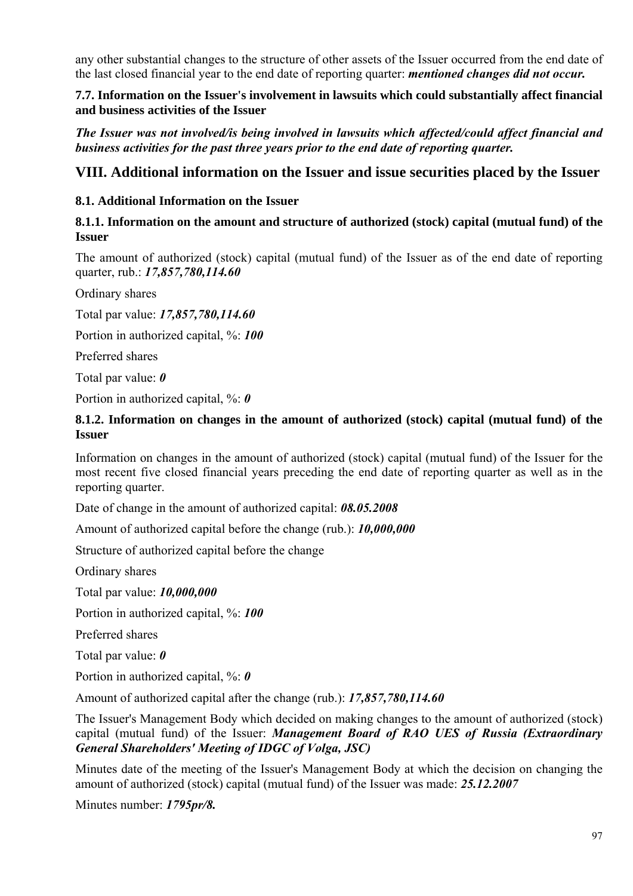any other substantial changes to the structure of other assets of the Issuer occurred from the end date of the last closed financial year to the end date of reporting quarter: ***mentioned changes did not occur.***

### 7.7. Information on the Issuer's involvement in lawsuits which could substantially affect financial and business activities of the Issuer

***The Issuer was not involved/is being involved in lawsuits which affected/could affect financial and business activities for the past three years prior to the end date of reporting quarter.***

## VIII. Additional information on the Issuer and issue securities placed by the Issuer

### 8.1. Additional Information on the Issuer

#### 8.1.1. Information on the amount and structure of authorized (stock) capital (mutual fund) of the Issuer

The amount of authorized (stock) capital (mutual fund) of the Issuer as of the end date of reporting quarter, rub.: ***17,857,780,114.60***

Ordinary shares

Total par value: ***17,857,780,114.60***

Portion in authorized capital, %: ***100***

Preferred shares

Total par value: ***0***

Portion in authorized capital, %: ***0***

#### 8.1.2. Information on changes in the amount of authorized (stock) capital (mutual fund) of the Issuer

Information on changes in the amount of authorized (stock) capital (mutual fund) of the Issuer for the most recent five closed financial years preceding the end date of reporting quarter as well as in the reporting quarter.

Date of change in the amount of authorized capital: ***08.05.2008***

Amount of authorized capital before the change (rub.): ***10,000,000***

Structure of authorized capital before the change

Ordinary shares

Total par value: ***10,000,000***

Portion in authorized capital, %: ***100***

Preferred shares

Total par value: ***0***

Portion in authorized capital, %: ***0***

Amount of authorized capital after the change (rub.): ***17,857,780,114.60***

The Issuer's Management Body which decided on making changes to the amount of authorized (stock) capital (mutual fund) of the Issuer: ***Management Board of RAO UES of Russia (Extraordinary General Shareholders' Meeting of IDGC of Volga, JSC)***

Minutes date of the meeting of the Issuer's Management Body at which the decision on changing the amount of authorized (stock) capital (mutual fund) of the Issuer was made: ***25.12.2007***

Minutes number: ***1795pr/8.***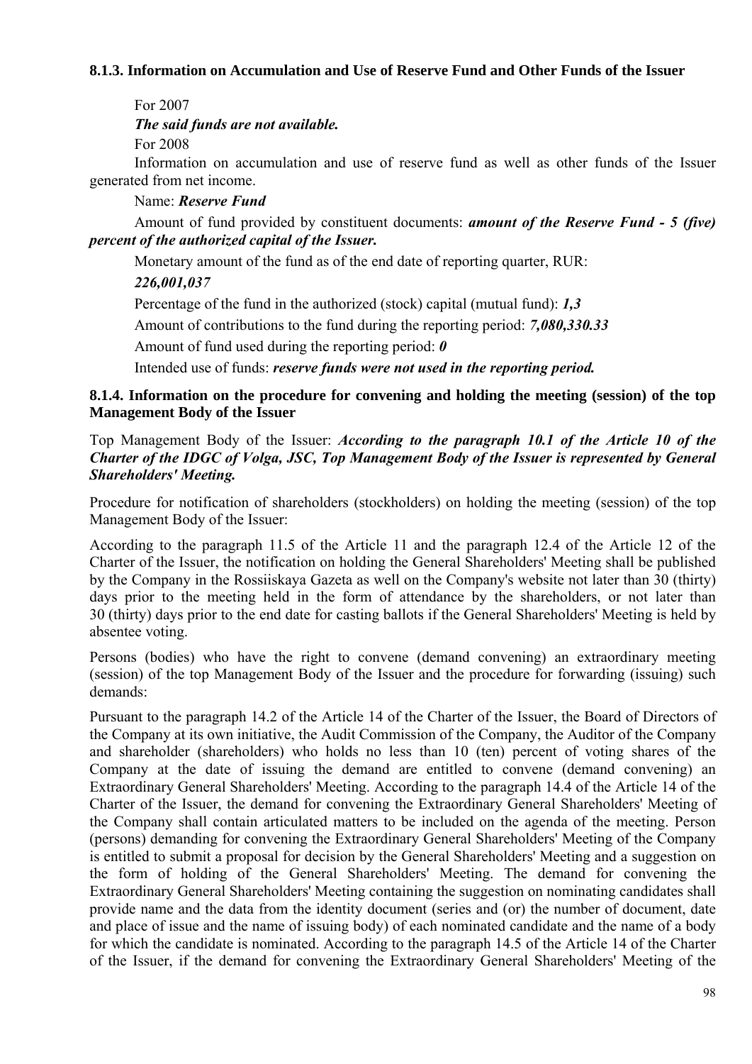### 8.1.3. Information on Accumulation and Use of Reserve Fund and Other Funds of the Issuer

For 2007

***The said funds are not available.***

For 2008

Information on accumulation and use of reserve fund as well as other funds of the Issuer generated from net income.

Name: ***Reserve Fund***

Amount of fund provided by constituent documents: ***amount of the Reserve Fund - 5 (five) percent of the authorized capital of the Issuer.***

Monetary amount of the fund as of the end date of reporting quarter, RUR:

***226,001,037***

Percentage of the fund in the authorized (stock) capital (mutual fund): ***1,3***

Amount of contributions to the fund during the reporting period: ***7,080,330.33***

Amount of fund used during the reporting period: ***0***

Intended use of funds: ***reserve funds were not used in the reporting period.***

### 8.1.4. Information on the procedure for convening and holding the meeting (session) of the top Management Body of the Issuer

Top Management Body of the Issuer: ***According to the paragraph 10.1 of the Article 10 of the Charter of the IDGC of Volga, JSC, Top Management Body of the Issuer is represented by General Shareholders' Meeting.***

Procedure for notification of shareholders (stockholders) on holding the meeting (session) of the top Management Body of the Issuer:

According to the paragraph 11.5 of the Article 11 and the paragraph 12.4 of the Article 12 of the Charter of the Issuer, the notification on holding the General Shareholders' Meeting shall be published by the Company in the Rossiiskaya Gazeta as well on the Company's website not later than 30 (thirty) days prior to the meeting held in the form of attendance by the shareholders, or not later than 30 (thirty) days prior to the end date for casting ballots if the General Shareholders' Meeting is held by absentee voting.

Persons (bodies) who have the right to convene (demand convening) an extraordinary meeting (session) of the top Management Body of the Issuer and the procedure for forwarding (issuing) such demands:

Pursuant to the paragraph 14.2 of the Article 14 of the Charter of the Issuer, the Board of Directors of the Company at its own initiative, the Audit Commission of the Company, the Auditor of the Company and shareholder (shareholders) who holds no less than 10 (ten) percent of voting shares of the Company at the date of issuing the demand are entitled to convene (demand convening) an Extraordinary General Shareholders' Meeting. According to the paragraph 14.4 of the Article 14 of the Charter of the Issuer, the demand for convening the Extraordinary General Shareholders' Meeting of the Company shall contain articulated matters to be included on the agenda of the meeting. Person (persons) demanding for convening the Extraordinary General Shareholders' Meeting of the Company is entitled to submit a proposal for decision by the General Shareholders' Meeting and a suggestion on the form of holding of the General Shareholders' Meeting. The demand for convening the Extraordinary General Shareholders' Meeting containing the suggestion on nominating candidates shall provide name and the data from the identity document (series and (or) the number of document, date and place of issue and the name of issuing body) of each nominated candidate and the name of a body for which the candidate is nominated. According to the paragraph 14.5 of the Article 14 of the Charter of the Issuer, if the demand for convening the Extraordinary General Shareholders' Meeting of the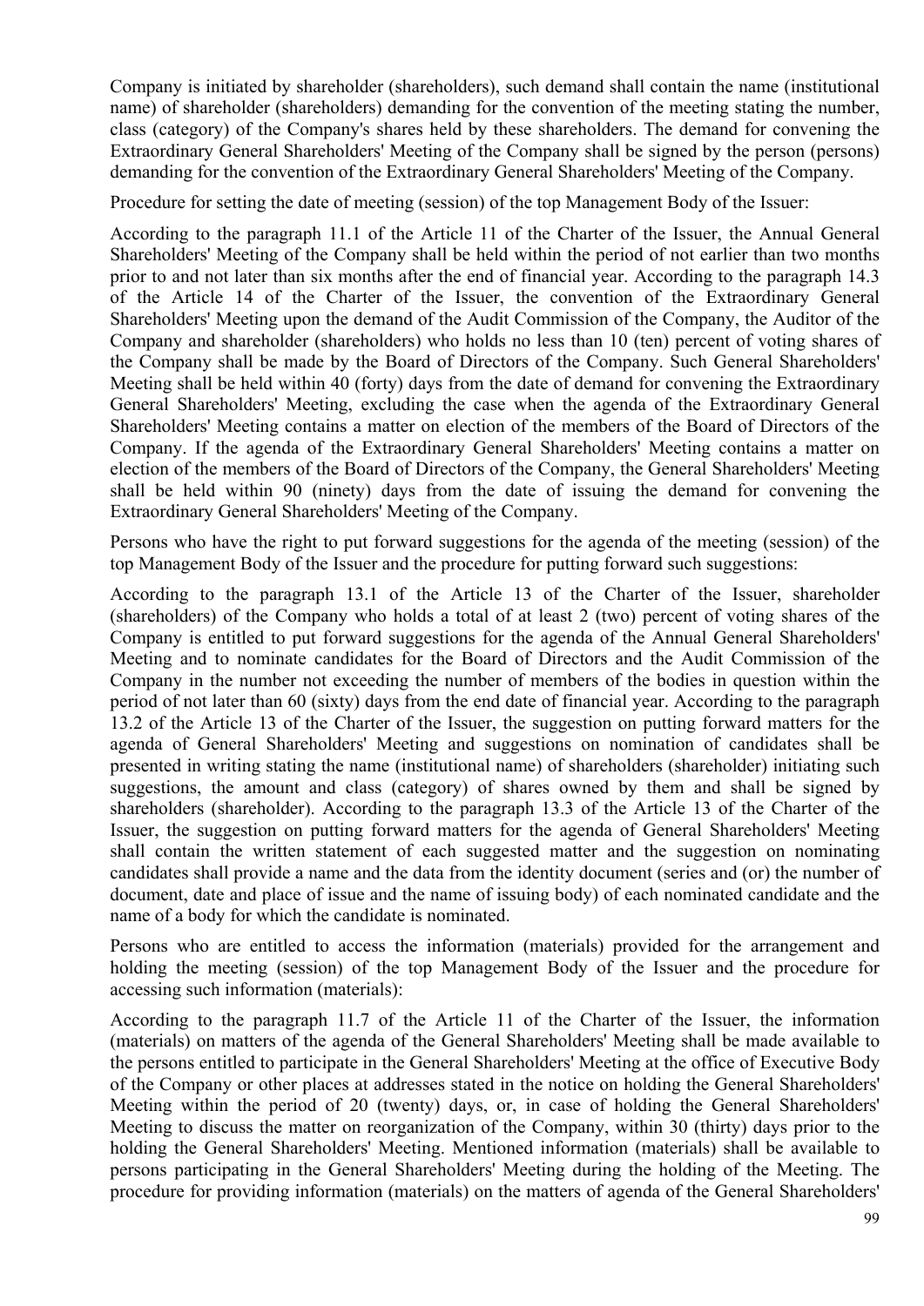Company is initiated by shareholder (shareholders), such demand shall contain the name (institutional name) of shareholder (shareholders) demanding for the convention of the meeting stating the number, class (category) of the Company's shares held by these shareholders. The demand for convening the Extraordinary General Shareholders' Meeting of the Company shall be signed by the person (persons) demanding for the convention of the Extraordinary General Shareholders' Meeting of the Company.

Procedure for setting the date of meeting (session) of the top Management Body of the Issuer:

According to the paragraph 11.1 of the Article 11 of the Charter of the Issuer, the Annual General Shareholders' Meeting of the Company shall be held within the period of not earlier than two months prior to and not later than six months after the end of financial year. According to the paragraph 14.3 of the Article 14 of the Charter of the Issuer, the convention of the Extraordinary General Shareholders' Meeting upon the demand of the Audit Commission of the Company, the Auditor of the Company and shareholder (shareholders) who holds no less than 10 (ten) percent of voting shares of the Company shall be made by the Board of Directors of the Company. Such General Shareholders' Meeting shall be held within 40 (forty) days from the date of demand for convening the Extraordinary General Shareholders' Meeting, excluding the case when the agenda of the Extraordinary General Shareholders' Meeting contains a matter on election of the members of the Board of Directors of the Company. If the agenda of the Extraordinary General Shareholders' Meeting contains a matter on election of the members of the Board of Directors of the Company, the General Shareholders' Meeting shall be held within 90 (ninety) days from the date of issuing the demand for convening the Extraordinary General Shareholders' Meeting of the Company.

Persons who have the right to put forward suggestions for the agenda of the meeting (session) of the top Management Body of the Issuer and the procedure for putting forward such suggestions:

According to the paragraph 13.1 of the Article 13 of the Charter of the Issuer, shareholder (shareholders) of the Company who holds a total of at least 2 (two) percent of voting shares of the Company is entitled to put forward suggestions for the agenda of the Annual General Shareholders' Meeting and to nominate candidates for the Board of Directors and the Audit Commission of the Company in the number not exceeding the number of members of the bodies in question within the period of not later than 60 (sixty) days from the end date of financial year. According to the paragraph 13.2 of the Article 13 of the Charter of the Issuer, the suggestion on putting forward matters for the agenda of General Shareholders' Meeting and suggestions on nomination of candidates shall be presented in writing stating the name (institutional name) of shareholders (shareholder) initiating such suggestions, the amount and class (category) of shares owned by them and shall be signed by shareholders (shareholder). According to the paragraph 13.3 of the Article 13 of the Charter of the Issuer, the suggestion on putting forward matters for the agenda of General Shareholders' Meeting shall contain the written statement of each suggested matter and the suggestion on nominating candidates shall provide a name and the data from the identity document (series and (or) the number of document, date and place of issue and the name of issuing body) of each nominated candidate and the name of a body for which the candidate is nominated.

Persons who are entitled to access the information (materials) provided for the arrangement and holding the meeting (session) of the top Management Body of the Issuer and the procedure for accessing such information (materials):

According to the paragraph 11.7 of the Article 11 of the Charter of the Issuer, the information (materials) on matters of the agenda of the General Shareholders' Meeting shall be made available to the persons entitled to participate in the General Shareholders' Meeting at the office of Executive Body of the Company or other places at addresses stated in the notice on holding the General Shareholders' Meeting within the period of 20 (twenty) days, or, in case of holding the General Shareholders' Meeting to discuss the matter on reorganization of the Company, within 30 (thirty) days prior to the holding the General Shareholders' Meeting. Mentioned information (materials) shall be available to persons participating in the General Shareholders' Meeting during the holding of the Meeting. The procedure for providing information (materials) on the matters of agenda of the General Shareholders'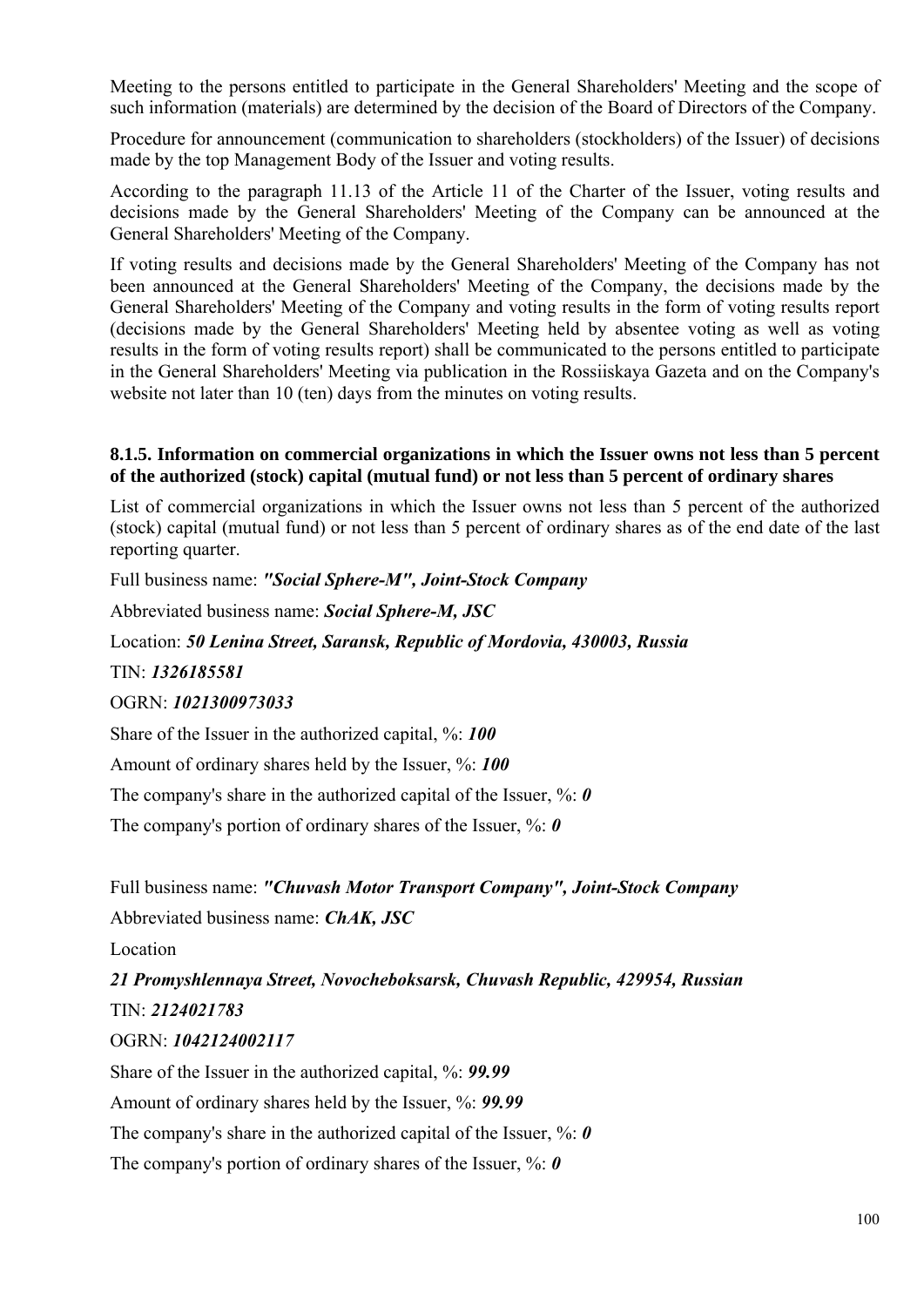Meeting to the persons entitled to participate in the General Shareholders' Meeting and the scope of such information (materials) are determined by the decision of the Board of Directors of the Company.

Procedure for announcement (communication to shareholders (stockholders) of the Issuer) of decisions made by the top Management Body of the Issuer and voting results.

According to the paragraph 11.13 of the Article 11 of the Charter of the Issuer, voting results and decisions made by the General Shareholders' Meeting of the Company can be announced at the General Shareholders' Meeting of the Company.

If voting results and decisions made by the General Shareholders' Meeting of the Company has not been announced at the General Shareholders' Meeting of the Company, the decisions made by the General Shareholders' Meeting of the Company and voting results in the form of voting results report (decisions made by the General Shareholders' Meeting held by absentee voting as well as voting results in the form of voting results report) shall be communicated to the persons entitled to participate in the General Shareholders' Meeting via publication in the Rossiiskaya Gazeta and on the Company's website not later than 10 (ten) days from the minutes on voting results.

### 8.1.5. Information on commercial organizations in which the Issuer owns not less than 5 percent of the authorized (stock) capital (mutual fund) or not less than 5 percent of ordinary shares

List of commercial organizations in which the Issuer owns not less than 5 percent of the authorized (stock) capital (mutual fund) or not less than 5 percent of ordinary shares as of the end date of the last reporting quarter.

Full business name: ***"Social Sphere-M", Joint-Stock Company***

Abbreviated business name: ***Social Sphere-M, JSC***

Location: ***50 Lenina Street, Saransk, Republic of Mordovia, 430003, Russia***

TIN: ***1326185581***

OGRN: ***1021300973033***

Share of the Issuer in the authorized capital, %: ***100***

Amount of ordinary shares held by the Issuer, %: ***100***

The company's share in the authorized capital of the Issuer, %: ***0***

The company's portion of ordinary shares of the Issuer, %: ***0***

Full business name: ***"Chuvash Motor Transport Company", Joint-Stock Company***

Abbreviated business name: ***ChAK, JSC***

Location

***21 Promyshlennaya Street, Novocheboksarsk, Chuvash Republic, 429954, Russian***

TIN: ***2124021783***

OGRN: ***1042124002117***

Share of the Issuer in the authorized capital, %: ***99.99***

Amount of ordinary shares held by the Issuer, %: ***99.99***

The company's share in the authorized capital of the Issuer, %: ***0***

The company's portion of ordinary shares of the Issuer, %: ***0***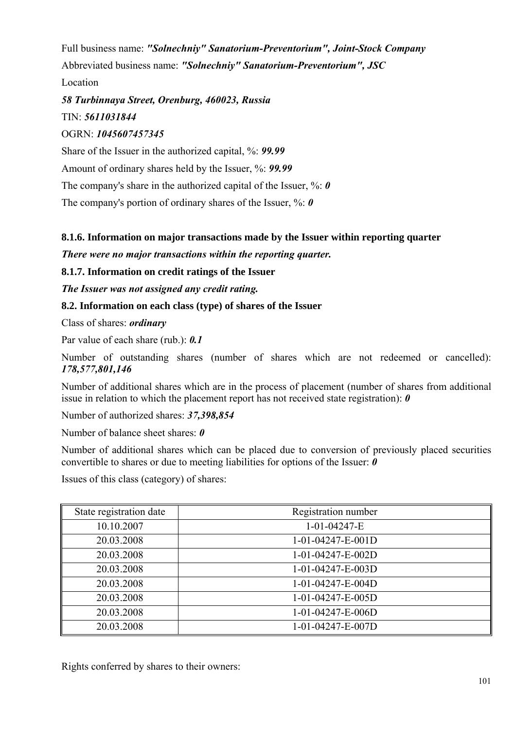Full business name: ***"Solnechniy" Sanatorium-Preventorium", Joint-Stock Company***

Abbreviated business name: ***"Solnechniy" Sanatorium-Preventorium", JSC***

Location

***58 Turbinnaya Street, Orenburg, 460023, Russia***

TIN: ***5611031844***

OGRN: ***1045607457345***

Share of the Issuer in the authorized capital, %: ***99.99***

Amount of ordinary shares held by the Issuer, %: ***99.99***

The company's share in the authorized capital of the Issuer, %: ***0***

The company's portion of ordinary shares of the Issuer, %: ***0***

### 8.1.6. Information on major transactions made by the Issuer within reporting quarter

***There were no major transactions within the reporting quarter.***

### 8.1.7. Information on credit ratings of the Issuer

***The Issuer was not assigned any credit rating.***

### 8.2. Information on each class (type) of shares of the Issuer

Class of shares: ***ordinary***

Par value of each share (rub.): ***0.1***

Number of outstanding shares (number of shares which are not redeemed or cancelled): ***178,577,801,146***

Number of additional shares which are in the process of placement (number of shares from additional issue in relation to which the placement report has not received state registration): ***0***

Number of authorized shares: ***37,398,854***

Number of balance sheet shares: ***0***

Number of additional shares which can be placed due to conversion of previously placed securities convertible to shares or due to meeting liabilities for options of the Issuer: ***0***

Issues of this class (category) of shares:

| State registration date | Registration number |
|---|---|
| 10.10.2007 | 1-01-04247-E |
| 20.03.2008 | 1-01-04247-E-001D |
| 20.03.2008 | 1-01-04247-E-002D |
| 20.03.2008 | 1-01-04247-E-003D |
| 20.03.2008 | 1-01-04247-E-004D |
| 20.03.2008 | 1-01-04247-E-005D |
| 20.03.2008 | 1-01-04247-E-006D |
| 20.03.2008 | 1-01-04247-E-007D |

Rights conferred by shares to their owners: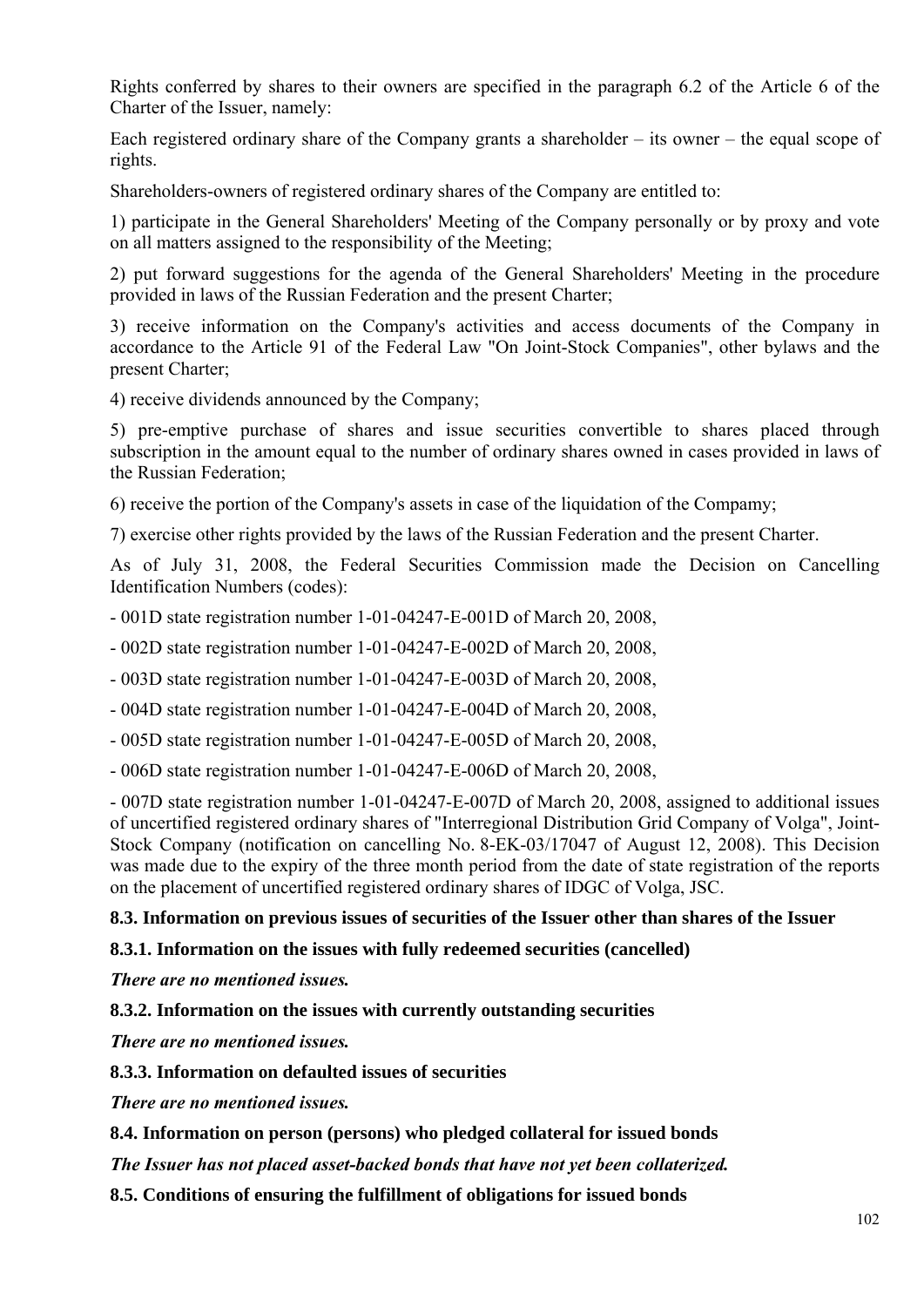Rights conferred by shares to their owners are specified in the paragraph 6.2 of the Article 6 of the Charter of the Issuer, namely:

Each registered ordinary share of the Company grants a shareholder – its owner – the equal scope of rights.

Shareholders-owners of registered ordinary shares of the Company are entitled to:

1) participate in the General Shareholders' Meeting of the Company personally or by proxy and vote on all matters assigned to the responsibility of the Meeting;

2) put forward suggestions for the agenda of the General Shareholders' Meeting in the procedure provided in laws of the Russian Federation and the present Charter;

3) receive information on the Company's activities and access documents of the Company in accordance to the Article 91 of the Federal Law "On Joint-Stock Companies", other bylaws and the present Charter;

4) receive dividends announced by the Company;

5) pre-emptive purchase of shares and issue securities convertible to shares placed through subscription in the amount equal to the number of ordinary shares owned in cases provided in laws of the Russian Federation;

6) receive the portion of the Company's assets in case of the liquidation of the Compamy;

7) exercise other rights provided by the laws of the Russian Federation and the present Charter.

As of July 31, 2008, the Federal Securities Commission made the Decision on Cancelling Identification Numbers (codes):

- 001D state registration number 1-01-04247-E-001D of March 20, 2008,

- 002D state registration number 1-01-04247-E-002D of March 20, 2008,

- 003D state registration number 1-01-04247-E-003D of March 20, 2008,

- 004D state registration number 1-01-04247-E-004D of March 20, 2008,

- 005D state registration number 1-01-04247-E-005D of March 20, 2008,

- 006D state registration number 1-01-04247-E-006D of March 20, 2008,

- 007D state registration number 1-01-04247-E-007D of March 20, 2008, assigned to additional issues of uncertified registered ordinary shares of "Interregional Distribution Grid Company of Volga", Joint-Stock Company (notification on cancelling No. 8-EK-03/17047 of August 12, 2008). This Decision was made due to the expiry of the three month period from the date of state registration of the reports on the placement of uncertified registered ordinary shares of IDGC of Volga, JSC.

**8.3. Information on previous issues of securities of the Issuer other than shares of the Issuer**

**8.3.1. Information on the issues with fully redeemed securities (cancelled)**

***There are no mentioned issues.***

**8.3.2. Information on the issues with currently outstanding securities**

***There are no mentioned issues.***

**8.3.3. Information on defaulted issues of securities**

***There are no mentioned issues.***

**8.4. Information on person (persons) who pledged collateral for issued bonds**

***The Issuer has not placed asset-backed bonds that have not yet been collaterized.***

**8.5. Conditions of ensuring the fulfillment of obligations for issued bonds**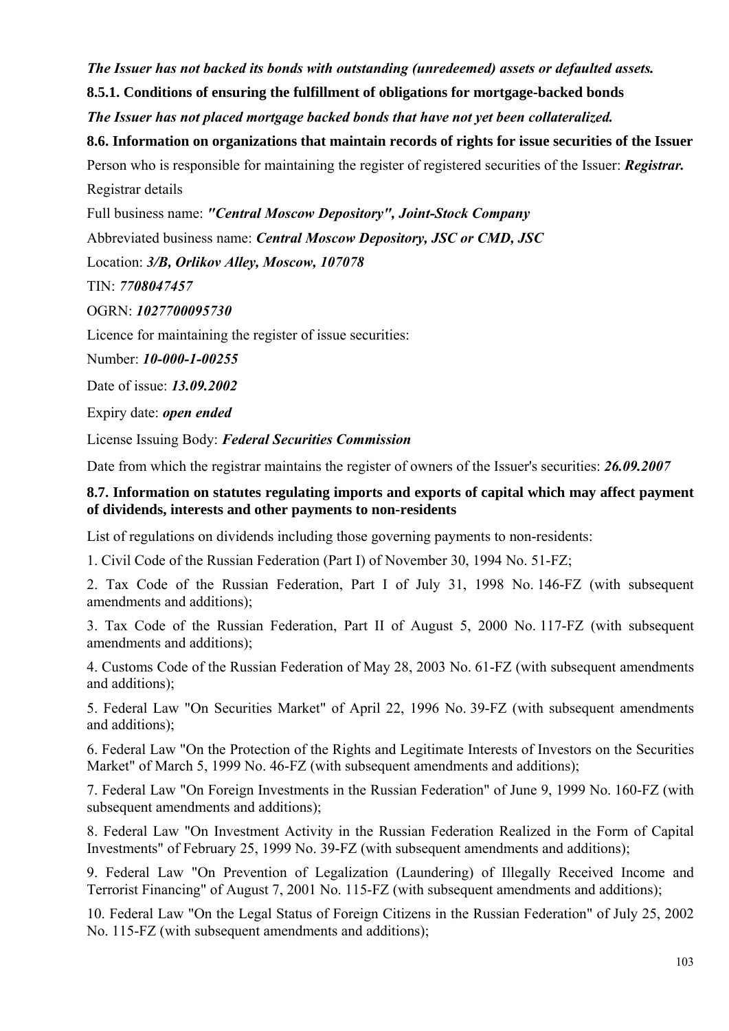***The Issuer has not backed its bonds with outstanding (unredeemed) assets or defaulted assets.***

### 8.5.1. Conditions of ensuring the fulfillment of obligations for mortgage-backed bonds

***The Issuer has not placed mortgage backed bonds that have not yet been collateralized.***

### 8.6. Information on organizations that maintain records of rights for issue securities of the Issuer

Person who is responsible for maintaining the register of registered securities of the Issuer: ***Registrar.***

Registrar details

Full business name: ***"Central Moscow Depository", Joint-Stock Company***

Abbreviated business name: ***Central Moscow Depository, JSC or CMD, JSC***

Location: ***3/B, Orlikov Alley, Moscow, 107078***

TIN: ***7708047457***

OGRN: ***1027700095730***

Licence for maintaining the register of issue securities:

Number: ***10-000-1-00255***

Date of issue: ***13.09.2002***

Expiry date: ***open ended***

License Issuing Body: ***Federal Securities Commission***

Date from which the registrar maintains the register of owners of the Issuer's securities: ***26.09.2007***

### 8.7. Information on statutes regulating imports and exports of capital which may affect payment of dividends, interests and other payments to non-residents

List of regulations on dividends including those governing payments to non-residents:

1. Civil Code of the Russian Federation (Part I) of November 30, 1994 No. 51-FZ;

2. Tax Code of the Russian Federation, Part I of July 31, 1998 No. 146-FZ (with subsequent amendments and additions);

3. Tax Code of the Russian Federation, Part II of August 5, 2000 No. 117-FZ (with subsequent amendments and additions);

4. Customs Code of the Russian Federation of May 28, 2003 No. 61-FZ (with subsequent amendments and additions);

5. Federal Law "On Securities Market" of April 22, 1996 No. 39-FZ (with subsequent amendments and additions);

6. Federal Law "On the Protection of the Rights and Legitimate Interests of Investors on the Securities Market" of March 5, 1999 No. 46-FZ (with subsequent amendments and additions);

7. Federal Law "On Foreign Investments in the Russian Federation" of June 9, 1999 No. 160-FZ (with subsequent amendments and additions);

8. Federal Law "On Investment Activity in the Russian Federation Realized in the Form of Capital Investments" of February 25, 1999 No. 39-FZ (with subsequent amendments and additions);

9. Federal Law "On Prevention of Legalization (Laundering) of Illegally Received Income and Terrorist Financing" of August 7, 2001 No. 115-FZ (with subsequent amendments and additions);

10. Federal Law "On the Legal Status of Foreign Citizens in the Russian Federation" of July 25, 2002 No. 115-FZ (with subsequent amendments and additions);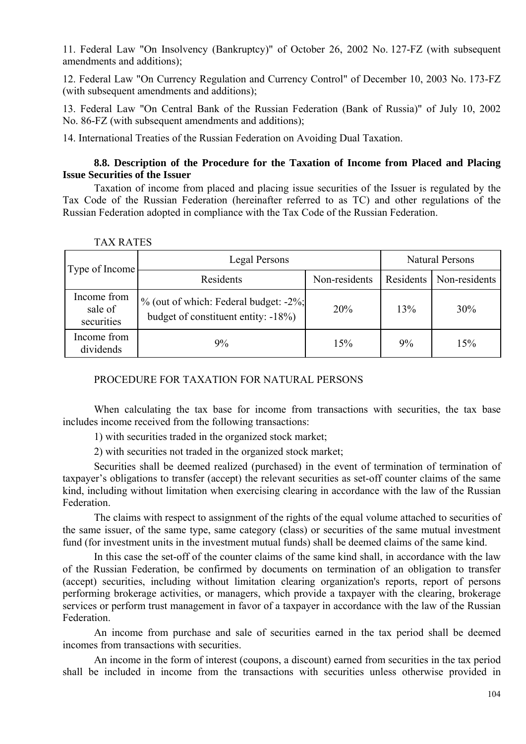11. Federal Law "On Insolvency (Bankruptcy)" of October 26, 2002 No. 127-FZ (with subsequent amendments and additions);

12. Federal Law "On Currency Regulation and Currency Control" of December 10, 2003 No. 173-FZ (with subsequent amendments and additions);

13. Federal Law "On Central Bank of the Russian Federation (Bank of Russia)" of July 10, 2002 No. 86-FZ (with subsequent amendments and additions);

14. International Treaties of the Russian Federation on Avoiding Dual Taxation.

### 8.8. Description of the Procedure for the Taxation of Income from Placed and Placing Issue Securities of the Issuer

Taxation of income from placed and placing issue securities of the Issuer is regulated by the Tax Code of the Russian Federation (hereinafter referred to as TC) and other regulations of the Russian Federation adopted in compliance with the Tax Code of the Russian Federation.

TAX RATES

| Type of Income | Legal Persons | | Natural Persons | |
|---|---|---|---|---|
| | Residents | Non-residents | Residents | Non-residents |
| Income from sale of securities | % (out of which: Federal budget: -2%; budget of constituent entity: -18%) | 20% | 13% | 30% |
| Income from dividends | 9% | 15% | 9% | 15% |

PROCEDURE FOR TAXATION FOR NATURAL PERSONS

When calculating the tax base for income from transactions with securities, the tax base includes income received from the following transactions:

1) with securities traded in the organized stock market;

2) with securities not traded in the organized stock market;

Securities shall be deemed realized (purchased) in the event of termination of termination of taxpayer's obligations to transfer (accept) the relevant securities as set-off counter claims of the same kind, including without limitation when exercising clearing in accordance with the law of the Russian Federation.

The claims with respect to assignment of the rights of the equal volume attached to securities of the same issuer, of the same type, same category (class) or securities of the same mutual investment fund (for investment units in the investment mutual funds) shall be deemed claims of the same kind.

In this case the set-off of the counter claims of the same kind shall, in accordance with the law of the Russian Federation, be confirmed by documents on termination of an obligation to transfer (accept) securities, including without limitation clearing organization's reports, report of persons performing brokerage activities, or managers, which provide a taxpayer with the clearing, brokerage services or perform trust management in favor of a taxpayer in accordance with the law of the Russian Federation.

An income from purchase and sale of securities earned in the tax period shall be deemed incomes from transactions with securities.

An income in the form of interest (coupons, a discount) earned from securities in the tax period shall be included in income from the transactions with securities unless otherwise provided in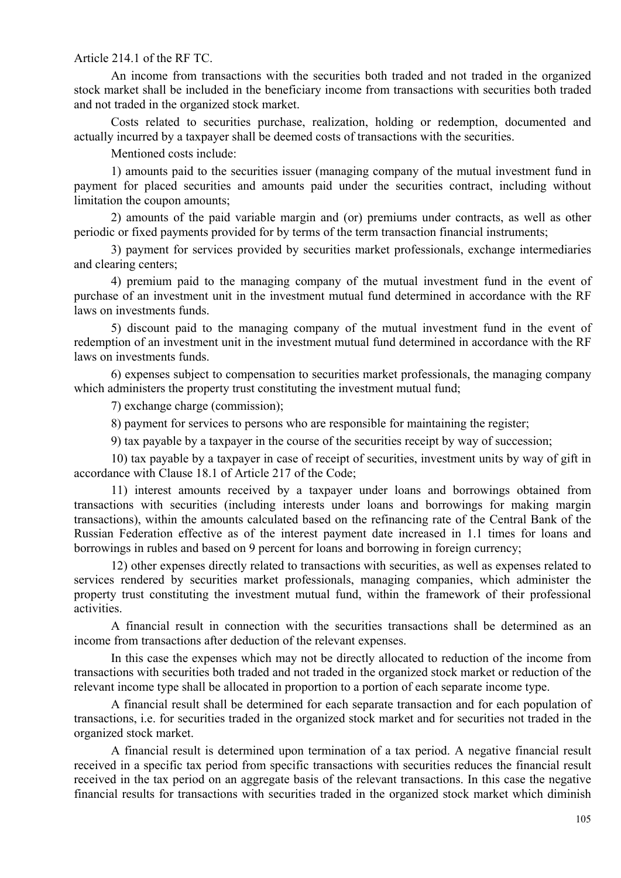Article 214.1 of the RF TC.

An income from transactions with the securities both traded and not traded in the organized stock market shall be included in the beneficiary income from transactions with securities both traded and not traded in the organized stock market.

Costs related to securities purchase, realization, holding or redemption, documented and actually incurred by a taxpayer shall be deemed costs of transactions with the securities.

Mentioned costs include:

1) amounts paid to the securities issuer (managing company of the mutual investment fund in payment for placed securities and amounts paid under the securities contract, including without limitation the coupon amounts;

2) amounts of the paid variable margin and (or) premiums under contracts, as well as other periodic or fixed payments provided for by terms of the term transaction financial instruments;

3) payment for services provided by securities market professionals, exchange intermediaries and clearing centers;

4) premium paid to the managing company of the mutual investment fund in the event of purchase of an investment unit in the investment mutual fund determined in accordance with the RF laws on investments funds.

5) discount paid to the managing company of the mutual investment fund in the event of redemption of an investment unit in the investment mutual fund determined in accordance with the RF laws on investments funds.

6) expenses subject to compensation to securities market professionals, the managing company which administers the property trust constituting the investment mutual fund;

7) exchange charge (commission);

8) payment for services to persons who are responsible for maintaining the register;

9) tax payable by a taxpayer in the course of the securities receipt by way of succession;

10) tax payable by a taxpayer in case of receipt of securities, investment units by way of gift in accordance with Clause 18.1 of Article 217 of the Code;

11) interest amounts received by a taxpayer under loans and borrowings obtained from transactions with securities (including interests under loans and borrowings for making margin transactions), within the amounts calculated based on the refinancing rate of the Central Bank of the Russian Federation effective as of the interest payment date increased in 1.1 times for loans and borrowings in rubles and based on 9 percent for loans and borrowing in foreign currency;

12) other expenses directly related to transactions with securities, as well as expenses related to services rendered by securities market professionals, managing companies, which administer the property trust constituting the investment mutual fund, within the framework of their professional activities.

A financial result in connection with the securities transactions shall be determined as an income from transactions after deduction of the relevant expenses.

In this case the expenses which may not be directly allocated to reduction of the income from transactions with securities both traded and not traded in the organized stock market or reduction of the relevant income type shall be allocated in proportion to a portion of each separate income type.

A financial result shall be determined for each separate transaction and for each population of transactions, i.e. for securities traded in the organized stock market and for securities not traded in the organized stock market.

A financial result is determined upon termination of a tax period. A negative financial result received in a specific tax period from specific transactions with securities reduces the financial result received in the tax period on an aggregate basis of the relevant transactions. In this case the negative financial results for transactions with securities traded in the organized stock market which diminish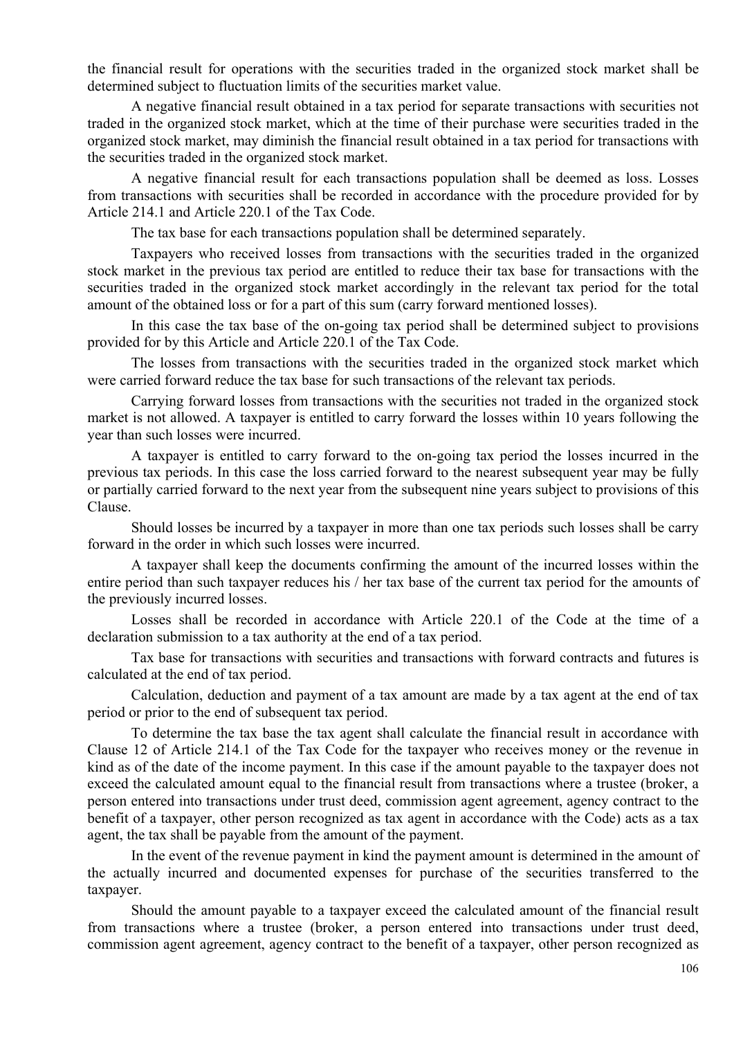the financial result for operations with the securities traded in the organized stock market shall be determined subject to fluctuation limits of the securities market value.

A negative financial result obtained in a tax period for separate transactions with securities not traded in the organized stock market, which at the time of their purchase were securities traded in the organized stock market, may diminish the financial result obtained in a tax period for transactions with the securities traded in the organized stock market.

A negative financial result for each transactions population shall be deemed as loss. Losses from transactions with securities shall be recorded in accordance with the procedure provided for by Article 214.1 and Article 220.1 of the Tax Code.

The tax base for each transactions population shall be determined separately.

Taxpayers who received losses from transactions with the securities traded in the organized stock market in the previous tax period are entitled to reduce their tax base for transactions with the securities traded in the organized stock market accordingly in the relevant tax period for the total amount of the obtained loss or for a part of this sum (carry forward mentioned losses).

In this case the tax base of the on-going tax period shall be determined subject to provisions provided for by this Article and Article 220.1 of the Tax Code.

The losses from transactions with the securities traded in the organized stock market which were carried forward reduce the tax base for such transactions of the relevant tax periods.

Carrying forward losses from transactions with the securities not traded in the organized stock market is not allowed. A taxpayer is entitled to carry forward the losses within 10 years following the year than such losses were incurred.

A taxpayer is entitled to carry forward to the on-going tax period the losses incurred in the previous tax periods. In this case the loss carried forward to the nearest subsequent year may be fully or partially carried forward to the next year from the subsequent nine years subject to provisions of this Clause.

Should losses be incurred by a taxpayer in more than one tax periods such losses shall be carry forward in the order in which such losses were incurred.

A taxpayer shall keep the documents confirming the amount of the incurred losses within the entire period than such taxpayer reduces his / her tax base of the current tax period for the amounts of the previously incurred losses.

Losses shall be recorded in accordance with Article 220.1 of the Code at the time of a declaration submission to a tax authority at the end of a tax period.

Tax base for transactions with securities and transactions with forward contracts and futures is calculated at the end of tax period.

Calculation, deduction and payment of a tax amount are made by a tax agent at the end of tax period or prior to the end of subsequent tax period.

To determine the tax base the tax agent shall calculate the financial result in accordance with Clause 12 of Article 214.1 of the Tax Code for the taxpayer who receives money or the revenue in kind as of the date of the income payment. In this case if the amount payable to the taxpayer does not exceed the calculated amount equal to the financial result from transactions where a trustee (broker, a person entered into transactions under trust deed, commission agent agreement, agency contract to the benefit of a taxpayer, other person recognized as tax agent in accordance with the Code) acts as a tax agent, the tax shall be payable from the amount of the payment.

In the event of the revenue payment in kind the payment amount is determined in the amount of the actually incurred and documented expenses for purchase of the securities transferred to the taxpayer.

Should the amount payable to a taxpayer exceed the calculated amount of the financial result from transactions where a trustee (broker, a person entered into transactions under trust deed, commission agent agreement, agency contract to the benefit of a taxpayer, other person recognized as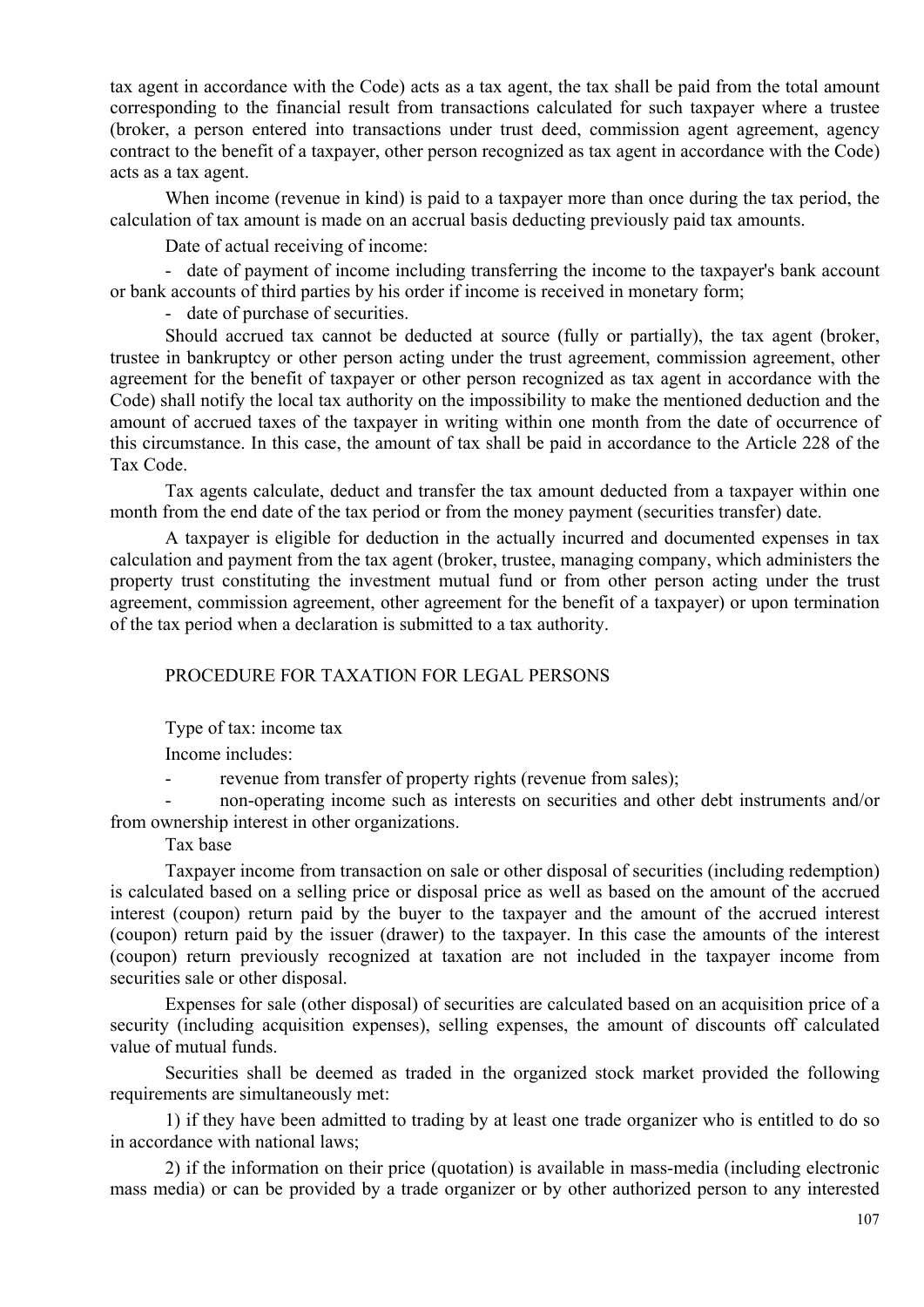tax agent in accordance with the Code) acts as a tax agent, the tax shall be paid from the total amount corresponding to the financial result from transactions calculated for such taxpayer where a trustee (broker, a person entered into transactions under trust deed, commission agent agreement, agency contract to the benefit of a taxpayer, other person recognized as tax agent in accordance with the Code) acts as a tax agent.

When income (revenue in kind) is paid to a taxpayer more than once during the tax period, the calculation of tax amount is made on an accrual basis deducting previously paid tax amounts.

Date of actual receiving of income:

- date of payment of income including transferring the income to the taxpayer's bank account or bank accounts of third parties by his order if income is received in monetary form;
- date of purchase of securities.

Should accrued tax cannot be deducted at source (fully or partially), the tax agent (broker, trustee in bankruptcy or other person acting under the trust agreement, commission agreement, other agreement for the benefit of taxpayer or other person recognized as tax agent in accordance with the Code) shall notify the local tax authority on the impossibility to make the mentioned deduction and the amount of accrued taxes of the taxpayer in writing within one month from the date of occurrence of this circumstance. In this case, the amount of tax shall be paid in accordance to the Article 228 of the Tax Code.

Tax agents calculate, deduct and transfer the tax amount deducted from a taxpayer within one month from the end date of the tax period or from the money payment (securities transfer) date.

A taxpayer is eligible for deduction in the actually incurred and documented expenses in tax calculation and payment from the tax agent (broker, trustee, managing company, which administers the property trust constituting the investment mutual fund or from other person acting under the trust agreement, commission agreement, other agreement for the benefit of a taxpayer) or upon termination of the tax period when a declaration is submitted to a tax authority.

## PROCEDURE FOR TAXATION FOR LEGAL PERSONS

Type of tax: income tax

Income includes:

- revenue from transfer of property rights (revenue from sales);
- non-operating income such as interests on securities and other debt instruments and/or from ownership interest in other organizations.

Tax base

Taxpayer income from transaction on sale or other disposal of securities (including redemption) is calculated based on a selling price or disposal price as well as based on the amount of the accrued interest (coupon) return paid by the buyer to the taxpayer and the amount of the accrued interest (coupon) return paid by the issuer (drawer) to the taxpayer. In this case the amounts of the interest (coupon) return previously recognized at taxation are not included in the taxpayer income from securities sale or other disposal.

Expenses for sale (other disposal) of securities are calculated based on an acquisition price of a security (including acquisition expenses), selling expenses, the amount of discounts off calculated value of mutual funds.

Securities shall be deemed as traded in the organized stock market provided the following requirements are simultaneously met:

1) if they have been admitted to trading by at least one trade organizer who is entitled to do so in accordance with national laws;

2) if the information on their price (quotation) is available in mass-media (including electronic mass media) or can be provided by a trade organizer or by other authorized person to any interested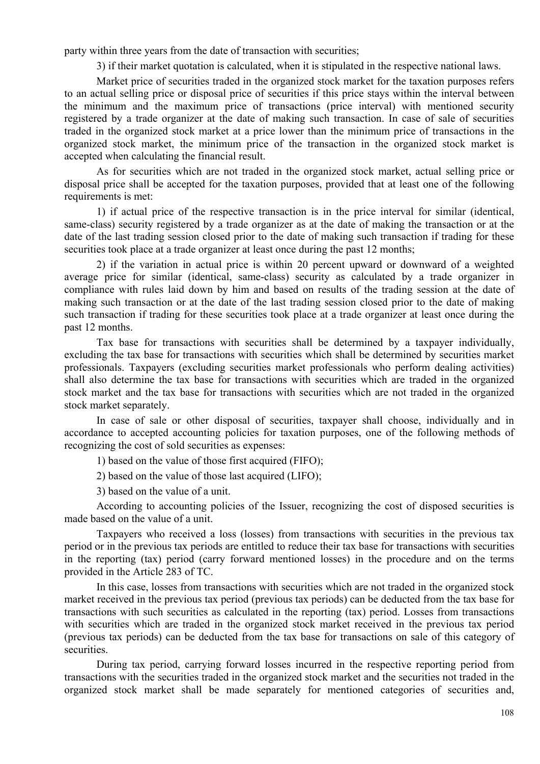party within three years from the date of transaction with securities;

3) if their market quotation is calculated, when it is stipulated in the respective national laws.

Market price of securities traded in the organized stock market for the taxation purposes refers to an actual selling price or disposal price of securities if this price stays within the interval between the minimum and the maximum price of transactions (price interval) with mentioned security registered by a trade organizer at the date of making such transaction. In case of sale of securities traded in the organized stock market at a price lower than the minimum price of transactions in the organized stock market, the minimum price of the transaction in the organized stock market is accepted when calculating the financial result.

As for securities which are not traded in the organized stock market, actual selling price or disposal price shall be accepted for the taxation purposes, provided that at least one of the following requirements is met:

1) if actual price of the respective transaction is in the price interval for similar (identical, same-class) security registered by a trade organizer as at the date of making the transaction or at the date of the last trading session closed prior to the date of making such transaction if trading for these securities took place at a trade organizer at least once during the past 12 months;

2) if the variation in actual price is within 20 percent upward or downward of a weighted average price for similar (identical, same-class) security as calculated by a trade organizer in compliance with rules laid down by him and based on results of the trading session at the date of making such transaction or at the date of the last trading session closed prior to the date of making such transaction if trading for these securities took place at a trade organizer at least once during the past 12 months.

Tax base for transactions with securities shall be determined by a taxpayer individually, excluding the tax base for transactions with securities which shall be determined by securities market professionals. Taxpayers (excluding securities market professionals who perform dealing activities) shall also determine the tax base for transactions with securities which are traded in the organized stock market and the tax base for transactions with securities which are not traded in the organized stock market separately.

In case of sale or other disposal of securities, taxpayer shall choose, individually and in accordance to accepted accounting policies for taxation purposes, one of the following methods of recognizing the cost of sold securities as expenses:

1) based on the value of those first acquired (FIFO);

2) based on the value of those last acquired (LIFO);

3) based on the value of a unit.

According to accounting policies of the Issuer, recognizing the cost of disposed securities is made based on the value of a unit.

Taxpayers who received a loss (losses) from transactions with securities in the previous tax period or in the previous tax periods are entitled to reduce their tax base for transactions with securities in the reporting (tax) period (carry forward mentioned losses) in the procedure and on the terms provided in the Article 283 of TC.

In this case, losses from transactions with securities which are not traded in the organized stock market received in the previous tax period (previous tax periods) can be deducted from the tax base for transactions with such securities as calculated in the reporting (tax) period. Losses from transactions with securities which are traded in the organized stock market received in the previous tax period (previous tax periods) can be deducted from the tax base for transactions on sale of this category of securities.

During tax period, carrying forward losses incurred in the respective reporting period from transactions with the securities traded in the organized stock market and the securities not traded in the organized stock market shall be made separately for mentioned categories of securities and,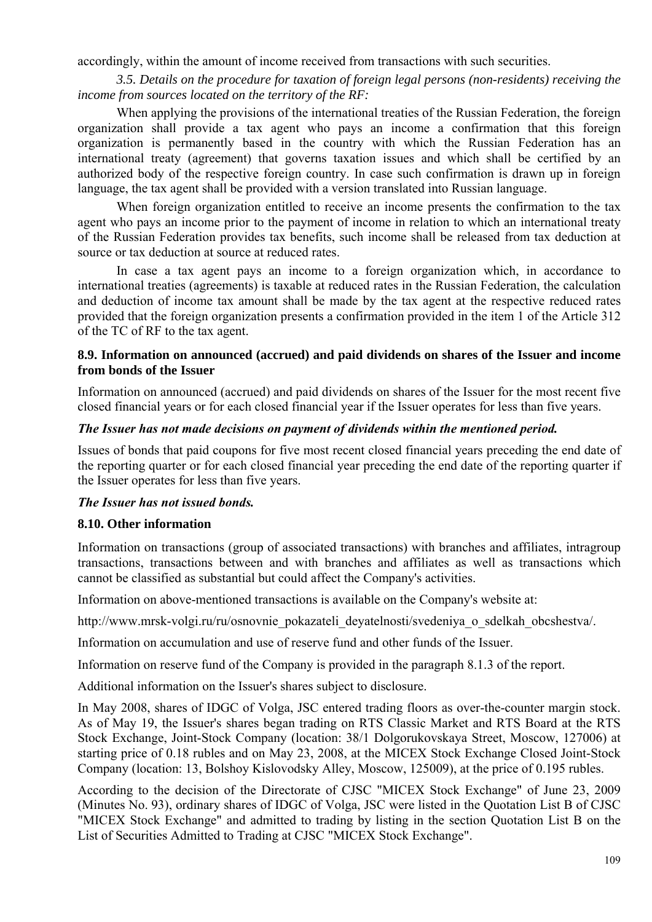accordingly, within the amount of income received from transactions with such securities.

*3.5. Details on the procedure for taxation of foreign legal persons (non-residents) receiving the income from sources located on the territory of the RF:*

When applying the provisions of the international treaties of the Russian Federation, the foreign organization shall provide a tax agent who pays an income a confirmation that this foreign organization is permanently based in the country with which the Russian Federation has an international treaty (agreement) that governs taxation issues and which shall be certified by an authorized body of the respective foreign country. In case such confirmation is drawn up in foreign language, the tax agent shall be provided with a version translated into Russian language.

When foreign organization entitled to receive an income presents the confirmation to the tax agent who pays an income prior to the payment of income in relation to which an international treaty of the Russian Federation provides tax benefits, such income shall be released from tax deduction at source or tax deduction at source at reduced rates.

In case a tax agent pays an income to a foreign organization which, in accordance to international treaties (agreements) is taxable at reduced rates in the Russian Federation, the calculation and deduction of income tax amount shall be made by the tax agent at the respective reduced rates provided that the foreign organization presents a confirmation provided in the item 1 of the Article 312 of the TC of RF to the tax agent.

### 8.9. Information on announced (accrued) and paid dividends on shares of the Issuer and income from bonds of the Issuer

Information on announced (accrued) and paid dividends on shares of the Issuer for the most recent five closed financial years or for each closed financial year if the Issuer operates for less than five years.

***The Issuer has not made decisions on payment of dividends within the mentioned period.***

Issues of bonds that paid coupons for five most recent closed financial years preceding the end date of the reporting quarter or for each closed financial year preceding the end date of the reporting quarter if the Issuer operates for less than five years.

***The Issuer has not issued bonds.***

### 8.10. Other information

Information on transactions (group of associated transactions) with branches and affiliates, intragroup transactions, transactions between and with branches and affiliates as well as transactions which cannot be classified as substantial but could affect the Company's activities.

Information on above-mentioned transactions is available on the Company's website at:

http://www.mrsk-volgi.ru/ru/osnovnie_pokazateli_deyatelnosti/svedeniya_o_sdelkah_obcshestva/.

Information on accumulation and use of reserve fund and other funds of the Issuer.

Information on reserve fund of the Company is provided in the paragraph 8.1.3 of the report.

Additional information on the Issuer's shares subject to disclosure.

In May 2008, shares of IDGC of Volga, JSC entered trading floors as over-the-counter margin stock. As of May 19, the Issuer's shares began trading on RTS Classic Market and RTS Board at the RTS Stock Exchange, Joint-Stock Company (location: 38/1 Dolgorukovskaya Street, Moscow, 127006) at starting price of 0.18 rubles and on May 23, 2008, at the MICEX Stock Exchange Closed Joint-Stock Company (location: 13, Bolshoy Kislovodsky Alley, Moscow, 125009), at the price of 0.195 rubles.

According to the decision of the Directorate of CJSC "MICEX Stock Exchange" of June 23, 2009 (Minutes No. 93), ordinary shares of IDGC of Volga, JSC were listed in the Quotation List B of CJSC "MICEX Stock Exchange" and admitted to trading by listing in the section Quotation List B on the List of Securities Admitted to Trading at CJSC "MICEX Stock Exchange".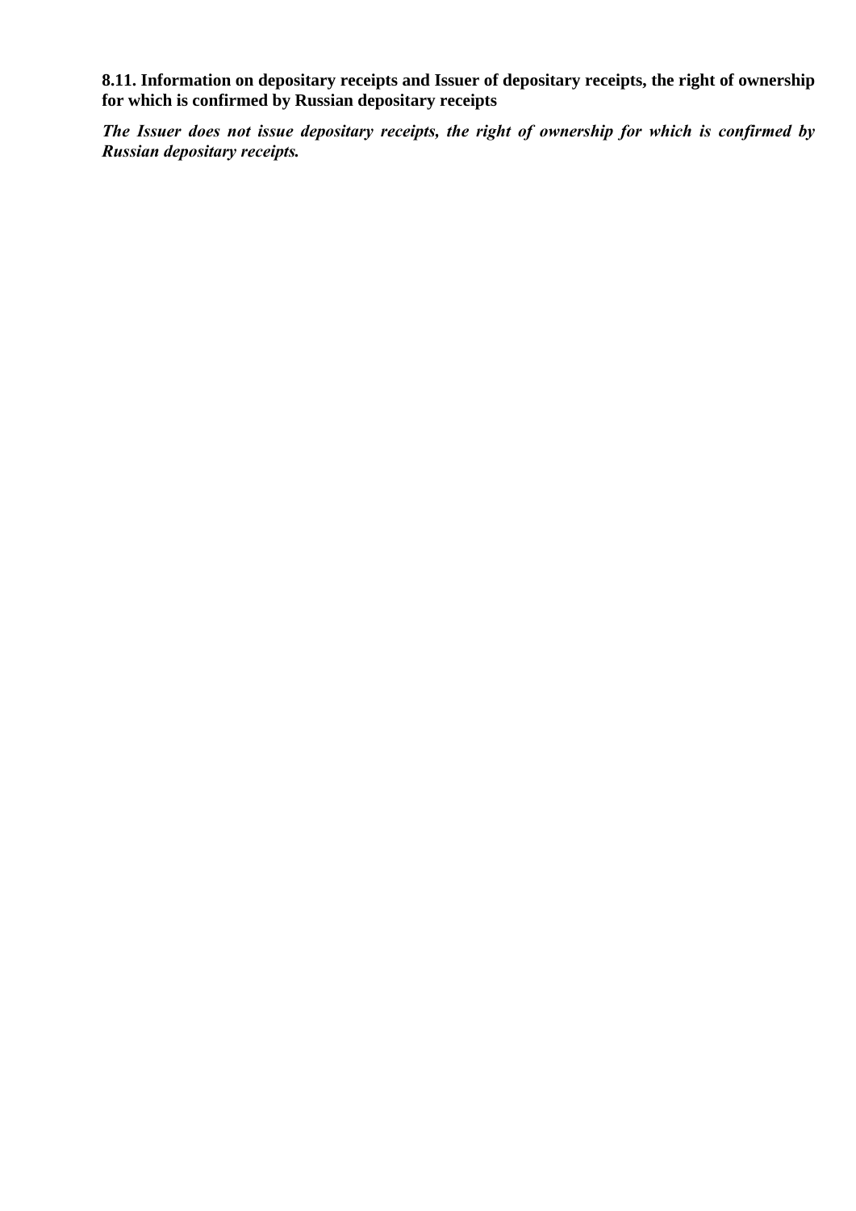**8.11. Information on depositary receipts and Issuer of depositary receipts, the right of ownership for which is confirmed by Russian depositary receipts**

***The Issuer does not issue depositary receipts, the right of ownership for which is confirmed by Russian depositary receipts.***